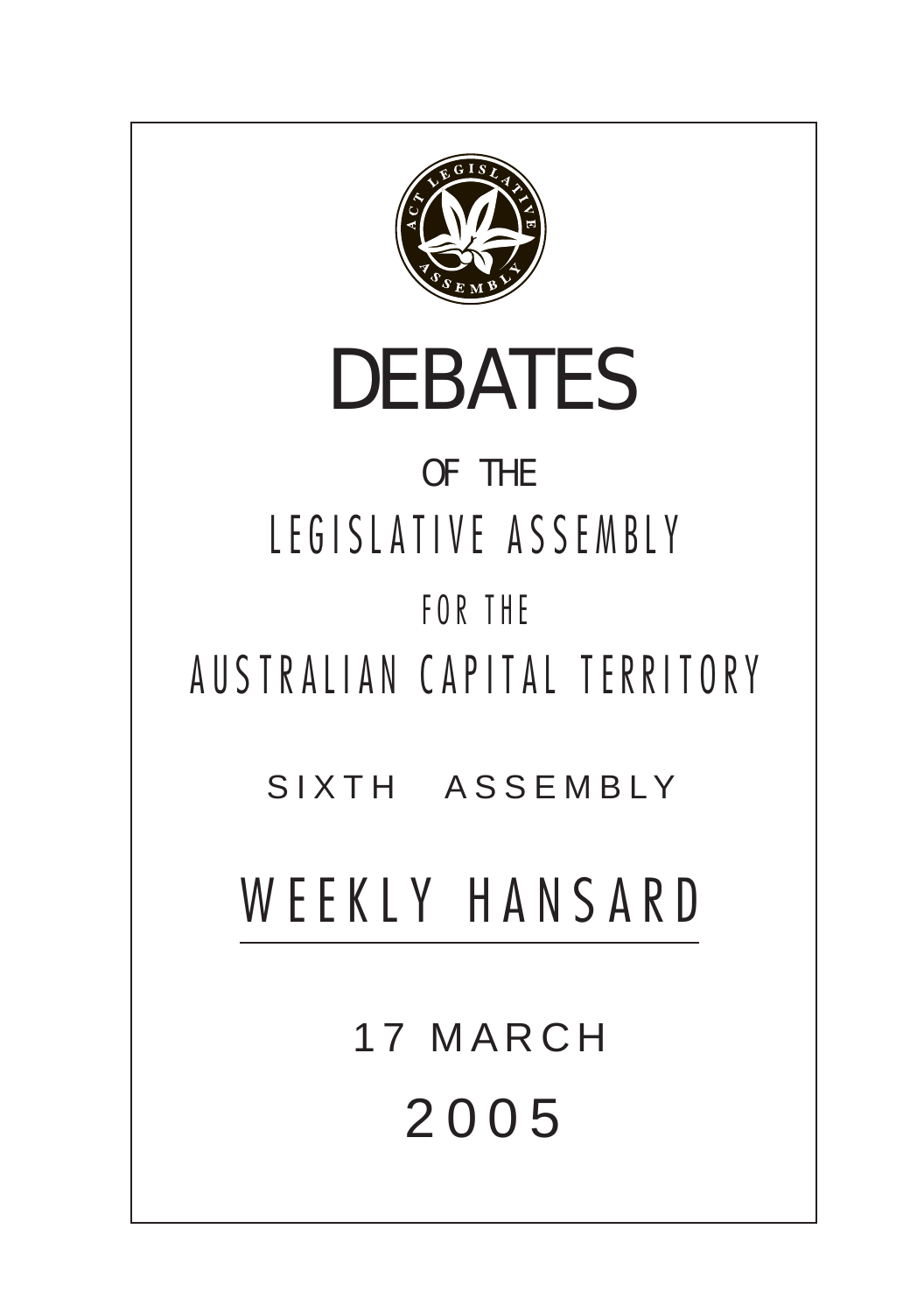# DEBATES

OF THE

LEGISLATIVE ASSEMBLY

FOR THE

AUSTRALIAN CAPITAL TERRITORY

SIXTH ASSEMBLY

## WEEKLY HANSARD

17 MARCH

2005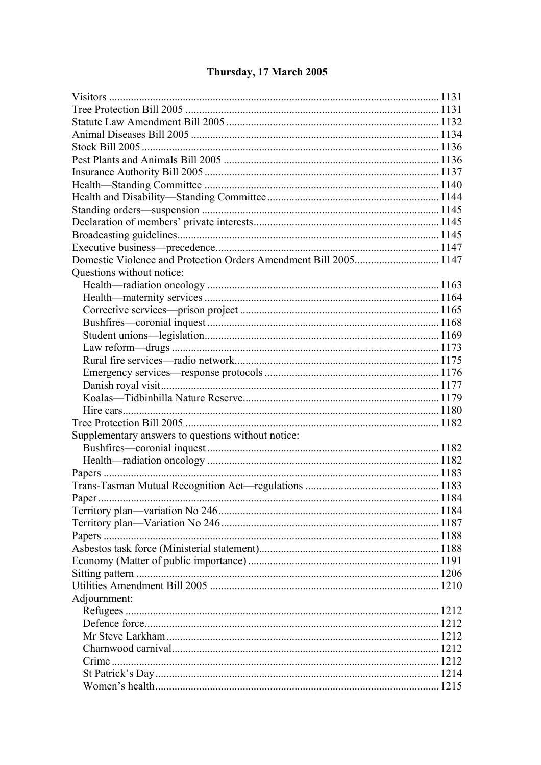# Thursday, 17 March 2005

Visitors ........................................................................................................ 1131
Tree Protection Bill 2005 ............................................................................ 1131
Statute Law Amendment Bill 2005 ............................................................. 1132
Animal Diseases Bill 2005 .......................................................................... 1134
Stock Bill 2005 ............................................................................................ 1136
Pest Plants and Animals Bill 2005 .............................................................. 1136
Insurance Authority Bill 2005 ..................................................................... 1137
Health—Standing Committee ..................................................................... 1140
Health and Disability—Standing Committee .............................................. 1144
Standing orders—suspension ...................................................................... 1145
Declaration of members' private interests ................................................... 1145
Broadcasting guidelines ............................................................................... 1145
Executive business—precedence ................................................................. 1147
Domestic Violence and Protection Orders Amendment Bill 2005 ............... 1147
Questions without notice:
- Health—radiation oncology .................................................................... 1163
- Health—maternity services ..................................................................... 1164
- Corrective services—prison project ........................................................ 1165
- Bushfires—coronial inquest .................................................................... 1168
- Student unions—legislation ..................................................................... 1169
- Law reform—drugs ................................................................................. 1173
- Rural fire services—radio network .......................................................... 1175
- Emergency services—response protocols ............................................... 1176
- Danish royal visit ..................................................................................... 1177
- Koalas—Tidbinbilla Nature Reserve ....................................................... 1179
- Hire cars ................................................................................................... 1180

Tree Protection Bill 2005 ............................................................................ 1182
Supplementary answers to questions without notice:
- Bushfires—coronial inquest .................................................................... 1182
- Health—radiation oncology .................................................................... 1182

Papers ......................................................................................................... 1183
Trans-Tasman Mutual Recognition Act—regulations ................................. 1183
Paper ........................................................................................................... 1184
Territory plan—variation No 246 ................................................................ 1184
Territory plan—Variation No 246 ............................................................... 1187
Papers ......................................................................................................... 1188
Asbestos task force (Ministerial statement) ................................................. 1188
Economy (Matter of public importance) ..................................................... 1191
Sitting pattern ............................................................................................. 1206
Utilities Amendment Bill 2005 ................................................................... 1210
Adjournment:
- Refugees ................................................................................................. 1212
- Defence force ........................................................................................... 1212
- Mr Steve Larkham ................................................................................... 1212
- Charnwood carnival ................................................................................. 1212
- Crime ....................................................................................................... 1212
- St Patrick's Day ....................................................................................... 1214
- Women's health ....................................................................................... 1215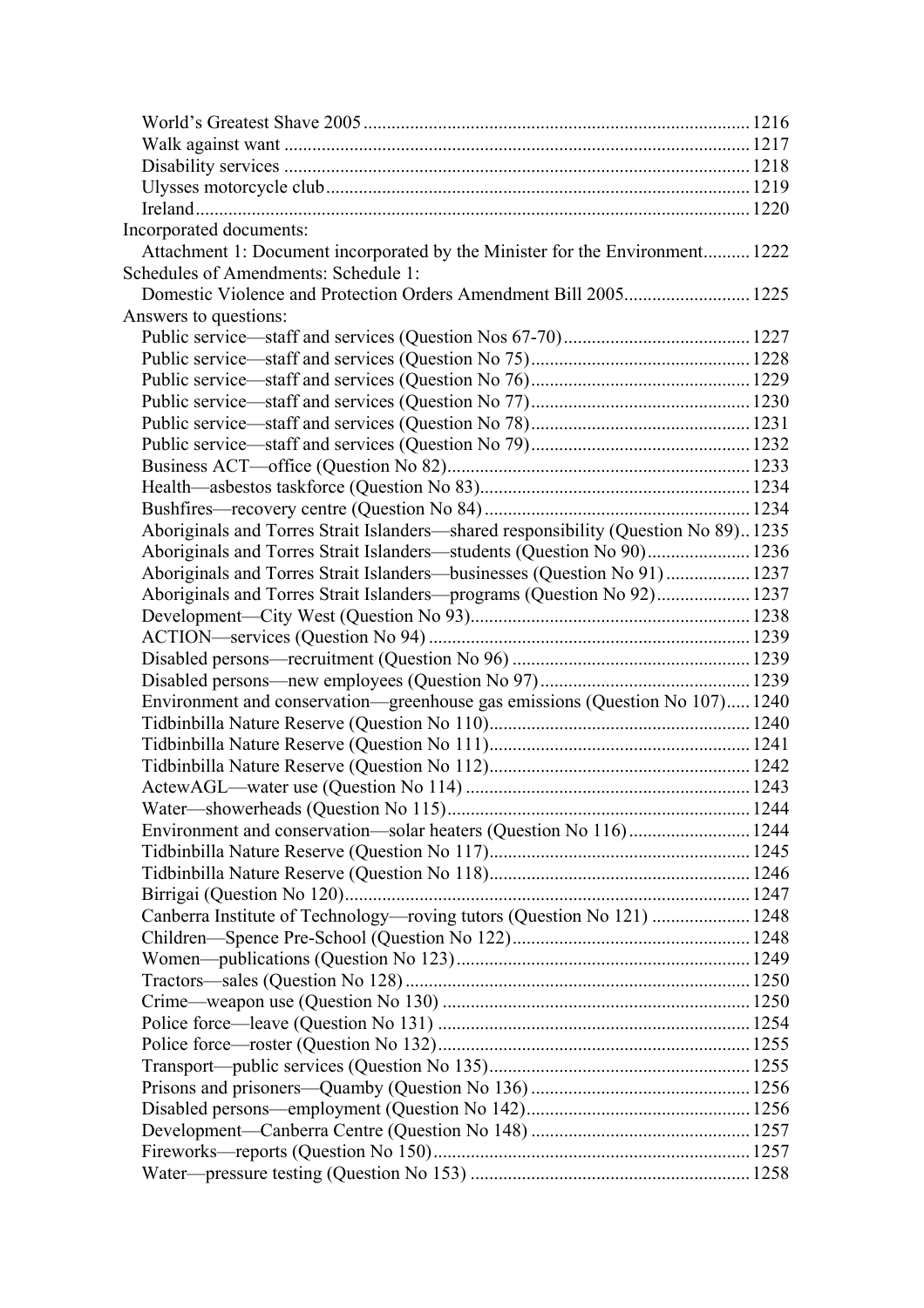World's Greatest Shave 2005 .................................................................................. 1216
Walk against want .................................................................................................. 1217
Disability services .................................................................................................. 1218
Ulysses motorcycle club ......................................................................................... 1219
Ireland ..................................................................................................................... 1220

Incorporated documents:

Attachment 1: Document incorporated by the Minister for the Environment .......... 1222

Schedules of Amendments: Schedule 1:

Domestic Violence and Protection Orders Amendment Bill 2005 ........................... 1225

Answers to questions:

Public service—staff and services (Question Nos 67-70) ........................................ 1227
Public service—staff and services (Question No 75) .............................................. 1228
Public service—staff and services (Question No 76) .............................................. 1229
Public service—staff and services (Question No 77) .............................................. 1230
Public service—staff and services (Question No 78) .............................................. 1231
Public service—staff and services (Question No 79) .............................................. 1232
Business ACT—office (Question No 82) ................................................................ 1233
Health—asbestos taskforce (Question No 83) ......................................................... 1234
Bushfires—recovery centre (Question No 84) ........................................................ 1234
Aboriginals and Torres Strait Islanders—shared responsibility (Question No 89) .. 1235
Aboriginals and Torres Strait Islanders—students (Question No 90) ...................... 1236
Aboriginals and Torres Strait Islanders—businesses (Question No 91) .................. 1237
Aboriginals and Torres Strait Islanders—programs (Question No 92) .................... 1237
Development—City West (Question No 93) ............................................................ 1238
ACTION—services (Question No 94) .................................................................... 1239
Disabled persons—recruitment (Question No 96) ................................................... 1239
Disabled persons—new employees (Question No 97) ............................................. 1239
Environment and conservation—greenhouse gas emissions (Question No 107) ..... 1240
Tidbinbilla Nature Reserve (Question No 110) ........................................................ 1240
Tidbinbilla Nature Reserve (Question No 111) ........................................................ 1241
Tidbinbilla Nature Reserve (Question No 112) ........................................................ 1242
ActewAGL—water use (Question No 114) ............................................................. 1243
Water—showerheads (Question No 115) ................................................................. 1244
Environment and conservation—solar heaters (Question No 116) .......................... 1244
Tidbinbilla Nature Reserve (Question No 117) ........................................................ 1245
Tidbinbilla Nature Reserve (Question No 118) ........................................................ 1246
Birrigai (Question No 120) ...................................................................................... 1247
Canberra Institute of Technology—roving tutors (Question No 121) ..................... 1248
Children—Spence Pre-School (Question No 122) ................................................... 1248
Women—publications (Question No 123) ............................................................... 1249
Tractors—sales (Question No 128) .......................................................................... 1250
Crime—weapon use (Question No 130) .................................................................. 1250
Police force—leave (Question No 131) ................................................................... 1254
Police force—roster (Question No 132) ................................................................... 1255
Transport—public services (Question No 135) ........................................................ 1255
Prisons and prisoners—Quamby (Question No 136) ............................................... 1256
Disabled persons—employment (Question No 142) ................................................ 1256
Development—Canberra Centre (Question No 148) ............................................... 1257
Fireworks—reports (Question No 150) .................................................................... 1257
Water—pressure testing (Question No 153) ............................................................ 1258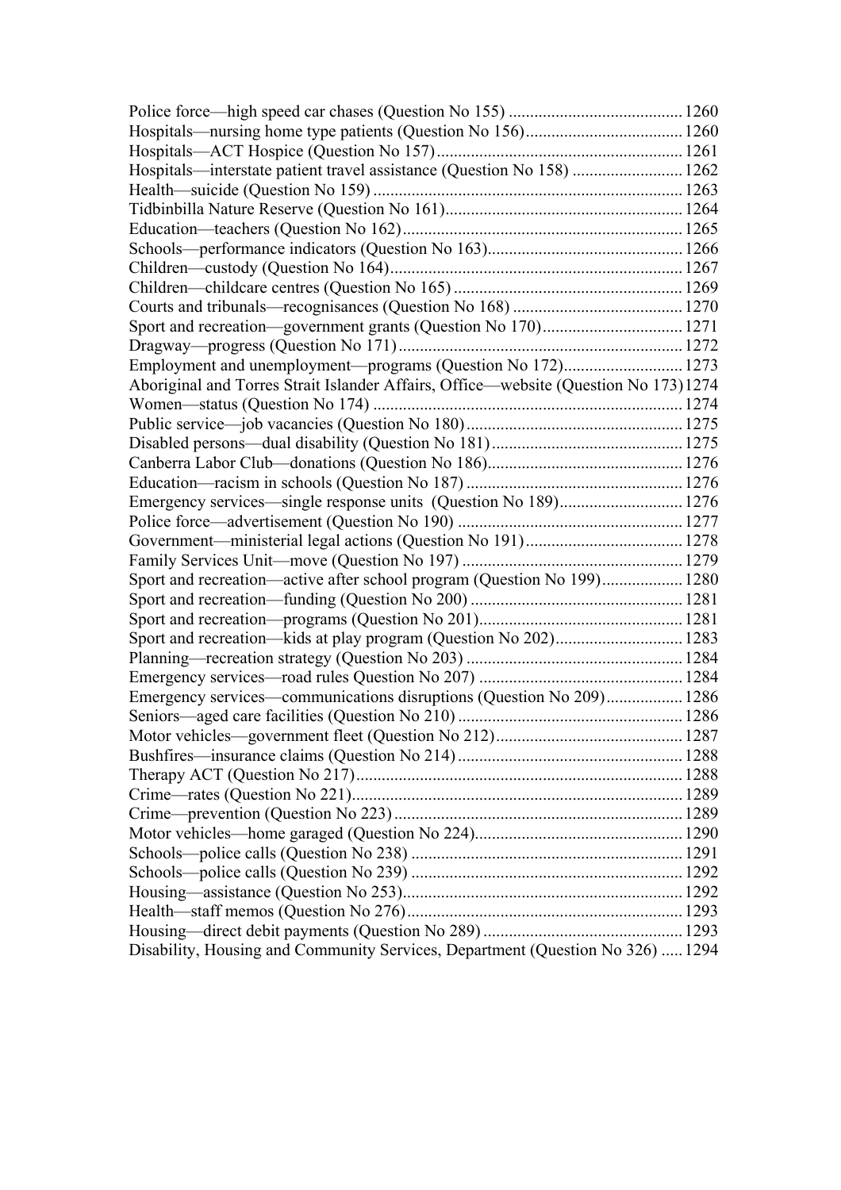Police force—high speed car chases (Question No 155) ........................................ 1260
Hospitals—nursing home type patients (Question No 156) .................................... 1260
Hospitals—ACT Hospice (Question No 157) ......................................................... 1261
Hospitals—interstate patient travel assistance (Question No 158) ......................... 1262
Health—suicide (Question No 159) ....................................................................... 1263
Tidbinbilla Nature Reserve (Question No 161) ....................................................... 1264
Education—teachers (Question No 162) ................................................................ 1265
Schools—performance indicators (Question No 163) ............................................. 1266
Children—custody (Question No 164) ................................................................... 1267
Children—childcare centres (Question No 165) ..................................................... 1269
Courts and tribunals—recognisances (Question No 168) ........................................ 1270
Sport and recreation—government grants (Question No 170) ................................ 1271
Dragway—progress (Question No 171) ................................................................. 1272
Employment and unemployment—programs (Question No 172) ........................... 1273
Aboriginal and Torres Strait Islander Affairs, Office—website (Question No 173) 1274
Women—status (Question No 174) ........................................................................ 1274
Public service—job vacancies (Question No 180) .................................................. 1275
Disabled persons—dual disability (Question No 181) ............................................ 1275
Canberra Labor Club—donations (Question No 186) ............................................. 1276
Education—racism in schools (Question No 187) .................................................. 1276
Emergency services—single response units (Question No 189) ............................ 1276
Police force—advertisement (Question No 190) .................................................... 1277
Government—ministerial legal actions (Question No 191) .................................... 1278
Family Services Unit—move (Question No 197) ................................................... 1279
Sport and recreation—active after school program (Question No 199) .................. 1280
Sport and recreation—funding (Question No 200) ................................................. 1281
Sport and recreation—programs (Question No 201) ............................................... 1281
Sport and recreation—kids at play program (Question No 202) ............................. 1283
Planning—recreation strategy (Question No 203) .................................................. 1284
Emergency services—road rules Question No 207) ............................................... 1284
Emergency services—communications disruptions (Question No 209) ................. 1286
Seniors—aged care facilities (Question No 210) .................................................... 1286
Motor vehicles—government fleet (Question No 212) ........................................... 1287
Bushfires—insurance claims (Question No 214) .................................................... 1288
Therapy ACT (Question No 217) ........................................................................... 1288
Crime—rates (Question No 221) ............................................................................ 1289
Crime—prevention (Question No 223) ................................................................... 1289
Motor vehicles—home garaged (Question No 224) ................................................ 1290
Schools—police calls (Question No 238) ............................................................... 1291
Schools—police calls (Question No 239) ............................................................... 1292
Housing—assistance (Question No 253) ................................................................. 1292
Health—staff memos (Question No 276) ................................................................ 1293
Housing—direct debit payments (Question No 289) .............................................. 1293
Disability, Housing and Community Services, Department (Question No 326) ..... 1294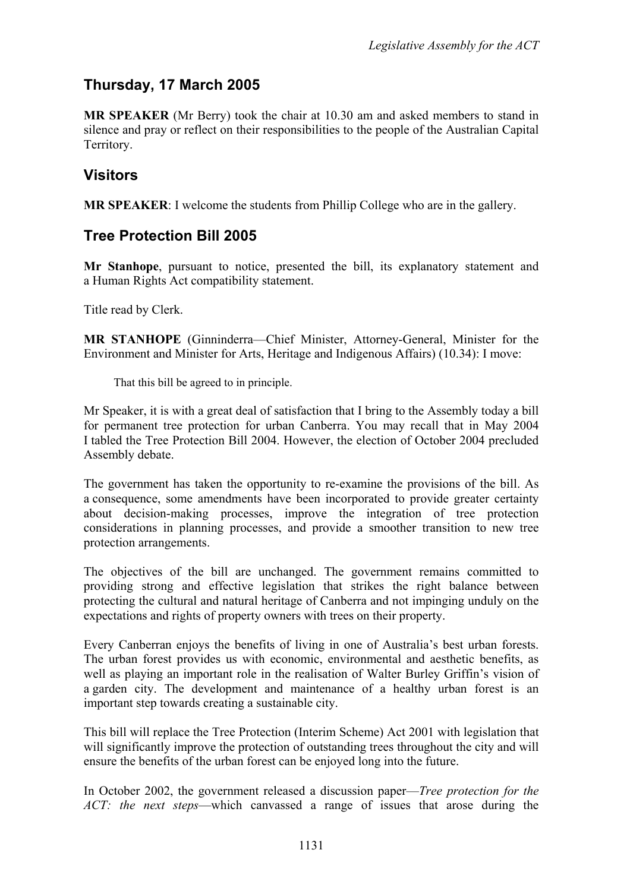## Thursday, 17 March 2005

**MR SPEAKER** (Mr Berry) took the chair at 10.30 am and asked members to stand in silence and pray or reflect on their responsibilities to the people of the Australian Capital Territory.

## Visitors

**MR SPEAKER**: I welcome the students from Phillip College who are in the gallery.

## Tree Protection Bill 2005

**Mr Stanhope**, pursuant to notice, presented the bill, its explanatory statement and a Human Rights Act compatibility statement.

Title read by Clerk.

**MR STANHOPE** (Ginninderra—Chief Minister, Attorney-General, Minister for the Environment and Minister for Arts, Heritage and Indigenous Affairs) (10.34): I move:

> That this bill be agreed to in principle.

Mr Speaker, it is with a great deal of satisfaction that I bring to the Assembly today a bill for permanent tree protection for urban Canberra. You may recall that in May 2004 I tabled the Tree Protection Bill 2004. However, the election of October 2004 precluded Assembly debate.

The government has taken the opportunity to re-examine the provisions of the bill. As a consequence, some amendments have been incorporated to provide greater certainty about decision-making processes, improve the integration of tree protection considerations in planning processes, and provide a smoother transition to new tree protection arrangements.

The objectives of the bill are unchanged. The government remains committed to providing strong and effective legislation that strikes the right balance between protecting the cultural and natural heritage of Canberra and not impinging unduly on the expectations and rights of property owners with trees on their property.

Every Canberran enjoys the benefits of living in one of Australia's best urban forests. The urban forest provides us with economic, environmental and aesthetic benefits, as well as playing an important role in the realisation of Walter Burley Griffin's vision of a garden city. The development and maintenance of a healthy urban forest is an important step towards creating a sustainable city.

This bill will replace the Tree Protection (Interim Scheme) Act 2001 with legislation that will significantly improve the protection of outstanding trees throughout the city and will ensure the benefits of the urban forest can be enjoyed long into the future.

In October 2002, the government released a discussion paper—*Tree protection for the ACT: the next steps*—which canvassed a range of issues that arose during the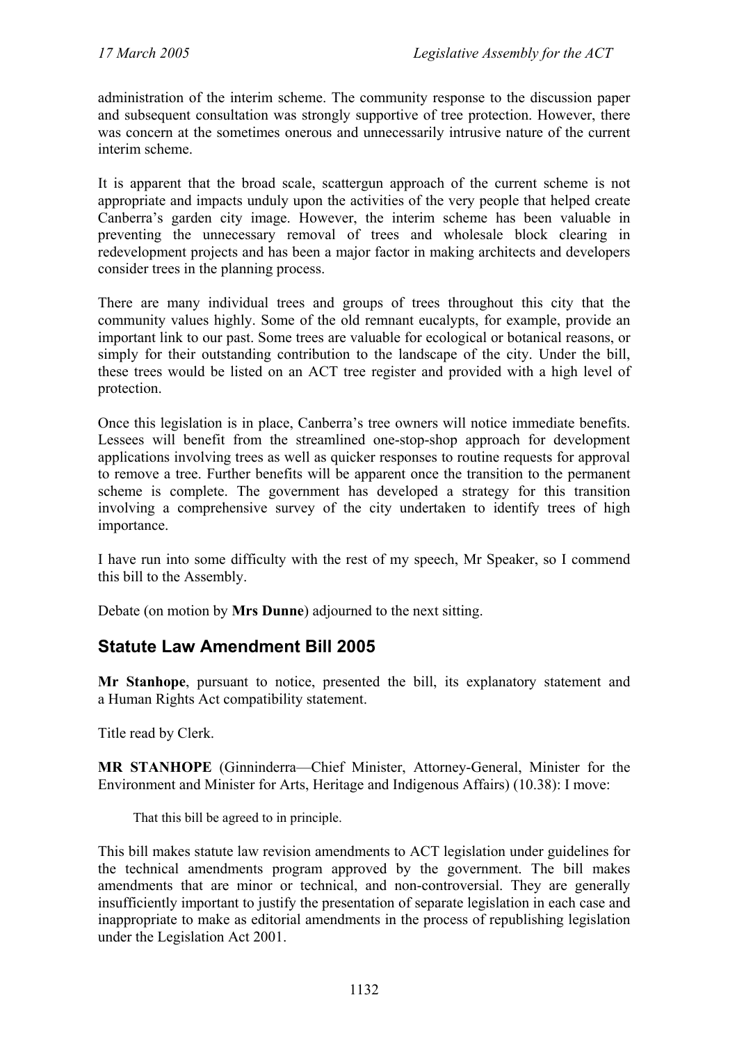administration of the interim scheme. The community response to the discussion paper and subsequent consultation was strongly supportive of tree protection. However, there was concern at the sometimes onerous and unnecessarily intrusive nature of the current interim scheme.

It is apparent that the broad scale, scattergun approach of the current scheme is not appropriate and impacts unduly upon the activities of the very people that helped create Canberra's garden city image. However, the interim scheme has been valuable in preventing the unnecessary removal of trees and wholesale block clearing in redevelopment projects and has been a major factor in making architects and developers consider trees in the planning process.

There are many individual trees and groups of trees throughout this city that the community values highly. Some of the old remnant eucalypts, for example, provide an important link to our past. Some trees are valuable for ecological or botanical reasons, or simply for their outstanding contribution to the landscape of the city. Under the bill, these trees would be listed on an ACT tree register and provided with a high level of protection.

Once this legislation is in place, Canberra's tree owners will notice immediate benefits. Lessees will benefit from the streamlined one-stop-shop approach for development applications involving trees as well as quicker responses to routine requests for approval to remove a tree. Further benefits will be apparent once the transition to the permanent scheme is complete. The government has developed a strategy for this transition involving a comprehensive survey of the city undertaken to identify trees of high importance.

I have run into some difficulty with the rest of my speech, Mr Speaker, so I commend this bill to the Assembly.

Debate (on motion by **Mrs Dunne**) adjourned to the next sitting.

## Statute Law Amendment Bill 2005

**Mr Stanhope**, pursuant to notice, presented the bill, its explanatory statement and a Human Rights Act compatibility statement.

Title read by Clerk.

**MR STANHOPE** (Ginninderra—Chief Minister, Attorney-General, Minister for the Environment and Minister for Arts, Heritage and Indigenous Affairs) (10.38): I move:

> That this bill be agreed to in principle.

This bill makes statute law revision amendments to ACT legislation under guidelines for the technical amendments program approved by the government. The bill makes amendments that are minor or technical, and non-controversial. They are generally insufficiently important to justify the presentation of separate legislation in each case and inappropriate to make as editorial amendments in the process of republishing legislation under the Legislation Act 2001.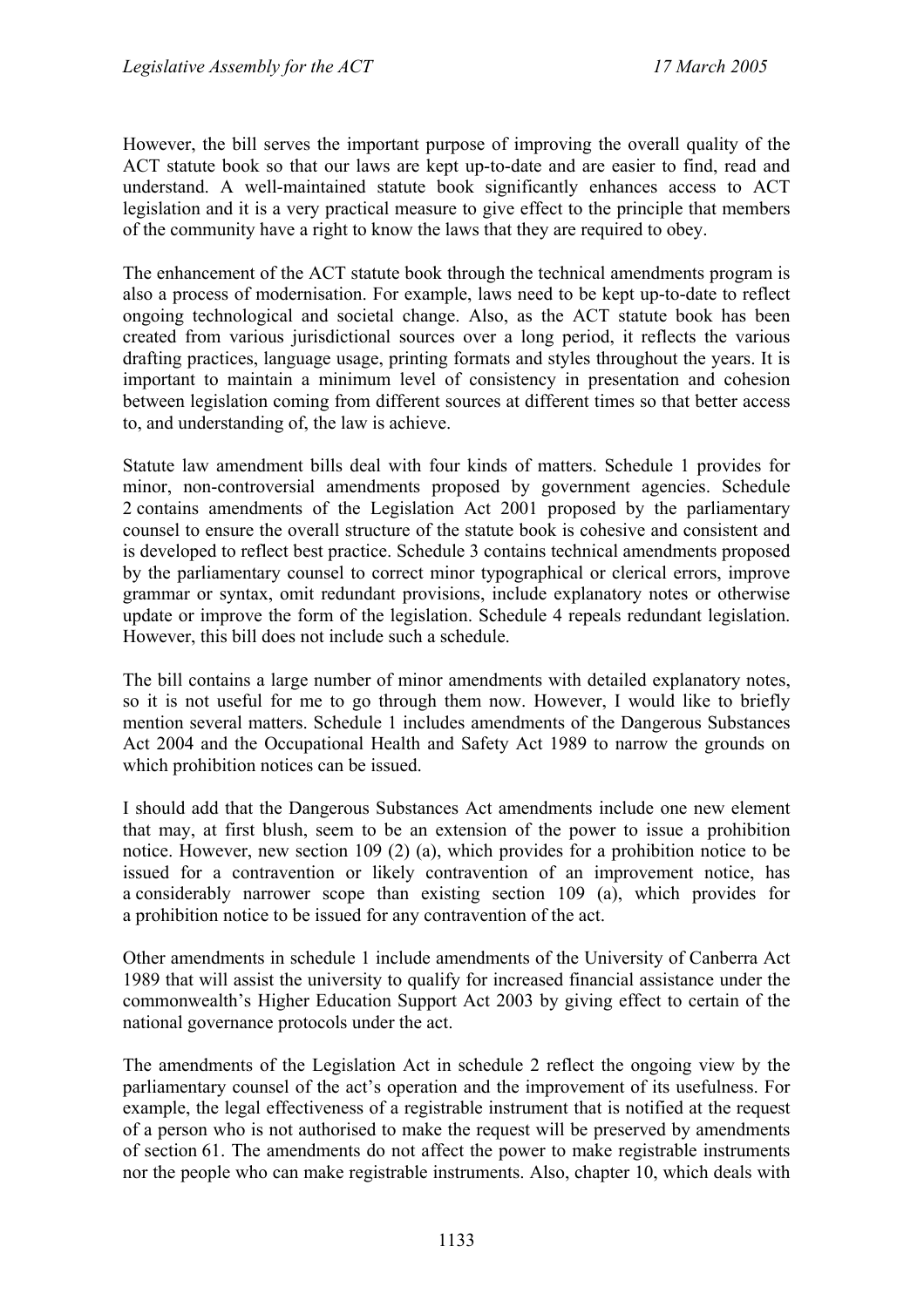However, the bill serves the important purpose of improving the overall quality of the ACT statute book so that our laws are kept up-to-date and are easier to find, read and understand. A well-maintained statute book significantly enhances access to ACT legislation and it is a very practical measure to give effect to the principle that members of the community have a right to know the laws that they are required to obey.

The enhancement of the ACT statute book through the technical amendments program is also a process of modernisation. For example, laws need to be kept up-to-date to reflect ongoing technological and societal change. Also, as the ACT statute book has been created from various jurisdictional sources over a long period, it reflects the various drafting practices, language usage, printing formats and styles throughout the years. It is important to maintain a minimum level of consistency in presentation and cohesion between legislation coming from different sources at different times so that better access to, and understanding of, the law is achieve.

Statute law amendment bills deal with four kinds of matters. Schedule 1 provides for minor, non-controversial amendments proposed by government agencies. Schedule 2 contains amendments of the Legislation Act 2001 proposed by the parliamentary counsel to ensure the overall structure of the statute book is cohesive and consistent and is developed to reflect best practice. Schedule 3 contains technical amendments proposed by the parliamentary counsel to correct minor typographical or clerical errors, improve grammar or syntax, omit redundant provisions, include explanatory notes or otherwise update or improve the form of the legislation. Schedule 4 repeals redundant legislation. However, this bill does not include such a schedule.

The bill contains a large number of minor amendments with detailed explanatory notes, so it is not useful for me to go through them now. However, I would like to briefly mention several matters. Schedule 1 includes amendments of the Dangerous Substances Act 2004 and the Occupational Health and Safety Act 1989 to narrow the grounds on which prohibition notices can be issued.

I should add that the Dangerous Substances Act amendments include one new element that may, at first blush, seem to be an extension of the power to issue a prohibition notice. However, new section 109 (2) (a), which provides for a prohibition notice to be issued for a contravention or likely contravention of an improvement notice, has a considerably narrower scope than existing section 109 (a), which provides for a prohibition notice to be issued for any contravention of the act.

Other amendments in schedule 1 include amendments of the University of Canberra Act 1989 that will assist the university to qualify for increased financial assistance under the commonwealth's Higher Education Support Act 2003 by giving effect to certain of the national governance protocols under the act.

The amendments of the Legislation Act in schedule 2 reflect the ongoing view by the parliamentary counsel of the act's operation and the improvement of its usefulness. For example, the legal effectiveness of a registrable instrument that is notified at the request of a person who is not authorised to make the request will be preserved by amendments of section 61. The amendments do not affect the power to make registrable instruments nor the people who can make registrable instruments. Also, chapter 10, which deals with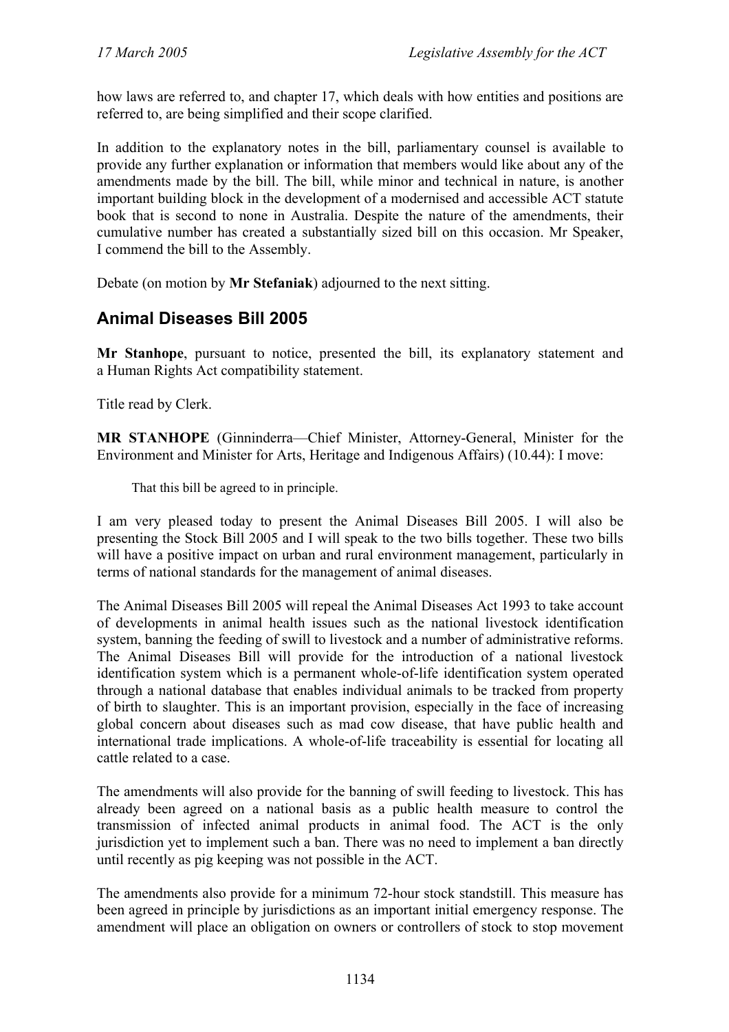how laws are referred to, and chapter 17, which deals with how entities and positions are referred to, are being simplified and their scope clarified.

In addition to the explanatory notes in the bill, parliamentary counsel is available to provide any further explanation or information that members would like about any of the amendments made by the bill. The bill, while minor and technical in nature, is another important building block in the development of a modernised and accessible ACT statute book that is second to none in Australia. Despite the nature of the amendments, their cumulative number has created a substantially sized bill on this occasion. Mr Speaker, I commend the bill to the Assembly.

Debate (on motion by **Mr Stefaniak**) adjourned to the next sitting.

## Animal Diseases Bill 2005

**Mr Stanhope**, pursuant to notice, presented the bill, its explanatory statement and a Human Rights Act compatibility statement.

Title read by Clerk.

**MR STANHOPE** (Ginninderra—Chief Minister, Attorney-General, Minister for the Environment and Minister for Arts, Heritage and Indigenous Affairs) (10.44): I move:

> That this bill be agreed to in principle.

I am very pleased today to present the Animal Diseases Bill 2005. I will also be presenting the Stock Bill 2005 and I will speak to the two bills together. These two bills will have a positive impact on urban and rural environment management, particularly in terms of national standards for the management of animal diseases.

The Animal Diseases Bill 2005 will repeal the Animal Diseases Act 1993 to take account of developments in animal health issues such as the national livestock identification system, banning the feeding of swill to livestock and a number of administrative reforms. The Animal Diseases Bill will provide for the introduction of a national livestock identification system which is a permanent whole-of-life identification system operated through a national database that enables individual animals to be tracked from property of birth to slaughter. This is an important provision, especially in the face of increasing global concern about diseases such as mad cow disease, that have public health and international trade implications. A whole-of-life traceability is essential for locating all cattle related to a case.

The amendments will also provide for the banning of swill feeding to livestock. This has already been agreed on a national basis as a public health measure to control the transmission of infected animal products in animal food. The ACT is the only jurisdiction yet to implement such a ban. There was no need to implement a ban directly until recently as pig keeping was not possible in the ACT.

The amendments also provide for a minimum 72-hour stock standstill. This measure has been agreed in principle by jurisdictions as an important initial emergency response. The amendment will place an obligation on owners or controllers of stock to stop movement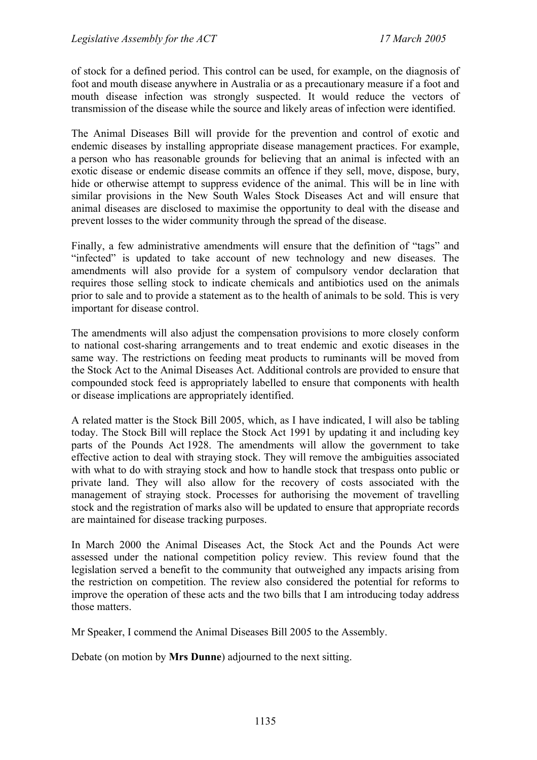of stock for a defined period. This control can be used, for example, on the diagnosis of foot and mouth disease anywhere in Australia or as a precautionary measure if a foot and mouth disease infection was strongly suspected. It would reduce the vectors of transmission of the disease while the source and likely areas of infection were identified.

The Animal Diseases Bill will provide for the prevention and control of exotic and endemic diseases by installing appropriate disease management practices. For example, a person who has reasonable grounds for believing that an animal is infected with an exotic disease or endemic disease commits an offence if they sell, move, dispose, bury, hide or otherwise attempt to suppress evidence of the animal. This will be in line with similar provisions in the New South Wales Stock Diseases Act and will ensure that animal diseases are disclosed to maximise the opportunity to deal with the disease and prevent losses to the wider community through the spread of the disease.

Finally, a few administrative amendments will ensure that the definition of "tags" and "infected" is updated to take account of new technology and new diseases. The amendments will also provide for a system of compulsory vendor declaration that requires those selling stock to indicate chemicals and antibiotics used on the animals prior to sale and to provide a statement as to the health of animals to be sold. This is very important for disease control.

The amendments will also adjust the compensation provisions to more closely conform to national cost-sharing arrangements and to treat endemic and exotic diseases in the same way. The restrictions on feeding meat products to ruminants will be moved from the Stock Act to the Animal Diseases Act. Additional controls are provided to ensure that compounded stock feed is appropriately labelled to ensure that components with health or disease implications are appropriately identified.

A related matter is the Stock Bill 2005, which, as I have indicated, I will also be tabling today. The Stock Bill will replace the Stock Act 1991 by updating it and including key parts of the Pounds Act 1928. The amendments will allow the government to take effective action to deal with straying stock. They will remove the ambiguities associated with what to do with straying stock and how to handle stock that trespass onto public or private land. They will also allow for the recovery of costs associated with the management of straying stock. Processes for authorising the movement of travelling stock and the registration of marks also will be updated to ensure that appropriate records are maintained for disease tracking purposes.

In March 2000 the Animal Diseases Act, the Stock Act and the Pounds Act were assessed under the national competition policy review. This review found that the legislation served a benefit to the community that outweighed any impacts arising from the restriction on competition. The review also considered the potential for reforms to improve the operation of these acts and the two bills that I am introducing today address those matters.

Mr Speaker, I commend the Animal Diseases Bill 2005 to the Assembly.

Debate (on motion by **Mrs Dunne**) adjourned to the next sitting.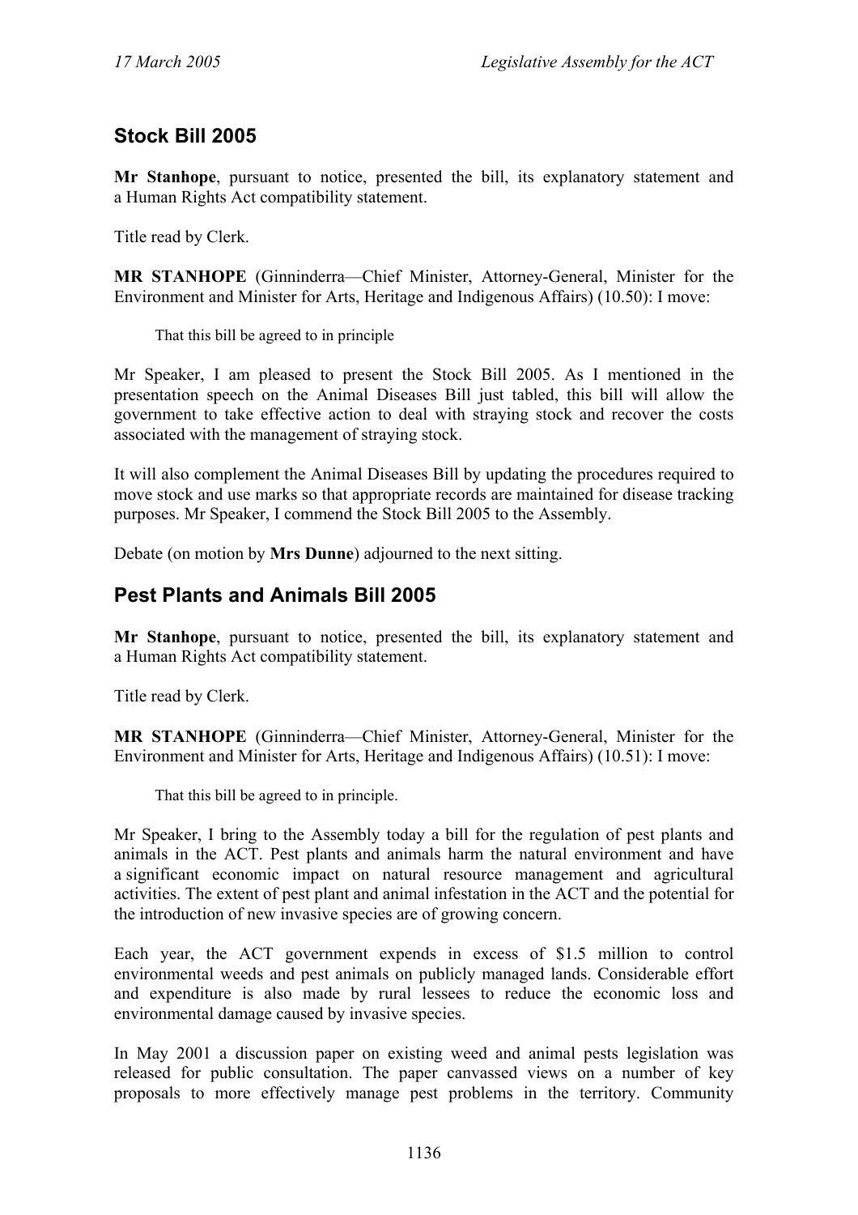## Stock Bill 2005

**Mr Stanhope**, pursuant to notice, presented the bill, its explanatory statement and a Human Rights Act compatibility statement.

Title read by Clerk.

**MR STANHOPE** (Ginninderra—Chief Minister, Attorney-General, Minister for the Environment and Minister for Arts, Heritage and Indigenous Affairs) (10.50): I move:

> That this bill be agreed to in principle

Mr Speaker, I am pleased to present the Stock Bill 2005. As I mentioned in the presentation speech on the Animal Diseases Bill just tabled, this bill will allow the government to take effective action to deal with straying stock and recover the costs associated with the management of straying stock.

It will also complement the Animal Diseases Bill by updating the procedures required to move stock and use marks so that appropriate records are maintained for disease tracking purposes. Mr Speaker, I commend the Stock Bill 2005 to the Assembly.

Debate (on motion by **Mrs Dunne**) adjourned to the next sitting.

## Pest Plants and Animals Bill 2005

**Mr Stanhope**, pursuant to notice, presented the bill, its explanatory statement and a Human Rights Act compatibility statement.

Title read by Clerk.

**MR STANHOPE** (Ginninderra—Chief Minister, Attorney-General, Minister for the Environment and Minister for Arts, Heritage and Indigenous Affairs) (10.51): I move:

> That this bill be agreed to in principle.

Mr Speaker, I bring to the Assembly today a bill for the regulation of pest plants and animals in the ACT. Pest plants and animals harm the natural environment and have a significant economic impact on natural resource management and agricultural activities. The extent of pest plant and animal infestation in the ACT and the potential for the introduction of new invasive species are of growing concern.

Each year, the ACT government expends in excess of $1.5 million to control environmental weeds and pest animals on publicly managed lands. Considerable effort and expenditure is also made by rural lessees to reduce the economic loss and environmental damage caused by invasive species.

In May 2001 a discussion paper on existing weed and animal pests legislation was released for public consultation. The paper canvassed views on a number of key proposals to more effectively manage pest problems in the territory. Community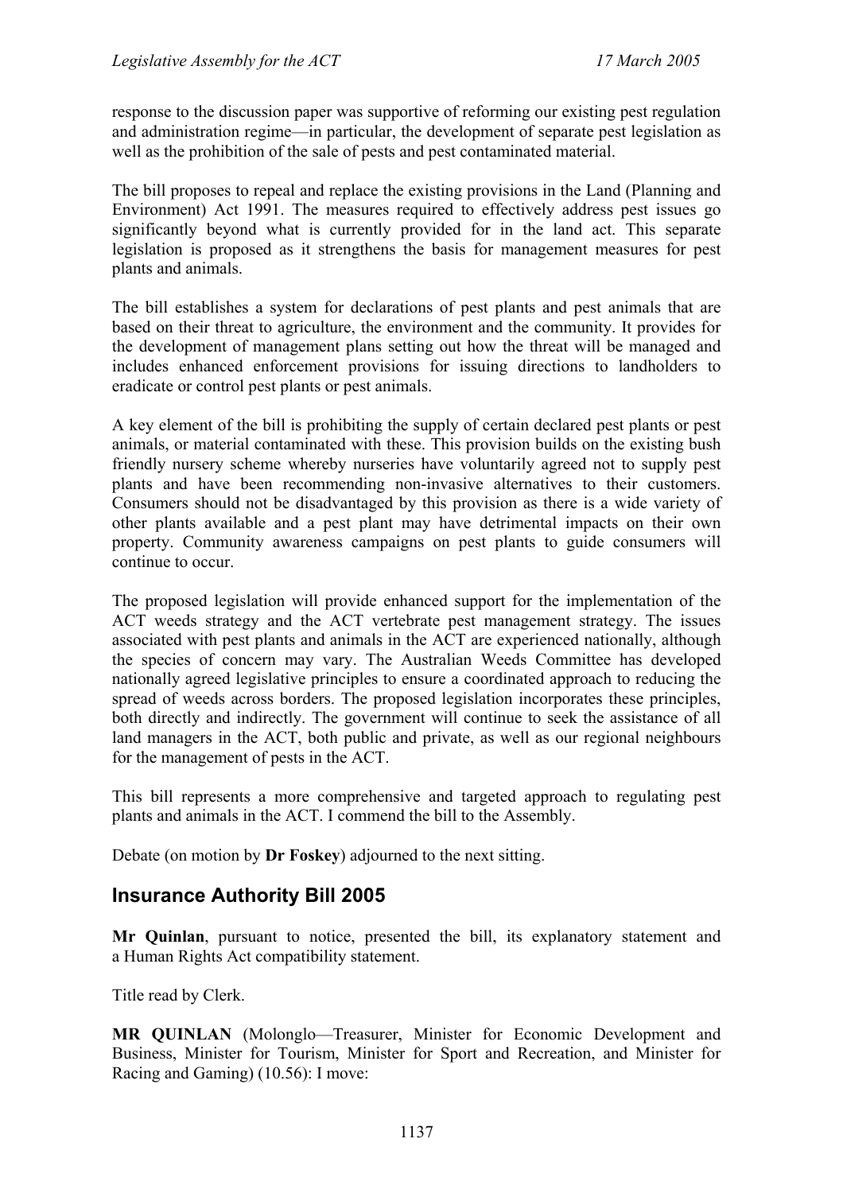response to the discussion paper was supportive of reforming our existing pest regulation and administration regime—in particular, the development of separate pest legislation as well as the prohibition of the sale of pests and pest contaminated material.

The bill proposes to repeal and replace the existing provisions in the Land (Planning and Environment) Act 1991. The measures required to effectively address pest issues go significantly beyond what is currently provided for in the land act. This separate legislation is proposed as it strengthens the basis for management measures for pest plants and animals.

The bill establishes a system for declarations of pest plants and pest animals that are based on their threat to agriculture, the environment and the community. It provides for the development of management plans setting out how the threat will be managed and includes enhanced enforcement provisions for issuing directions to landholders to eradicate or control pest plants or pest animals.

A key element of the bill is prohibiting the supply of certain declared pest plants or pest animals, or material contaminated with these. This provision builds on the existing bush friendly nursery scheme whereby nurseries have voluntarily agreed not to supply pest plants and have been recommending non-invasive alternatives to their customers. Consumers should not be disadvantaged by this provision as there is a wide variety of other plants available and a pest plant may have detrimental impacts on their own property. Community awareness campaigns on pest plants to guide consumers will continue to occur.

The proposed legislation will provide enhanced support for the implementation of the ACT weeds strategy and the ACT vertebrate pest management strategy. The issues associated with pest plants and animals in the ACT are experienced nationally, although the species of concern may vary. The Australian Weeds Committee has developed nationally agreed legislative principles to ensure a coordinated approach to reducing the spread of weeds across borders. The proposed legislation incorporates these principles, both directly and indirectly. The government will continue to seek the assistance of all land managers in the ACT, both public and private, as well as our regional neighbours for the management of pests in the ACT.

This bill represents a more comprehensive and targeted approach to regulating pest plants and animals in the ACT. I commend the bill to the Assembly.

Debate (on motion by **Dr Foskey**) adjourned to the next sitting.

## Insurance Authority Bill 2005

**Mr Quinlan**, pursuant to notice, presented the bill, its explanatory statement and a Human Rights Act compatibility statement.

Title read by Clerk.

**MR QUINLAN** (Molonglo—Treasurer, Minister for Economic Development and Business, Minister for Tourism, Minister for Sport and Recreation, and Minister for Racing and Gaming) (10.56): I move: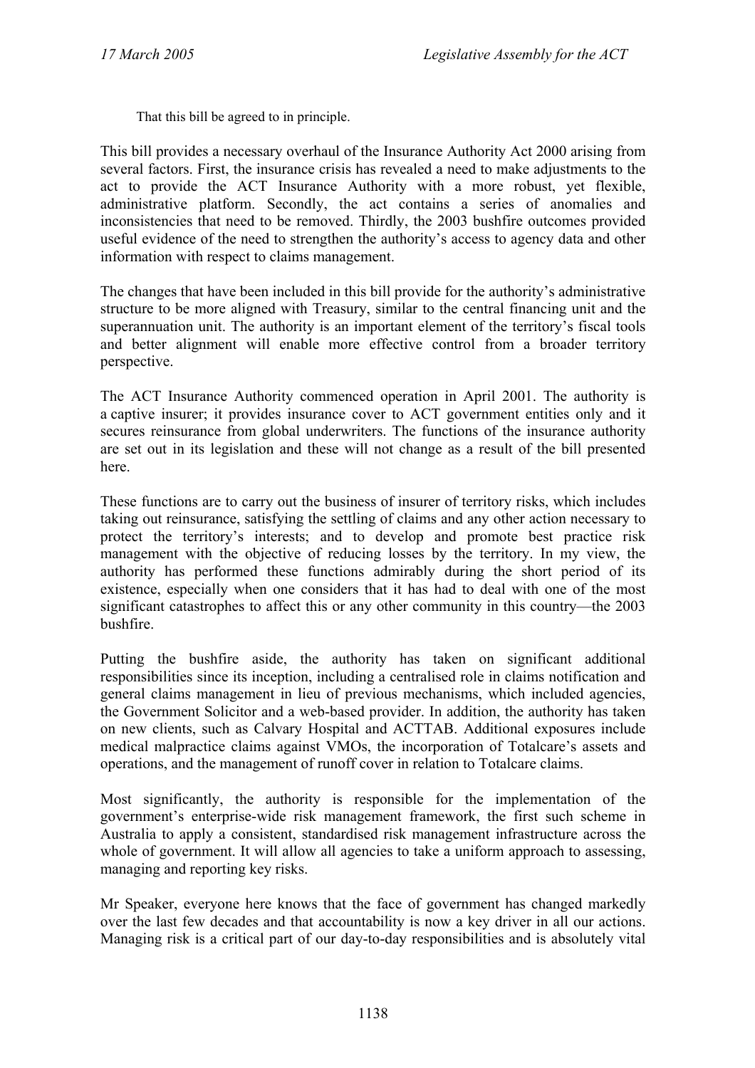That this bill be agreed to in principle.

This bill provides a necessary overhaul of the Insurance Authority Act 2000 arising from several factors. First, the insurance crisis has revealed a need to make adjustments to the act to provide the ACT Insurance Authority with a more robust, yet flexible, administrative platform. Secondly, the act contains a series of anomalies and inconsistencies that need to be removed. Thirdly, the 2003 bushfire outcomes provided useful evidence of the need to strengthen the authority's access to agency data and other information with respect to claims management.

The changes that have been included in this bill provide for the authority's administrative structure to be more aligned with Treasury, similar to the central financing unit and the superannuation unit. The authority is an important element of the territory's fiscal tools and better alignment will enable more effective control from a broader territory perspective.

The ACT Insurance Authority commenced operation in April 2001. The authority is a captive insurer; it provides insurance cover to ACT government entities only and it secures reinsurance from global underwriters. The functions of the insurance authority are set out in its legislation and these will not change as a result of the bill presented here.

These functions are to carry out the business of insurer of territory risks, which includes taking out reinsurance, satisfying the settling of claims and any other action necessary to protect the territory's interests; and to develop and promote best practice risk management with the objective of reducing losses by the territory. In my view, the authority has performed these functions admirably during the short period of its existence, especially when one considers that it has had to deal with one of the most significant catastrophes to affect this or any other community in this country—the 2003 bushfire.

Putting the bushfire aside, the authority has taken on significant additional responsibilities since its inception, including a centralised role in claims notification and general claims management in lieu of previous mechanisms, which included agencies, the Government Solicitor and a web-based provider. In addition, the authority has taken on new clients, such as Calvary Hospital and ACTTAB. Additional exposures include medical malpractice claims against VMOs, the incorporation of Totalcare's assets and operations, and the management of runoff cover in relation to Totalcare claims.

Most significantly, the authority is responsible for the implementation of the government's enterprise-wide risk management framework, the first such scheme in Australia to apply a consistent, standardised risk management infrastructure across the whole of government. It will allow all agencies to take a uniform approach to assessing, managing and reporting key risks.

Mr Speaker, everyone here knows that the face of government has changed markedly over the last few decades and that accountability is now a key driver in all our actions. Managing risk is a critical part of our day-to-day responsibilities and is absolutely vital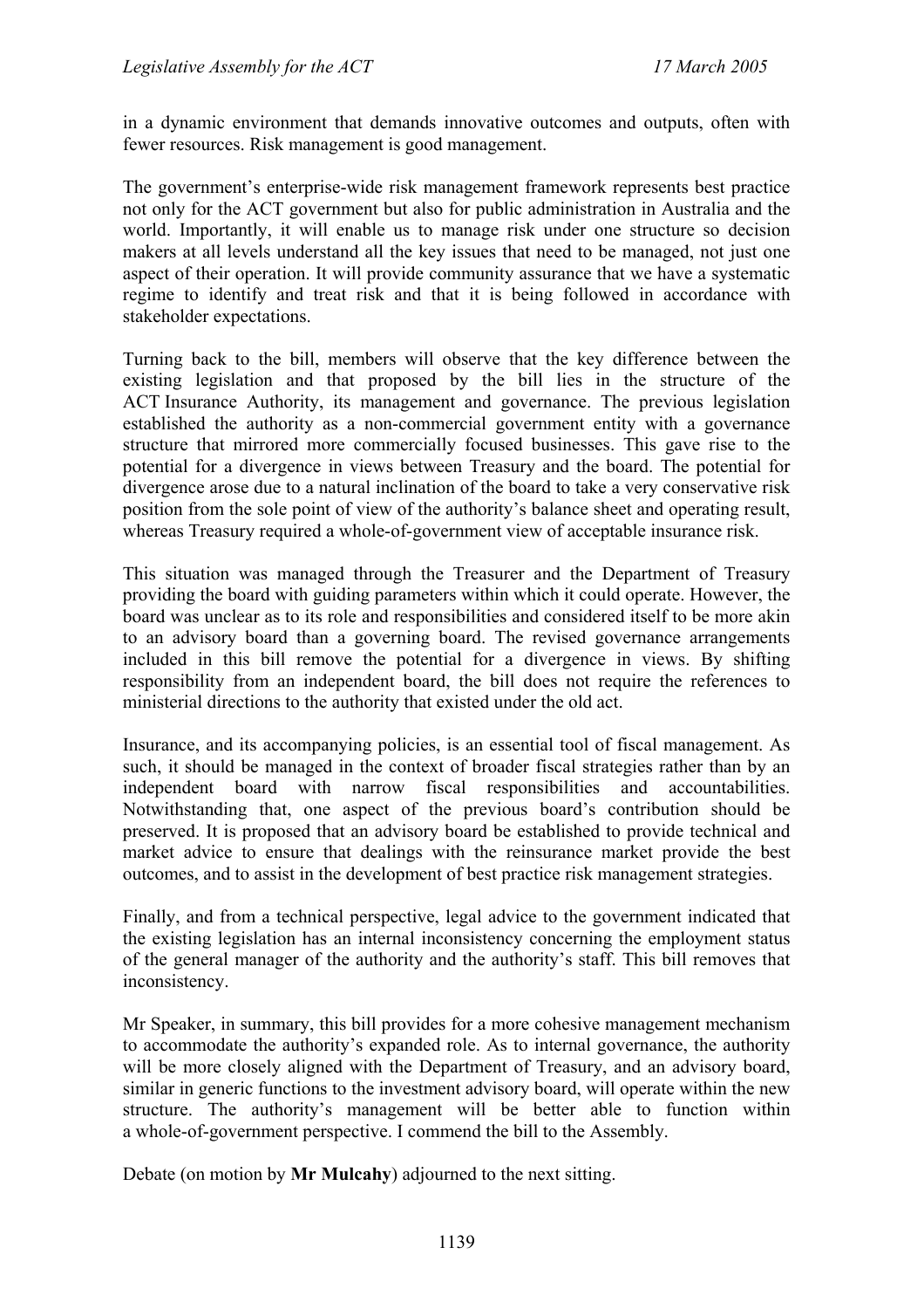in a dynamic environment that demands innovative outcomes and outputs, often with fewer resources. Risk management is good management.

The government's enterprise-wide risk management framework represents best practice not only for the ACT government but also for public administration in Australia and the world. Importantly, it will enable us to manage risk under one structure so decision makers at all levels understand all the key issues that need to be managed, not just one aspect of their operation. It will provide community assurance that we have a systematic regime to identify and treat risk and that it is being followed in accordance with stakeholder expectations.

Turning back to the bill, members will observe that the key difference between the existing legislation and that proposed by the bill lies in the structure of the ACT Insurance Authority, its management and governance. The previous legislation established the authority as a non-commercial government entity with a governance structure that mirrored more commercially focused businesses. This gave rise to the potential for a divergence in views between Treasury and the board. The potential for divergence arose due to a natural inclination of the board to take a very conservative risk position from the sole point of view of the authority's balance sheet and operating result, whereas Treasury required a whole-of-government view of acceptable insurance risk.

This situation was managed through the Treasurer and the Department of Treasury providing the board with guiding parameters within which it could operate. However, the board was unclear as to its role and responsibilities and considered itself to be more akin to an advisory board than a governing board. The revised governance arrangements included in this bill remove the potential for a divergence in views. By shifting responsibility from an independent board, the bill does not require the references to ministerial directions to the authority that existed under the old act.

Insurance, and its accompanying policies, is an essential tool of fiscal management. As such, it should be managed in the context of broader fiscal strategies rather than by an independent board with narrow fiscal responsibilities and accountabilities. Notwithstanding that, one aspect of the previous board's contribution should be preserved. It is proposed that an advisory board be established to provide technical and market advice to ensure that dealings with the reinsurance market provide the best outcomes, and to assist in the development of best practice risk management strategies.

Finally, and from a technical perspective, legal advice to the government indicated that the existing legislation has an internal inconsistency concerning the employment status of the general manager of the authority and the authority's staff. This bill removes that inconsistency.

Mr Speaker, in summary, this bill provides for a more cohesive management mechanism to accommodate the authority's expanded role. As to internal governance, the authority will be more closely aligned with the Department of Treasury, and an advisory board, similar in generic functions to the investment advisory board, will operate within the new structure. The authority's management will be better able to function within a whole-of-government perspective. I commend the bill to the Assembly.

Debate (on motion by **Mr Mulcahy**) adjourned to the next sitting.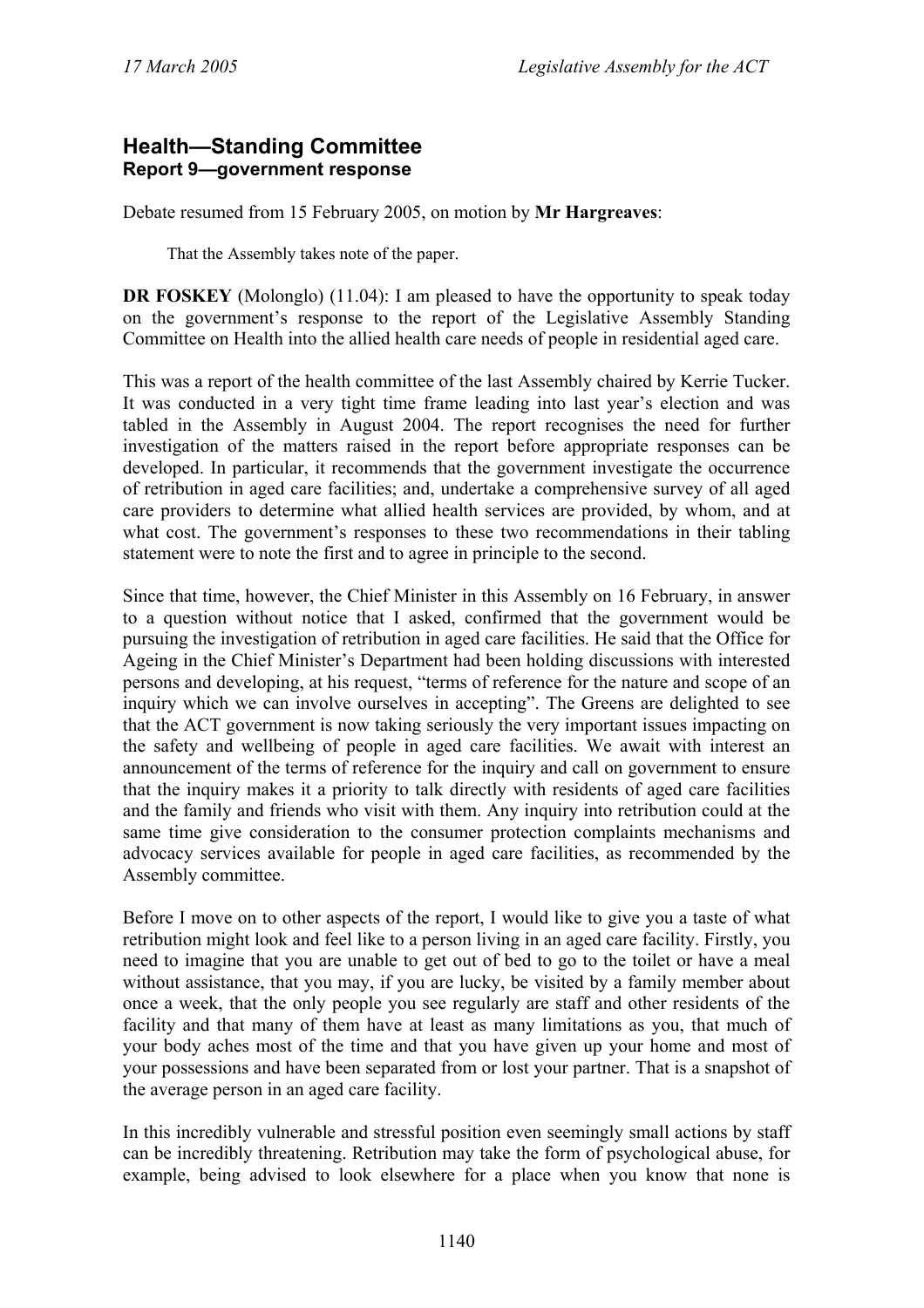## Health—Standing Committee
### Report 9—government response

Debate resumed from 15 February 2005, on motion by **Mr Hargreaves**:

> That the Assembly takes note of the paper.

**DR FOSKEY** (Molonglo) (11.04): I am pleased to have the opportunity to speak today on the government's response to the report of the Legislative Assembly Standing Committee on Health into the allied health care needs of people in residential aged care.

This was a report of the health committee of the last Assembly chaired by Kerrie Tucker. It was conducted in a very tight time frame leading into last year's election and was tabled in the Assembly in August 2004. The report recognises the need for further investigation of the matters raised in the report before appropriate responses can be developed. In particular, it recommends that the government investigate the occurrence of retribution in aged care facilities; and, undertake a comprehensive survey of all aged care providers to determine what allied health services are provided, by whom, and at what cost. The government's responses to these two recommendations in their tabling statement were to note the first and to agree in principle to the second.

Since that time, however, the Chief Minister in this Assembly on 16 February, in answer to a question without notice that I asked, confirmed that the government would be pursuing the investigation of retribution in aged care facilities. He said that the Office for Ageing in the Chief Minister's Department had been holding discussions with interested persons and developing, at his request, "terms of reference for the nature and scope of an inquiry which we can involve ourselves in accepting". The Greens are delighted to see that the ACT government is now taking seriously the very important issues impacting on the safety and wellbeing of people in aged care facilities. We await with interest an announcement of the terms of reference for the inquiry and call on government to ensure that the inquiry makes it a priority to talk directly with residents of aged care facilities and the family and friends who visit with them. Any inquiry into retribution could at the same time give consideration to the consumer protection complaints mechanisms and advocacy services available for people in aged care facilities, as recommended by the Assembly committee.

Before I move on to other aspects of the report, I would like to give you a taste of what retribution might look and feel like to a person living in an aged care facility. Firstly, you need to imagine that you are unable to get out of bed to go to the toilet or have a meal without assistance, that you may, if you are lucky, be visited by a family member about once a week, that the only people you see regularly are staff and other residents of the facility and that many of them have at least as many limitations as you, that much of your body aches most of the time and that you have given up your home and most of your possessions and have been separated from or lost your partner. That is a snapshot of the average person in an aged care facility.

In this incredibly vulnerable and stressful position even seemingly small actions by staff can be incredibly threatening. Retribution may take the form of psychological abuse, for example, being advised to look elsewhere for a place when you know that none is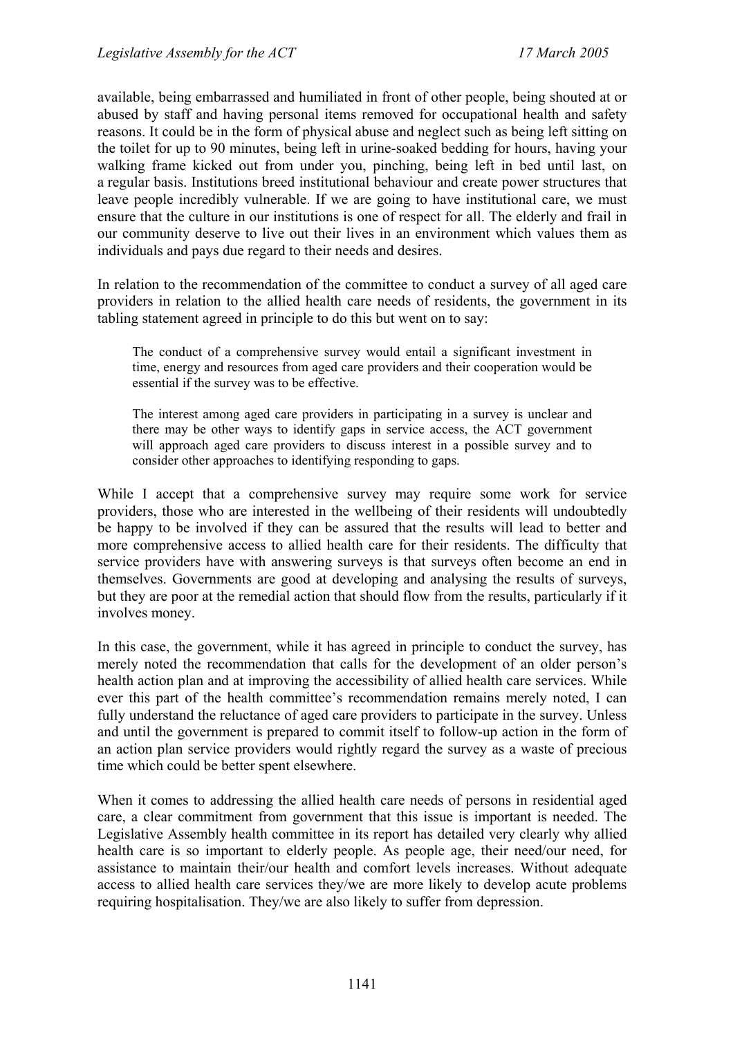available, being embarrassed and humiliated in front of other people, being shouted at or abused by staff and having personal items removed for occupational health and safety reasons. It could be in the form of physical abuse and neglect such as being left sitting on the toilet for up to 90 minutes, being left in urine-soaked bedding for hours, having your walking frame kicked out from under you, pinching, being left in bed until last, on a regular basis. Institutions breed institutional behaviour and create power structures that leave people incredibly vulnerable. If we are going to have institutional care, we must ensure that the culture in our institutions is one of respect for all. The elderly and frail in our community deserve to live out their lives in an environment which values them as individuals and pays due regard to their needs and desires.

In relation to the recommendation of the committee to conduct a survey of all aged care providers in relation to the allied health care needs of residents, the government in its tabling statement agreed in principle to do this but went on to say:

> The conduct of a comprehensive survey would entail a significant investment in time, energy and resources from aged care providers and their cooperation would be essential if the survey was to be effective.
>
> The interest among aged care providers in participating in a survey is unclear and there may be other ways to identify gaps in service access, the ACT government will approach aged care providers to discuss interest in a possible survey and to consider other approaches to identifying responding to gaps.

While I accept that a comprehensive survey may require some work for service providers, those who are interested in the wellbeing of their residents will undoubtedly be happy to be involved if they can be assured that the results will lead to better and more comprehensive access to allied health care for their residents. The difficulty that service providers have with answering surveys is that surveys often become an end in themselves. Governments are good at developing and analysing the results of surveys, but they are poor at the remedial action that should flow from the results, particularly if it involves money.

In this case, the government, while it has agreed in principle to conduct the survey, has merely noted the recommendation that calls for the development of an older person's health action plan and at improving the accessibility of allied health care services. While ever this part of the health committee's recommendation remains merely noted, I can fully understand the reluctance of aged care providers to participate in the survey. Unless and until the government is prepared to commit itself to follow-up action in the form of an action plan service providers would rightly regard the survey as a waste of precious time which could be better spent elsewhere.

When it comes to addressing the allied health care needs of persons in residential aged care, a clear commitment from government that this issue is important is needed. The Legislative Assembly health committee in its report has detailed very clearly why allied health care is so important to elderly people. As people age, their need/our need, for assistance to maintain their/our health and comfort levels increases. Without adequate access to allied health care services they/we are more likely to develop acute problems requiring hospitalisation. They/we are also likely to suffer from depression.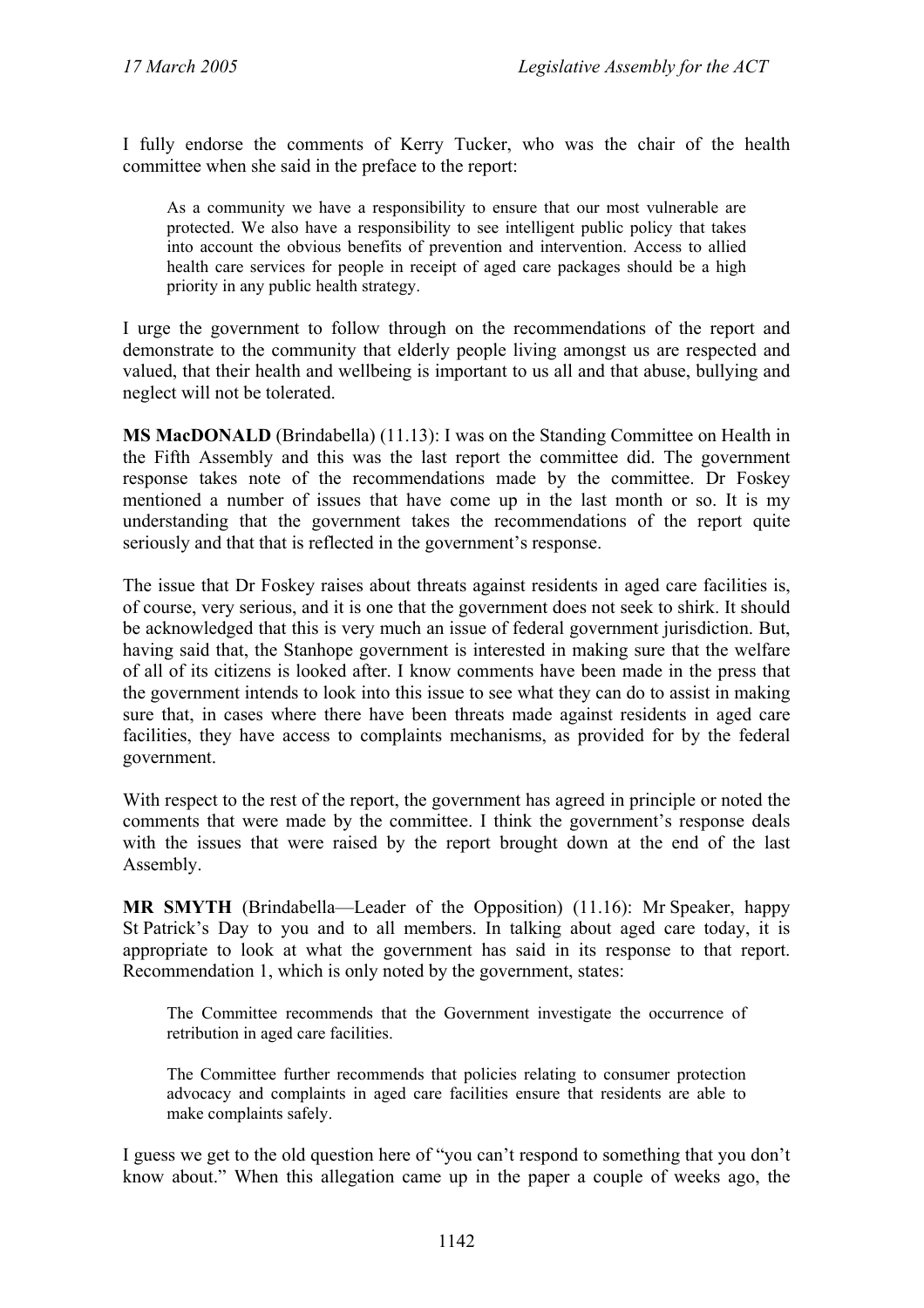I fully endorse the comments of Kerry Tucker, who was the chair of the health committee when she said in the preface to the report:

> As a community we have a responsibility to ensure that our most vulnerable are protected. We also have a responsibility to see intelligent public policy that takes into account the obvious benefits of prevention and intervention. Access to allied health care services for people in receipt of aged care packages should be a high priority in any public health strategy.

I urge the government to follow through on the recommendations of the report and demonstrate to the community that elderly people living amongst us are respected and valued, that their health and wellbeing is important to us all and that abuse, bullying and neglect will not be tolerated.

**MS MacDONALD** (Brindabella) (11.13): I was on the Standing Committee on Health in the Fifth Assembly and this was the last report the committee did. The government response takes note of the recommendations made by the committee. Dr Foskey mentioned a number of issues that have come up in the last month or so. It is my understanding that the government takes the recommendations of the report quite seriously and that that is reflected in the government's response.

The issue that Dr Foskey raises about threats against residents in aged care facilities is, of course, very serious, and it is one that the government does not seek to shirk. It should be acknowledged that this is very much an issue of federal government jurisdiction. But, having said that, the Stanhope government is interested in making sure that the welfare of all of its citizens is looked after. I know comments have been made in the press that the government intends to look into this issue to see what they can do to assist in making sure that, in cases where there have been threats made against residents in aged care facilities, they have access to complaints mechanisms, as provided for by the federal government.

With respect to the rest of the report, the government has agreed in principle or noted the comments that were made by the committee. I think the government's response deals with the issues that were raised by the report brought down at the end of the last Assembly.

**MR SMYTH** (Brindabella—Leader of the Opposition) (11.16): Mr Speaker, happy St Patrick's Day to you and to all members. In talking about aged care today, it is appropriate to look at what the government has said in its response to that report. Recommendation 1, which is only noted by the government, states:

> The Committee recommends that the Government investigate the occurrence of retribution in aged care facilities.
>
> The Committee further recommends that policies relating to consumer protection advocacy and complaints in aged care facilities ensure that residents are able to make complaints safely.

I guess we get to the old question here of "you can't respond to something that you don't know about." When this allegation came up in the paper a couple of weeks ago, the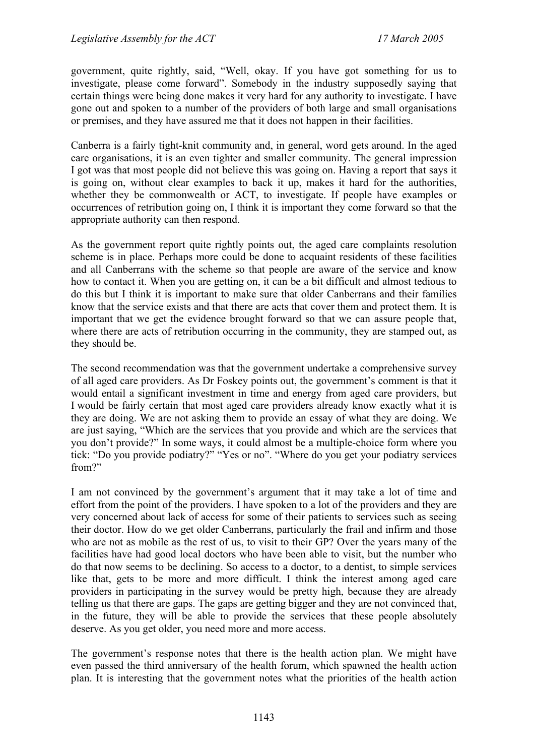government, quite rightly, said, "Well, okay. If you have got something for us to investigate, please come forward". Somebody in the industry supposedly saying that certain things were being done makes it very hard for any authority to investigate. I have gone out and spoken to a number of the providers of both large and small organisations or premises, and they have assured me that it does not happen in their facilities.

Canberra is a fairly tight-knit community and, in general, word gets around. In the aged care organisations, it is an even tighter and smaller community. The general impression I got was that most people did not believe this was going on. Having a report that says it is going on, without clear examples to back it up, makes it hard for the authorities, whether they be commonwealth or ACT, to investigate. If people have examples or occurrences of retribution going on, I think it is important they come forward so that the appropriate authority can then respond.

As the government report quite rightly points out, the aged care complaints resolution scheme is in place. Perhaps more could be done to acquaint residents of these facilities and all Canberrans with the scheme so that people are aware of the service and know how to contact it. When you are getting on, it can be a bit difficult and almost tedious to do this but I think it is important to make sure that older Canberrans and their families know that the service exists and that there are acts that cover them and protect them. It is important that we get the evidence brought forward so that we can assure people that, where there are acts of retribution occurring in the community, they are stamped out, as they should be.

The second recommendation was that the government undertake a comprehensive survey of all aged care providers. As Dr Foskey points out, the government's comment is that it would entail a significant investment in time and energy from aged care providers, but I would be fairly certain that most aged care providers already know exactly what it is they are doing. We are not asking them to provide an essay of what they are doing. We are just saying, "Which are the services that you provide and which are the services that you don't provide?" In some ways, it could almost be a multiple-choice form where you tick: "Do you provide podiatry?" "Yes or no". "Where do you get your podiatry services from?"

I am not convinced by the government's argument that it may take a lot of time and effort from the point of the providers. I have spoken to a lot of the providers and they are very concerned about lack of access for some of their patients to services such as seeing their doctor. How do we get older Canberrans, particularly the frail and infirm and those who are not as mobile as the rest of us, to visit to their GP? Over the years many of the facilities have had good local doctors who have been able to visit, but the number who do that now seems to be declining. So access to a doctor, to a dentist, to simple services like that, gets to be more and more difficult. I think the interest among aged care providers in participating in the survey would be pretty high, because they are already telling us that there are gaps. The gaps are getting bigger and they are not convinced that, in the future, they will be able to provide the services that these people absolutely deserve. As you get older, you need more and more access.

The government's response notes that there is the health action plan. We might have even passed the third anniversary of the health forum, which spawned the health action plan. It is interesting that the government notes what the priorities of the health action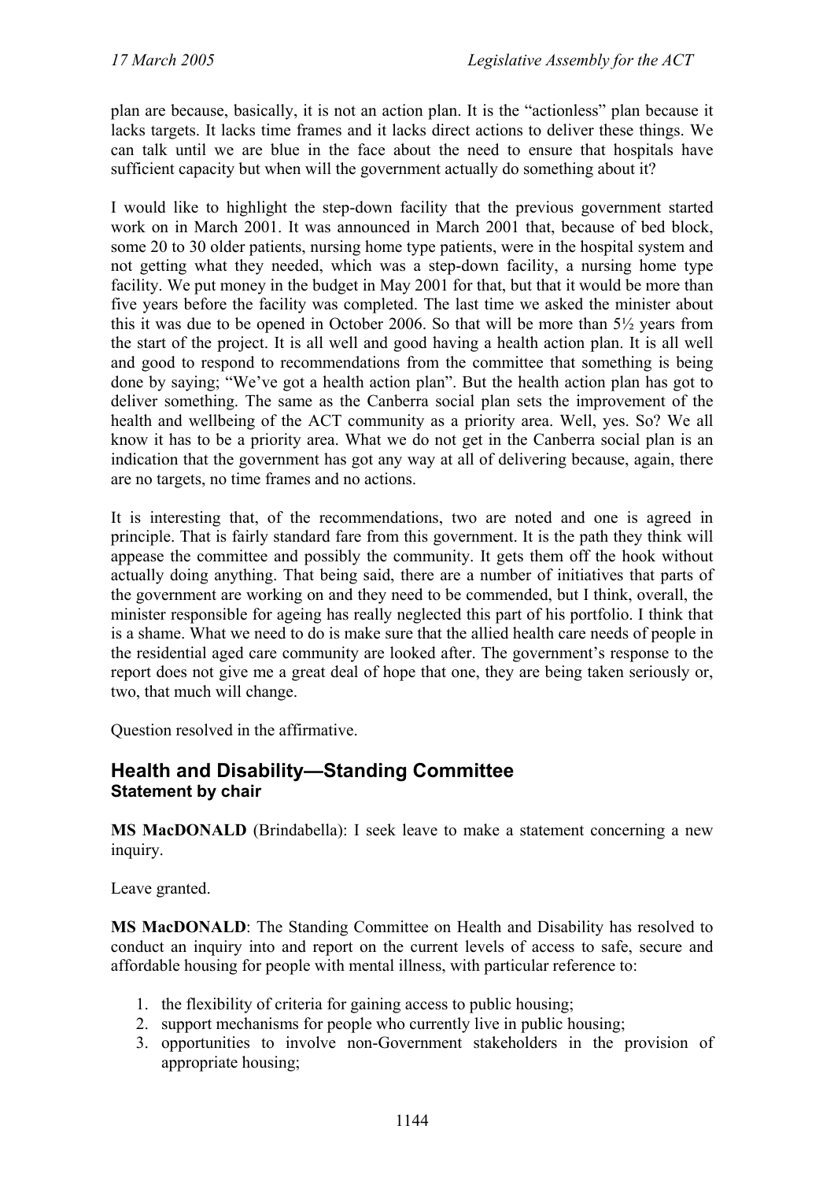plan are because, basically, it is not an action plan. It is the "actionless" plan because it lacks targets. It lacks time frames and it lacks direct actions to deliver these things. We can talk until we are blue in the face about the need to ensure that hospitals have sufficient capacity but when will the government actually do something about it?

I would like to highlight the step-down facility that the previous government started work on in March 2001. It was announced in March 2001 that, because of bed block, some 20 to 30 older patients, nursing home type patients, were in the hospital system and not getting what they needed, which was a step-down facility, a nursing home type facility. We put money in the budget in May 2001 for that, but that it would be more than five years before the facility was completed. The last time we asked the minister about this it was due to be opened in October 2006. So that will be more than 5½ years from the start of the project. It is all well and good having a health action plan. It is all well and good to respond to recommendations from the committee that something is being done by saying; "We've got a health action plan". But the health action plan has got to deliver something. The same as the Canberra social plan sets the improvement of the health and wellbeing of the ACT community as a priority area. Well, yes. So? We all know it has to be a priority area. What we do not get in the Canberra social plan is an indication that the government has got any way at all of delivering because, again, there are no targets, no time frames and no actions.

It is interesting that, of the recommendations, two are noted and one is agreed in principle. That is fairly standard fare from this government. It is the path they think will appease the committee and possibly the community. It gets them off the hook without actually doing anything. That being said, there are a number of initiatives that parts of the government are working on and they need to be commended, but I think, overall, the minister responsible for ageing has really neglected this part of his portfolio. I think that is a shame. What we need to do is make sure that the allied health care needs of people in the residential aged care community are looked after. The government's response to the report does not give me a great deal of hope that one, they are being taken seriously or, two, that much will change.

Question resolved in the affirmative.

## Health and Disability—Standing Committee
### Statement by chair

**MS MacDONALD** (Brindabella): I seek leave to make a statement concerning a new inquiry.

Leave granted.

**MS MacDONALD**: The Standing Committee on Health and Disability has resolved to conduct an inquiry into and report on the current levels of access to safe, secure and affordable housing for people with mental illness, with particular reference to:

1. the flexibility of criteria for gaining access to public housing;
2. support mechanisms for people who currently live in public housing;
3. opportunities to involve non-Government stakeholders in the provision of appropriate housing;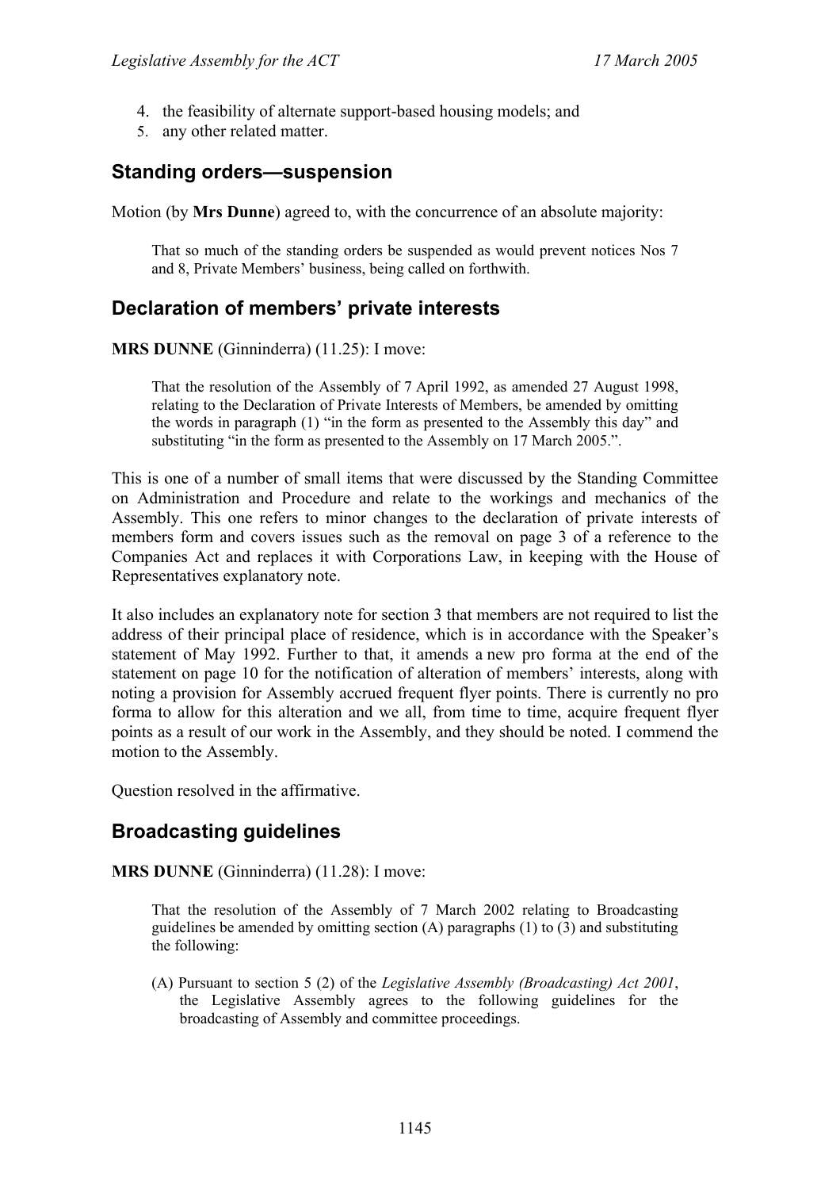4. the feasibility of alternate support-based housing models; and
5. any other related matter.

## Standing orders—suspension

Motion (by **Mrs Dunne**) agreed to, with the concurrence of an absolute majority:

> That so much of the standing orders be suspended as would prevent notices Nos 7 and 8, Private Members' business, being called on forthwith.

## Declaration of members' private interests

**MRS DUNNE** (Ginninderra) (11.25): I move:

> That the resolution of the Assembly of 7 April 1992, as amended 27 August 1998, relating to the Declaration of Private Interests of Members, be amended by omitting the words in paragraph (1) "in the form as presented to the Assembly this day" and substituting "in the form as presented to the Assembly on 17 March 2005.".

This is one of a number of small items that were discussed by the Standing Committee on Administration and Procedure and relate to the workings and mechanics of the Assembly. This one refers to minor changes to the declaration of private interests of members form and covers issues such as the removal on page 3 of a reference to the Companies Act and replaces it with Corporations Law, in keeping with the House of Representatives explanatory note.

It also includes an explanatory note for section 3 that members are not required to list the address of their principal place of residence, which is in accordance with the Speaker's statement of May 1992. Further to that, it amends a new pro forma at the end of the statement on page 10 for the notification of alteration of members' interests, along with noting a provision for Assembly accrued frequent flyer points. There is currently no pro forma to allow for this alteration and we all, from time to time, acquire frequent flyer points as a result of our work in the Assembly, and they should be noted. I commend the motion to the Assembly.

Question resolved in the affirmative.

## Broadcasting guidelines

**MRS DUNNE** (Ginninderra) (11.28): I move:

> That the resolution of the Assembly of 7 March 2002 relating to Broadcasting guidelines be amended by omitting section (A) paragraphs (1) to (3) and substituting the following:
>
> (A) Pursuant to section 5 (2) of the *Legislative Assembly (Broadcasting) Act 2001*, the Legislative Assembly agrees to the following guidelines for the broadcasting of Assembly and committee proceedings.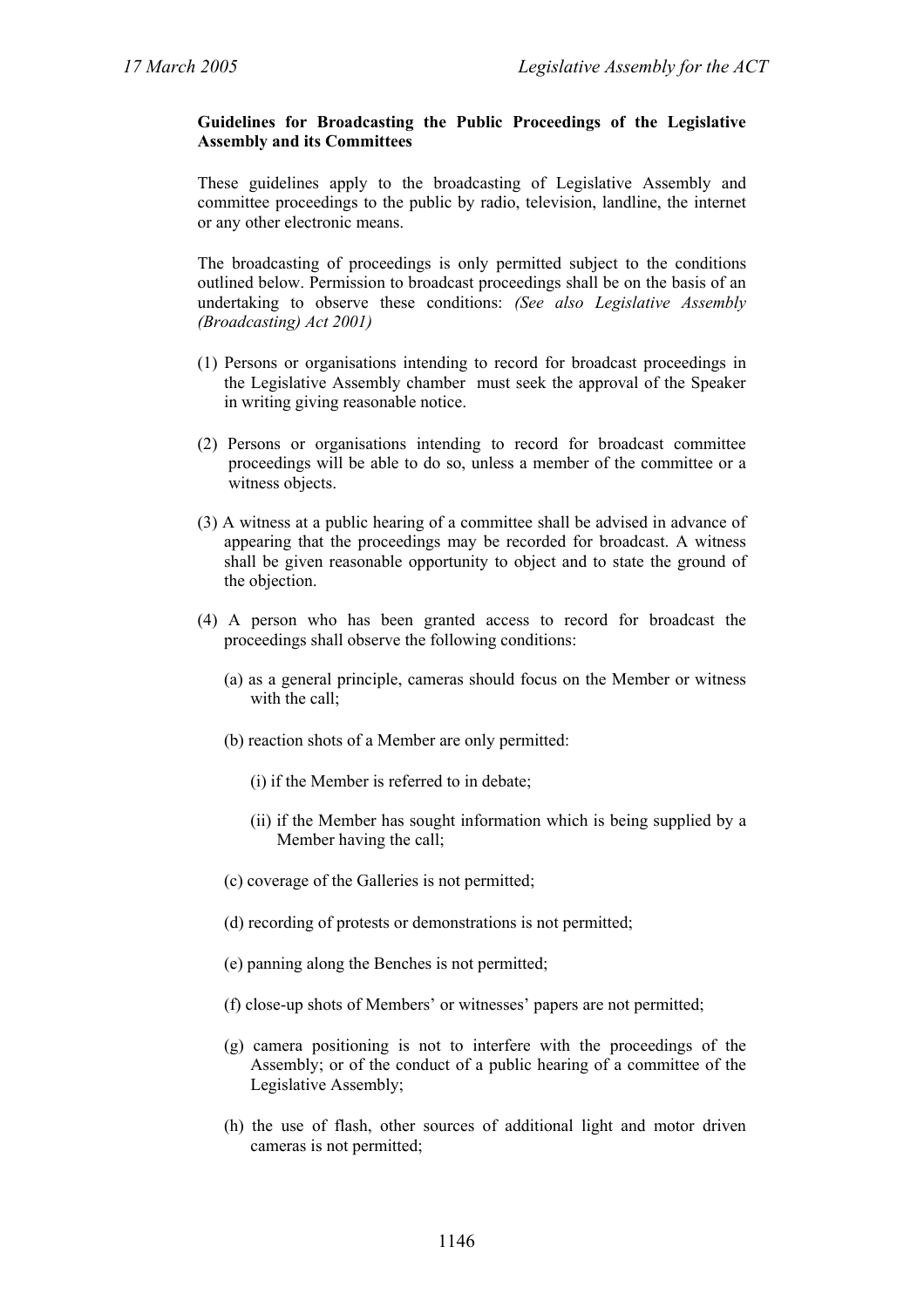**Guidelines for Broadcasting the Public Proceedings of the Legislative Assembly and its Committees**

These guidelines apply to the broadcasting of Legislative Assembly and committee proceedings to the public by radio, television, landline, the internet or any other electronic means.

The broadcasting of proceedings is only permitted subject to the conditions outlined below. Permission to broadcast proceedings shall be on the basis of an undertaking to observe these conditions: *(See also Legislative Assembly (Broadcasting) Act 2001)*

(1) Persons or organisations intending to record for broadcast proceedings in the Legislative Assembly chamber must seek the approval of the Speaker in writing giving reasonable notice.

(2) Persons or organisations intending to record for broadcast committee proceedings will be able to do so, unless a member of the committee or a witness objects.

(3) A witness at a public hearing of a committee shall be advised in advance of appearing that the proceedings may be recorded for broadcast. A witness shall be given reasonable opportunity to object and to state the ground of the objection.

(4) A person who has been granted access to record for broadcast the proceedings shall observe the following conditions:

(a) as a general principle, cameras should focus on the Member or witness with the call;

(b) reaction shots of a Member are only permitted:

(i) if the Member is referred to in debate;

(ii) if the Member has sought information which is being supplied by a Member having the call;

(c) coverage of the Galleries is not permitted;

(d) recording of protests or demonstrations is not permitted;

(e) panning along the Benches is not permitted;

(f) close-up shots of Members' or witnesses' papers are not permitted;

(g) camera positioning is not to interfere with the proceedings of the Assembly; or of the conduct of a public hearing of a committee of the Legislative Assembly;

(h) the use of flash, other sources of additional light and motor driven cameras is not permitted;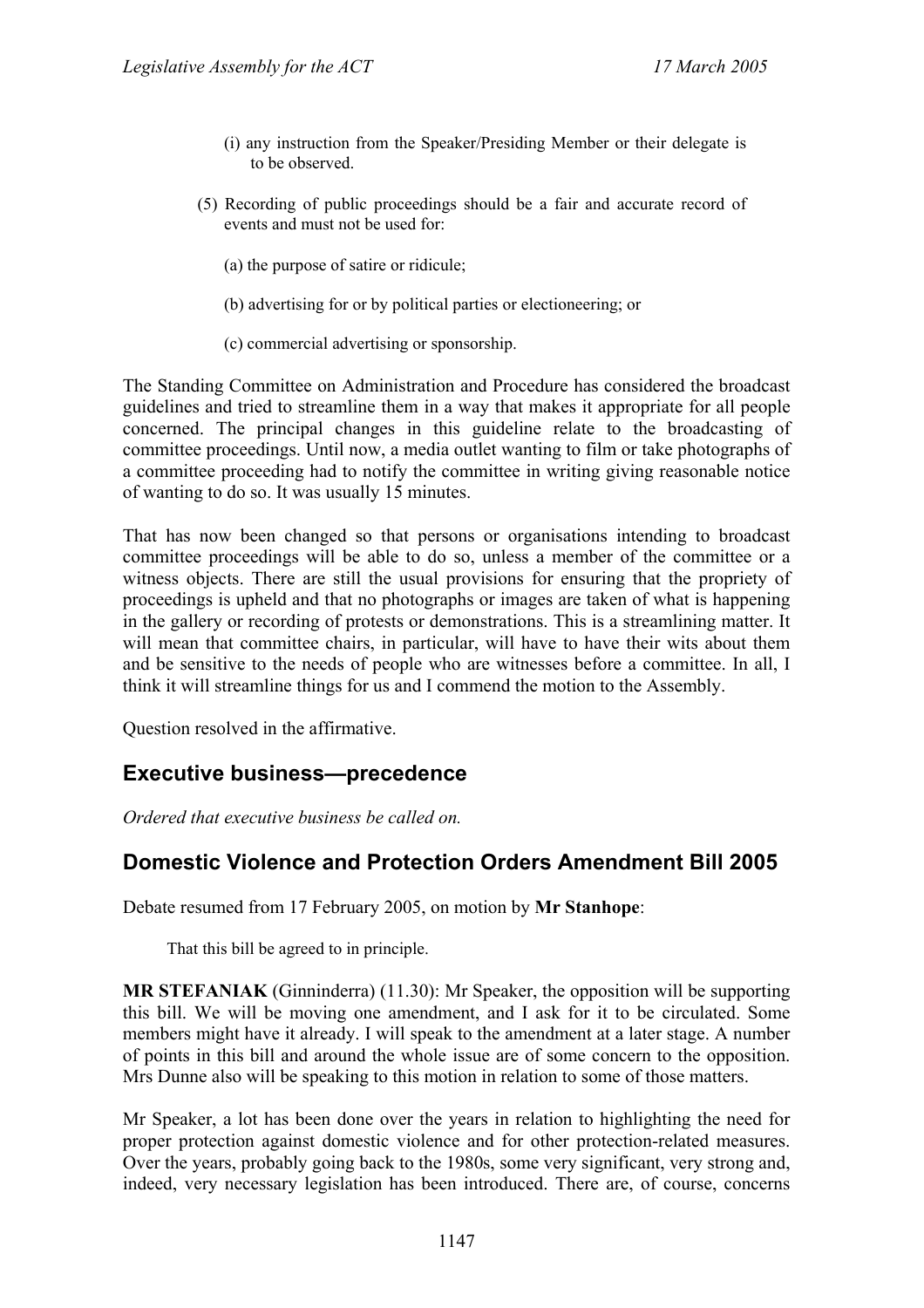(i) any instruction from the Speaker/Presiding Member or their delegate is to be observed.

(5) Recording of public proceedings should be a fair and accurate record of events and must not be used for:

(a) the purpose of satire or ridicule;

(b) advertising for or by political parties or electioneering; or

(c) commercial advertising or sponsorship.

The Standing Committee on Administration and Procedure has considered the broadcast guidelines and tried to streamline them in a way that makes it appropriate for all people concerned. The principal changes in this guideline relate to the broadcasting of committee proceedings. Until now, a media outlet wanting to film or take photographs of a committee proceeding had to notify the committee in writing giving reasonable notice of wanting to do so. It was usually 15 minutes.

That has now been changed so that persons or organisations intending to broadcast committee proceedings will be able to do so, unless a member of the committee or a witness objects. There are still the usual provisions for ensuring that the propriety of proceedings is upheld and that no photographs or images are taken of what is happening in the gallery or recording of protests or demonstrations. This is a streamlining matter. It will mean that committee chairs, in particular, will have to have their wits about them and be sensitive to the needs of people who are witnesses before a committee. In all, I think it will streamline things for us and I commend the motion to the Assembly.

Question resolved in the affirmative.

## Executive business—precedence

*Ordered that executive business be called on.*

## Domestic Violence and Protection Orders Amendment Bill 2005

Debate resumed from 17 February 2005, on motion by **Mr Stanhope**:

> That this bill be agreed to in principle.

**MR STEFANIAK** (Ginninderra) (11.30): Mr Speaker, the opposition will be supporting this bill. We will be moving one amendment, and I ask for it to be circulated. Some members might have it already. I will speak to the amendment at a later stage. A number of points in this bill and around the whole issue are of some concern to the opposition. Mrs Dunne also will be speaking to this motion in relation to some of those matters.

Mr Speaker, a lot has been done over the years in relation to highlighting the need for proper protection against domestic violence and for other protection-related measures. Over the years, probably going back to the 1980s, some very significant, very strong and, indeed, very necessary legislation has been introduced. There are, of course, concerns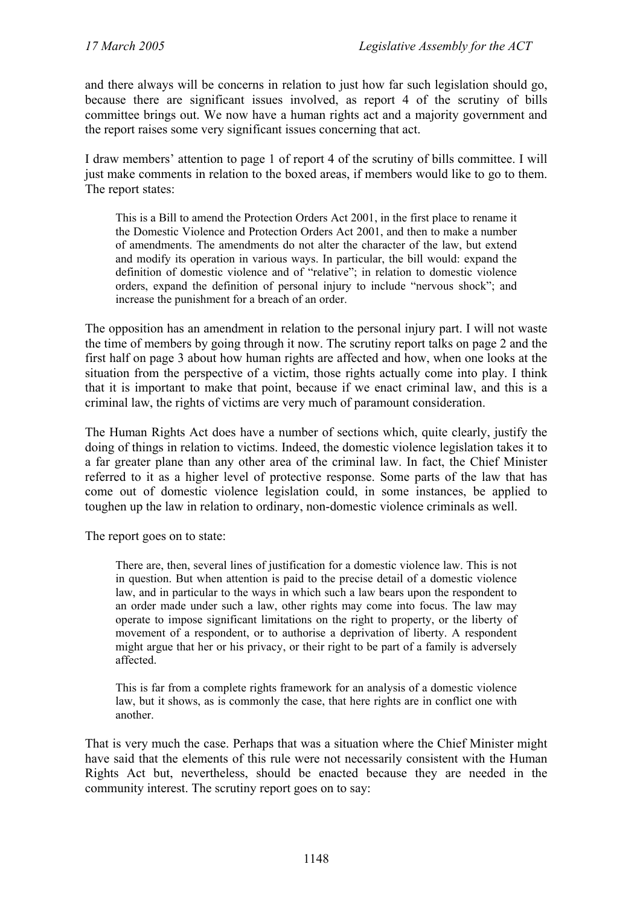and there always will be concerns in relation to just how far such legislation should go, because there are significant issues involved, as report 4 of the scrutiny of bills committee brings out. We now have a human rights act and a majority government and the report raises some very significant issues concerning that act.

I draw members' attention to page 1 of report 4 of the scrutiny of bills committee. I will just make comments in relation to the boxed areas, if members would like to go to them. The report states:

> This is a Bill to amend the Protection Orders Act 2001, in the first place to rename it the Domestic Violence and Protection Orders Act 2001, and then to make a number of amendments. The amendments do not alter the character of the law, but extend and modify its operation in various ways. In particular, the bill would: expand the definition of domestic violence and of "relative"; in relation to domestic violence orders, expand the definition of personal injury to include "nervous shock"; and increase the punishment for a breach of an order.

The opposition has an amendment in relation to the personal injury part. I will not waste the time of members by going through it now. The scrutiny report talks on page 2 and the first half on page 3 about how human rights are affected and how, when one looks at the situation from the perspective of a victim, those rights actually come into play. I think that it is important to make that point, because if we enact criminal law, and this is a criminal law, the rights of victims are very much of paramount consideration.

The Human Rights Act does have a number of sections which, quite clearly, justify the doing of things in relation to victims. Indeed, the domestic violence legislation takes it to a far greater plane than any other area of the criminal law. In fact, the Chief Minister referred to it as a higher level of protective response. Some parts of the law that has come out of domestic violence legislation could, in some instances, be applied to toughen up the law in relation to ordinary, non-domestic violence criminals as well.

The report goes on to state:

> There are, then, several lines of justification for a domestic violence law. This is not in question. But when attention is paid to the precise detail of a domestic violence law, and in particular to the ways in which such a law bears upon the respondent to an order made under such a law, other rights may come into focus. The law may operate to impose significant limitations on the right to property, or the liberty of movement of a respondent, or to authorise a deprivation of liberty. A respondent might argue that her or his privacy, or their right to be part of a family is adversely affected.
>
> This is far from a complete rights framework for an analysis of a domestic violence law, but it shows, as is commonly the case, that here rights are in conflict one with another.

That is very much the case. Perhaps that was a situation where the Chief Minister might have said that the elements of this rule were not necessarily consistent with the Human Rights Act but, nevertheless, should be enacted because they are needed in the community interest. The scrutiny report goes on to say: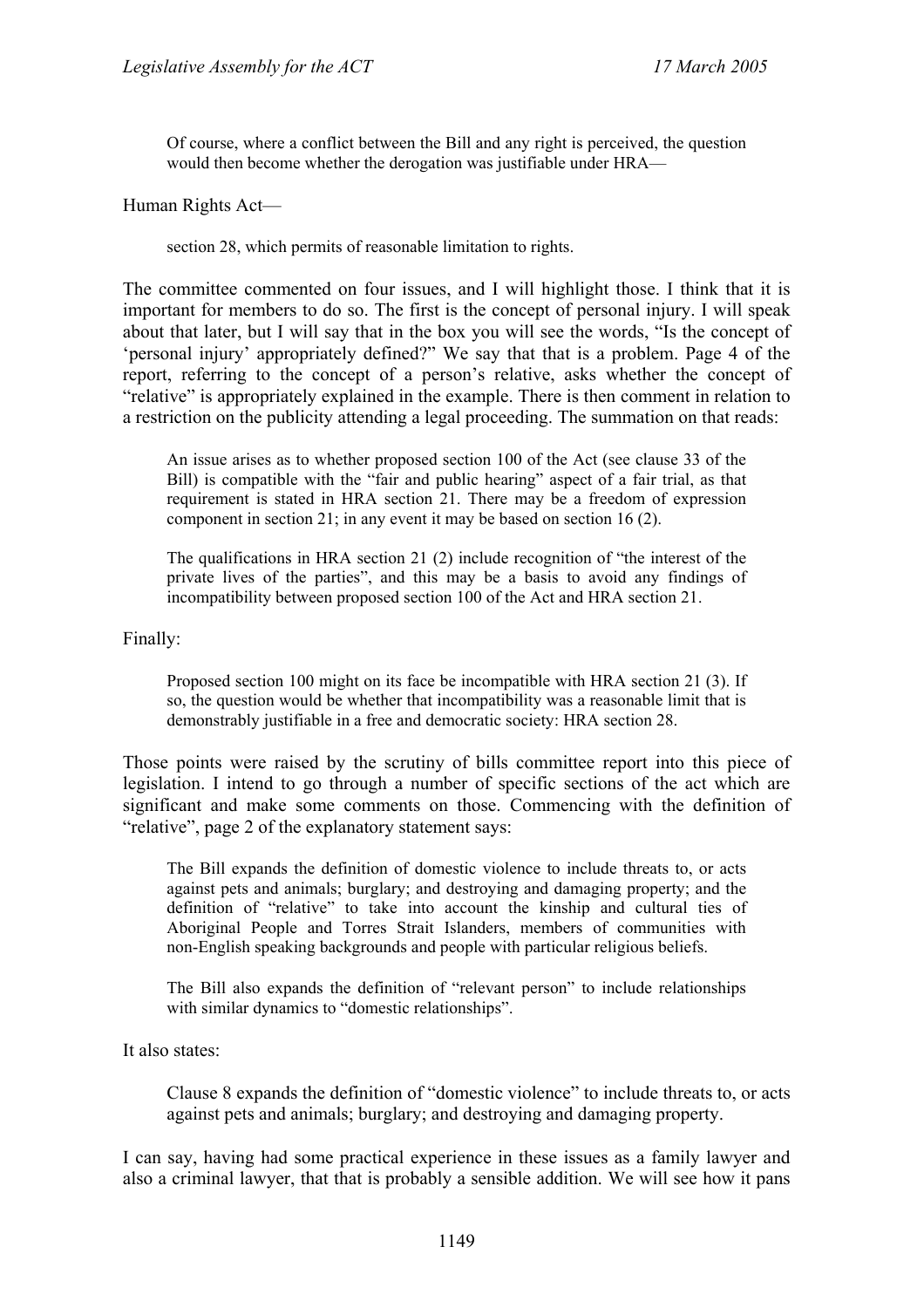> Of course, where a conflict between the Bill and any right is perceived, the question would then become whether the derogation was justifiable under HRA—

Human Rights Act—

> section 28, which permits of reasonable limitation to rights.

The committee commented on four issues, and I will highlight those. I think that it is important for members to do so. The first is the concept of personal injury. I will speak about that later, but I will say that in the box you will see the words, "Is the concept of 'personal injury' appropriately defined?" We say that that is a problem. Page 4 of the report, referring to the concept of a person's relative, asks whether the concept of "relative" is appropriately explained in the example. There is then comment in relation to a restriction on the publicity attending a legal proceeding. The summation on that reads:

> An issue arises as to whether proposed section 100 of the Act (see clause 33 of the Bill) is compatible with the "fair and public hearing" aspect of a fair trial, as that requirement is stated in HRA section 21. There may be a freedom of expression component in section 21; in any event it may be based on section 16 (2).
>
> The qualifications in HRA section 21 (2) include recognition of "the interest of the private lives of the parties", and this may be a basis to avoid any findings of incompatibility between proposed section 100 of the Act and HRA section 21.

Finally:

> Proposed section 100 might on its face be incompatible with HRA section 21 (3). If so, the question would be whether that incompatibility was a reasonable limit that is demonstrably justifiable in a free and democratic society: HRA section 28.

Those points were raised by the scrutiny of bills committee report into this piece of legislation. I intend to go through a number of specific sections of the act which are significant and make some comments on those. Commencing with the definition of "relative", page 2 of the explanatory statement says:

> The Bill expands the definition of domestic violence to include threats to, or acts against pets and animals; burglary; and destroying and damaging property; and the definition of "relative" to take into account the kinship and cultural ties of Aboriginal People and Torres Strait Islanders, members of communities with non-English speaking backgrounds and people with particular religious beliefs.
>
> The Bill also expands the definition of "relevant person" to include relationships with similar dynamics to "domestic relationships".

It also states:

> Clause 8 expands the definition of "domestic violence" to include threats to, or acts against pets and animals; burglary; and destroying and damaging property.

I can say, having had some practical experience in these issues as a family lawyer and also a criminal lawyer, that that is probably a sensible addition. We will see how it pans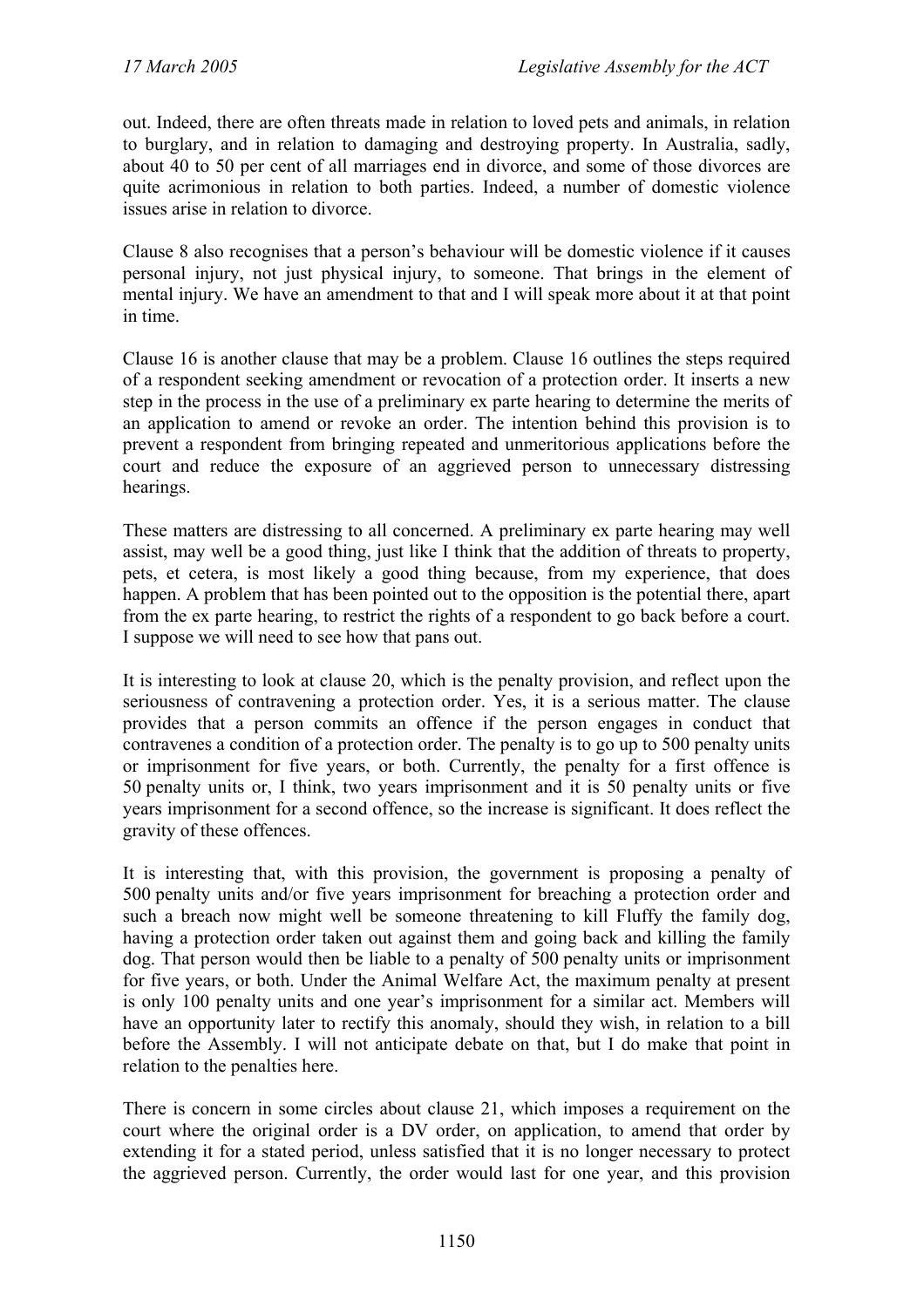out. Indeed, there are often threats made in relation to loved pets and animals, in relation to burglary, and in relation to damaging and destroying property. In Australia, sadly, about 40 to 50 per cent of all marriages end in divorce, and some of those divorces are quite acrimonious in relation to both parties. Indeed, a number of domestic violence issues arise in relation to divorce.

Clause 8 also recognises that a person's behaviour will be domestic violence if it causes personal injury, not just physical injury, to someone. That brings in the element of mental injury. We have an amendment to that and I will speak more about it at that point in time.

Clause 16 is another clause that may be a problem. Clause 16 outlines the steps required of a respondent seeking amendment or revocation of a protection order. It inserts a new step in the process in the use of a preliminary ex parte hearing to determine the merits of an application to amend or revoke an order. The intention behind this provision is to prevent a respondent from bringing repeated and unmeritorious applications before the court and reduce the exposure of an aggrieved person to unnecessary distressing hearings.

These matters are distressing to all concerned. A preliminary ex parte hearing may well assist, may well be a good thing, just like I think that the addition of threats to property, pets, et cetera, is most likely a good thing because, from my experience, that does happen. A problem that has been pointed out to the opposition is the potential there, apart from the ex parte hearing, to restrict the rights of a respondent to go back before a court. I suppose we will need to see how that pans out.

It is interesting to look at clause 20, which is the penalty provision, and reflect upon the seriousness of contravening a protection order. Yes, it is a serious matter. The clause provides that a person commits an offence if the person engages in conduct that contravenes a condition of a protection order. The penalty is to go up to 500 penalty units or imprisonment for five years, or both. Currently, the penalty for a first offence is 50 penalty units or, I think, two years imprisonment and it is 50 penalty units or five years imprisonment for a second offence, so the increase is significant. It does reflect the gravity of these offences.

It is interesting that, with this provision, the government is proposing a penalty of 500 penalty units and/or five years imprisonment for breaching a protection order and such a breach now might well be someone threatening to kill Fluffy the family dog, having a protection order taken out against them and going back and killing the family dog. That person would then be liable to a penalty of 500 penalty units or imprisonment for five years, or both. Under the Animal Welfare Act, the maximum penalty at present is only 100 penalty units and one year's imprisonment for a similar act. Members will have an opportunity later to rectify this anomaly, should they wish, in relation to a bill before the Assembly. I will not anticipate debate on that, but I do make that point in relation to the penalties here.

There is concern in some circles about clause 21, which imposes a requirement on the court where the original order is a DV order, on application, to amend that order by extending it for a stated period, unless satisfied that it is no longer necessary to protect the aggrieved person. Currently, the order would last for one year, and this provision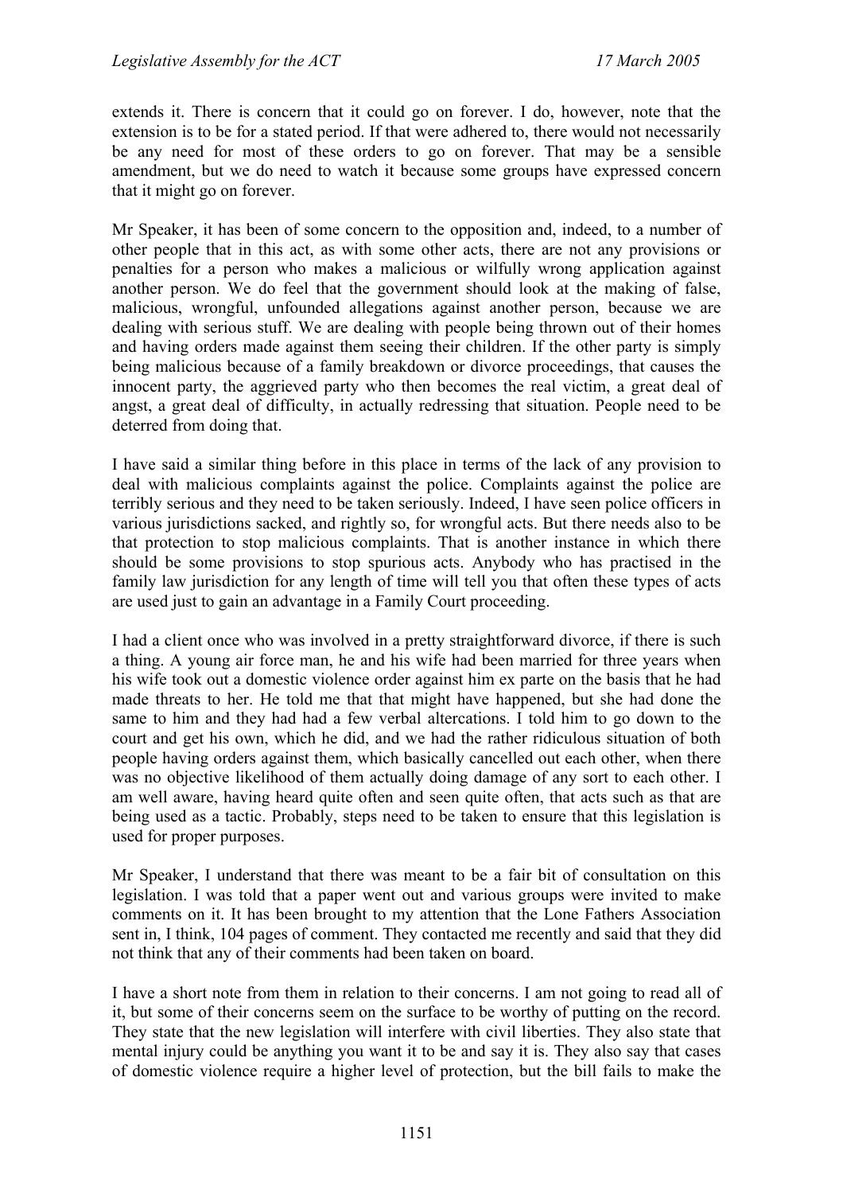extends it. There is concern that it could go on forever. I do, however, note that the extension is to be for a stated period. If that were adhered to, there would not necessarily be any need for most of these orders to go on forever. That may be a sensible amendment, but we do need to watch it because some groups have expressed concern that it might go on forever.

Mr Speaker, it has been of some concern to the opposition and, indeed, to a number of other people that in this act, as with some other acts, there are not any provisions or penalties for a person who makes a malicious or wilfully wrong application against another person. We do feel that the government should look at the making of false, malicious, wrongful, unfounded allegations against another person, because we are dealing with serious stuff. We are dealing with people being thrown out of their homes and having orders made against them seeing their children. If the other party is simply being malicious because of a family breakdown or divorce proceedings, that causes the innocent party, the aggrieved party who then becomes the real victim, a great deal of angst, a great deal of difficulty, in actually redressing that situation. People need to be deterred from doing that.

I have said a similar thing before in this place in terms of the lack of any provision to deal with malicious complaints against the police. Complaints against the police are terribly serious and they need to be taken seriously. Indeed, I have seen police officers in various jurisdictions sacked, and rightly so, for wrongful acts. But there needs also to be that protection to stop malicious complaints. That is another instance in which there should be some provisions to stop spurious acts. Anybody who has practised in the family law jurisdiction for any length of time will tell you that often these types of acts are used just to gain an advantage in a Family Court proceeding.

I had a client once who was involved in a pretty straightforward divorce, if there is such a thing. A young air force man, he and his wife had been married for three years when his wife took out a domestic violence order against him ex parte on the basis that he had made threats to her. He told me that that might have happened, but she had done the same to him and they had had a few verbal altercations. I told him to go down to the court and get his own, which he did, and we had the rather ridiculous situation of both people having orders against them, which basically cancelled out each other, when there was no objective likelihood of them actually doing damage of any sort to each other. I am well aware, having heard quite often and seen quite often, that acts such as that are being used as a tactic. Probably, steps need to be taken to ensure that this legislation is used for proper purposes.

Mr Speaker, I understand that there was meant to be a fair bit of consultation on this legislation. I was told that a paper went out and various groups were invited to make comments on it. It has been brought to my attention that the Lone Fathers Association sent in, I think, 104 pages of comment. They contacted me recently and said that they did not think that any of their comments had been taken on board.

I have a short note from them in relation to their concerns. I am not going to read all of it, but some of their concerns seem on the surface to be worthy of putting on the record. They state that the new legislation will interfere with civil liberties. They also state that mental injury could be anything you want it to be and say it is. They also say that cases of domestic violence require a higher level of protection, but the bill fails to make the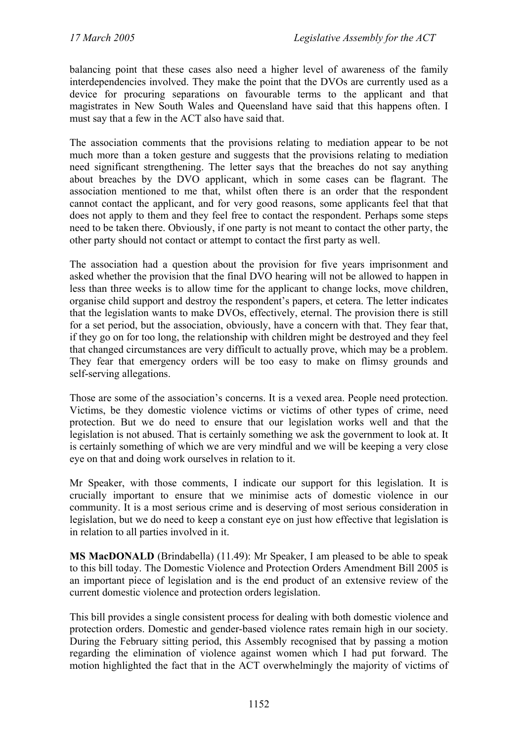balancing point that these cases also need a higher level of awareness of the family interdependencies involved. They make the point that the DVOs are currently used as a device for procuring separations on favourable terms to the applicant and that magistrates in New South Wales and Queensland have said that this happens often. I must say that a few in the ACT also have said that.

The association comments that the provisions relating to mediation appear to be not much more than a token gesture and suggests that the provisions relating to mediation need significant strengthening. The letter says that the breaches do not say anything about breaches by the DVO applicant, which in some cases can be flagrant. The association mentioned to me that, whilst often there is an order that the respondent cannot contact the applicant, and for very good reasons, some applicants feel that that does not apply to them and they feel free to contact the respondent. Perhaps some steps need to be taken there. Obviously, if one party is not meant to contact the other party, the other party should not contact or attempt to contact the first party as well.

The association had a question about the provision for five years imprisonment and asked whether the provision that the final DVO hearing will not be allowed to happen in less than three weeks is to allow time for the applicant to change locks, move children, organise child support and destroy the respondent's papers, et cetera. The letter indicates that the legislation wants to make DVOs, effectively, eternal. The provision there is still for a set period, but the association, obviously, have a concern with that. They fear that, if they go on for too long, the relationship with children might be destroyed and they feel that changed circumstances are very difficult to actually prove, which may be a problem. They fear that emergency orders will be too easy to make on flimsy grounds and self-serving allegations.

Those are some of the association's concerns. It is a vexed area. People need protection. Victims, be they domestic violence victims or victims of other types of crime, need protection. But we do need to ensure that our legislation works well and that the legislation is not abused. That is certainly something we ask the government to look at. It is certainly something of which we are very mindful and we will be keeping a very close eye on that and doing work ourselves in relation to it.

Mr Speaker, with those comments, I indicate our support for this legislation. It is crucially important to ensure that we minimise acts of domestic violence in our community. It is a most serious crime and is deserving of most serious consideration in legislation, but we do need to keep a constant eye on just how effective that legislation is in relation to all parties involved in it.

**MS MacDONALD** (Brindabella) (11.49): Mr Speaker, I am pleased to be able to speak to this bill today. The Domestic Violence and Protection Orders Amendment Bill 2005 is an important piece of legislation and is the end product of an extensive review of the current domestic violence and protection orders legislation.

This bill provides a single consistent process for dealing with both domestic violence and protection orders. Domestic and gender-based violence rates remain high in our society. During the February sitting period, this Assembly recognised that by passing a motion regarding the elimination of violence against women which I had put forward. The motion highlighted the fact that in the ACT overwhelmingly the majority of victims of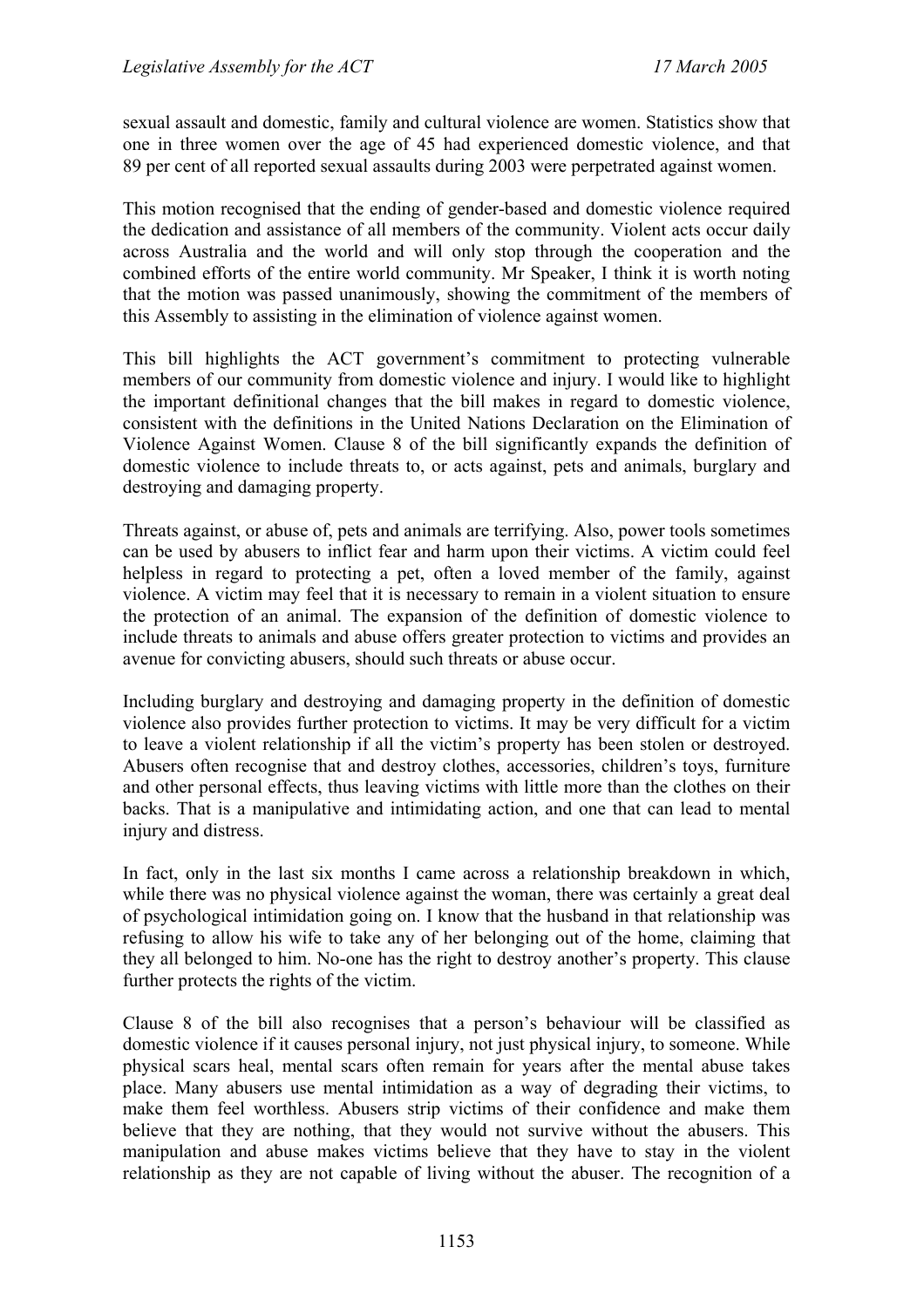sexual assault and domestic, family and cultural violence are women. Statistics show that one in three women over the age of 45 had experienced domestic violence, and that 89 per cent of all reported sexual assaults during 2003 were perpetrated against women.

This motion recognised that the ending of gender-based and domestic violence required the dedication and assistance of all members of the community. Violent acts occur daily across Australia and the world and will only stop through the cooperation and the combined efforts of the entire world community. Mr Speaker, I think it is worth noting that the motion was passed unanimously, showing the commitment of the members of this Assembly to assisting in the elimination of violence against women.

This bill highlights the ACT government's commitment to protecting vulnerable members of our community from domestic violence and injury. I would like to highlight the important definitional changes that the bill makes in regard to domestic violence, consistent with the definitions in the United Nations Declaration on the Elimination of Violence Against Women. Clause 8 of the bill significantly expands the definition of domestic violence to include threats to, or acts against, pets and animals, burglary and destroying and damaging property.

Threats against, or abuse of, pets and animals are terrifying. Also, power tools sometimes can be used by abusers to inflict fear and harm upon their victims. A victim could feel helpless in regard to protecting a pet, often a loved member of the family, against violence. A victim may feel that it is necessary to remain in a violent situation to ensure the protection of an animal. The expansion of the definition of domestic violence to include threats to animals and abuse offers greater protection to victims and provides an avenue for convicting abusers, should such threats or abuse occur.

Including burglary and destroying and damaging property in the definition of domestic violence also provides further protection to victims. It may be very difficult for a victim to leave a violent relationship if all the victim's property has been stolen or destroyed. Abusers often recognise that and destroy clothes, accessories, children's toys, furniture and other personal effects, thus leaving victims with little more than the clothes on their backs. That is a manipulative and intimidating action, and one that can lead to mental injury and distress.

In fact, only in the last six months I came across a relationship breakdown in which, while there was no physical violence against the woman, there was certainly a great deal of psychological intimidation going on. I know that the husband in that relationship was refusing to allow his wife to take any of her belonging out of the home, claiming that they all belonged to him. No-one has the right to destroy another's property. This clause further protects the rights of the victim.

Clause 8 of the bill also recognises that a person's behaviour will be classified as domestic violence if it causes personal injury, not just physical injury, to someone. While physical scars heal, mental scars often remain for years after the mental abuse takes place. Many abusers use mental intimidation as a way of degrading their victims, to make them feel worthless. Abusers strip victims of their confidence and make them believe that they are nothing, that they would not survive without the abusers. This manipulation and abuse makes victims believe that they have to stay in the violent relationship as they are not capable of living without the abuser. The recognition of a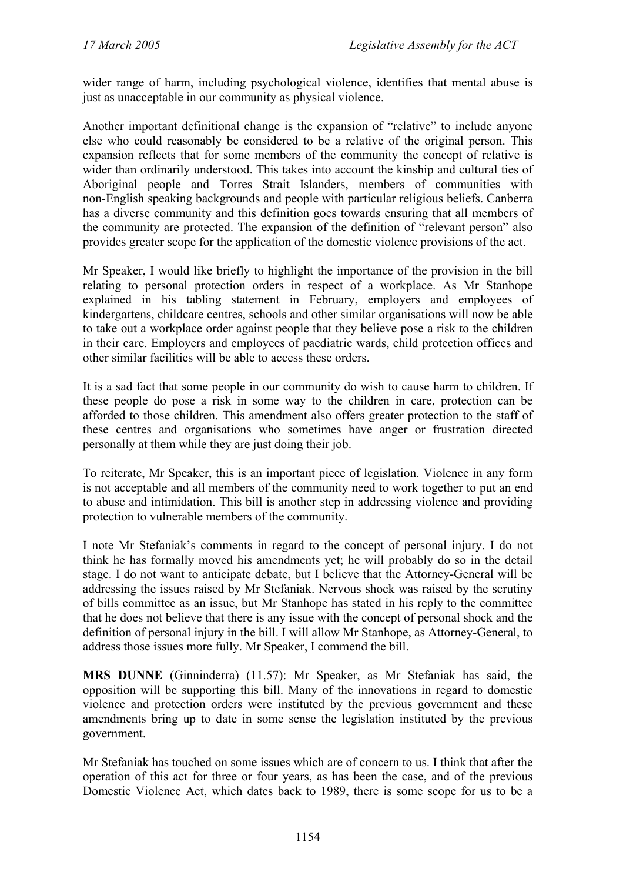wider range of harm, including psychological violence, identifies that mental abuse is just as unacceptable in our community as physical violence.

Another important definitional change is the expansion of "relative" to include anyone else who could reasonably be considered to be a relative of the original person. This expansion reflects that for some members of the community the concept of relative is wider than ordinarily understood. This takes into account the kinship and cultural ties of Aboriginal people and Torres Strait Islanders, members of communities with non-English speaking backgrounds and people with particular religious beliefs. Canberra has a diverse community and this definition goes towards ensuring that all members of the community are protected. The expansion of the definition of "relevant person" also provides greater scope for the application of the domestic violence provisions of the act.

Mr Speaker, I would like briefly to highlight the importance of the provision in the bill relating to personal protection orders in respect of a workplace. As Mr Stanhope explained in his tabling statement in February, employers and employees of kindergartens, childcare centres, schools and other similar organisations will now be able to take out a workplace order against people that they believe pose a risk to the children in their care. Employers and employees of paediatric wards, child protection offices and other similar facilities will be able to access these orders.

It is a sad fact that some people in our community do wish to cause harm to children. If these people do pose a risk in some way to the children in care, protection can be afforded to those children. This amendment also offers greater protection to the staff of these centres and organisations who sometimes have anger or frustration directed personally at them while they are just doing their job.

To reiterate, Mr Speaker, this is an important piece of legislation. Violence in any form is not acceptable and all members of the community need to work together to put an end to abuse and intimidation. This bill is another step in addressing violence and providing protection to vulnerable members of the community.

I note Mr Stefaniak's comments in regard to the concept of personal injury. I do not think he has formally moved his amendments yet; he will probably do so in the detail stage. I do not want to anticipate debate, but I believe that the Attorney-General will be addressing the issues raised by Mr Stefaniak. Nervous shock was raised by the scrutiny of bills committee as an issue, but Mr Stanhope has stated in his reply to the committee that he does not believe that there is any issue with the concept of personal shock and the definition of personal injury in the bill. I will allow Mr Stanhope, as Attorney-General, to address those issues more fully. Mr Speaker, I commend the bill.

**MRS DUNNE** (Ginninderra) (11.57): Mr Speaker, as Mr Stefaniak has said, the opposition will be supporting this bill. Many of the innovations in regard to domestic violence and protection orders were instituted by the previous government and these amendments bring up to date in some sense the legislation instituted by the previous government.

Mr Stefaniak has touched on some issues which are of concern to us. I think that after the operation of this act for three or four years, as has been the case, and of the previous Domestic Violence Act, which dates back to 1989, there is some scope for us to be a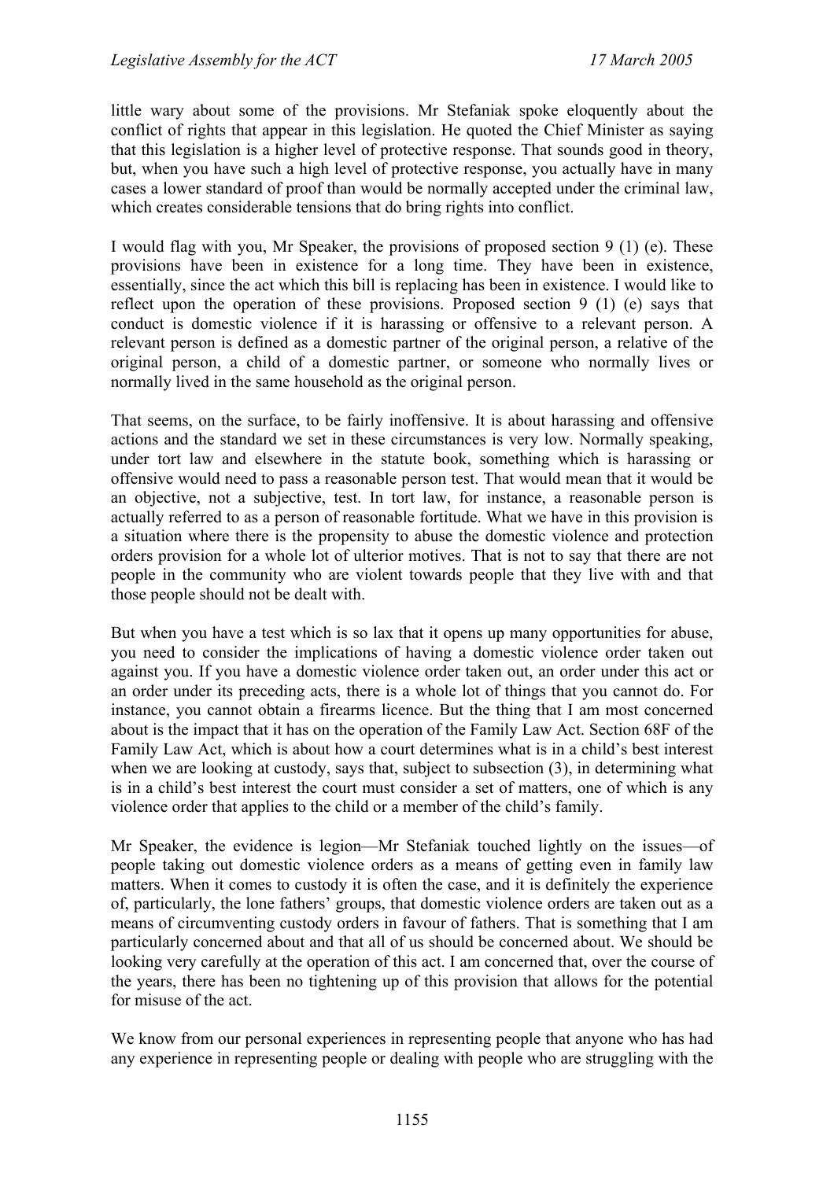little wary about some of the provisions. Mr Stefaniak spoke eloquently about the conflict of rights that appear in this legislation. He quoted the Chief Minister as saying that this legislation is a higher level of protective response. That sounds good in theory, but, when you have such a high level of protective response, you actually have in many cases a lower standard of proof than would be normally accepted under the criminal law, which creates considerable tensions that do bring rights into conflict.

I would flag with you, Mr Speaker, the provisions of proposed section 9 (1) (e). These provisions have been in existence for a long time. They have been in existence, essentially, since the act which this bill is replacing has been in existence. I would like to reflect upon the operation of these provisions. Proposed section 9 (1) (e) says that conduct is domestic violence if it is harassing or offensive to a relevant person. A relevant person is defined as a domestic partner of the original person, a relative of the original person, a child of a domestic partner, or someone who normally lives or normally lived in the same household as the original person.

That seems, on the surface, to be fairly inoffensive. It is about harassing and offensive actions and the standard we set in these circumstances is very low. Normally speaking, under tort law and elsewhere in the statute book, something which is harassing or offensive would need to pass a reasonable person test. That would mean that it would be an objective, not a subjective, test. In tort law, for instance, a reasonable person is actually referred to as a person of reasonable fortitude. What we have in this provision is a situation where there is the propensity to abuse the domestic violence and protection orders provision for a whole lot of ulterior motives. That is not to say that there are not people in the community who are violent towards people that they live with and that those people should not be dealt with.

But when you have a test which is so lax that it opens up many opportunities for abuse, you need to consider the implications of having a domestic violence order taken out against you. If you have a domestic violence order taken out, an order under this act or an order under its preceding acts, there is a whole lot of things that you cannot do. For instance, you cannot obtain a firearms licence. But the thing that I am most concerned about is the impact that it has on the operation of the Family Law Act. Section 68F of the Family Law Act, which is about how a court determines what is in a child's best interest when we are looking at custody, says that, subject to subsection (3), in determining what is in a child's best interest the court must consider a set of matters, one of which is any violence order that applies to the child or a member of the child's family.

Mr Speaker, the evidence is legion—Mr Stefaniak touched lightly on the issues—of people taking out domestic violence orders as a means of getting even in family law matters. When it comes to custody it is often the case, and it is definitely the experience of, particularly, the lone fathers' groups, that domestic violence orders are taken out as a means of circumventing custody orders in favour of fathers. That is something that I am particularly concerned about and that all of us should be concerned about. We should be looking very carefully at the operation of this act. I am concerned that, over the course of the years, there has been no tightening up of this provision that allows for the potential for misuse of the act.

We know from our personal experiences in representing people that anyone who has had any experience in representing people or dealing with people who are struggling with the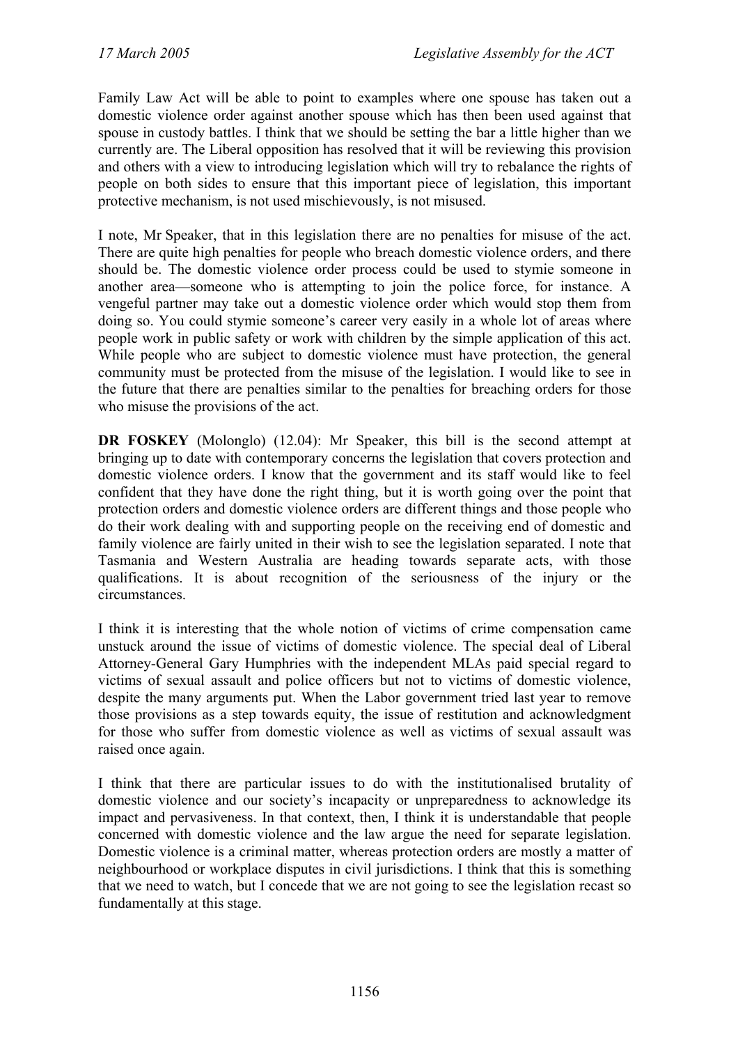Family Law Act will be able to point to examples where one spouse has taken out a domestic violence order against another spouse which has then been used against that spouse in custody battles. I think that we should be setting the bar a little higher than we currently are. The Liberal opposition has resolved that it will be reviewing this provision and others with a view to introducing legislation which will try to rebalance the rights of people on both sides to ensure that this important piece of legislation, this important protective mechanism, is not used mischievously, is not misused.

I note, Mr Speaker, that in this legislation there are no penalties for misuse of the act. There are quite high penalties for people who breach domestic violence orders, and there should be. The domestic violence order process could be used to stymie someone in another area—someone who is attempting to join the police force, for instance. A vengeful partner may take out a domestic violence order which would stop them from doing so. You could stymie someone's career very easily in a whole lot of areas where people work in public safety or work with children by the simple application of this act. While people who are subject to domestic violence must have protection, the general community must be protected from the misuse of the legislation. I would like to see in the future that there are penalties similar to the penalties for breaching orders for those who misuse the provisions of the act.

**DR FOSKEY** (Molonglo) (12.04): Mr Speaker, this bill is the second attempt at bringing up to date with contemporary concerns the legislation that covers protection and domestic violence orders. I know that the government and its staff would like to feel confident that they have done the right thing, but it is worth going over the point that protection orders and domestic violence orders are different things and those people who do their work dealing with and supporting people on the receiving end of domestic and family violence are fairly united in their wish to see the legislation separated. I note that Tasmania and Western Australia are heading towards separate acts, with those qualifications. It is about recognition of the seriousness of the injury or the circumstances.

I think it is interesting that the whole notion of victims of crime compensation came unstuck around the issue of victims of domestic violence. The special deal of Liberal Attorney-General Gary Humphries with the independent MLAs paid special regard to victims of sexual assault and police officers but not to victims of domestic violence, despite the many arguments put. When the Labor government tried last year to remove those provisions as a step towards equity, the issue of restitution and acknowledgment for those who suffer from domestic violence as well as victims of sexual assault was raised once again.

I think that there are particular issues to do with the institutionalised brutality of domestic violence and our society's incapacity or unpreparedness to acknowledge its impact and pervasiveness. In that context, then, I think it is understandable that people concerned with domestic violence and the law argue the need for separate legislation. Domestic violence is a criminal matter, whereas protection orders are mostly a matter of neighbourhood or workplace disputes in civil jurisdictions. I think that this is something that we need to watch, but I concede that we are not going to see the legislation recast so fundamentally at this stage.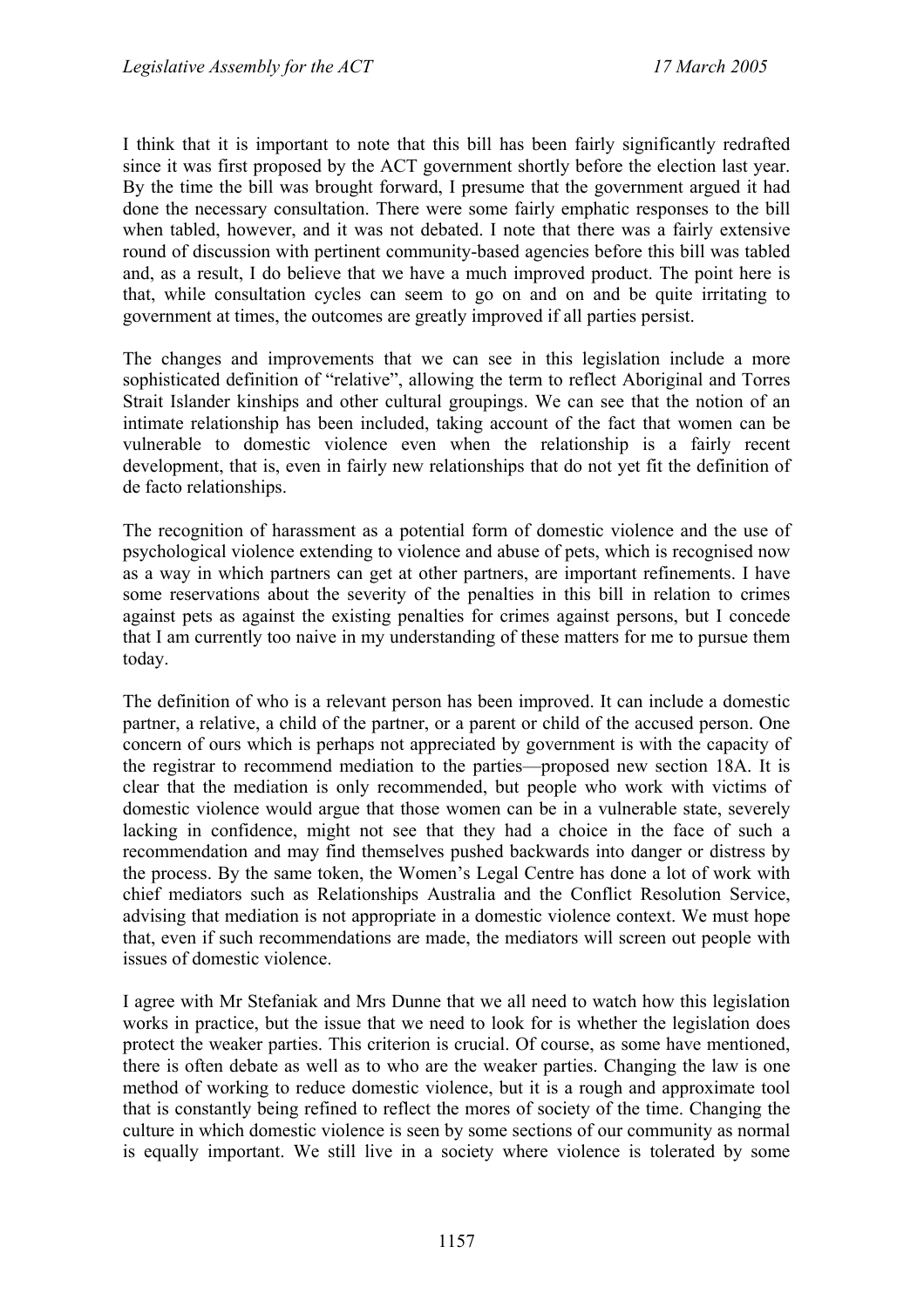I think that it is important to note that this bill has been fairly significantly redrafted since it was first proposed by the ACT government shortly before the election last year. By the time the bill was brought forward, I presume that the government argued it had done the necessary consultation. There were some fairly emphatic responses to the bill when tabled, however, and it was not debated. I note that there was a fairly extensive round of discussion with pertinent community-based agencies before this bill was tabled and, as a result, I do believe that we have a much improved product. The point here is that, while consultation cycles can seem to go on and on and be quite irritating to government at times, the outcomes are greatly improved if all parties persist.

The changes and improvements that we can see in this legislation include a more sophisticated definition of "relative", allowing the term to reflect Aboriginal and Torres Strait Islander kinships and other cultural groupings. We can see that the notion of an intimate relationship has been included, taking account of the fact that women can be vulnerable to domestic violence even when the relationship is a fairly recent development, that is, even in fairly new relationships that do not yet fit the definition of de facto relationships.

The recognition of harassment as a potential form of domestic violence and the use of psychological violence extending to violence and abuse of pets, which is recognised now as a way in which partners can get at other partners, are important refinements. I have some reservations about the severity of the penalties in this bill in relation to crimes against pets as against the existing penalties for crimes against persons, but I concede that I am currently too naive in my understanding of these matters for me to pursue them today.

The definition of who is a relevant person has been improved. It can include a domestic partner, a relative, a child of the partner, or a parent or child of the accused person. One concern of ours which is perhaps not appreciated by government is with the capacity of the registrar to recommend mediation to the parties—proposed new section 18A. It is clear that the mediation is only recommended, but people who work with victims of domestic violence would argue that those women can be in a vulnerable state, severely lacking in confidence, might not see that they had a choice in the face of such a recommendation and may find themselves pushed backwards into danger or distress by the process. By the same token, the Women's Legal Centre has done a lot of work with chief mediators such as Relationships Australia and the Conflict Resolution Service, advising that mediation is not appropriate in a domestic violence context. We must hope that, even if such recommendations are made, the mediators will screen out people with issues of domestic violence.

I agree with Mr Stefaniak and Mrs Dunne that we all need to watch how this legislation works in practice, but the issue that we need to look for is whether the legislation does protect the weaker parties. This criterion is crucial. Of course, as some have mentioned, there is often debate as well as to who are the weaker parties. Changing the law is one method of working to reduce domestic violence, but it is a rough and approximate tool that is constantly being refined to reflect the mores of society of the time. Changing the culture in which domestic violence is seen by some sections of our community as normal is equally important. We still live in a society where violence is tolerated by some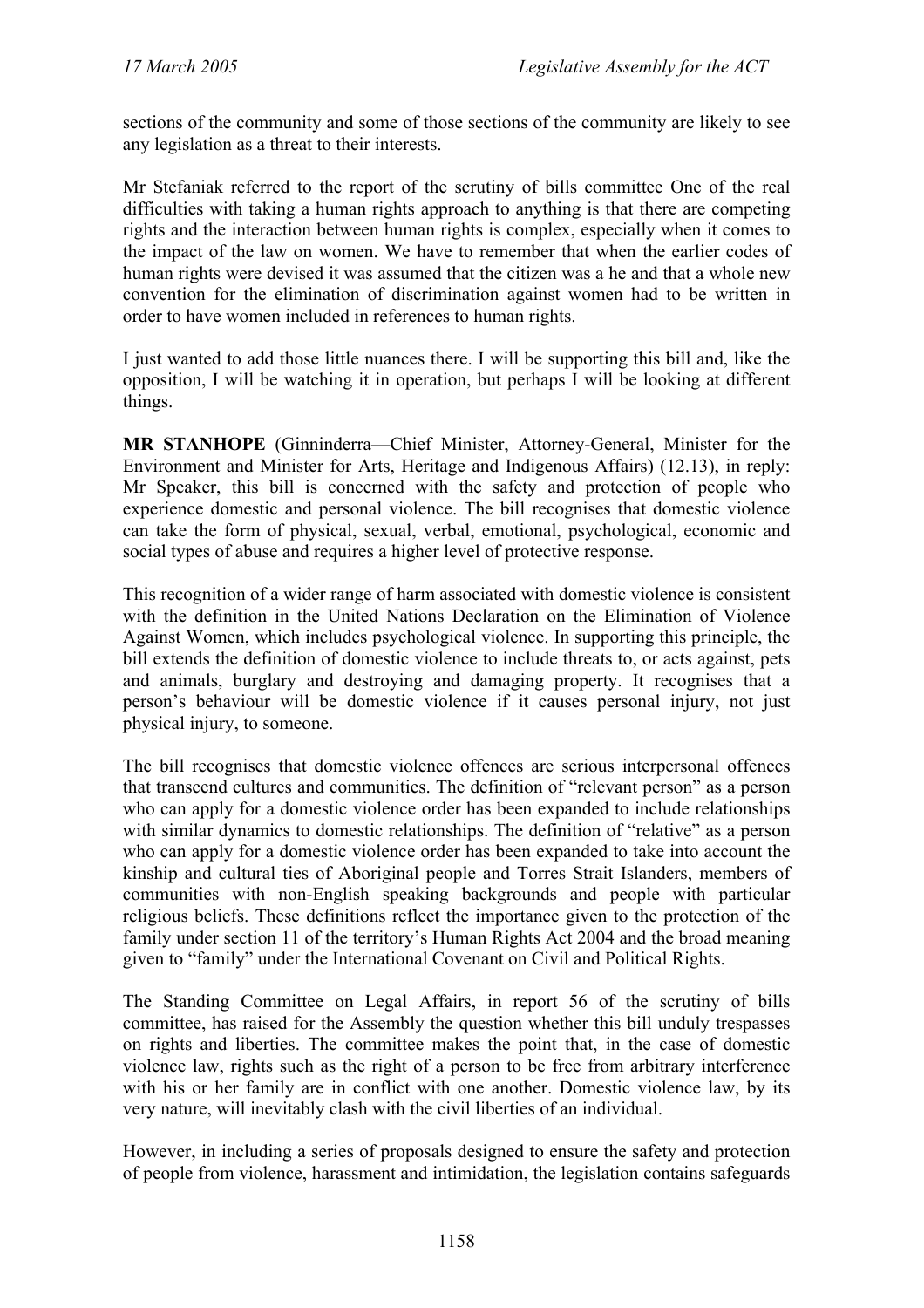sections of the community and some of those sections of the community are likely to see any legislation as a threat to their interests.

Mr Stefaniak referred to the report of the scrutiny of bills committee One of the real difficulties with taking a human rights approach to anything is that there are competing rights and the interaction between human rights is complex, especially when it comes to the impact of the law on women. We have to remember that when the earlier codes of human rights were devised it was assumed that the citizen was a he and that a whole new convention for the elimination of discrimination against women had to be written in order to have women included in references to human rights.

I just wanted to add those little nuances there. I will be supporting this bill and, like the opposition, I will be watching it in operation, but perhaps I will be looking at different things.

**MR STANHOPE** (Ginninderra—Chief Minister, Attorney-General, Minister for the Environment and Minister for Arts, Heritage and Indigenous Affairs) (12.13), in reply: Mr Speaker, this bill is concerned with the safety and protection of people who experience domestic and personal violence. The bill recognises that domestic violence can take the form of physical, sexual, verbal, emotional, psychological, economic and social types of abuse and requires a higher level of protective response.

This recognition of a wider range of harm associated with domestic violence is consistent with the definition in the United Nations Declaration on the Elimination of Violence Against Women, which includes psychological violence. In supporting this principle, the bill extends the definition of domestic violence to include threats to, or acts against, pets and animals, burglary and destroying and damaging property. It recognises that a person's behaviour will be domestic violence if it causes personal injury, not just physical injury, to someone.

The bill recognises that domestic violence offences are serious interpersonal offences that transcend cultures and communities. The definition of "relevant person" as a person who can apply for a domestic violence order has been expanded to include relationships with similar dynamics to domestic relationships. The definition of "relative" as a person who can apply for a domestic violence order has been expanded to take into account the kinship and cultural ties of Aboriginal people and Torres Strait Islanders, members of communities with non-English speaking backgrounds and people with particular religious beliefs. These definitions reflect the importance given to the protection of the family under section 11 of the territory's Human Rights Act 2004 and the broad meaning given to "family" under the International Covenant on Civil and Political Rights.

The Standing Committee on Legal Affairs, in report 56 of the scrutiny of bills committee, has raised for the Assembly the question whether this bill unduly trespasses on rights and liberties. The committee makes the point that, in the case of domestic violence law, rights such as the right of a person to be free from arbitrary interference with his or her family are in conflict with one another. Domestic violence law, by its very nature, will inevitably clash with the civil liberties of an individual.

However, in including a series of proposals designed to ensure the safety and protection of people from violence, harassment and intimidation, the legislation contains safeguards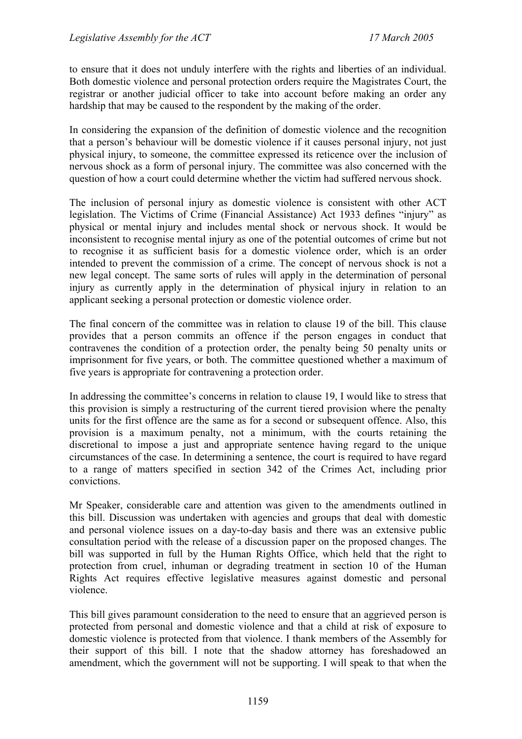to ensure that it does not unduly interfere with the rights and liberties of an individual. Both domestic violence and personal protection orders require the Magistrates Court, the registrar or another judicial officer to take into account before making an order any hardship that may be caused to the respondent by the making of the order.

In considering the expansion of the definition of domestic violence and the recognition that a person's behaviour will be domestic violence if it causes personal injury, not just physical injury, to someone, the committee expressed its reticence over the inclusion of nervous shock as a form of personal injury. The committee was also concerned with the question of how a court could determine whether the victim had suffered nervous shock.

The inclusion of personal injury as domestic violence is consistent with other ACT legislation. The Victims of Crime (Financial Assistance) Act 1933 defines "injury" as physical or mental injury and includes mental shock or nervous shock. It would be inconsistent to recognise mental injury as one of the potential outcomes of crime but not to recognise it as sufficient basis for a domestic violence order, which is an order intended to prevent the commission of a crime. The concept of nervous shock is not a new legal concept. The same sorts of rules will apply in the determination of personal injury as currently apply in the determination of physical injury in relation to an applicant seeking a personal protection or domestic violence order.

The final concern of the committee was in relation to clause 19 of the bill. This clause provides that a person commits an offence if the person engages in conduct that contravenes the condition of a protection order, the penalty being 50 penalty units or imprisonment for five years, or both. The committee questioned whether a maximum of five years is appropriate for contravening a protection order.

In addressing the committee's concerns in relation to clause 19, I would like to stress that this provision is simply a restructuring of the current tiered provision where the penalty units for the first offence are the same as for a second or subsequent offence. Also, this provision is a maximum penalty, not a minimum, with the courts retaining the discretional to impose a just and appropriate sentence having regard to the unique circumstances of the case. In determining a sentence, the court is required to have regard to a range of matters specified in section 342 of the Crimes Act, including prior convictions.

Mr Speaker, considerable care and attention was given to the amendments outlined in this bill. Discussion was undertaken with agencies and groups that deal with domestic and personal violence issues on a day-to-day basis and there was an extensive public consultation period with the release of a discussion paper on the proposed changes. The bill was supported in full by the Human Rights Office, which held that the right to protection from cruel, inhuman or degrading treatment in section 10 of the Human Rights Act requires effective legislative measures against domestic and personal violence.

This bill gives paramount consideration to the need to ensure that an aggrieved person is protected from personal and domestic violence and that a child at risk of exposure to domestic violence is protected from that violence. I thank members of the Assembly for their support of this bill. I note that the shadow attorney has foreshadowed an amendment, which the government will not be supporting. I will speak to that when the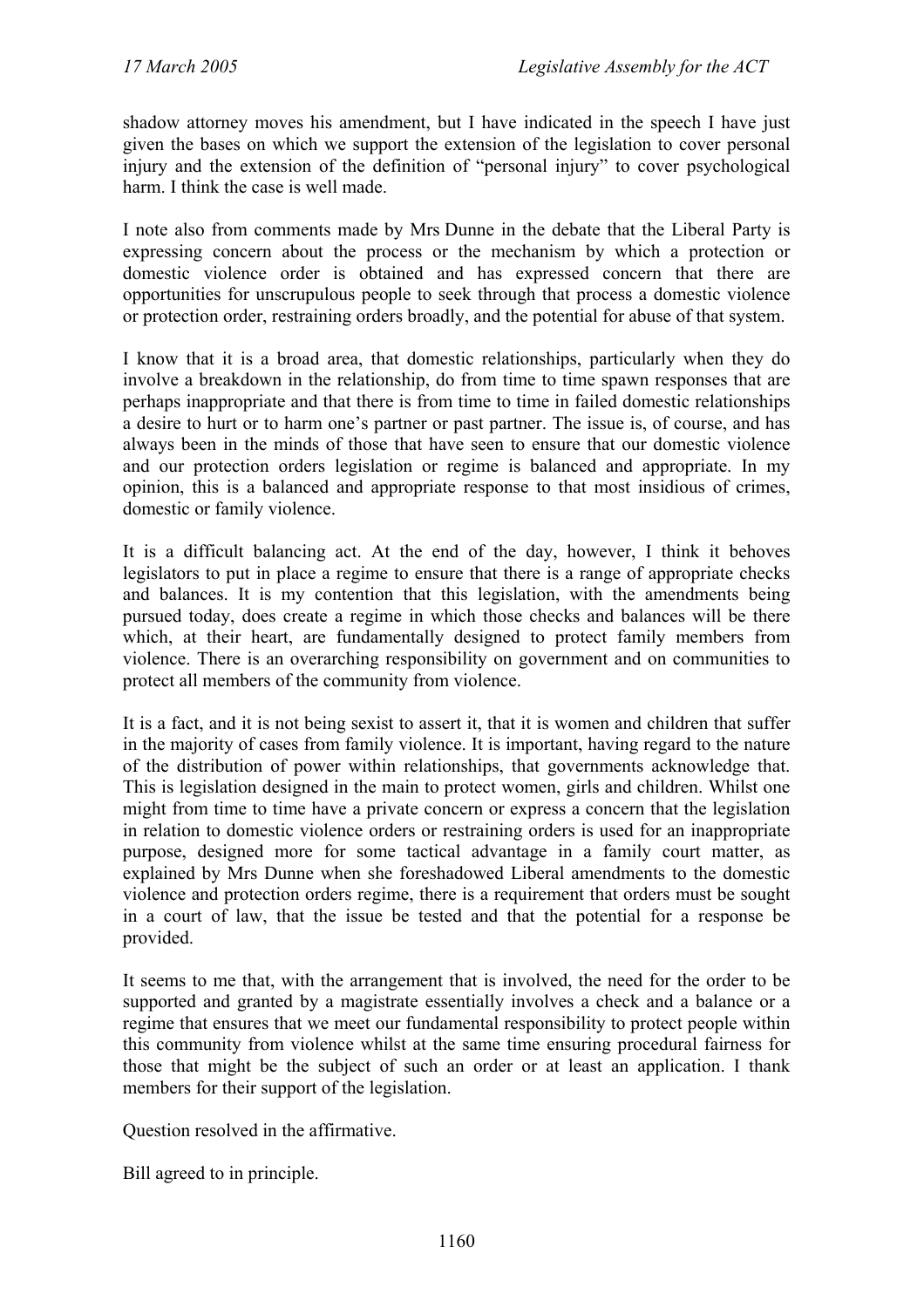shadow attorney moves his amendment, but I have indicated in the speech I have just given the bases on which we support the extension of the legislation to cover personal injury and the extension of the definition of "personal injury" to cover psychological harm. I think the case is well made.

I note also from comments made by Mrs Dunne in the debate that the Liberal Party is expressing concern about the process or the mechanism by which a protection or domestic violence order is obtained and has expressed concern that there are opportunities for unscrupulous people to seek through that process a domestic violence or protection order, restraining orders broadly, and the potential for abuse of that system.

I know that it is a broad area, that domestic relationships, particularly when they do involve a breakdown in the relationship, do from time to time spawn responses that are perhaps inappropriate and that there is from time to time in failed domestic relationships a desire to hurt or to harm one's partner or past partner. The issue is, of course, and has always been in the minds of those that have seen to ensure that our domestic violence and our protection orders legislation or regime is balanced and appropriate. In my opinion, this is a balanced and appropriate response to that most insidious of crimes, domestic or family violence.

It is a difficult balancing act. At the end of the day, however, I think it behoves legislators to put in place a regime to ensure that there is a range of appropriate checks and balances. It is my contention that this legislation, with the amendments being pursued today, does create a regime in which those checks and balances will be there which, at their heart, are fundamentally designed to protect family members from violence. There is an overarching responsibility on government and on communities to protect all members of the community from violence.

It is a fact, and it is not being sexist to assert it, that it is women and children that suffer in the majority of cases from family violence. It is important, having regard to the nature of the distribution of power within relationships, that governments acknowledge that. This is legislation designed in the main to protect women, girls and children. Whilst one might from time to time have a private concern or express a concern that the legislation in relation to domestic violence orders or restraining orders is used for an inappropriate purpose, designed more for some tactical advantage in a family court matter, as explained by Mrs Dunne when she foreshadowed Liberal amendments to the domestic violence and protection orders regime, there is a requirement that orders must be sought in a court of law, that the issue be tested and that the potential for a response be provided.

It seems to me that, with the arrangement that is involved, the need for the order to be supported and granted by a magistrate essentially involves a check and a balance or a regime that ensures that we meet our fundamental responsibility to protect people within this community from violence whilst at the same time ensuring procedural fairness for those that might be the subject of such an order or at least an application. I thank members for their support of the legislation.

Question resolved in the affirmative.

Bill agreed to in principle.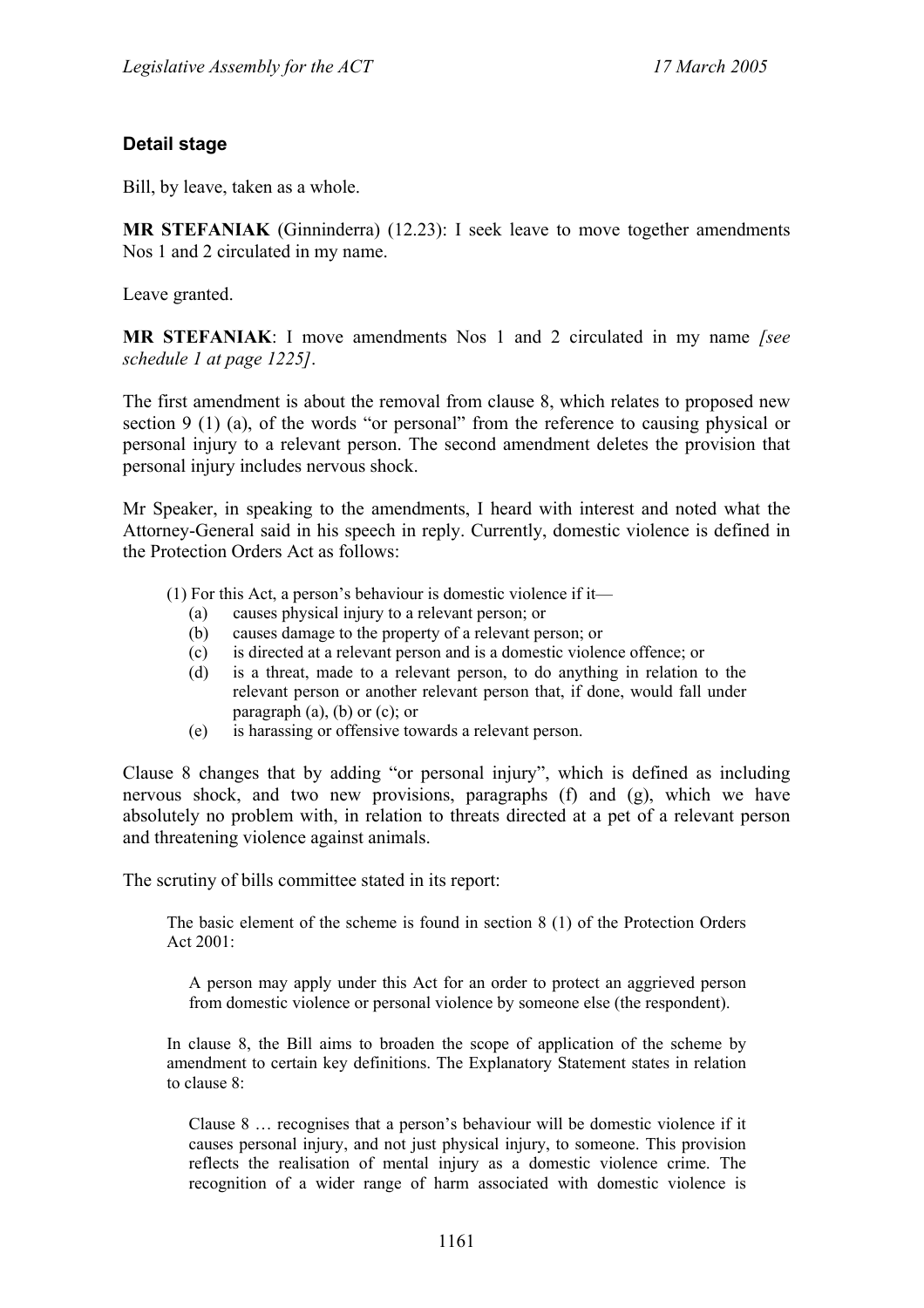### Detail stage

Bill, by leave, taken as a whole.

**MR STEFANIAK** (Ginninderra) (12.23): I seek leave to move together amendments Nos 1 and 2 circulated in my name.

Leave granted.

**MR STEFANIAK**: I move amendments Nos 1 and 2 circulated in my name *[see schedule 1 at page 1225]*.

The first amendment is about the removal from clause 8, which relates to proposed new section 9 (1) (a), of the words "or personal" from the reference to causing physical or personal injury to a relevant person. The second amendment deletes the provision that personal injury includes nervous shock.

Mr Speaker, in speaking to the amendments, I heard with interest and noted what the Attorney-General said in his speech in reply. Currently, domestic violence is defined in the Protection Orders Act as follows:

> (1) For this Act, a person's behaviour is domestic violence if it—
> (a) causes physical injury to a relevant person; or
> (b) causes damage to the property of a relevant person; or
> (c) is directed at a relevant person and is a domestic violence offence; or
> (d) is a threat, made to a relevant person, to do anything in relation to the relevant person or another relevant person that, if done, would fall under paragraph (a), (b) or (c); or
> (e) is harassing or offensive towards a relevant person.

Clause 8 changes that by adding "or personal injury", which is defined as including nervous shock, and two new provisions, paragraphs (f) and (g), which we have absolutely no problem with, in relation to threats directed at a pet of a relevant person and threatening violence against animals.

The scrutiny of bills committee stated in its report:

> The basic element of the scheme is found in section 8 (1) of the Protection Orders Act 2001:
>
> > A person may apply under this Act for an order to protect an aggrieved person from domestic violence or personal violence by someone else (the respondent).
>
> In clause 8, the Bill aims to broaden the scope of application of the scheme by amendment to certain key definitions. The Explanatory Statement states in relation to clause 8:
>
> > Clause 8 … recognises that a person's behaviour will be domestic violence if it causes personal injury, and not just physical injury, to someone. This provision reflects the realisation of mental injury as a domestic violence crime. The recognition of a wider range of harm associated with domestic violence is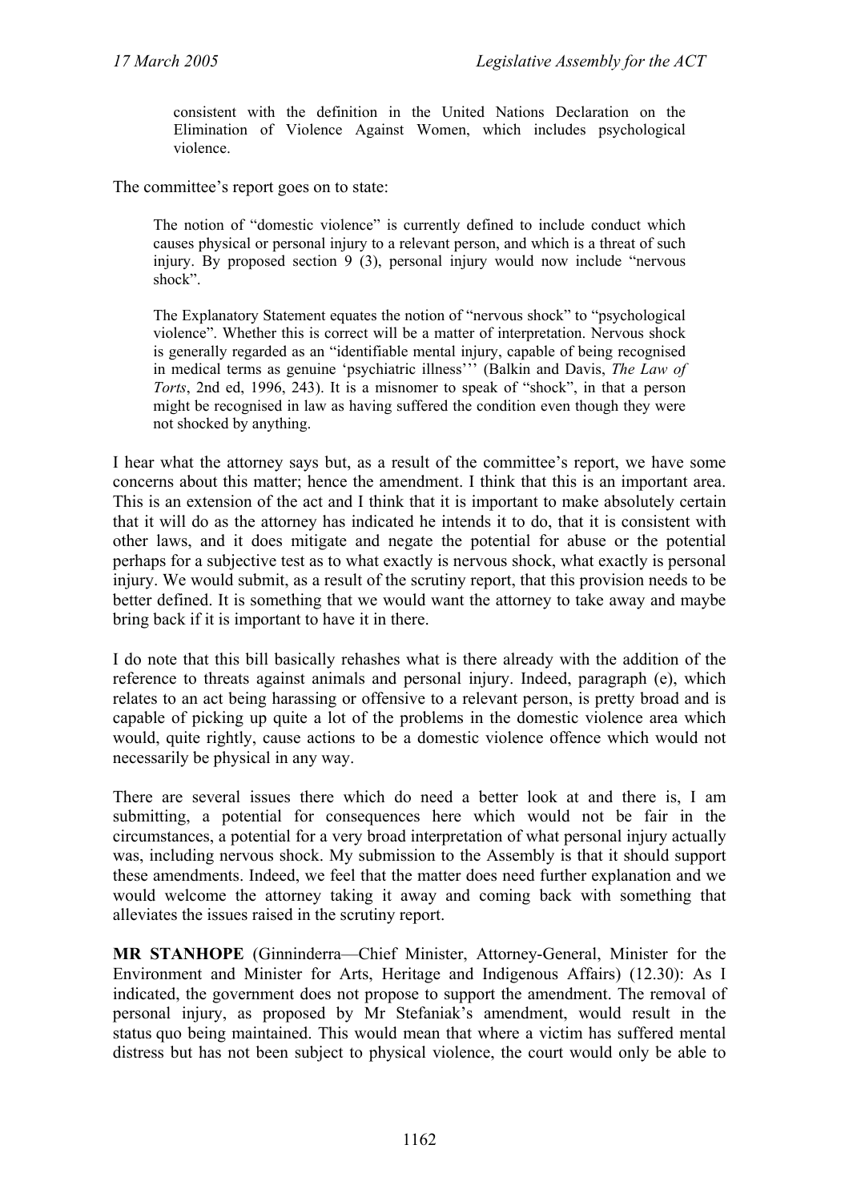> consistent with the definition in the United Nations Declaration on the Elimination of Violence Against Women, which includes psychological violence.

The committee's report goes on to state:

> The notion of "domestic violence" is currently defined to include conduct which causes physical or personal injury to a relevant person, and which is a threat of such injury. By proposed section 9 (3), personal injury would now include "nervous shock".
>
> The Explanatory Statement equates the notion of "nervous shock" to "psychological violence". Whether this is correct will be a matter of interpretation. Nervous shock is generally regarded as an "identifiable mental injury, capable of being recognised in medical terms as genuine 'psychiatric illness''' (Balkin and Davis, *The Law of Torts*, 2nd ed, 1996, 243). It is a misnomer to speak of "shock", in that a person might be recognised in law as having suffered the condition even though they were not shocked by anything.

I hear what the attorney says but, as a result of the committee's report, we have some concerns about this matter; hence the amendment. I think that this is an important area. This is an extension of the act and I think that it is important to make absolutely certain that it will do as the attorney has indicated he intends it to do, that it is consistent with other laws, and it does mitigate and negate the potential for abuse or the potential perhaps for a subjective test as to what exactly is nervous shock, what exactly is personal injury. We would submit, as a result of the scrutiny report, that this provision needs to be better defined. It is something that we would want the attorney to take away and maybe bring back if it is important to have it in there.

I do note that this bill basically rehashes what is there already with the addition of the reference to threats against animals and personal injury. Indeed, paragraph (e), which relates to an act being harassing or offensive to a relevant person, is pretty broad and is capable of picking up quite a lot of the problems in the domestic violence area which would, quite rightly, cause actions to be a domestic violence offence which would not necessarily be physical in any way.

There are several issues there which do need a better look at and there is, I am submitting, a potential for consequences here which would not be fair in the circumstances, a potential for a very broad interpretation of what personal injury actually was, including nervous shock. My submission to the Assembly is that it should support these amendments. Indeed, we feel that the matter does need further explanation and we would welcome the attorney taking it away and coming back with something that alleviates the issues raised in the scrutiny report.

**MR STANHOPE** (Ginninderra—Chief Minister, Attorney-General, Minister for the Environment and Minister for Arts, Heritage and Indigenous Affairs) (12.30): As I indicated, the government does not propose to support the amendment. The removal of personal injury, as proposed by Mr Stefaniak's amendment, would result in the status quo being maintained. This would mean that where a victim has suffered mental distress but has not been subject to physical violence, the court would only be able to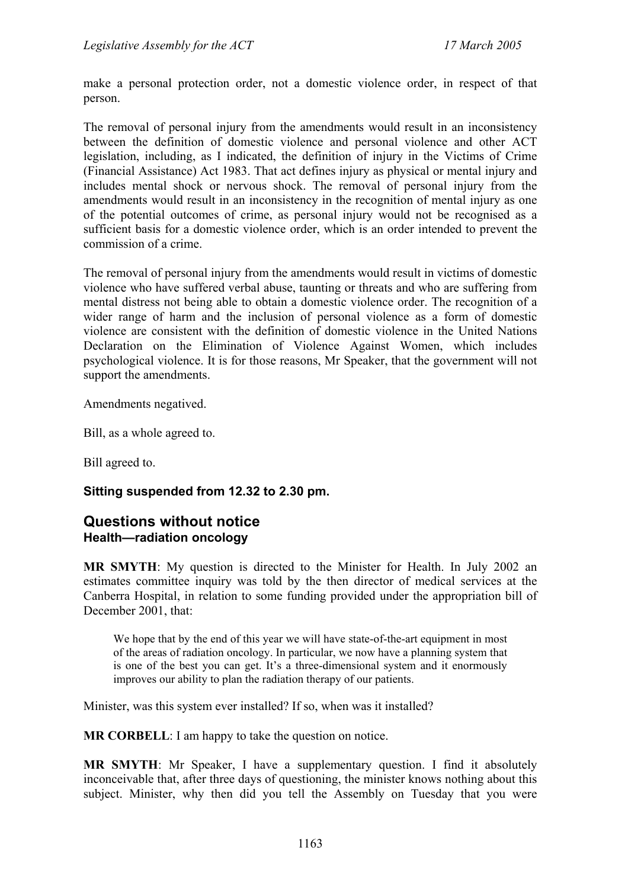make a personal protection order, not a domestic violence order, in respect of that person.

The removal of personal injury from the amendments would result in an inconsistency between the definition of domestic violence and personal violence and other ACT legislation, including, as I indicated, the definition of injury in the Victims of Crime (Financial Assistance) Act 1983. That act defines injury as physical or mental injury and includes mental shock or nervous shock. The removal of personal injury from the amendments would result in an inconsistency in the recognition of mental injury as one of the potential outcomes of crime, as personal injury would not be recognised as a sufficient basis for a domestic violence order, which is an order intended to prevent the commission of a crime.

The removal of personal injury from the amendments would result in victims of domestic violence who have suffered verbal abuse, taunting or threats and who are suffering from mental distress not being able to obtain a domestic violence order. The recognition of a wider range of harm and the inclusion of personal violence as a form of domestic violence are consistent with the definition of domestic violence in the United Nations Declaration on the Elimination of Violence Against Women, which includes psychological violence. It is for those reasons, Mr Speaker, that the government will not support the amendments.

Amendments negatived.

Bill, as a whole agreed to.

Bill agreed to.

**Sitting suspended from 12.32 to 2.30 pm.**

## Questions without notice

### Health—radiation oncology

**MR SMYTH**: My question is directed to the Minister for Health. In July 2002 an estimates committee inquiry was told by the then director of medical services at the Canberra Hospital, in relation to some funding provided under the appropriation bill of December 2001, that:

> We hope that by the end of this year we will have state-of-the-art equipment in most of the areas of radiation oncology. In particular, we now have a planning system that is one of the best you can get. It's a three-dimensional system and it enormously improves our ability to plan the radiation therapy of our patients.

Minister, was this system ever installed? If so, when was it installed?

**MR CORBELL**: I am happy to take the question on notice.

**MR SMYTH**: Mr Speaker, I have a supplementary question. I find it absolutely inconceivable that, after three days of questioning, the minister knows nothing about this subject. Minister, why then did you tell the Assembly on Tuesday that you were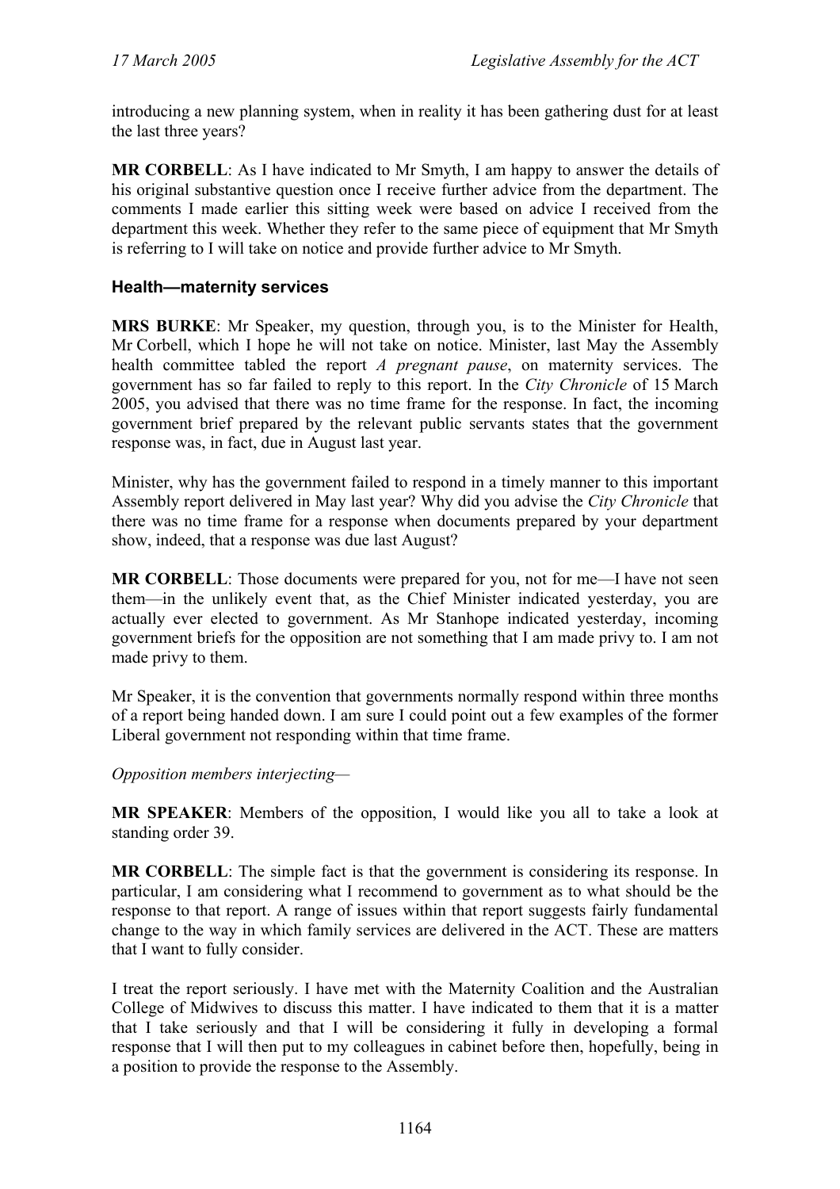introducing a new planning system, when in reality it has been gathering dust for at least the last three years?

**MR CORBELL**: As I have indicated to Mr Smyth, I am happy to answer the details of his original substantive question once I receive further advice from the department. The comments I made earlier this sitting week were based on advice I received from the department this week. Whether they refer to the same piece of equipment that Mr Smyth is referring to I will take on notice and provide further advice to Mr Smyth.

### Health—maternity services

**MRS BURKE**: Mr Speaker, my question, through you, is to the Minister for Health, Mr Corbell, which I hope he will not take on notice. Minister, last May the Assembly health committee tabled the report *A pregnant pause*, on maternity services. The government has so far failed to reply to this report. In the *City Chronicle* of 15 March 2005, you advised that there was no time frame for the response. In fact, the incoming government brief prepared by the relevant public servants states that the government response was, in fact, due in August last year.

Minister, why has the government failed to respond in a timely manner to this important Assembly report delivered in May last year? Why did you advise the *City Chronicle* that there was no time frame for a response when documents prepared by your department show, indeed, that a response was due last August?

**MR CORBELL**: Those documents were prepared for you, not for me—I have not seen them—in the unlikely event that, as the Chief Minister indicated yesterday, you are actually ever elected to government. As Mr Stanhope indicated yesterday, incoming government briefs for the opposition are not something that I am made privy to. I am not made privy to them.

Mr Speaker, it is the convention that governments normally respond within three months of a report being handed down. I am sure I could point out a few examples of the former Liberal government not responding within that time frame.

*Opposition members interjecting*—

**MR SPEAKER**: Members of the opposition, I would like you all to take a look at standing order 39.

**MR CORBELL**: The simple fact is that the government is considering its response. In particular, I am considering what I recommend to government as to what should be the response to that report. A range of issues within that report suggests fairly fundamental change to the way in which family services are delivered in the ACT. These are matters that I want to fully consider.

I treat the report seriously. I have met with the Maternity Coalition and the Australian College of Midwives to discuss this matter. I have indicated to them that it is a matter that I take seriously and that I will be considering it fully in developing a formal response that I will then put to my colleagues in cabinet before then, hopefully, being in a position to provide the response to the Assembly.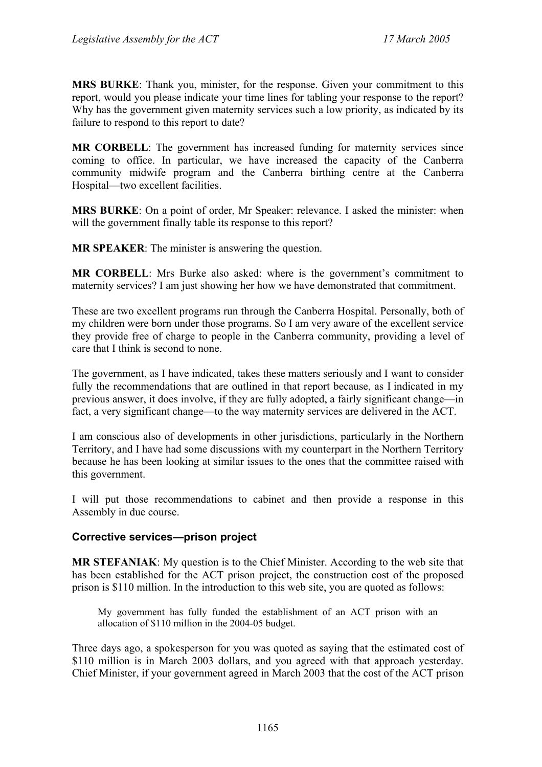**MRS BURKE**: Thank you, minister, for the response. Given your commitment to this report, would you please indicate your time lines for tabling your response to the report? Why has the government given maternity services such a low priority, as indicated by its failure to respond to this report to date?

**MR CORBELL**: The government has increased funding for maternity services since coming to office. In particular, we have increased the capacity of the Canberra community midwife program and the Canberra birthing centre at the Canberra Hospital—two excellent facilities.

**MRS BURKE**: On a point of order, Mr Speaker: relevance. I asked the minister: when will the government finally table its response to this report?

**MR SPEAKER**: The minister is answering the question.

**MR CORBELL**: Mrs Burke also asked: where is the government's commitment to maternity services? I am just showing her how we have demonstrated that commitment.

These are two excellent programs run through the Canberra Hospital. Personally, both of my children were born under those programs. So I am very aware of the excellent service they provide free of charge to people in the Canberra community, providing a level of care that I think is second to none.

The government, as I have indicated, takes these matters seriously and I want to consider fully the recommendations that are outlined in that report because, as I indicated in my previous answer, it does involve, if they are fully adopted, a fairly significant change—in fact, a very significant change—to the way maternity services are delivered in the ACT.

I am conscious also of developments in other jurisdictions, particularly in the Northern Territory, and I have had some discussions with my counterpart in the Northern Territory because he has been looking at similar issues to the ones that the committee raised with this government.

I will put those recommendations to cabinet and then provide a response in this Assembly in due course.

### Corrective services—prison project

**MR STEFANIAK**: My question is to the Chief Minister. According to the web site that has been established for the ACT prison project, the construction cost of the proposed prison is $110 million. In the introduction to this web site, you are quoted as follows:

> My government has fully funded the establishment of an ACT prison with an allocation of $110 million in the 2004-05 budget.

Three days ago, a spokesperson for you was quoted as saying that the estimated cost of $110 million is in March 2003 dollars, and you agreed with that approach yesterday. Chief Minister, if your government agreed in March 2003 that the cost of the ACT prison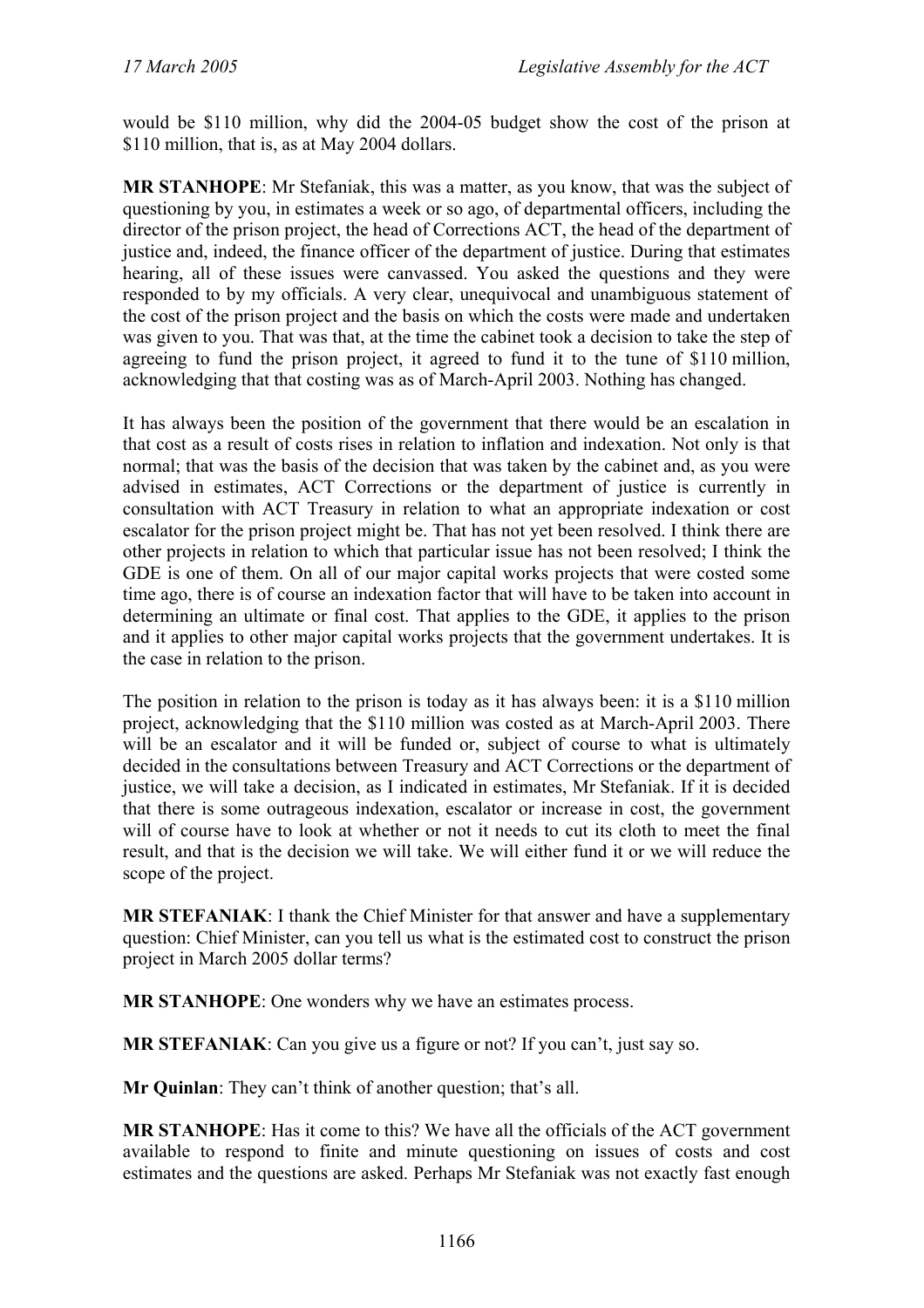would be $110 million, why did the 2004-05 budget show the cost of the prison at $110 million, that is, as at May 2004 dollars.

**MR STANHOPE**: Mr Stefaniak, this was a matter, as you know, that was the subject of questioning by you, in estimates a week or so ago, of departmental officers, including the director of the prison project, the head of Corrections ACT, the head of the department of justice and, indeed, the finance officer of the department of justice. During that estimates hearing, all of these issues were canvassed. You asked the questions and they were responded to by my officials. A very clear, unequivocal and unambiguous statement of the cost of the prison project and the basis on which the costs were made and undertaken was given to you. That was that, at the time the cabinet took a decision to take the step of agreeing to fund the prison project, it agreed to fund it to the tune of $110 million, acknowledging that that costing was as of March-April 2003. Nothing has changed.

It has always been the position of the government that there would be an escalation in that cost as a result of costs rises in relation to inflation and indexation. Not only is that normal; that was the basis of the decision that was taken by the cabinet and, as you were advised in estimates, ACT Corrections or the department of justice is currently in consultation with ACT Treasury in relation to what an appropriate indexation or cost escalator for the prison project might be. That has not yet been resolved. I think there are other projects in relation to which that particular issue has not been resolved; I think the GDE is one of them. On all of our major capital works projects that were costed some time ago, there is of course an indexation factor that will have to be taken into account in determining an ultimate or final cost. That applies to the GDE, it applies to the prison and it applies to other major capital works projects that the government undertakes. It is the case in relation to the prison.

The position in relation to the prison is today as it has always been: it is a $110 million project, acknowledging that the $110 million was costed as at March-April 2003. There will be an escalator and it will be funded or, subject of course to what is ultimately decided in the consultations between Treasury and ACT Corrections or the department of justice, we will take a decision, as I indicated in estimates, Mr Stefaniak. If it is decided that there is some outrageous indexation, escalator or increase in cost, the government will of course have to look at whether or not it needs to cut its cloth to meet the final result, and that is the decision we will take. We will either fund it or we will reduce the scope of the project.

**MR STEFANIAK**: I thank the Chief Minister for that answer and have a supplementary question: Chief Minister, can you tell us what is the estimated cost to construct the prison project in March 2005 dollar terms?

**MR STANHOPE**: One wonders why we have an estimates process.

**MR STEFANIAK**: Can you give us a figure or not? If you can't, just say so.

**Mr Quinlan**: They can't think of another question; that's all.

**MR STANHOPE**: Has it come to this? We have all the officials of the ACT government available to respond to finite and minute questioning on issues of costs and cost estimates and the questions are asked. Perhaps Mr Stefaniak was not exactly fast enough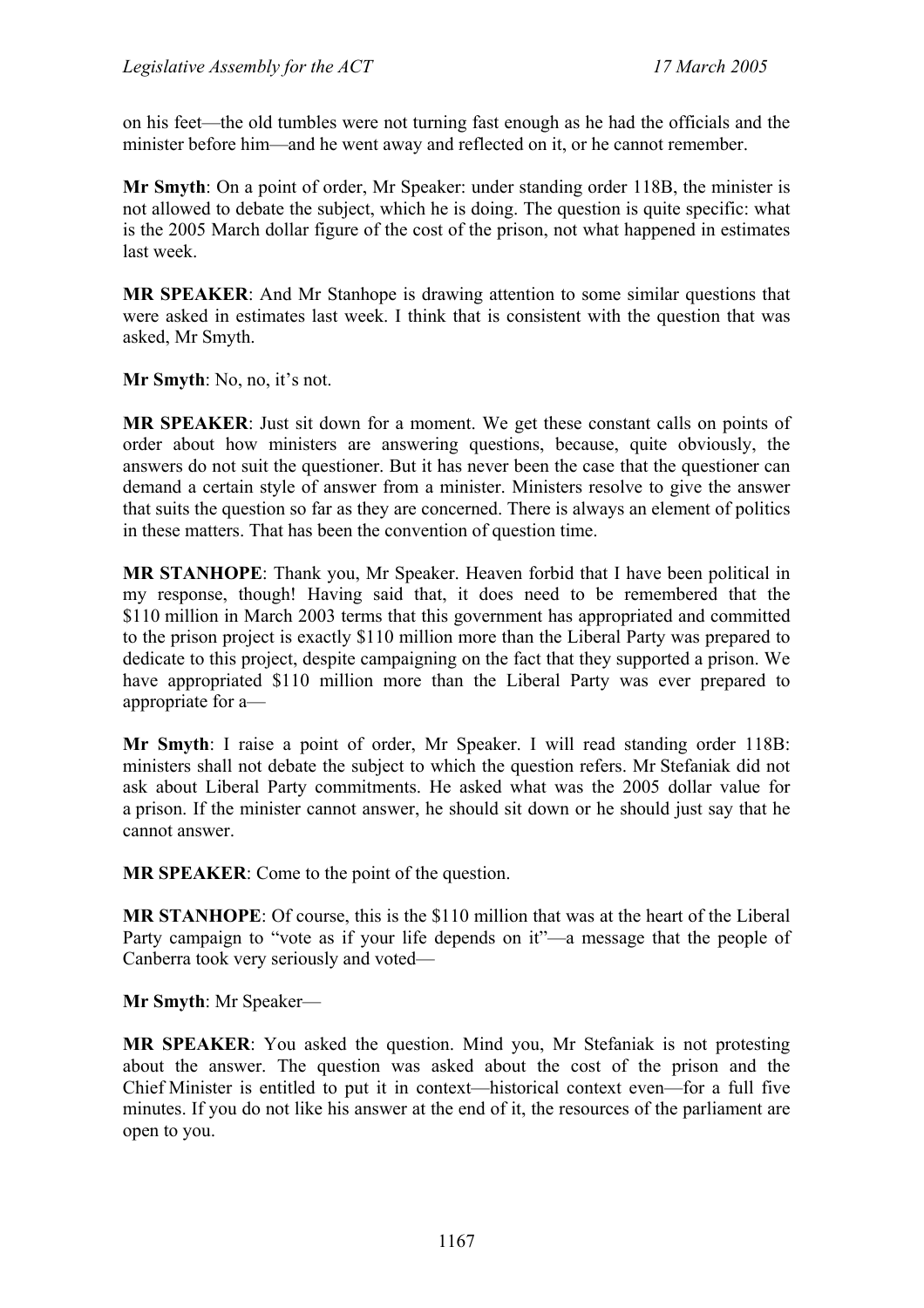on his feet—the old tumbles were not turning fast enough as he had the officials and the minister before him—and he went away and reflected on it, or he cannot remember.

**Mr Smyth**: On a point of order, Mr Speaker: under standing order 118B, the minister is not allowed to debate the subject, which he is doing. The question is quite specific: what is the 2005 March dollar figure of the cost of the prison, not what happened in estimates last week.

**MR SPEAKER**: And Mr Stanhope is drawing attention to some similar questions that were asked in estimates last week. I think that is consistent with the question that was asked, Mr Smyth.

**Mr Smyth**: No, no, it's not.

**MR SPEAKER**: Just sit down for a moment. We get these constant calls on points of order about how ministers are answering questions, because, quite obviously, the answers do not suit the questioner. But it has never been the case that the questioner can demand a certain style of answer from a minister. Ministers resolve to give the answer that suits the question so far as they are concerned. There is always an element of politics in these matters. That has been the convention of question time.

**MR STANHOPE**: Thank you, Mr Speaker. Heaven forbid that I have been political in my response, though! Having said that, it does need to be remembered that the $110 million in March 2003 terms that this government has appropriated and committed to the prison project is exactly $110 million more than the Liberal Party was prepared to dedicate to this project, despite campaigning on the fact that they supported a prison. We have appropriated $110 million more than the Liberal Party was ever prepared to appropriate for a—

**Mr Smyth**: I raise a point of order, Mr Speaker. I will read standing order 118B: ministers shall not debate the subject to which the question refers. Mr Stefaniak did not ask about Liberal Party commitments. He asked what was the 2005 dollar value for a prison. If the minister cannot answer, he should sit down or he should just say that he cannot answer.

**MR SPEAKER**: Come to the point of the question.

**MR STANHOPE**: Of course, this is the $110 million that was at the heart of the Liberal Party campaign to "vote as if your life depends on it"—a message that the people of Canberra took very seriously and voted—

**Mr Smyth**: Mr Speaker—

**MR SPEAKER**: You asked the question. Mind you, Mr Stefaniak is not protesting about the answer. The question was asked about the cost of the prison and the Chief Minister is entitled to put it in context—historical context even—for a full five minutes. If you do not like his answer at the end of it, the resources of the parliament are open to you.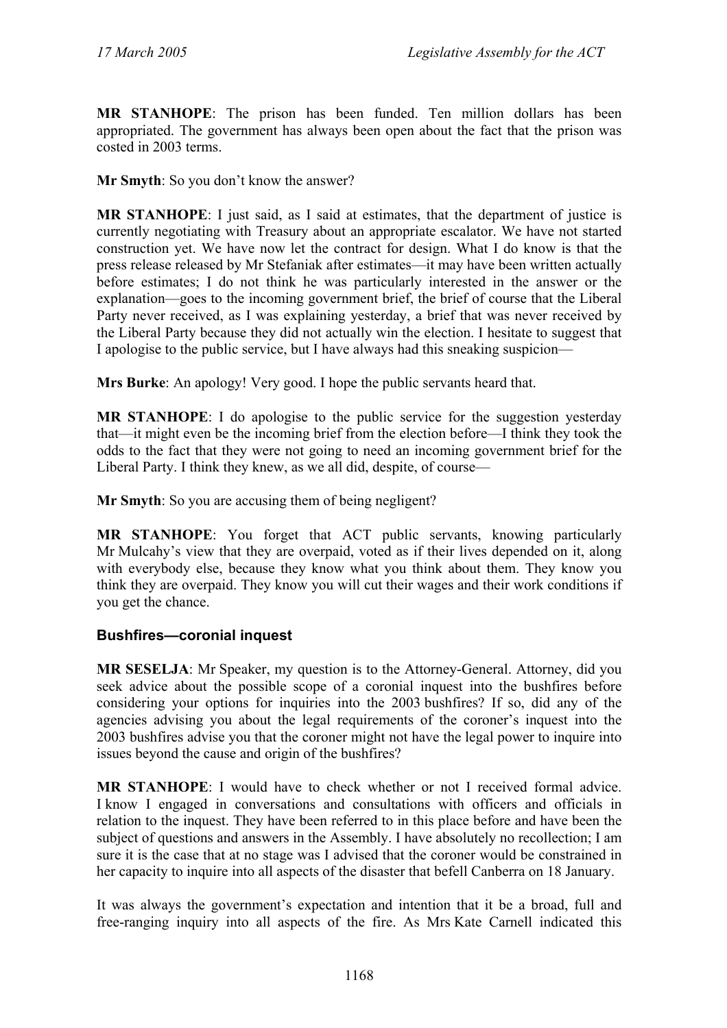**MR STANHOPE**: The prison has been funded. Ten million dollars has been appropriated. The government has always been open about the fact that the prison was costed in 2003 terms.

**Mr Smyth**: So you don't know the answer?

**MR STANHOPE**: I just said, as I said at estimates, that the department of justice is currently negotiating with Treasury about an appropriate escalator. We have not started construction yet. We have now let the contract for design. What I do know is that the press release released by Mr Stefaniak after estimates—it may have been written actually before estimates; I do not think he was particularly interested in the answer or the explanation—goes to the incoming government brief, the brief of course that the Liberal Party never received, as I was explaining yesterday, a brief that was never received by the Liberal Party because they did not actually win the election. I hesitate to suggest that I apologise to the public service, but I have always had this sneaking suspicion—

**Mrs Burke**: An apology! Very good. I hope the public servants heard that.

**MR STANHOPE**: I do apologise to the public service for the suggestion yesterday that—it might even be the incoming brief from the election before—I think they took the odds to the fact that they were not going to need an incoming government brief for the Liberal Party. I think they knew, as we all did, despite, of course—

**Mr Smyth**: So you are accusing them of being negligent?

**MR STANHOPE**: You forget that ACT public servants, knowing particularly Mr Mulcahy's view that they are overpaid, voted as if their lives depended on it, along with everybody else, because they know what you think about them. They know you think they are overpaid. They know you will cut their wages and their work conditions if you get the chance.

### Bushfires—coronial inquest

**MR SESELJA**: Mr Speaker, my question is to the Attorney-General. Attorney, did you seek advice about the possible scope of a coronial inquest into the bushfires before considering your options for inquiries into the 2003 bushfires? If so, did any of the agencies advising you about the legal requirements of the coroner's inquest into the 2003 bushfires advise you that the coroner might not have the legal power to inquire into issues beyond the cause and origin of the bushfires?

**MR STANHOPE**: I would have to check whether or not I received formal advice. I know I engaged in conversations and consultations with officers and officials in relation to the inquest. They have been referred to in this place before and have been the subject of questions and answers in the Assembly. I have absolutely no recollection; I am sure it is the case that at no stage was I advised that the coroner would be constrained in her capacity to inquire into all aspects of the disaster that befell Canberra on 18 January.

It was always the government's expectation and intention that it be a broad, full and free-ranging inquiry into all aspects of the fire. As Mrs Kate Carnell indicated this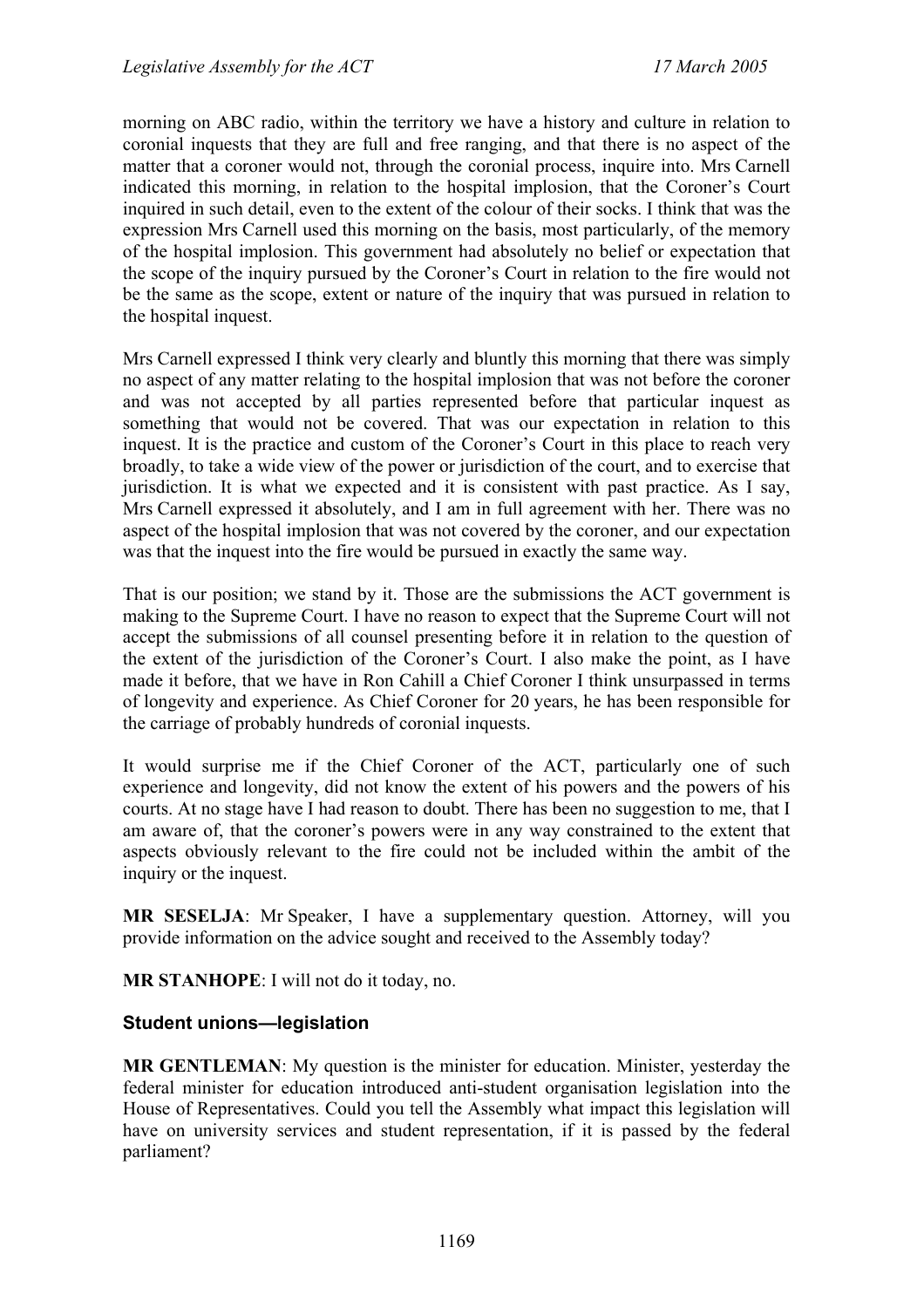morning on ABC radio, within the territory we have a history and culture in relation to coronial inquests that they are full and free ranging, and that there is no aspect of the matter that a coroner would not, through the coronial process, inquire into. Mrs Carnell indicated this morning, in relation to the hospital implosion, that the Coroner's Court inquired in such detail, even to the extent of the colour of their socks. I think that was the expression Mrs Carnell used this morning on the basis, most particularly, of the memory of the hospital implosion. This government had absolutely no belief or expectation that the scope of the inquiry pursued by the Coroner's Court in relation to the fire would not be the same as the scope, extent or nature of the inquiry that was pursued in relation to the hospital inquest.

Mrs Carnell expressed I think very clearly and bluntly this morning that there was simply no aspect of any matter relating to the hospital implosion that was not before the coroner and was not accepted by all parties represented before that particular inquest as something that would not be covered. That was our expectation in relation to this inquest. It is the practice and custom of the Coroner's Court in this place to reach very broadly, to take a wide view of the power or jurisdiction of the court, and to exercise that jurisdiction. It is what we expected and it is consistent with past practice. As I say, Mrs Carnell expressed it absolutely, and I am in full agreement with her. There was no aspect of the hospital implosion that was not covered by the coroner, and our expectation was that the inquest into the fire would be pursued in exactly the same way.

That is our position; we stand by it. Those are the submissions the ACT government is making to the Supreme Court. I have no reason to expect that the Supreme Court will not accept the submissions of all counsel presenting before it in relation to the question of the extent of the jurisdiction of the Coroner's Court. I also make the point, as I have made it before, that we have in Ron Cahill a Chief Coroner I think unsurpassed in terms of longevity and experience. As Chief Coroner for 20 years, he has been responsible for the carriage of probably hundreds of coronial inquests.

It would surprise me if the Chief Coroner of the ACT, particularly one of such experience and longevity, did not know the extent of his powers and the powers of his courts. At no stage have I had reason to doubt. There has been no suggestion to me, that I am aware of, that the coroner's powers were in any way constrained to the extent that aspects obviously relevant to the fire could not be included within the ambit of the inquiry or the inquest.

**MR SESELJA**: Mr Speaker, I have a supplementary question. Attorney, will you provide information on the advice sought and received to the Assembly today?

**MR STANHOPE**: I will not do it today, no.

### Student unions—legislation

**MR GENTLEMAN**: My question is the minister for education. Minister, yesterday the federal minister for education introduced anti-student organisation legislation into the House of Representatives. Could you tell the Assembly what impact this legislation will have on university services and student representation, if it is passed by the federal parliament?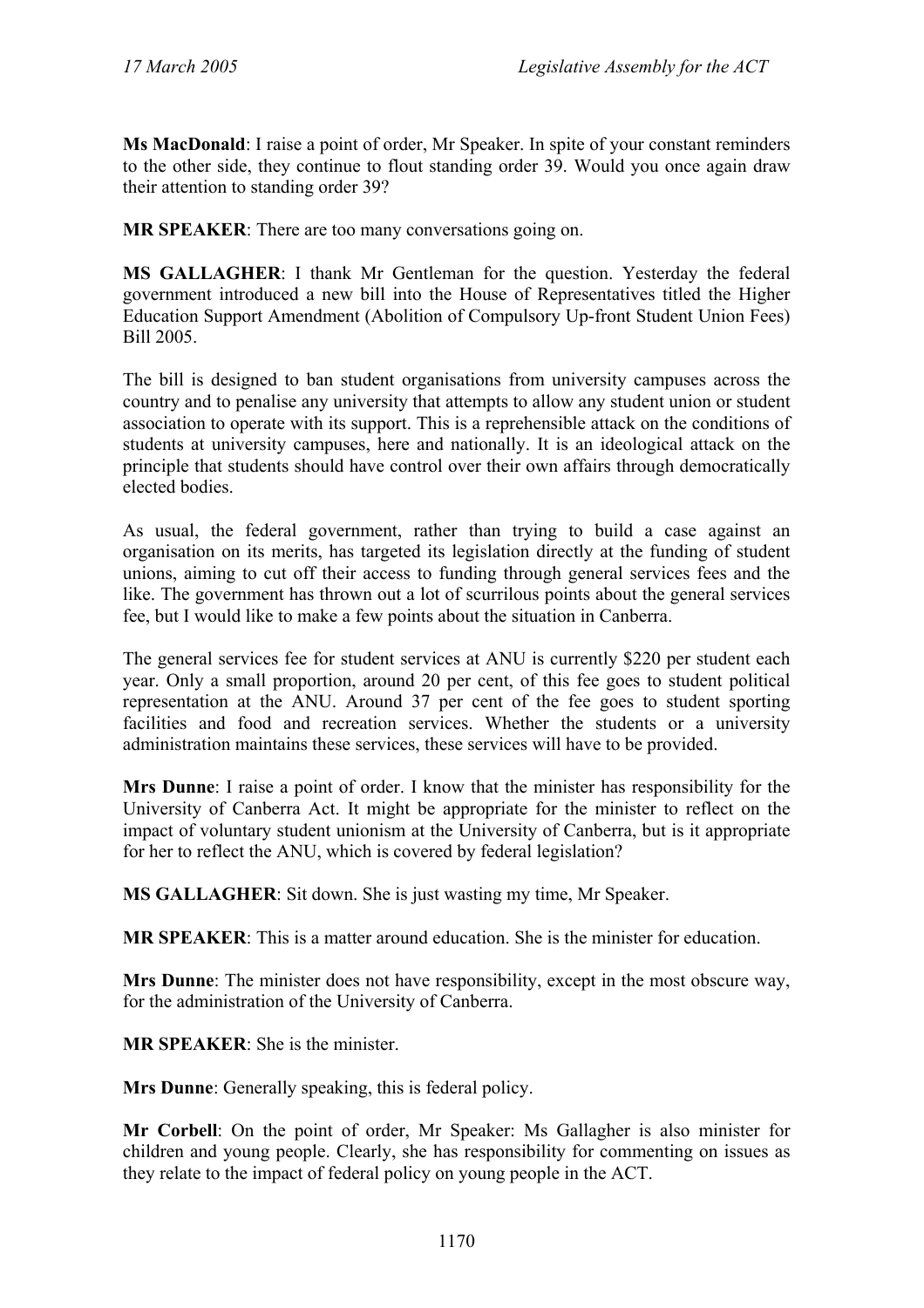**Ms MacDonald**: I raise a point of order, Mr Speaker. In spite of your constant reminders to the other side, they continue to flout standing order 39. Would you once again draw their attention to standing order 39?

**MR SPEAKER**: There are too many conversations going on.

**MS GALLAGHER**: I thank Mr Gentleman for the question. Yesterday the federal government introduced a new bill into the House of Representatives titled the Higher Education Support Amendment (Abolition of Compulsory Up-front Student Union Fees) Bill 2005.

The bill is designed to ban student organisations from university campuses across the country and to penalise any university that attempts to allow any student union or student association to operate with its support. This is a reprehensible attack on the conditions of students at university campuses, here and nationally. It is an ideological attack on the principle that students should have control over their own affairs through democratically elected bodies.

As usual, the federal government, rather than trying to build a case against an organisation on its merits, has targeted its legislation directly at the funding of student unions, aiming to cut off their access to funding through general services fees and the like. The government has thrown out a lot of scurrilous points about the general services fee, but I would like to make a few points about the situation in Canberra.

The general services fee for student services at ANU is currently $220 per student each year. Only a small proportion, around 20 per cent, of this fee goes to student political representation at the ANU. Around 37 per cent of the fee goes to student sporting facilities and food and recreation services. Whether the students or a university administration maintains these services, these services will have to be provided.

**Mrs Dunne**: I raise a point of order. I know that the minister has responsibility for the University of Canberra Act. It might be appropriate for the minister to reflect on the impact of voluntary student unionism at the University of Canberra, but is it appropriate for her to reflect the ANU, which is covered by federal legislation?

**MS GALLAGHER**: Sit down. She is just wasting my time, Mr Speaker.

**MR SPEAKER**: This is a matter around education. She is the minister for education.

**Mrs Dunne**: The minister does not have responsibility, except in the most obscure way, for the administration of the University of Canberra.

**MR SPEAKER**: She is the minister.

**Mrs Dunne**: Generally speaking, this is federal policy.

**Mr Corbell**: On the point of order, Mr Speaker: Ms Gallagher is also minister for children and young people. Clearly, she has responsibility for commenting on issues as they relate to the impact of federal policy on young people in the ACT.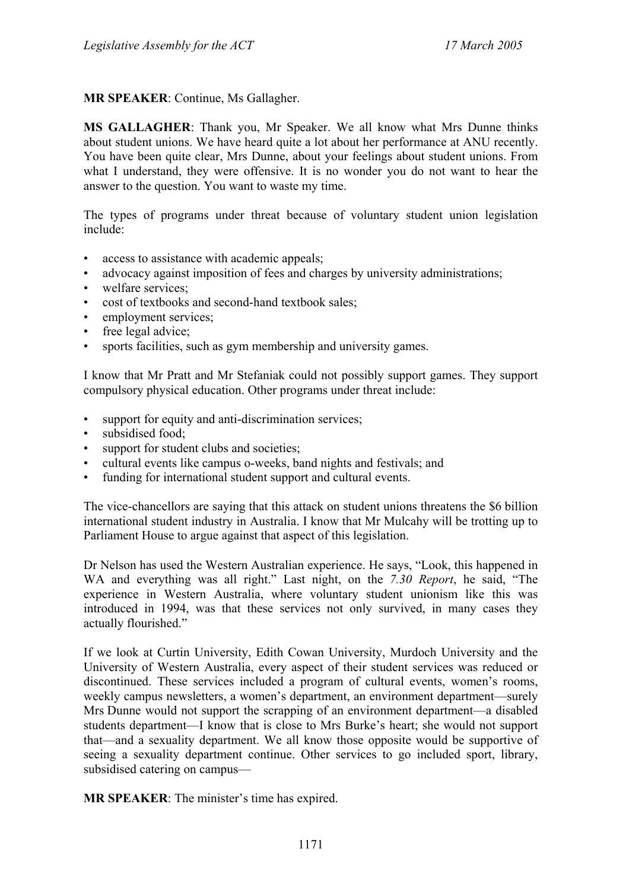**MR SPEAKER**: Continue, Ms Gallagher.

**MS GALLAGHER**: Thank you, Mr Speaker. We all know what Mrs Dunne thinks about student unions. We have heard quite a lot about her performance at ANU recently. You have been quite clear, Mrs Dunne, about your feelings about student unions. From what I understand, they were offensive. It is no wonder you do not want to hear the answer to the question. You want to waste my time.

The types of programs under threat because of voluntary student union legislation include:

- access to assistance with academic appeals;
- advocacy against imposition of fees and charges by university administrations;
- welfare services;
- cost of textbooks and second-hand textbook sales;
- employment services;
- free legal advice;
- sports facilities, such as gym membership and university games.

I know that Mr Pratt and Mr Stefaniak could not possibly support games. They support compulsory physical education. Other programs under threat include:

- support for equity and anti-discrimination services;
- subsidised food;
- support for student clubs and societies;
- cultural events like campus o-weeks, band nights and festivals; and
- funding for international student support and cultural events.

The vice-chancellors are saying that this attack on student unions threatens the $6 billion international student industry in Australia. I know that Mr Mulcahy will be trotting up to Parliament House to argue against that aspect of this legislation.

Dr Nelson has used the Western Australian experience. He says, "Look, this happened in WA and everything was all right." Last night, on the *7.30 Report*, he said, "The experience in Western Australia, where voluntary student unionism like this was introduced in 1994, was that these services not only survived, in many cases they actually flourished."

If we look at Curtin University, Edith Cowan University, Murdoch University and the University of Western Australia, every aspect of their student services was reduced or discontinued. These services included a program of cultural events, women's rooms, weekly campus newsletters, a women's department, an environment department—surely Mrs Dunne would not support the scrapping of an environment department—a disabled students department—I know that is close to Mrs Burke's heart; she would not support that—and a sexuality department. We all know those opposite would be supportive of seeing a sexuality department continue. Other services to go included sport, library, subsidised catering on campus—

**MR SPEAKER**: The minister's time has expired.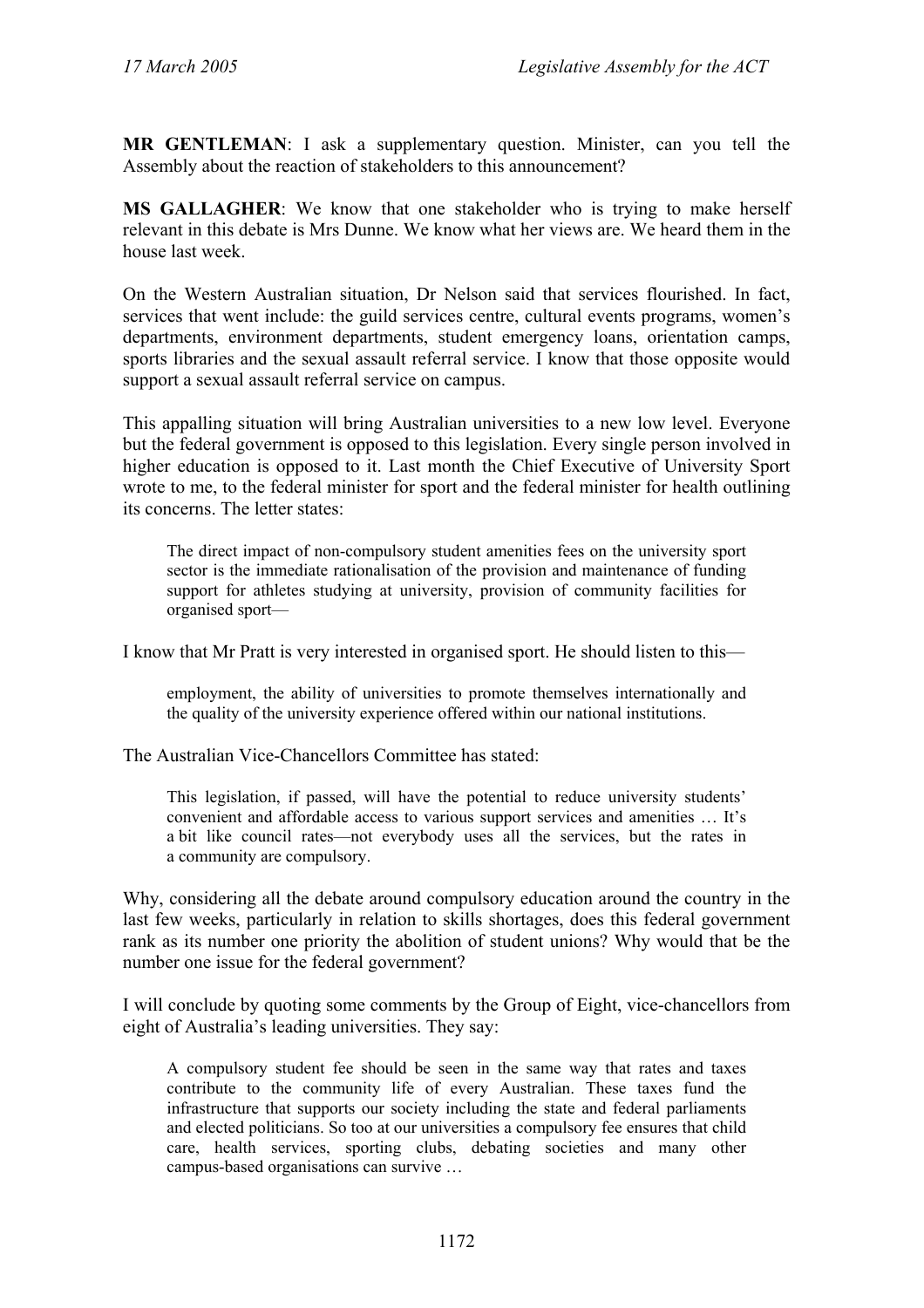**MR GENTLEMAN**: I ask a supplementary question. Minister, can you tell the Assembly about the reaction of stakeholders to this announcement?

**MS GALLAGHER**: We know that one stakeholder who is trying to make herself relevant in this debate is Mrs Dunne. We know what her views are. We heard them in the house last week.

On the Western Australian situation, Dr Nelson said that services flourished. In fact, services that went include: the guild services centre, cultural events programs, women's departments, environment departments, student emergency loans, orientation camps, sports libraries and the sexual assault referral service. I know that those opposite would support a sexual assault referral service on campus.

This appalling situation will bring Australian universities to a new low level. Everyone but the federal government is opposed to this legislation. Every single person involved in higher education is opposed to it. Last month the Chief Executive of University Sport wrote to me, to the federal minister for sport and the federal minister for health outlining its concerns. The letter states:

> The direct impact of non-compulsory student amenities fees on the university sport sector is the immediate rationalisation of the provision and maintenance of funding support for athletes studying at university, provision of community facilities for organised sport—

I know that Mr Pratt is very interested in organised sport. He should listen to this—

> employment, the ability of universities to promote themselves internationally and the quality of the university experience offered within our national institutions.

The Australian Vice-Chancellors Committee has stated:

> This legislation, if passed, will have the potential to reduce university students' convenient and affordable access to various support services and amenities … It's a bit like council rates—not everybody uses all the services, but the rates in a community are compulsory.

Why, considering all the debate around compulsory education around the country in the last few weeks, particularly in relation to skills shortages, does this federal government rank as its number one priority the abolition of student unions? Why would that be the number one issue for the federal government?

I will conclude by quoting some comments by the Group of Eight, vice-chancellors from eight of Australia's leading universities. They say:

> A compulsory student fee should be seen in the same way that rates and taxes contribute to the community life of every Australian. These taxes fund the infrastructure that supports our society including the state and federal parliaments and elected politicians. So too at our universities a compulsory fee ensures that child care, health services, sporting clubs, debating societies and many other campus-based organisations can survive …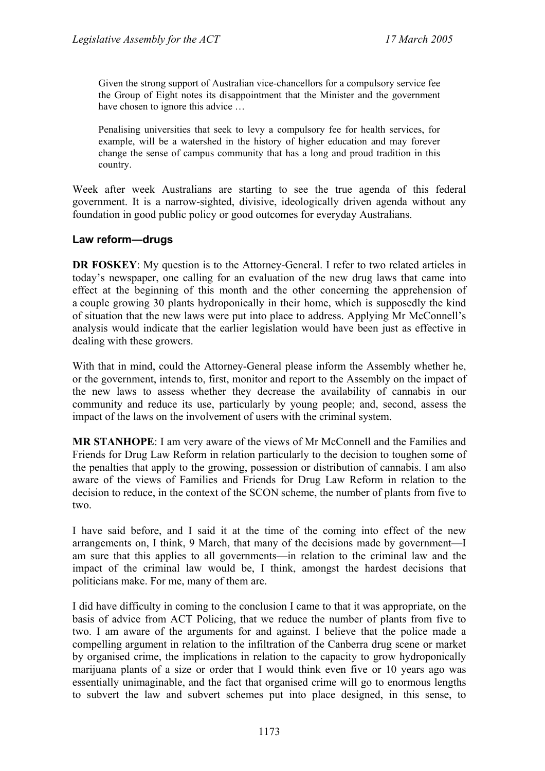> Given the strong support of Australian vice-chancellors for a compulsory service fee the Group of Eight notes its disappointment that the Minister and the government have chosen to ignore this advice …
>
> Penalising universities that seek to levy a compulsory fee for health services, for example, will be a watershed in the history of higher education and may forever change the sense of campus community that has a long and proud tradition in this country.

Week after week Australians are starting to see the true agenda of this federal government. It is a narrow-sighted, divisive, ideologically driven agenda without any foundation in good public policy or good outcomes for everyday Australians.

### Law reform—drugs

**DR FOSKEY**: My question is to the Attorney-General. I refer to two related articles in today's newspaper, one calling for an evaluation of the new drug laws that came into effect at the beginning of this month and the other concerning the apprehension of a couple growing 30 plants hydroponically in their home, which is supposedly the kind of situation that the new laws were put into place to address. Applying Mr McConnell's analysis would indicate that the earlier legislation would have been just as effective in dealing with these growers.

With that in mind, could the Attorney-General please inform the Assembly whether he, or the government, intends to, first, monitor and report to the Assembly on the impact of the new laws to assess whether they decrease the availability of cannabis in our community and reduce its use, particularly by young people; and, second, assess the impact of the laws on the involvement of users with the criminal system.

**MR STANHOPE**: I am very aware of the views of Mr McConnell and the Families and Friends for Drug Law Reform in relation particularly to the decision to toughen some of the penalties that apply to the growing, possession or distribution of cannabis. I am also aware of the views of Families and Friends for Drug Law Reform in relation to the decision to reduce, in the context of the SCON scheme, the number of plants from five to two.

I have said before, and I said it at the time of the coming into effect of the new arrangements on, I think, 9 March, that many of the decisions made by government—I am sure that this applies to all governments—in relation to the criminal law and the impact of the criminal law would be, I think, amongst the hardest decisions that politicians make. For me, many of them are.

I did have difficulty in coming to the conclusion I came to that it was appropriate, on the basis of advice from ACT Policing, that we reduce the number of plants from five to two. I am aware of the arguments for and against. I believe that the police made a compelling argument in relation to the infiltration of the Canberra drug scene or market by organised crime, the implications in relation to the capacity to grow hydroponically marijuana plants of a size or order that I would think even five or 10 years ago was essentially unimaginable, and the fact that organised crime will go to enormous lengths to subvert the law and subvert schemes put into place designed, in this sense, to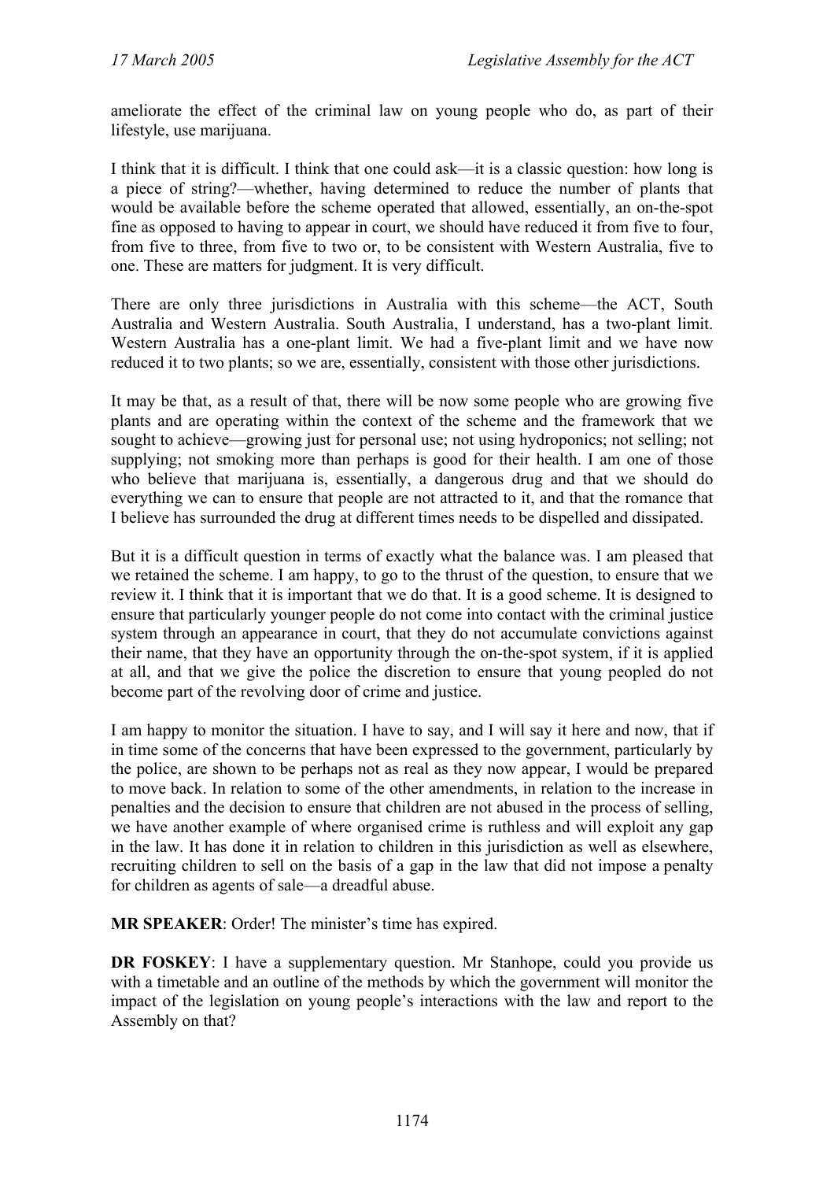ameliorate the effect of the criminal law on young people who do, as part of their lifestyle, use marijuana.

I think that it is difficult. I think that one could ask—it is a classic question: how long is a piece of string?—whether, having determined to reduce the number of plants that would be available before the scheme operated that allowed, essentially, an on-the-spot fine as opposed to having to appear in court, we should have reduced it from five to four, from five to three, from five to two or, to be consistent with Western Australia, five to one. These are matters for judgment. It is very difficult.

There are only three jurisdictions in Australia with this scheme—the ACT, South Australia and Western Australia. South Australia, I understand, has a two-plant limit. Western Australia has a one-plant limit. We had a five-plant limit and we have now reduced it to two plants; so we are, essentially, consistent with those other jurisdictions.

It may be that, as a result of that, there will be now some people who are growing five plants and are operating within the context of the scheme and the framework that we sought to achieve—growing just for personal use; not using hydroponics; not selling; not supplying; not smoking more than perhaps is good for their health. I am one of those who believe that marijuana is, essentially, a dangerous drug and that we should do everything we can to ensure that people are not attracted to it, and that the romance that I believe has surrounded the drug at different times needs to be dispelled and dissipated.

But it is a difficult question in terms of exactly what the balance was. I am pleased that we retained the scheme. I am happy, to go to the thrust of the question, to ensure that we review it. I think that it is important that we do that. It is a good scheme. It is designed to ensure that particularly younger people do not come into contact with the criminal justice system through an appearance in court, that they do not accumulate convictions against their name, that they have an opportunity through the on-the-spot system, if it is applied at all, and that we give the police the discretion to ensure that young peopled do not become part of the revolving door of crime and justice.

I am happy to monitor the situation. I have to say, and I will say it here and now, that if in time some of the concerns that have been expressed to the government, particularly by the police, are shown to be perhaps not as real as they now appear, I would be prepared to move back. In relation to some of the other amendments, in relation to the increase in penalties and the decision to ensure that children are not abused in the process of selling, we have another example of where organised crime is ruthless and will exploit any gap in the law. It has done it in relation to children in this jurisdiction as well as elsewhere, recruiting children to sell on the basis of a gap in the law that did not impose a penalty for children as agents of sale—a dreadful abuse.

**MR SPEAKER**: Order! The minister's time has expired.

**DR FOSKEY**: I have a supplementary question. Mr Stanhope, could you provide us with a timetable and an outline of the methods by which the government will monitor the impact of the legislation on young people's interactions with the law and report to the Assembly on that?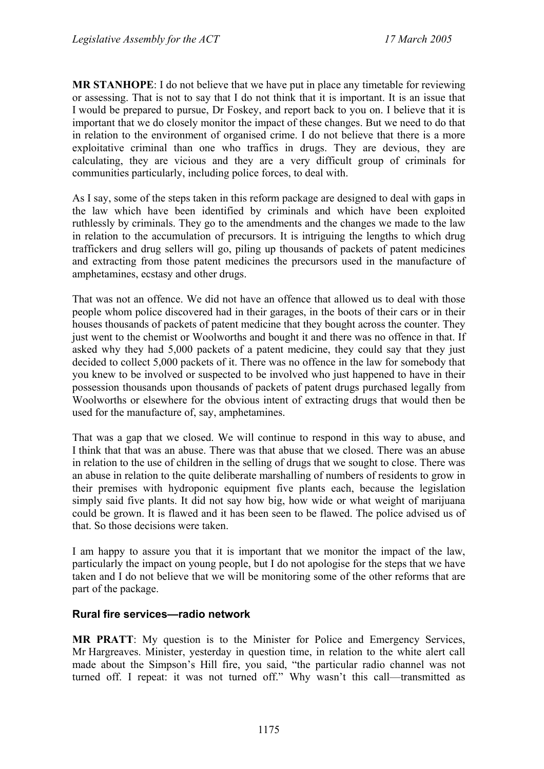**MR STANHOPE**: I do not believe that we have put in place any timetable for reviewing or assessing. That is not to say that I do not think that it is important. It is an issue that I would be prepared to pursue, Dr Foskey, and report back to you on. I believe that it is important that we do closely monitor the impact of these changes. But we need to do that in relation to the environment of organised crime. I do not believe that there is a more exploitative criminal than one who traffics in drugs. They are devious, they are calculating, they are vicious and they are a very difficult group of criminals for communities particularly, including police forces, to deal with.

As I say, some of the steps taken in this reform package are designed to deal with gaps in the law which have been identified by criminals and which have been exploited ruthlessly by criminals. They go to the amendments and the changes we made to the law in relation to the accumulation of precursors. It is intriguing the lengths to which drug traffickers and drug sellers will go, piling up thousands of packets of patent medicines and extracting from those patent medicines the precursors used in the manufacture of amphetamines, ecstasy and other drugs.

That was not an offence. We did not have an offence that allowed us to deal with those people whom police discovered had in their garages, in the boots of their cars or in their houses thousands of packets of patent medicine that they bought across the counter. They just went to the chemist or Woolworths and bought it and there was no offence in that. If asked why they had 5,000 packets of a patent medicine, they could say that they just decided to collect 5,000 packets of it. There was no offence in the law for somebody that you knew to be involved or suspected to be involved who just happened to have in their possession thousands upon thousands of packets of patent drugs purchased legally from Woolworths or elsewhere for the obvious intent of extracting drugs that would then be used for the manufacture of, say, amphetamines.

That was a gap that we closed. We will continue to respond in this way to abuse, and I think that that was an abuse. There was that abuse that we closed. There was an abuse in relation to the use of children in the selling of drugs that we sought to close. There was an abuse in relation to the quite deliberate marshalling of numbers of residents to grow in their premises with hydroponic equipment five plants each, because the legislation simply said five plants. It did not say how big, how wide or what weight of marijuana could be grown. It is flawed and it has been seen to be flawed. The police advised us of that. So those decisions were taken.

I am happy to assure you that it is important that we monitor the impact of the law, particularly the impact on young people, but I do not apologise for the steps that we have taken and I do not believe that we will be monitoring some of the other reforms that are part of the package.

### Rural fire services—radio network

**MR PRATT**: My question is to the Minister for Police and Emergency Services, Mr Hargreaves. Minister, yesterday in question time, in relation to the white alert call made about the Simpson's Hill fire, you said, "the particular radio channel was not turned off. I repeat: it was not turned off." Why wasn't this call—transmitted as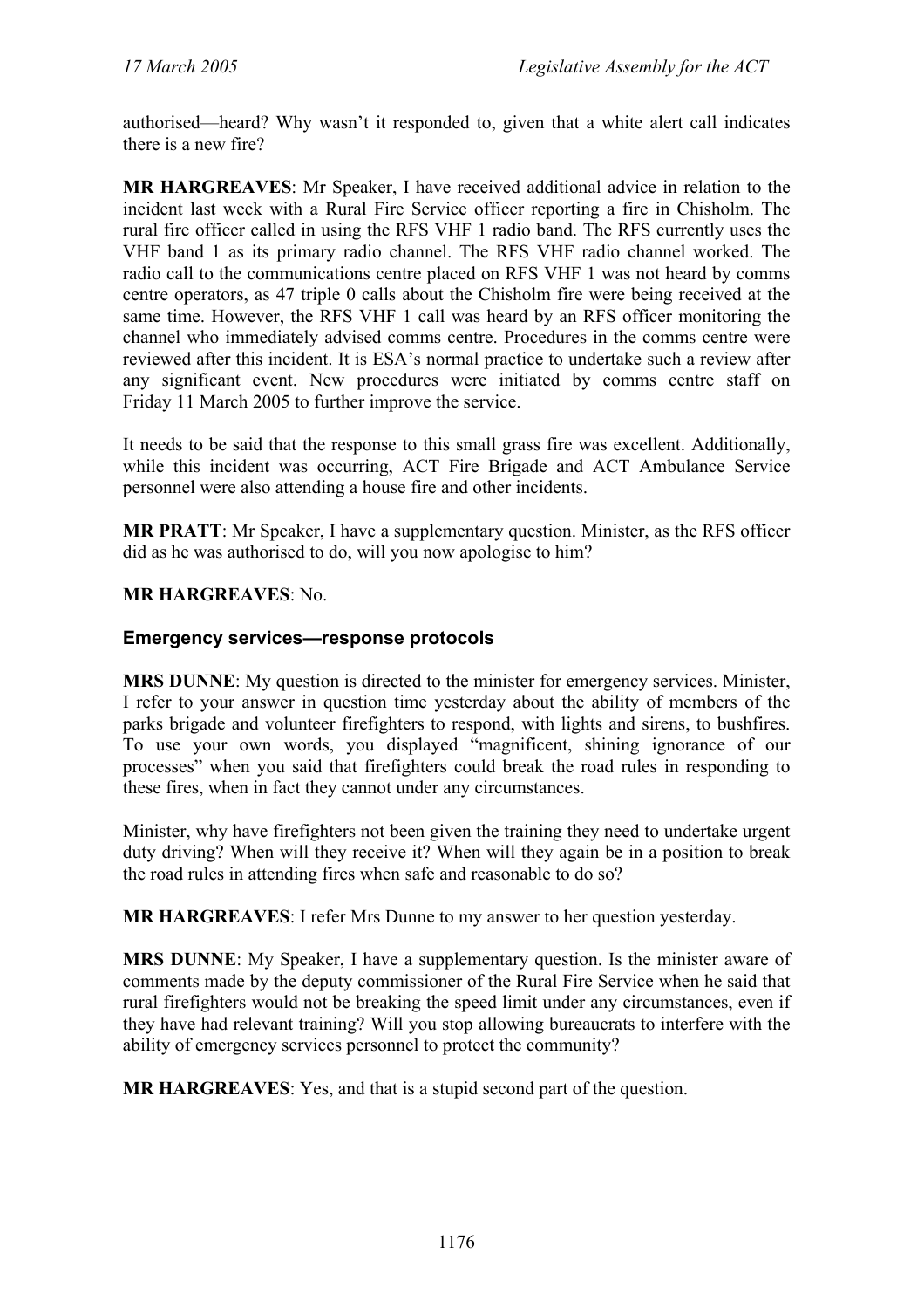authorised—heard? Why wasn't it responded to, given that a white alert call indicates there is a new fire?

**MR HARGREAVES**: Mr Speaker, I have received additional advice in relation to the incident last week with a Rural Fire Service officer reporting a fire in Chisholm. The rural fire officer called in using the RFS VHF 1 radio band. The RFS currently uses the VHF band 1 as its primary radio channel. The RFS VHF radio channel worked. The radio call to the communications centre placed on RFS VHF 1 was not heard by comms centre operators, as 47 triple 0 calls about the Chisholm fire were being received at the same time. However, the RFS VHF 1 call was heard by an RFS officer monitoring the channel who immediately advised comms centre. Procedures in the comms centre were reviewed after this incident. It is ESA's normal practice to undertake such a review after any significant event. New procedures were initiated by comms centre staff on Friday 11 March 2005 to further improve the service.

It needs to be said that the response to this small grass fire was excellent. Additionally, while this incident was occurring, ACT Fire Brigade and ACT Ambulance Service personnel were also attending a house fire and other incidents.

**MR PRATT**: Mr Speaker, I have a supplementary question. Minister, as the RFS officer did as he was authorised to do, will you now apologise to him?

**MR HARGREAVES**: No.

### Emergency services—response protocols

**MRS DUNNE**: My question is directed to the minister for emergency services. Minister, I refer to your answer in question time yesterday about the ability of members of the parks brigade and volunteer firefighters to respond, with lights and sirens, to bushfires. To use your own words, you displayed "magnificent, shining ignorance of our processes" when you said that firefighters could break the road rules in responding to these fires, when in fact they cannot under any circumstances.

Minister, why have firefighters not been given the training they need to undertake urgent duty driving? When will they receive it? When will they again be in a position to break the road rules in attending fires when safe and reasonable to do so?

**MR HARGREAVES**: I refer Mrs Dunne to my answer to her question yesterday.

**MRS DUNNE**: My Speaker, I have a supplementary question. Is the minister aware of comments made by the deputy commissioner of the Rural Fire Service when he said that rural firefighters would not be breaking the speed limit under any circumstances, even if they have had relevant training? Will you stop allowing bureaucrats to interfere with the ability of emergency services personnel to protect the community?

**MR HARGREAVES**: Yes, and that is a stupid second part of the question.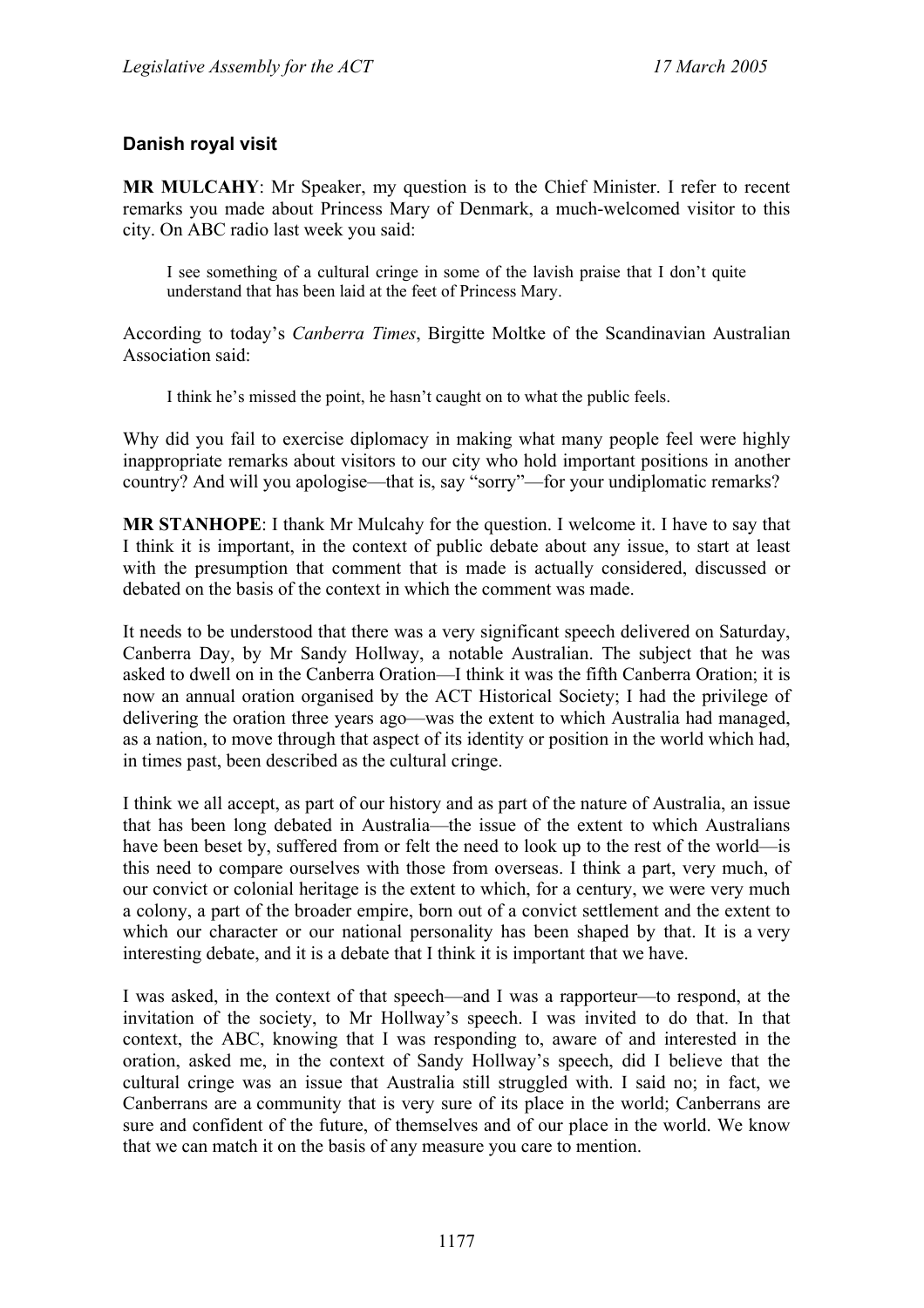### Danish royal visit

**MR MULCAHY**: Mr Speaker, my question is to the Chief Minister. I refer to recent remarks you made about Princess Mary of Denmark, a much-welcomed visitor to this city. On ABC radio last week you said:

> I see something of a cultural cringe in some of the lavish praise that I don't quite understand that has been laid at the feet of Princess Mary.

According to today's *Canberra Times*, Birgitte Moltke of the Scandinavian Australian Association said:

> I think he's missed the point, he hasn't caught on to what the public feels.

Why did you fail to exercise diplomacy in making what many people feel were highly inappropriate remarks about visitors to our city who hold important positions in another country? And will you apologise—that is, say "sorry"—for your undiplomatic remarks?

**MR STANHOPE**: I thank Mr Mulcahy for the question. I welcome it. I have to say that I think it is important, in the context of public debate about any issue, to start at least with the presumption that comment that is made is actually considered, discussed or debated on the basis of the context in which the comment was made.

It needs to be understood that there was a very significant speech delivered on Saturday, Canberra Day, by Mr Sandy Hollway, a notable Australian. The subject that he was asked to dwell on in the Canberra Oration—I think it was the fifth Canberra Oration; it is now an annual oration organised by the ACT Historical Society; I had the privilege of delivering the oration three years ago—was the extent to which Australia had managed, as a nation, to move through that aspect of its identity or position in the world which had, in times past, been described as the cultural cringe.

I think we all accept, as part of our history and as part of the nature of Australia, an issue that has been long debated in Australia—the issue of the extent to which Australians have been beset by, suffered from or felt the need to look up to the rest of the world—is this need to compare ourselves with those from overseas. I think a part, very much, of our convict or colonial heritage is the extent to which, for a century, we were very much a colony, a part of the broader empire, born out of a convict settlement and the extent to which our character or our national personality has been shaped by that. It is a very interesting debate, and it is a debate that I think it is important that we have.

I was asked, in the context of that speech—and I was a rapporteur—to respond, at the invitation of the society, to Mr Hollway's speech. I was invited to do that. In that context, the ABC, knowing that I was responding to, aware of and interested in the oration, asked me, in the context of Sandy Hollway's speech, did I believe that the cultural cringe was an issue that Australia still struggled with. I said no; in fact, we Canberrans are a community that is very sure of its place in the world; Canberrans are sure and confident of the future, of themselves and of our place in the world. We know that we can match it on the basis of any measure you care to mention.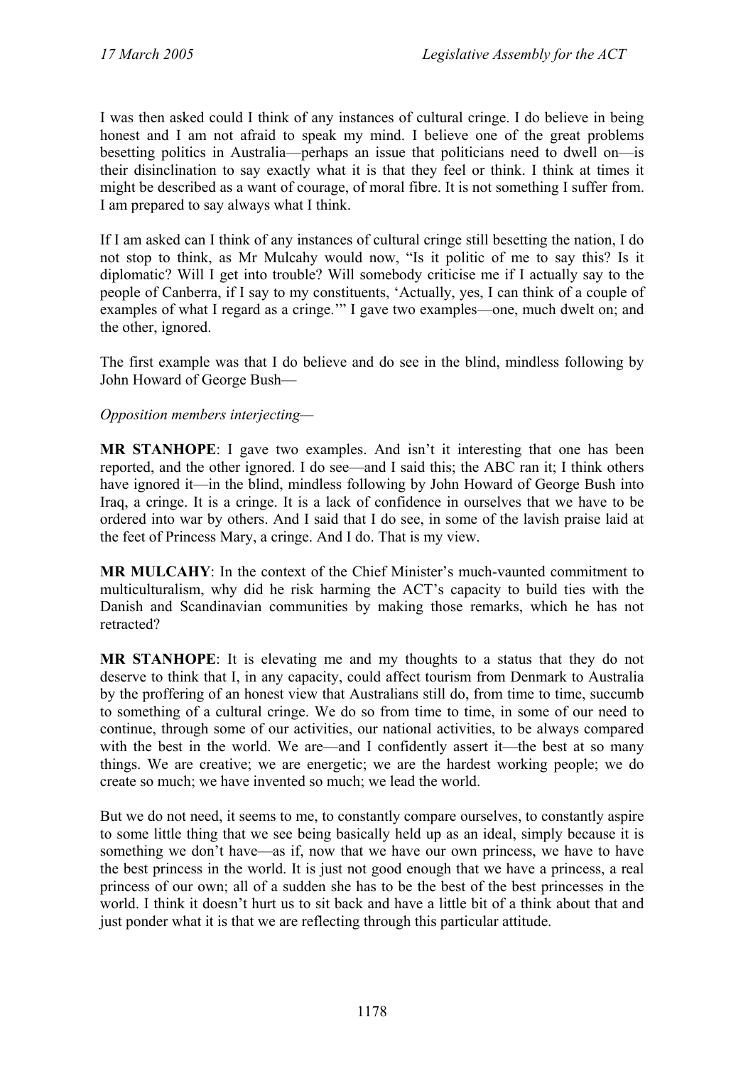I was then asked could I think of any instances of cultural cringe. I do believe in being honest and I am not afraid to speak my mind. I believe one of the great problems besetting politics in Australia—perhaps an issue that politicians need to dwell on—is their disinclination to say exactly what it is that they feel or think. I think at times it might be described as a want of courage, of moral fibre. It is not something I suffer from. I am prepared to say always what I think.

If I am asked can I think of any instances of cultural cringe still besetting the nation, I do not stop to think, as Mr Mulcahy would now, "Is it politic of me to say this? Is it diplomatic? Will I get into trouble? Will somebody criticise me if I actually say to the people of Canberra, if I say to my constituents, 'Actually, yes, I can think of a couple of examples of what I regard as a cringe.'" I gave two examples—one, much dwelt on; and the other, ignored.

The first example was that I do believe and do see in the blind, mindless following by John Howard of George Bush—

*Opposition members interjecting—*

**MR STANHOPE**: I gave two examples. And isn't it interesting that one has been reported, and the other ignored. I do see—and I said this; the ABC ran it; I think others have ignored it—in the blind, mindless following by John Howard of George Bush into Iraq, a cringe. It is a cringe. It is a lack of confidence in ourselves that we have to be ordered into war by others. And I said that I do see, in some of the lavish praise laid at the feet of Princess Mary, a cringe. And I do. That is my view.

**MR MULCAHY**: In the context of the Chief Minister's much-vaunted commitment to multiculturalism, why did he risk harming the ACT's capacity to build ties with the Danish and Scandinavian communities by making those remarks, which he has not retracted?

**MR STANHOPE**: It is elevating me and my thoughts to a status that they do not deserve to think that I, in any capacity, could affect tourism from Denmark to Australia by the proffering of an honest view that Australians still do, from time to time, succumb to something of a cultural cringe. We do so from time to time, in some of our need to continue, through some of our activities, our national activities, to be always compared with the best in the world. We are—and I confidently assert it—the best at so many things. We are creative; we are energetic; we are the hardest working people; we do create so much; we have invented so much; we lead the world.

But we do not need, it seems to me, to constantly compare ourselves, to constantly aspire to some little thing that we see being basically held up as an ideal, simply because it is something we don't have—as if, now that we have our own princess, we have to have the best princess in the world. It is just not good enough that we have a princess, a real princess of our own; all of a sudden she has to be the best of the best princesses in the world. I think it doesn't hurt us to sit back and have a little bit of a think about that and just ponder what it is that we are reflecting through this particular attitude.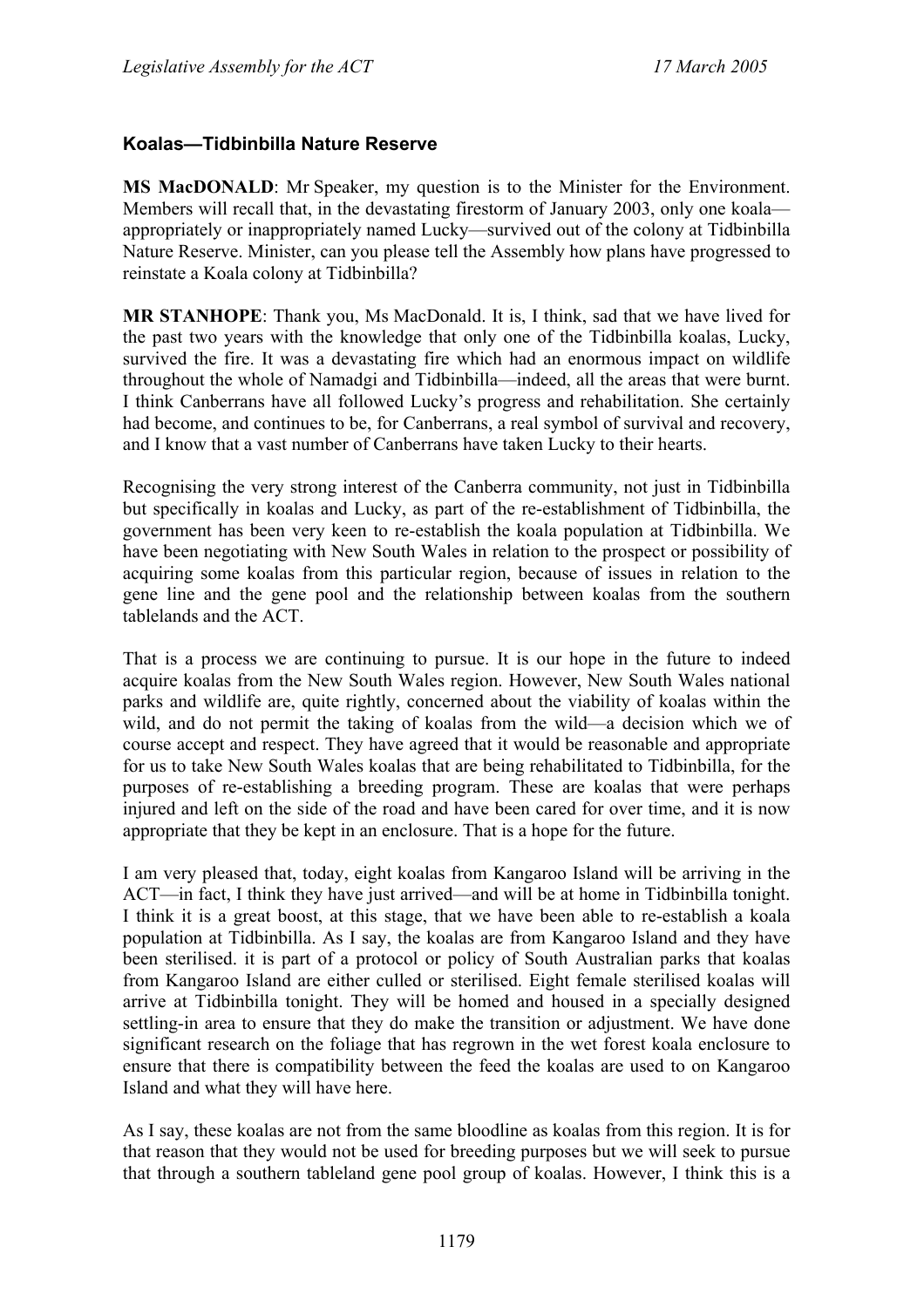### Koalas—Tidbinbilla Nature Reserve

**MS MacDONALD**: Mr Speaker, my question is to the Minister for the Environment. Members will recall that, in the devastating firestorm of January 2003, only one koala—appropriately or inappropriately named Lucky—survived out of the colony at Tidbinbilla Nature Reserve. Minister, can you please tell the Assembly how plans have progressed to reinstate a Koala colony at Tidbinbilla?

**MR STANHOPE**: Thank you, Ms MacDonald. It is, I think, sad that we have lived for the past two years with the knowledge that only one of the Tidbinbilla koalas, Lucky, survived the fire. It was a devastating fire which had an enormous impact on wildlife throughout the whole of Namadgi and Tidbinbilla—indeed, all the areas that were burnt. I think Canberrans have all followed Lucky's progress and rehabilitation. She certainly had become, and continues to be, for Canberrans, a real symbol of survival and recovery, and I know that a vast number of Canberrans have taken Lucky to their hearts.

Recognising the very strong interest of the Canberra community, not just in Tidbinbilla but specifically in koalas and Lucky, as part of the re-establishment of Tidbinbilla, the government has been very keen to re-establish the koala population at Tidbinbilla. We have been negotiating with New South Wales in relation to the prospect or possibility of acquiring some koalas from this particular region, because of issues in relation to the gene line and the gene pool and the relationship between koalas from the southern tablelands and the ACT.

That is a process we are continuing to pursue. It is our hope in the future to indeed acquire koalas from the New South Wales region. However, New South Wales national parks and wildlife are, quite rightly, concerned about the viability of koalas within the wild, and do not permit the taking of koalas from the wild—a decision which we of course accept and respect. They have agreed that it would be reasonable and appropriate for us to take New South Wales koalas that are being rehabilitated to Tidbinbilla, for the purposes of re-establishing a breeding program. These are koalas that were perhaps injured and left on the side of the road and have been cared for over time, and it is now appropriate that they be kept in an enclosure. That is a hope for the future.

I am very pleased that, today, eight koalas from Kangaroo Island will be arriving in the ACT—in fact, I think they have just arrived—and will be at home in Tidbinbilla tonight. I think it is a great boost, at this stage, that we have been able to re-establish a koala population at Tidbinbilla. As I say, the koalas are from Kangaroo Island and they have been sterilised. it is part of a protocol or policy of South Australian parks that koalas from Kangaroo Island are either culled or sterilised. Eight female sterilised koalas will arrive at Tidbinbilla tonight. They will be homed and housed in a specially designed settling-in area to ensure that they do make the transition or adjustment. We have done significant research on the foliage that has regrown in the wet forest koala enclosure to ensure that there is compatibility between the feed the koalas are used to on Kangaroo Island and what they will have here.

As I say, these koalas are not from the same bloodline as koalas from this region. It is for that reason that they would not be used for breeding purposes but we will seek to pursue that through a southern tableland gene pool group of koalas. However, I think this is a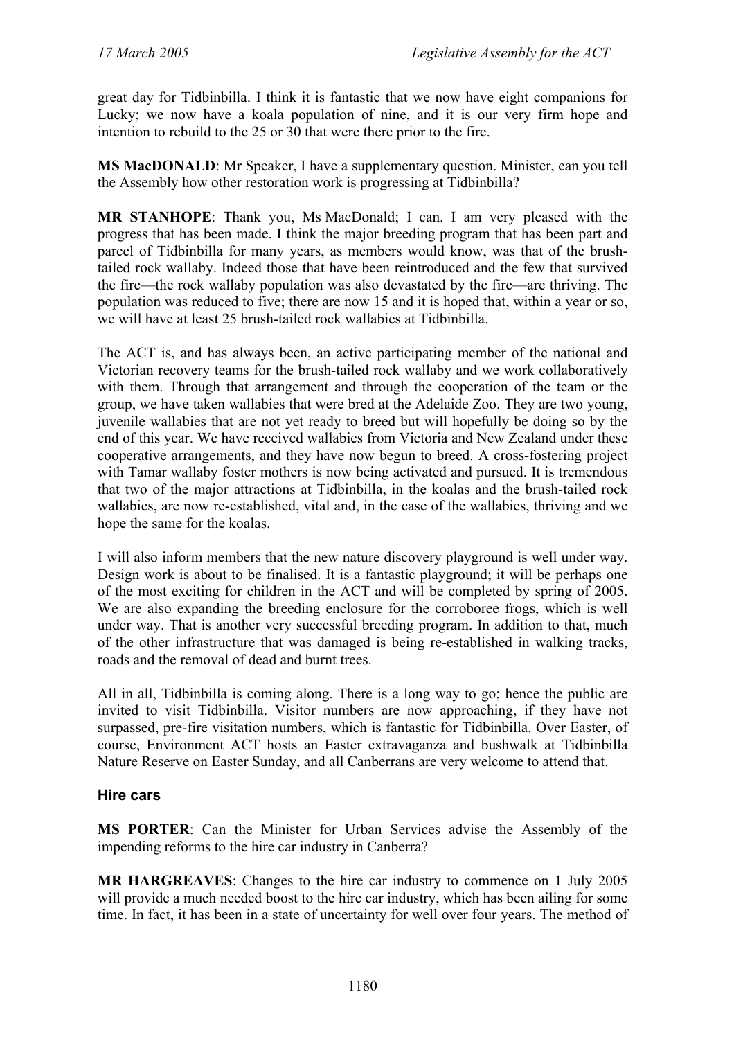great day for Tidbinbilla. I think it is fantastic that we now have eight companions for Lucky; we now have a koala population of nine, and it is our very firm hope and intention to rebuild to the 25 or 30 that were there prior to the fire.

**MS MacDONALD**: Mr Speaker, I have a supplementary question. Minister, can you tell the Assembly how other restoration work is progressing at Tidbinbilla?

**MR STANHOPE**: Thank you, Ms MacDonald; I can. I am very pleased with the progress that has been made. I think the major breeding program that has been part and parcel of Tidbinbilla for many years, as members would know, was that of the brush-tailed rock wallaby. Indeed those that have been reintroduced and the few that survived the fire—the rock wallaby population was also devastated by the fire—are thriving. The population was reduced to five; there are now 15 and it is hoped that, within a year or so, we will have at least 25 brush-tailed rock wallabies at Tidbinbilla.

The ACT is, and has always been, an active participating member of the national and Victorian recovery teams for the brush-tailed rock wallaby and we work collaboratively with them. Through that arrangement and through the cooperation of the team or the group, we have taken wallabies that were bred at the Adelaide Zoo. They are two young, juvenile wallabies that are not yet ready to breed but will hopefully be doing so by the end of this year. We have received wallabies from Victoria and New Zealand under these cooperative arrangements, and they have now begun to breed. A cross-fostering project with Tamar wallaby foster mothers is now being activated and pursued. It is tremendous that two of the major attractions at Tidbinbilla, in the koalas and the brush-tailed rock wallabies, are now re-established, vital and, in the case of the wallabies, thriving and we hope the same for the koalas.

I will also inform members that the new nature discovery playground is well under way. Design work is about to be finalised. It is a fantastic playground; it will be perhaps one of the most exciting for children in the ACT and will be completed by spring of 2005. We are also expanding the breeding enclosure for the corroboree frogs, which is well under way. That is another very successful breeding program. In addition to that, much of the other infrastructure that was damaged is being re-established in walking tracks, roads and the removal of dead and burnt trees.

All in all, Tidbinbilla is coming along. There is a long way to go; hence the public are invited to visit Tidbinbilla. Visitor numbers are now approaching, if they have not surpassed, pre-fire visitation numbers, which is fantastic for Tidbinbilla. Over Easter, of course, Environment ACT hosts an Easter extravaganza and bushwalk at Tidbinbilla Nature Reserve on Easter Sunday, and all Canberrans are very welcome to attend that.

### Hire cars

**MS PORTER**: Can the Minister for Urban Services advise the Assembly of the impending reforms to the hire car industry in Canberra?

**MR HARGREAVES**: Changes to the hire car industry to commence on 1 July 2005 will provide a much needed boost to the hire car industry, which has been ailing for some time. In fact, it has been in a state of uncertainty for well over four years. The method of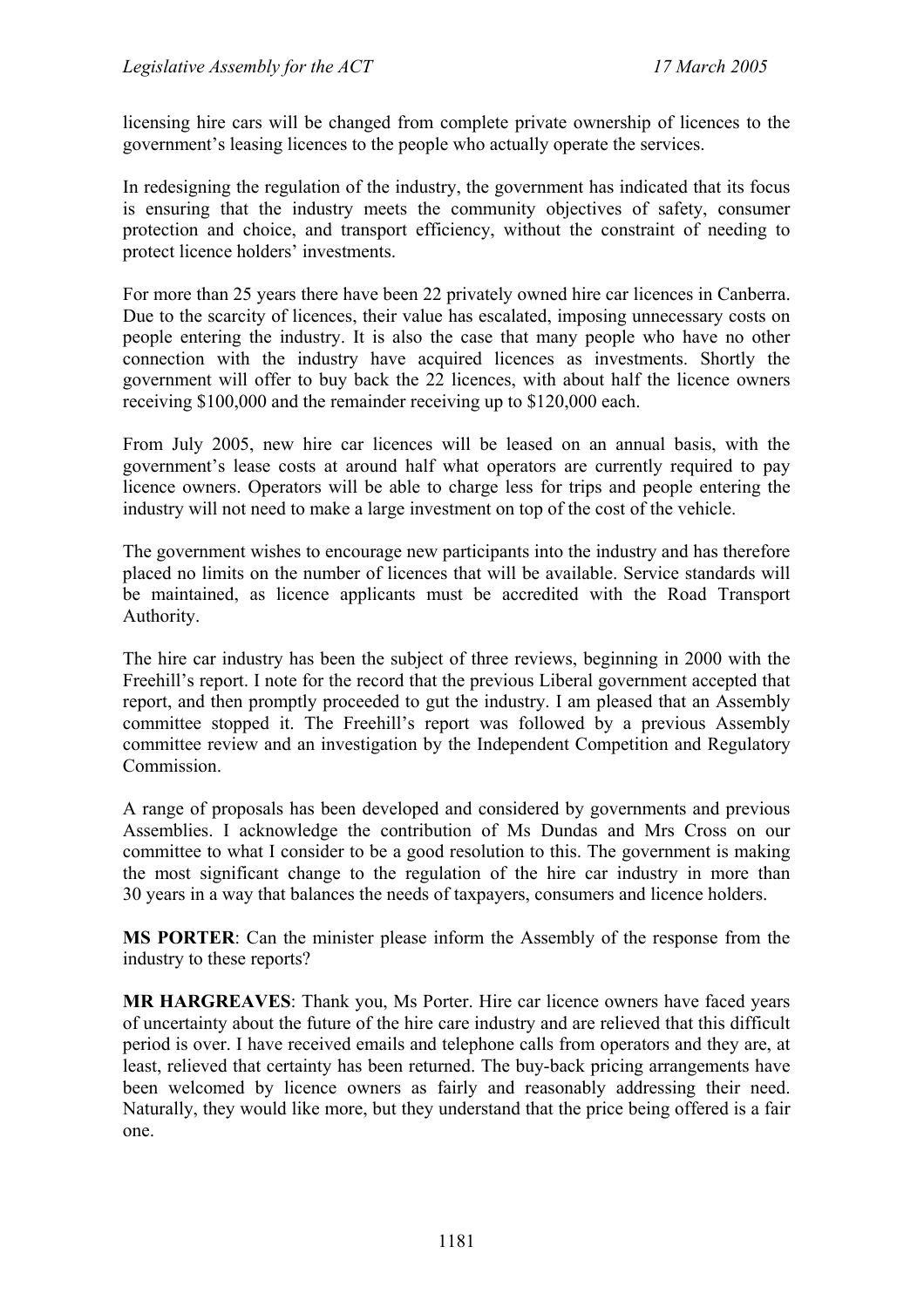licensing hire cars will be changed from complete private ownership of licences to the government's leasing licences to the people who actually operate the services.

In redesigning the regulation of the industry, the government has indicated that its focus is ensuring that the industry meets the community objectives of safety, consumer protection and choice, and transport efficiency, without the constraint of needing to protect licence holders' investments.

For more than 25 years there have been 22 privately owned hire car licences in Canberra. Due to the scarcity of licences, their value has escalated, imposing unnecessary costs on people entering the industry. It is also the case that many people who have no other connection with the industry have acquired licences as investments. Shortly the government will offer to buy back the 22 licences, with about half the licence owners receiving $100,000 and the remainder receiving up to $120,000 each.

From July 2005, new hire car licences will be leased on an annual basis, with the government's lease costs at around half what operators are currently required to pay licence owners. Operators will be able to charge less for trips and people entering the industry will not need to make a large investment on top of the cost of the vehicle.

The government wishes to encourage new participants into the industry and has therefore placed no limits on the number of licences that will be available. Service standards will be maintained, as licence applicants must be accredited with the Road Transport Authority.

The hire car industry has been the subject of three reviews, beginning in 2000 with the Freehill's report. I note for the record that the previous Liberal government accepted that report, and then promptly proceeded to gut the industry. I am pleased that an Assembly committee stopped it. The Freehill's report was followed by a previous Assembly committee review and an investigation by the Independent Competition and Regulatory Commission.

A range of proposals has been developed and considered by governments and previous Assemblies. I acknowledge the contribution of Ms Dundas and Mrs Cross on our committee to what I consider to be a good resolution to this. The government is making the most significant change to the regulation of the hire car industry in more than 30 years in a way that balances the needs of taxpayers, consumers and licence holders.

**MS PORTER**: Can the minister please inform the Assembly of the response from the industry to these reports?

**MR HARGREAVES**: Thank you, Ms Porter. Hire car licence owners have faced years of uncertainty about the future of the hire care industry and are relieved that this difficult period is over. I have received emails and telephone calls from operators and they are, at least, relieved that certainty has been returned. The buy-back pricing arrangements have been welcomed by licence owners as fairly and reasonably addressing their need. Naturally, they would like more, but they understand that the price being offered is a fair one.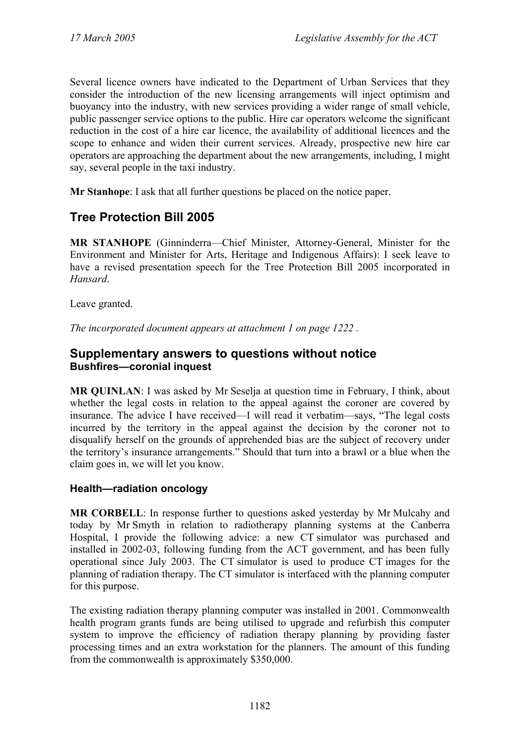Several licence owners have indicated to the Department of Urban Services that they consider the introduction of the new licensing arrangements will inject optimism and buoyancy into the industry, with new services providing a wider range of small vehicle, public passenger service options to the public. Hire car operators welcome the significant reduction in the cost of a hire car licence, the availability of additional licences and the scope to enhance and widen their current services. Already, prospective new hire car operators are approaching the department about the new arrangements, including, I might say, several people in the taxi industry.

**Mr Stanhope**: I ask that all further questions be placed on the notice paper.

## Tree Protection Bill 2005

**MR STANHOPE** (Ginninderra—Chief Minister, Attorney-General, Minister for the Environment and Minister for Arts, Heritage and Indigenous Affairs): I seek leave to have a revised presentation speech for the Tree Protection Bill 2005 incorporated in *Hansard*.

Leave granted.

*The incorporated document appears at attachment 1 on page 1222 .*

## Supplementary answers to questions without notice

### Bushfires—coronial inquest

**MR QUINLAN**: I was asked by Mr Seselja at question time in February, I think, about whether the legal costs in relation to the appeal against the coroner are covered by insurance. The advice I have received—I will read it verbatim—says, "The legal costs incurred by the territory in the appeal against the decision by the coroner not to disqualify herself on the grounds of apprehended bias are the subject of recovery under the territory's insurance arrangements." Should that turn into a brawl or a blue when the claim goes in, we will let you know.

### Health—radiation oncology

**MR CORBELL**: In response further to questions asked yesterday by Mr Mulcahy and today by Mr Smyth in relation to radiotherapy planning systems at the Canberra Hospital, I provide the following advice: a new CT simulator was purchased and installed in 2002-03, following funding from the ACT government, and has been fully operational since July 2003. The CT simulator is used to produce CT images for the planning of radiation therapy. The CT simulator is interfaced with the planning computer for this purpose.

The existing radiation therapy planning computer was installed in 2001. Commonwealth health program grants funds are being utilised to upgrade and refurbish this computer system to improve the efficiency of radiation therapy planning by providing faster processing times and an extra workstation for the planners. The amount of this funding from the commonwealth is approximately $350,000.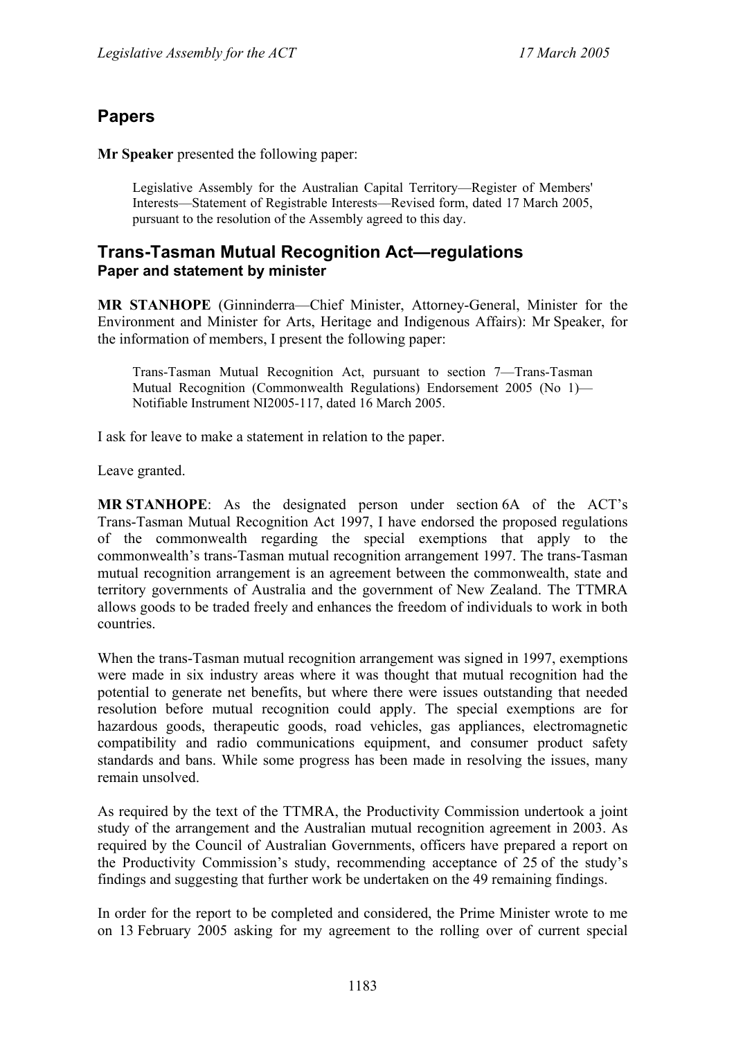## Papers

**Mr Speaker** presented the following paper:

> Legislative Assembly for the Australian Capital Territory—Register of Members' Interests—Statement of Registrable Interests—Revised form, dated 17 March 2005, pursuant to the resolution of the Assembly agreed to this day.

## Trans-Tasman Mutual Recognition Act—regulations
### Paper and statement by minister

**MR STANHOPE** (Ginninderra—Chief Minister, Attorney-General, Minister for the Environment and Minister for Arts, Heritage and Indigenous Affairs): Mr Speaker, for the information of members, I present the following paper:

> Trans-Tasman Mutual Recognition Act, pursuant to section 7—Trans-Tasman Mutual Recognition (Commonwealth Regulations) Endorsement 2005 (No 1)—Notifiable Instrument NI2005-117, dated 16 March 2005.

I ask for leave to make a statement in relation to the paper.

Leave granted.

**MR STANHOPE**: As the designated person under section 6A of the ACT's Trans-Tasman Mutual Recognition Act 1997, I have endorsed the proposed regulations of the commonwealth regarding the special exemptions that apply to the commonwealth's trans-Tasman mutual recognition arrangement 1997. The trans-Tasman mutual recognition arrangement is an agreement between the commonwealth, state and territory governments of Australia and the government of New Zealand. The TTMRA allows goods to be traded freely and enhances the freedom of individuals to work in both countries.

When the trans-Tasman mutual recognition arrangement was signed in 1997, exemptions were made in six industry areas where it was thought that mutual recognition had the potential to generate net benefits, but where there were issues outstanding that needed resolution before mutual recognition could apply. The special exemptions are for hazardous goods, therapeutic goods, road vehicles, gas appliances, electromagnetic compatibility and radio communications equipment, and consumer product safety standards and bans. While some progress has been made in resolving the issues, many remain unsolved.

As required by the text of the TTMRA, the Productivity Commission undertook a joint study of the arrangement and the Australian mutual recognition agreement in 2003. As required by the Council of Australian Governments, officers have prepared a report on the Productivity Commission's study, recommending acceptance of 25 of the study's findings and suggesting that further work be undertaken on the 49 remaining findings.

In order for the report to be completed and considered, the Prime Minister wrote to me on 13 February 2005 asking for my agreement to the rolling over of current special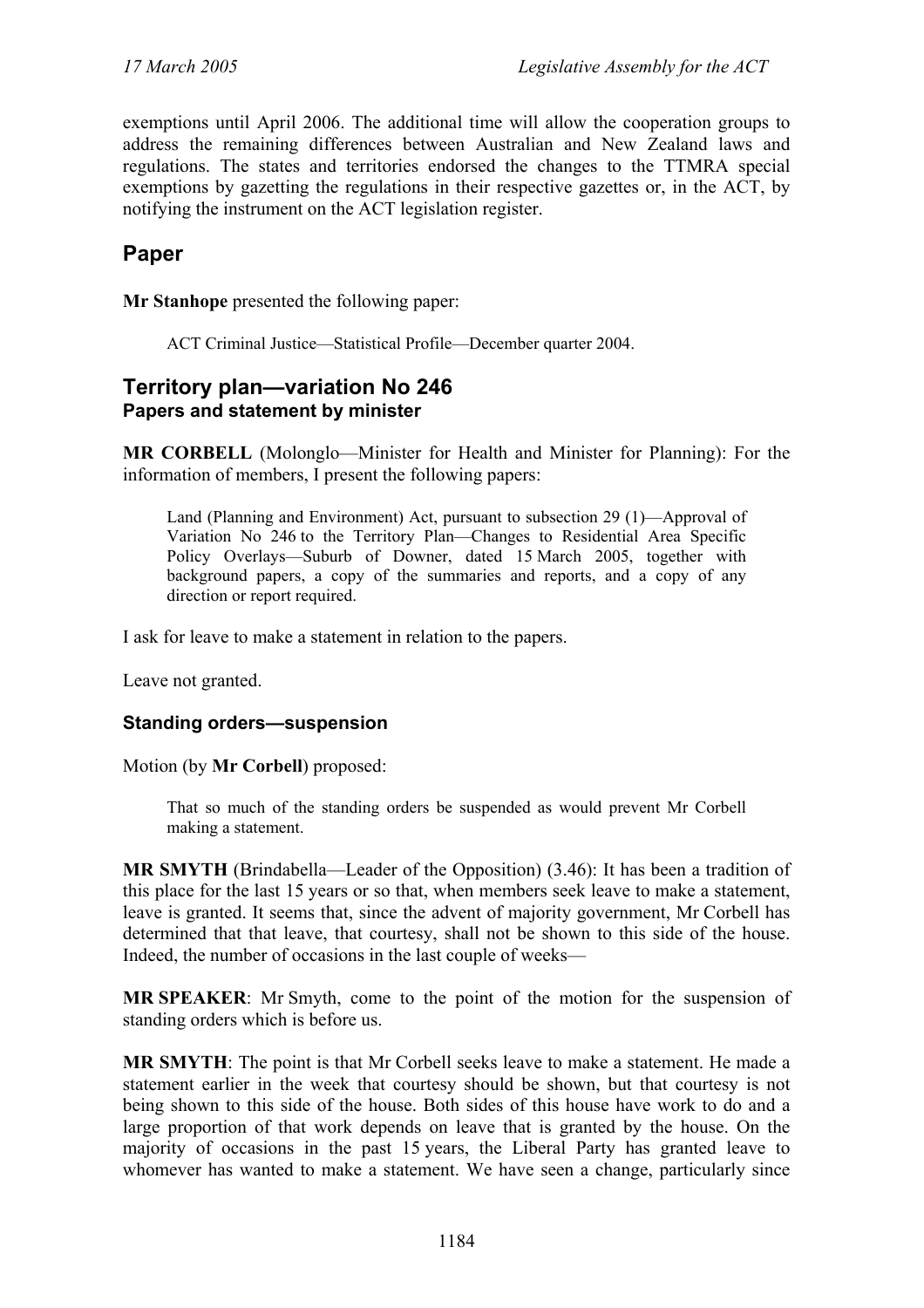exemptions until April 2006. The additional time will allow the cooperation groups to address the remaining differences between Australian and New Zealand laws and regulations. The states and territories endorsed the changes to the TTMRA special exemptions by gazetting the regulations in their respective gazettes or, in the ACT, by notifying the instrument on the ACT legislation register.

## Paper

**Mr Stanhope** presented the following paper:

> ACT Criminal Justice—Statistical Profile—December quarter 2004.

## Territory plan—variation No 246

### Papers and statement by minister

**MR CORBELL** (Molonglo—Minister for Health and Minister for Planning): For the information of members, I present the following papers:

> Land (Planning and Environment) Act, pursuant to subsection 29 (1)—Approval of Variation No 246 to the Territory Plan—Changes to Residential Area Specific Policy Overlays—Suburb of Downer, dated 15 March 2005, together with background papers, a copy of the summaries and reports, and a copy of any direction or report required.

I ask for leave to make a statement in relation to the papers.

Leave not granted.

### Standing orders—suspension

Motion (by **Mr Corbell**) proposed:

> That so much of the standing orders be suspended as would prevent Mr Corbell making a statement.

**MR SMYTH** (Brindabella—Leader of the Opposition) (3.46): It has been a tradition of this place for the last 15 years or so that, when members seek leave to make a statement, leave is granted. It seems that, since the advent of majority government, Mr Corbell has determined that that leave, that courtesy, shall not be shown to this side of the house. Indeed, the number of occasions in the last couple of weeks—

**MR SPEAKER**: Mr Smyth, come to the point of the motion for the suspension of standing orders which is before us.

**MR SMYTH**: The point is that Mr Corbell seeks leave to make a statement. He made a statement earlier in the week that courtesy should be shown, but that courtesy is not being shown to this side of the house. Both sides of this house have work to do and a large proportion of that work depends on leave that is granted by the house. On the majority of occasions in the past 15 years, the Liberal Party has granted leave to whomever has wanted to make a statement. We have seen a change, particularly since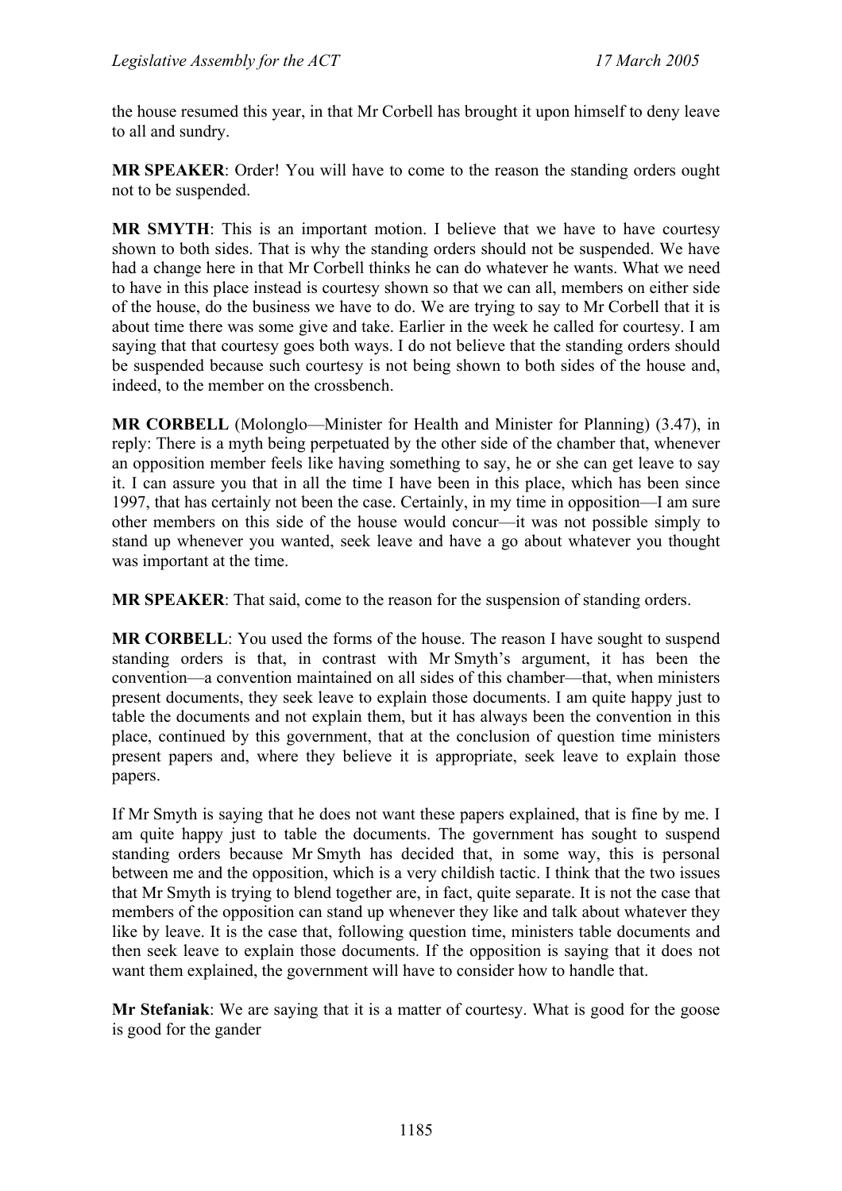the house resumed this year, in that Mr Corbell has brought it upon himself to deny leave to all and sundry.

**MR SPEAKER**: Order! You will have to come to the reason the standing orders ought not to be suspended.

**MR SMYTH**: This is an important motion. I believe that we have to have courtesy shown to both sides. That is why the standing orders should not be suspended. We have had a change here in that Mr Corbell thinks he can do whatever he wants. What we need to have in this place instead is courtesy shown so that we can all, members on either side of the house, do the business we have to do. We are trying to say to Mr Corbell that it is about time there was some give and take. Earlier in the week he called for courtesy. I am saying that that courtesy goes both ways. I do not believe that the standing orders should be suspended because such courtesy is not being shown to both sides of the house and, indeed, to the member on the crossbench.

**MR CORBELL** (Molonglo—Minister for Health and Minister for Planning) (3.47), in reply: There is a myth being perpetuated by the other side of the chamber that, whenever an opposition member feels like having something to say, he or she can get leave to say it. I can assure you that in all the time I have been in this place, which has been since 1997, that has certainly not been the case. Certainly, in my time in opposition—I am sure other members on this side of the house would concur—it was not possible simply to stand up whenever you wanted, seek leave and have a go about whatever you thought was important at the time.

**MR SPEAKER**: That said, come to the reason for the suspension of standing orders.

**MR CORBELL**: You used the forms of the house. The reason I have sought to suspend standing orders is that, in contrast with Mr Smyth's argument, it has been the convention—a convention maintained on all sides of this chamber—that, when ministers present documents, they seek leave to explain those documents. I am quite happy just to table the documents and not explain them, but it has always been the convention in this place, continued by this government, that at the conclusion of question time ministers present papers and, where they believe it is appropriate, seek leave to explain those papers.

If Mr Smyth is saying that he does not want these papers explained, that is fine by me. I am quite happy just to table the documents. The government has sought to suspend standing orders because Mr Smyth has decided that, in some way, this is personal between me and the opposition, which is a very childish tactic. I think that the two issues that Mr Smyth is trying to blend together are, in fact, quite separate. It is not the case that members of the opposition can stand up whenever they like and talk about whatever they like by leave. It is the case that, following question time, ministers table documents and then seek leave to explain those documents. If the opposition is saying that it does not want them explained, the government will have to consider how to handle that.

**Mr Stefaniak**: We are saying that it is a matter of courtesy. What is good for the goose is good for the gander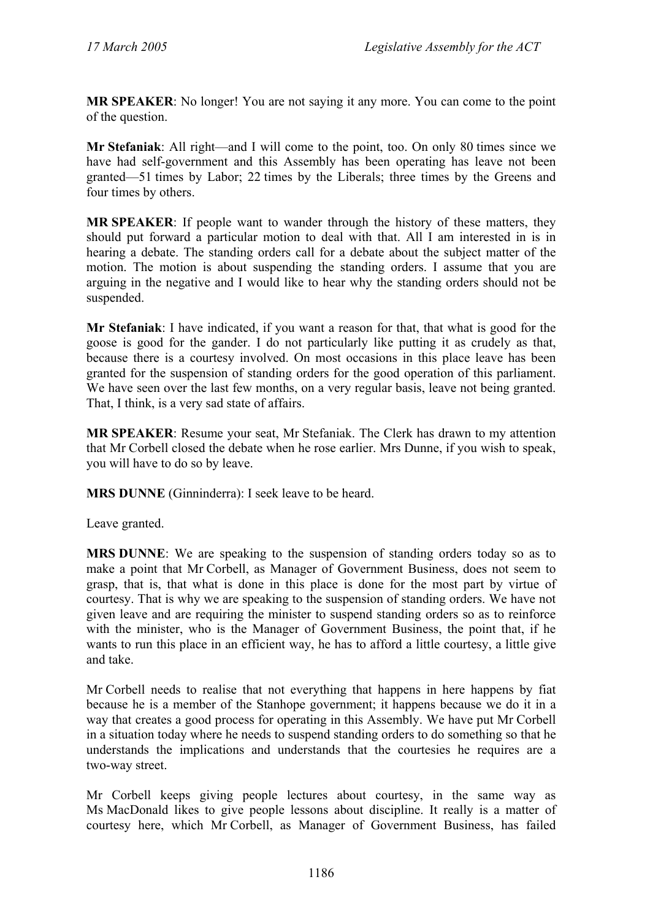**MR SPEAKER**: No longer! You are not saying it any more. You can come to the point of the question.

**Mr Stefaniak**: All right—and I will come to the point, too. On only 80 times since we have had self-government and this Assembly has been operating has leave not been granted—51 times by Labor; 22 times by the Liberals; three times by the Greens and four times by others.

**MR SPEAKER**: If people want to wander through the history of these matters, they should put forward a particular motion to deal with that. All I am interested in is in hearing a debate. The standing orders call for a debate about the subject matter of the motion. The motion is about suspending the standing orders. I assume that you are arguing in the negative and I would like to hear why the standing orders should not be suspended.

**Mr Stefaniak**: I have indicated, if you want a reason for that, that what is good for the goose is good for the gander. I do not particularly like putting it as crudely as that, because there is a courtesy involved. On most occasions in this place leave has been granted for the suspension of standing orders for the good operation of this parliament. We have seen over the last few months, on a very regular basis, leave not being granted. That, I think, is a very sad state of affairs.

**MR SPEAKER**: Resume your seat, Mr Stefaniak. The Clerk has drawn to my attention that Mr Corbell closed the debate when he rose earlier. Mrs Dunne, if you wish to speak, you will have to do so by leave.

**MRS DUNNE** (Ginninderra): I seek leave to be heard.

Leave granted.

**MRS DUNNE**: We are speaking to the suspension of standing orders today so as to make a point that Mr Corbell, as Manager of Government Business, does not seem to grasp, that is, that what is done in this place is done for the most part by virtue of courtesy. That is why we are speaking to the suspension of standing orders. We have not given leave and are requiring the minister to suspend standing orders so as to reinforce with the minister, who is the Manager of Government Business, the point that, if he wants to run this place in an efficient way, he has to afford a little courtesy, a little give and take.

Mr Corbell needs to realise that not everything that happens in here happens by fiat because he is a member of the Stanhope government; it happens because we do it in a way that creates a good process for operating in this Assembly. We have put Mr Corbell in a situation today where he needs to suspend standing orders to do something so that he understands the implications and understands that the courtesies he requires are a two-way street.

Mr Corbell keeps giving people lectures about courtesy, in the same way as Ms MacDonald likes to give people lessons about discipline. It really is a matter of courtesy here, which Mr Corbell, as Manager of Government Business, has failed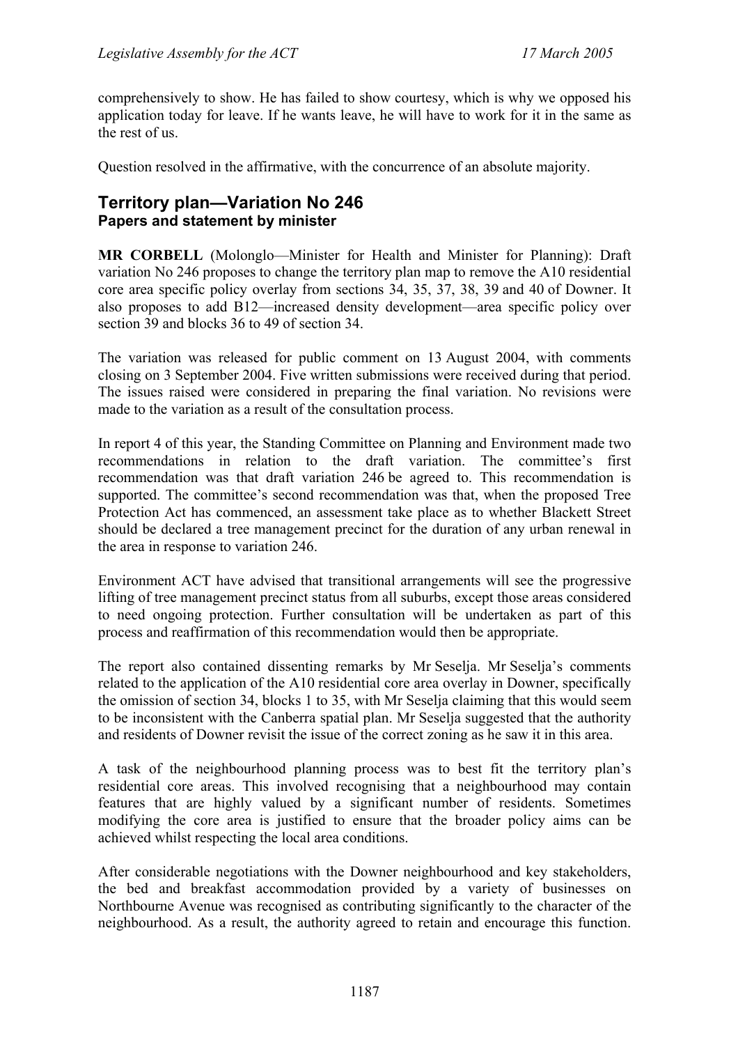comprehensively to show. He has failed to show courtesy, which is why we opposed his application today for leave. If he wants leave, he will have to work for it in the same as the rest of us.

Question resolved in the affirmative, with the concurrence of an absolute majority.

## Territory plan—Variation No 246
### Papers and statement by minister

**MR CORBELL** (Molonglo—Minister for Health and Minister for Planning): Draft variation No 246 proposes to change the territory plan map to remove the A10 residential core area specific policy overlay from sections 34, 35, 37, 38, 39 and 40 of Downer. It also proposes to add B12—increased density development—area specific policy over section 39 and blocks 36 to 49 of section 34.

The variation was released for public comment on 13 August 2004, with comments closing on 3 September 2004. Five written submissions were received during that period. The issues raised were considered in preparing the final variation. No revisions were made to the variation as a result of the consultation process.

In report 4 of this year, the Standing Committee on Planning and Environment made two recommendations in relation to the draft variation. The committee's first recommendation was that draft variation 246 be agreed to. This recommendation is supported. The committee's second recommendation was that, when the proposed Tree Protection Act has commenced, an assessment take place as to whether Blackett Street should be declared a tree management precinct for the duration of any urban renewal in the area in response to variation 246.

Environment ACT have advised that transitional arrangements will see the progressive lifting of tree management precinct status from all suburbs, except those areas considered to need ongoing protection. Further consultation will be undertaken as part of this process and reaffirmation of this recommendation would then be appropriate.

The report also contained dissenting remarks by Mr Seselja. Mr Seselja's comments related to the application of the A10 residential core area overlay in Downer, specifically the omission of section 34, blocks 1 to 35, with Mr Seselja claiming that this would seem to be inconsistent with the Canberra spatial plan. Mr Seselja suggested that the authority and residents of Downer revisit the issue of the correct zoning as he saw it in this area.

A task of the neighbourhood planning process was to best fit the territory plan's residential core areas. This involved recognising that a neighbourhood may contain features that are highly valued by a significant number of residents. Sometimes modifying the core area is justified to ensure that the broader policy aims can be achieved whilst respecting the local area conditions.

After considerable negotiations with the Downer neighbourhood and key stakeholders, the bed and breakfast accommodation provided by a variety of businesses on Northbourne Avenue was recognised as contributing significantly to the character of the neighbourhood. As a result, the authority agreed to retain and encourage this function.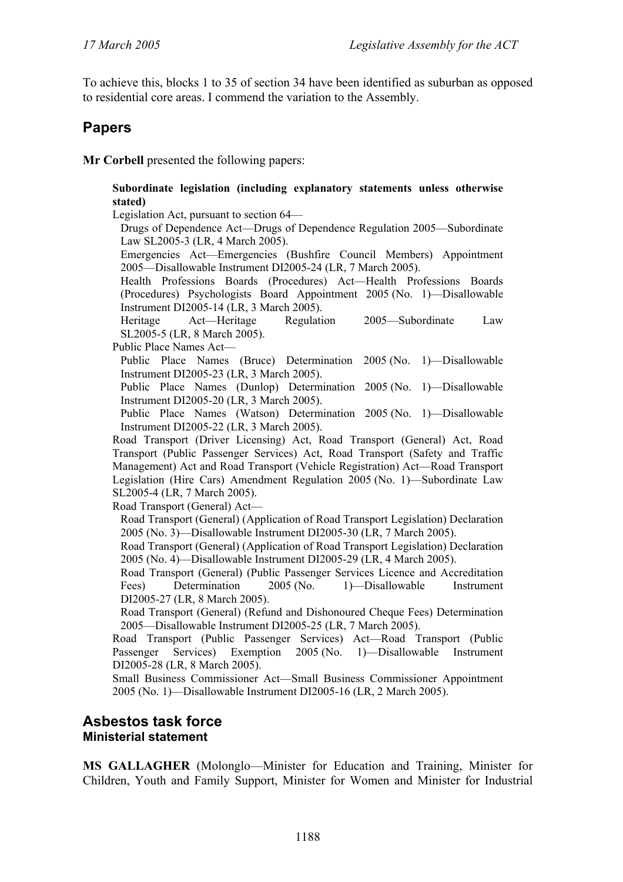To achieve this, blocks 1 to 35 of section 34 have been identified as suburban as opposed to residential core areas. I commend the variation to the Assembly.

## Papers

**Mr Corbell** presented the following papers:

**Subordinate legislation (including explanatory statements unless otherwise stated)**

Legislation Act, pursuant to section 64—

Drugs of Dependence Act—Drugs of Dependence Regulation 2005—Subordinate Law SL2005-3 (LR, 4 March 2005).

Emergencies Act—Emergencies (Bushfire Council Members) Appointment 2005—Disallowable Instrument DI2005-24 (LR, 7 March 2005).

Health Professions Boards (Procedures) Act—Health Professions Boards (Procedures) Psychologists Board Appointment 2005 (No. 1)—Disallowable Instrument DI2005-14 (LR, 3 March 2005).

Heritage Act—Heritage Regulation 2005—Subordinate Law SL2005-5 (LR, 8 March 2005).

Public Place Names Act—

Public Place Names (Bruce) Determination 2005 (No. 1)—Disallowable Instrument DI2005-23 (LR, 3 March 2005).

Public Place Names (Dunlop) Determination 2005 (No. 1)—Disallowable Instrument DI2005-20 (LR, 3 March 2005).

Public Place Names (Watson) Determination 2005 (No. 1)—Disallowable Instrument DI2005-22 (LR, 3 March 2005).

Road Transport (Driver Licensing) Act, Road Transport (General) Act, Road Transport (Public Passenger Services) Act, Road Transport (Safety and Traffic Management) Act and Road Transport (Vehicle Registration) Act—Road Transport Legislation (Hire Cars) Amendment Regulation 2005 (No. 1)—Subordinate Law SL2005-4 (LR, 7 March 2005).

Road Transport (General) Act—

Road Transport (General) (Application of Road Transport Legislation) Declaration 2005 (No. 3)—Disallowable Instrument DI2005-30 (LR, 7 March 2005).

Road Transport (General) (Application of Road Transport Legislation) Declaration 2005 (No. 4)—Disallowable Instrument DI2005-29 (LR, 4 March 2005).

Road Transport (General) (Public Passenger Services Licence and Accreditation Fees) Determination 2005 (No. 1)—Disallowable Instrument DI2005-27 (LR, 8 March 2005).

Road Transport (General) (Refund and Dishonoured Cheque Fees) Determination 2005—Disallowable Instrument DI2005-25 (LR, 7 March 2005).

Road Transport (Public Passenger Services) Act—Road Transport (Public Passenger Services) Exemption 2005 (No. 1)—Disallowable Instrument DI2005-28 (LR, 8 March 2005).

Small Business Commissioner Act—Small Business Commissioner Appointment 2005 (No. 1)—Disallowable Instrument DI2005-16 (LR, 2 March 2005).

## Asbestos task force

### Ministerial statement

**MS GALLAGHER** (Molonglo—Minister for Education and Training, Minister for Children, Youth and Family Support, Minister for Women and Minister for Industrial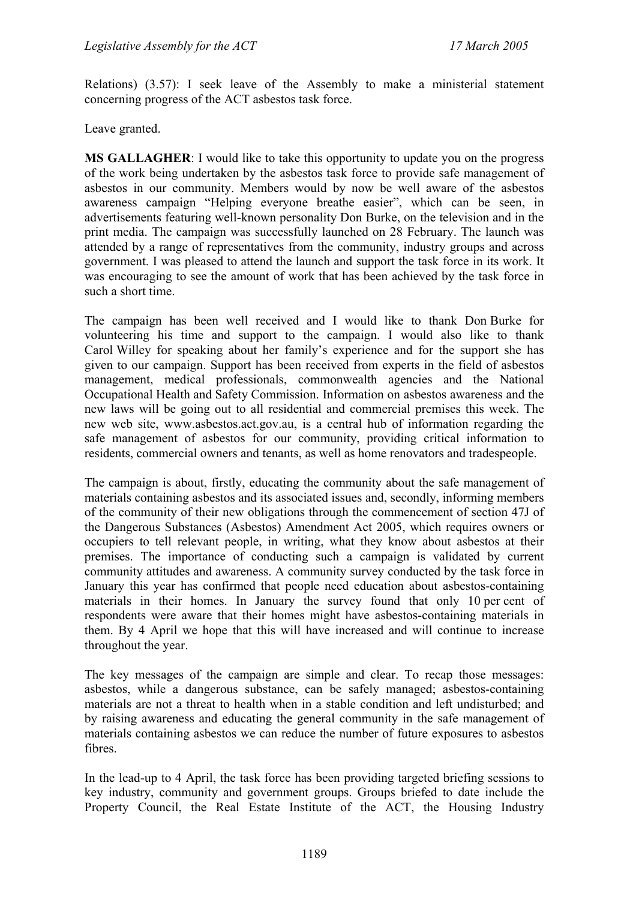Relations) (3.57): I seek leave of the Assembly to make a ministerial statement concerning progress of the ACT asbestos task force.

Leave granted.

**MS GALLAGHER**: I would like to take this opportunity to update you on the progress of the work being undertaken by the asbestos task force to provide safe management of asbestos in our community. Members would by now be well aware of the asbestos awareness campaign "Helping everyone breathe easier", which can be seen, in advertisements featuring well-known personality Don Burke, on the television and in the print media. The campaign was successfully launched on 28 February. The launch was attended by a range of representatives from the community, industry groups and across government. I was pleased to attend the launch and support the task force in its work. It was encouraging to see the amount of work that has been achieved by the task force in such a short time.

The campaign has been well received and I would like to thank Don Burke for volunteering his time and support to the campaign. I would also like to thank Carol Willey for speaking about her family's experience and for the support she has given to our campaign. Support has been received from experts in the field of asbestos management, medical professionals, commonwealth agencies and the National Occupational Health and Safety Commission. Information on asbestos awareness and the new laws will be going out to all residential and commercial premises this week. The new web site, www.asbestos.act.gov.au, is a central hub of information regarding the safe management of asbestos for our community, providing critical information to residents, commercial owners and tenants, as well as home renovators and tradespeople.

The campaign is about, firstly, educating the community about the safe management of materials containing asbestos and its associated issues and, secondly, informing members of the community of their new obligations through the commencement of section 47J of the Dangerous Substances (Asbestos) Amendment Act 2005, which requires owners or occupiers to tell relevant people, in writing, what they know about asbestos at their premises. The importance of conducting such a campaign is validated by current community attitudes and awareness. A community survey conducted by the task force in January this year has confirmed that people need education about asbestos-containing materials in their homes. In January the survey found that only 10 per cent of respondents were aware that their homes might have asbestos-containing materials in them. By 4 April we hope that this will have increased and will continue to increase throughout the year.

The key messages of the campaign are simple and clear. To recap those messages: asbestos, while a dangerous substance, can be safely managed; asbestos-containing materials are not a threat to health when in a stable condition and left undisturbed; and by raising awareness and educating the general community in the safe management of materials containing asbestos we can reduce the number of future exposures to asbestos fibres.

In the lead-up to 4 April, the task force has been providing targeted briefing sessions to key industry, community and government groups. Groups briefed to date include the Property Council, the Real Estate Institute of the ACT, the Housing Industry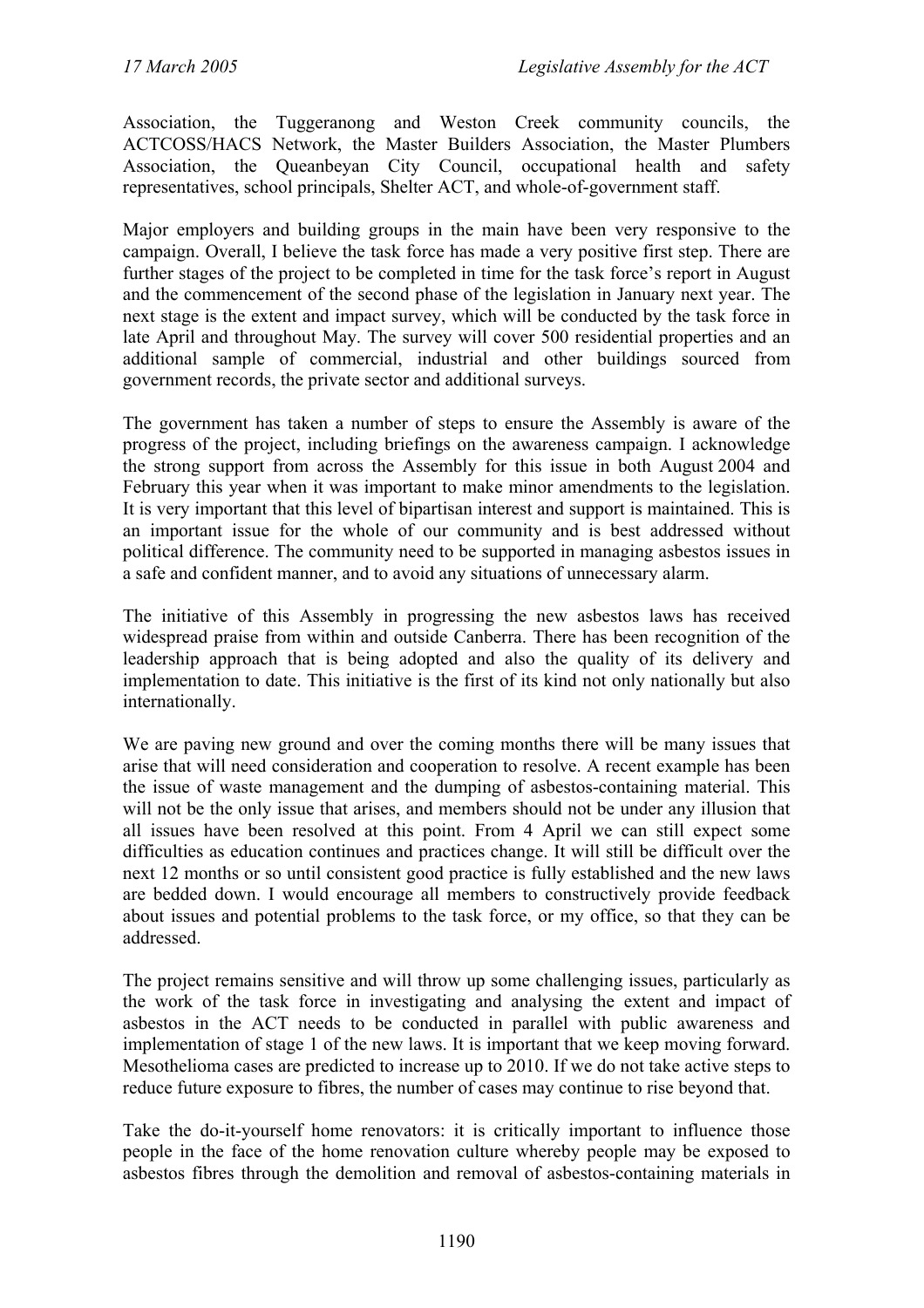Association, the Tuggeranong and Weston Creek community councils, the ACTCOSS/HACS Network, the Master Builders Association, the Master Plumbers Association, the Queanbeyan City Council, occupational health and safety representatives, school principals, Shelter ACT, and whole-of-government staff.

Major employers and building groups in the main have been very responsive to the campaign. Overall, I believe the task force has made a very positive first step. There are further stages of the project to be completed in time for the task force's report in August and the commencement of the second phase of the legislation in January next year. The next stage is the extent and impact survey, which will be conducted by the task force in late April and throughout May. The survey will cover 500 residential properties and an additional sample of commercial, industrial and other buildings sourced from government records, the private sector and additional surveys.

The government has taken a number of steps to ensure the Assembly is aware of the progress of the project, including briefings on the awareness campaign. I acknowledge the strong support from across the Assembly for this issue in both August 2004 and February this year when it was important to make minor amendments to the legislation. It is very important that this level of bipartisan interest and support is maintained. This is an important issue for the whole of our community and is best addressed without political difference. The community need to be supported in managing asbestos issues in a safe and confident manner, and to avoid any situations of unnecessary alarm.

The initiative of this Assembly in progressing the new asbestos laws has received widespread praise from within and outside Canberra. There has been recognition of the leadership approach that is being adopted and also the quality of its delivery and implementation to date. This initiative is the first of its kind not only nationally but also internationally.

We are paving new ground and over the coming months there will be many issues that arise that will need consideration and cooperation to resolve. A recent example has been the issue of waste management and the dumping of asbestos-containing material. This will not be the only issue that arises, and members should not be under any illusion that all issues have been resolved at this point. From 4 April we can still expect some difficulties as education continues and practices change. It will still be difficult over the next 12 months or so until consistent good practice is fully established and the new laws are bedded down. I would encourage all members to constructively provide feedback about issues and potential problems to the task force, or my office, so that they can be addressed.

The project remains sensitive and will throw up some challenging issues, particularly as the work of the task force in investigating and analysing the extent and impact of asbestos in the ACT needs to be conducted in parallel with public awareness and implementation of stage 1 of the new laws. It is important that we keep moving forward. Mesothelioma cases are predicted to increase up to 2010. If we do not take active steps to reduce future exposure to fibres, the number of cases may continue to rise beyond that.

Take the do-it-yourself home renovators: it is critically important to influence those people in the face of the home renovation culture whereby people may be exposed to asbestos fibres through the demolition and removal of asbestos-containing materials in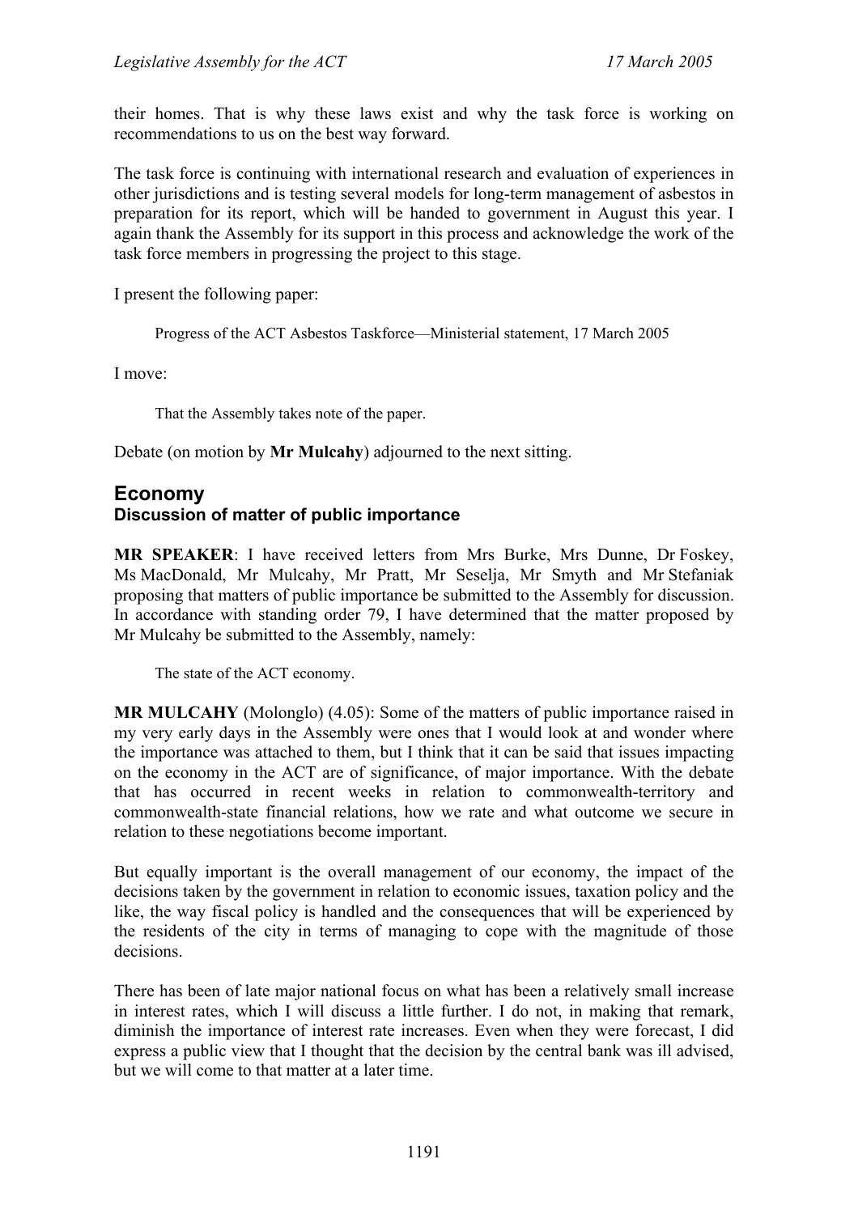their homes. That is why these laws exist and why the task force is working on recommendations to us on the best way forward.

The task force is continuing with international research and evaluation of experiences in other jurisdictions and is testing several models for long-term management of asbestos in preparation for its report, which will be handed to government in August this year. I again thank the Assembly for its support in this process and acknowledge the work of the task force members in progressing the project to this stage.

I present the following paper:

> Progress of the ACT Asbestos Taskforce—Ministerial statement, 17 March 2005

I move:

> That the Assembly takes note of the paper.

Debate (on motion by **Mr Mulcahy**) adjourned to the next sitting.

## Economy

### Discussion of matter of public importance

**MR SPEAKER**: I have received letters from Mrs Burke, Mrs Dunne, Dr Foskey, Ms MacDonald, Mr Mulcahy, Mr Pratt, Mr Seselja, Mr Smyth and Mr Stefaniak proposing that matters of public importance be submitted to the Assembly for discussion. In accordance with standing order 79, I have determined that the matter proposed by Mr Mulcahy be submitted to the Assembly, namely:

> The state of the ACT economy.

**MR MULCAHY** (Molonglo) (4.05): Some of the matters of public importance raised in my very early days in the Assembly were ones that I would look at and wonder where the importance was attached to them, but I think that it can be said that issues impacting on the economy in the ACT are of significance, of major importance. With the debate that has occurred in recent weeks in relation to commonwealth-territory and commonwealth-state financial relations, how we rate and what outcome we secure in relation to these negotiations become important.

But equally important is the overall management of our economy, the impact of the decisions taken by the government in relation to economic issues, taxation policy and the like, the way fiscal policy is handled and the consequences that will be experienced by the residents of the city in terms of managing to cope with the magnitude of those decisions.

There has been of late major national focus on what has been a relatively small increase in interest rates, which I will discuss a little further. I do not, in making that remark, diminish the importance of interest rate increases. Even when they were forecast, I did express a public view that I thought that the decision by the central bank was ill advised, but we will come to that matter at a later time.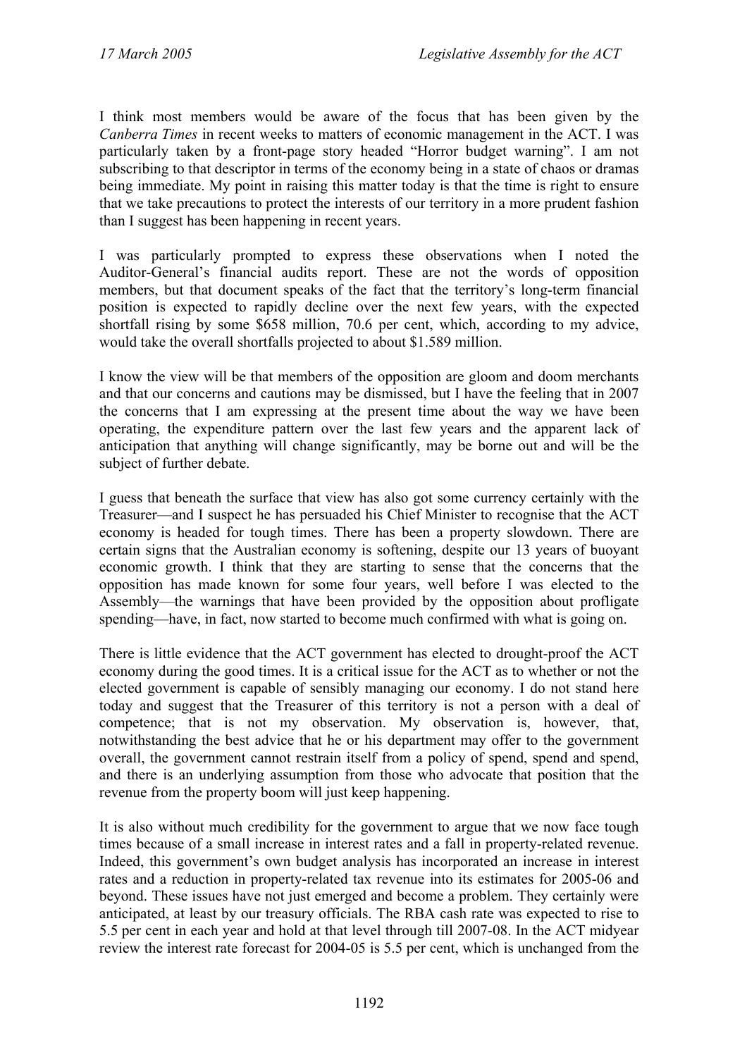I think most members would be aware of the focus that has been given by the *Canberra Times* in recent weeks to matters of economic management in the ACT. I was particularly taken by a front-page story headed "Horror budget warning". I am not subscribing to that descriptor in terms of the economy being in a state of chaos or dramas being immediate. My point in raising this matter today is that the time is right to ensure that we take precautions to protect the interests of our territory in a more prudent fashion than I suggest has been happening in recent years.

I was particularly prompted to express these observations when I noted the Auditor-General's financial audits report. These are not the words of opposition members, but that document speaks of the fact that the territory's long-term financial position is expected to rapidly decline over the next few years, with the expected shortfall rising by some $658 million, 70.6 per cent, which, according to my advice, would take the overall shortfalls projected to about $1.589 million.

I know the view will be that members of the opposition are gloom and doom merchants and that our concerns and cautions may be dismissed, but I have the feeling that in 2007 the concerns that I am expressing at the present time about the way we have been operating, the expenditure pattern over the last few years and the apparent lack of anticipation that anything will change significantly, may be borne out and will be the subject of further debate.

I guess that beneath the surface that view has also got some currency certainly with the Treasurer—and I suspect he has persuaded his Chief Minister to recognise that the ACT economy is headed for tough times. There has been a property slowdown. There are certain signs that the Australian economy is softening, despite our 13 years of buoyant economic growth. I think that they are starting to sense that the concerns that the opposition has made known for some four years, well before I was elected to the Assembly—the warnings that have been provided by the opposition about profligate spending—have, in fact, now started to become much confirmed with what is going on.

There is little evidence that the ACT government has elected to drought-proof the ACT economy during the good times. It is a critical issue for the ACT as to whether or not the elected government is capable of sensibly managing our economy. I do not stand here today and suggest that the Treasurer of this territory is not a person with a deal of competence; that is not my observation. My observation is, however, that, notwithstanding the best advice that he or his department may offer to the government overall, the government cannot restrain itself from a policy of spend, spend and spend, and there is an underlying assumption from those who advocate that position that the revenue from the property boom will just keep happening.

It is also without much credibility for the government to argue that we now face tough times because of a small increase in interest rates and a fall in property-related revenue. Indeed, this government's own budget analysis has incorporated an increase in interest rates and a reduction in property-related tax revenue into its estimates for 2005-06 and beyond. These issues have not just emerged and become a problem. They certainly were anticipated, at least by our treasury officials. The RBA cash rate was expected to rise to 5.5 per cent in each year and hold at that level through till 2007-08. In the ACT midyear review the interest rate forecast for 2004-05 is 5.5 per cent, which is unchanged from the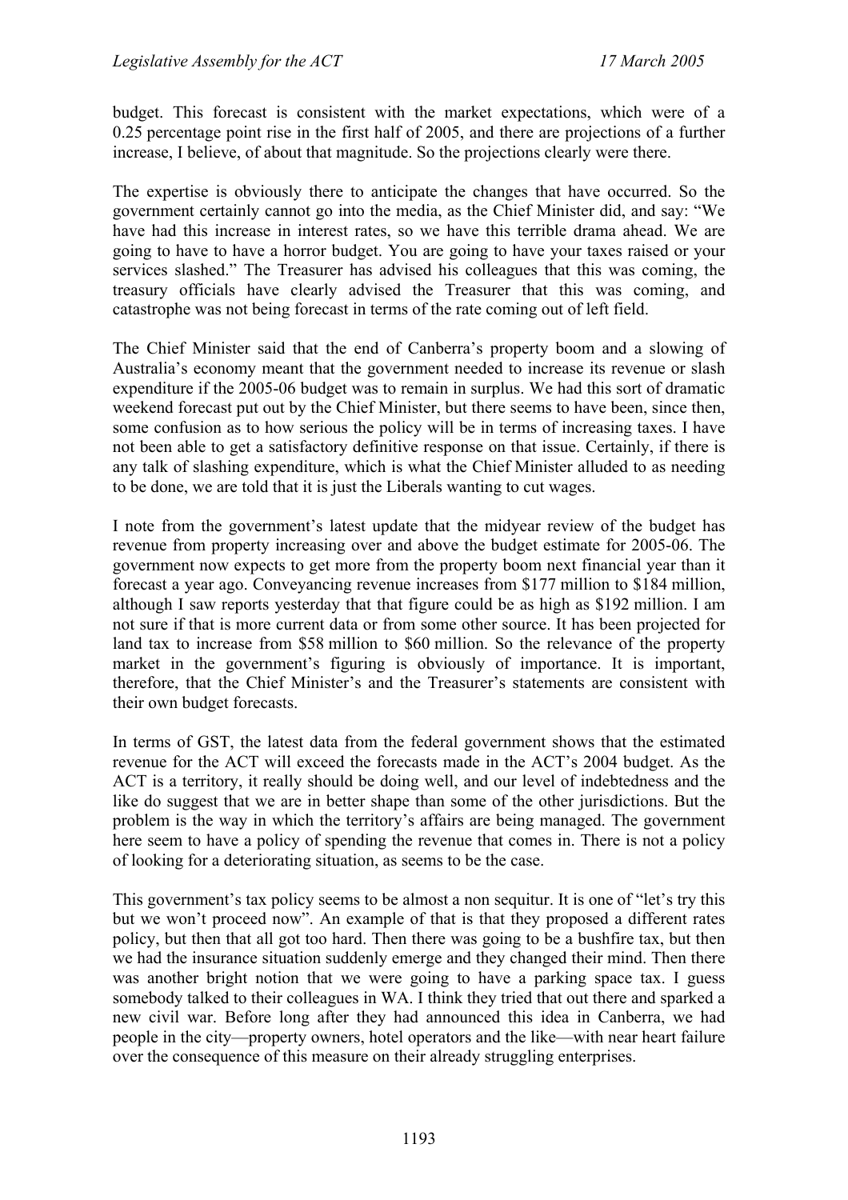budget. This forecast is consistent with the market expectations, which were of a 0.25 percentage point rise in the first half of 2005, and there are projections of a further increase, I believe, of about that magnitude. So the projections clearly were there.

The expertise is obviously there to anticipate the changes that have occurred. So the government certainly cannot go into the media, as the Chief Minister did, and say: "We have had this increase in interest rates, so we have this terrible drama ahead. We are going to have to have a horror budget. You are going to have your taxes raised or your services slashed." The Treasurer has advised his colleagues that this was coming, the treasury officials have clearly advised the Treasurer that this was coming, and catastrophe was not being forecast in terms of the rate coming out of left field.

The Chief Minister said that the end of Canberra's property boom and a slowing of Australia's economy meant that the government needed to increase its revenue or slash expenditure if the 2005-06 budget was to remain in surplus. We had this sort of dramatic weekend forecast put out by the Chief Minister, but there seems to have been, since then, some confusion as to how serious the policy will be in terms of increasing taxes. I have not been able to get a satisfactory definitive response on that issue. Certainly, if there is any talk of slashing expenditure, which is what the Chief Minister alluded to as needing to be done, we are told that it is just the Liberals wanting to cut wages.

I note from the government's latest update that the midyear review of the budget has revenue from property increasing over and above the budget estimate for 2005-06. The government now expects to get more from the property boom next financial year than it forecast a year ago. Conveyancing revenue increases from $177 million to $184 million, although I saw reports yesterday that that figure could be as high as $192 million. I am not sure if that is more current data or from some other source. It has been projected for land tax to increase from $58 million to $60 million. So the relevance of the property market in the government's figuring is obviously of importance. It is important, therefore, that the Chief Minister's and the Treasurer's statements are consistent with their own budget forecasts.

In terms of GST, the latest data from the federal government shows that the estimated revenue for the ACT will exceed the forecasts made in the ACT's 2004 budget. As the ACT is a territory, it really should be doing well, and our level of indebtedness and the like do suggest that we are in better shape than some of the other jurisdictions. But the problem is the way in which the territory's affairs are being managed. The government here seem to have a policy of spending the revenue that comes in. There is not a policy of looking for a deteriorating situation, as seems to be the case.

This government's tax policy seems to be almost a non sequitur. It is one of "let's try this but we won't proceed now". An example of that is that they proposed a different rates policy, but then that all got too hard. Then there was going to be a bushfire tax, but then we had the insurance situation suddenly emerge and they changed their mind. Then there was another bright notion that we were going to have a parking space tax. I guess somebody talked to their colleagues in WA. I think they tried that out there and sparked a new civil war. Before long after they had announced this idea in Canberra, we had people in the city—property owners, hotel operators and the like—with near heart failure over the consequence of this measure on their already struggling enterprises.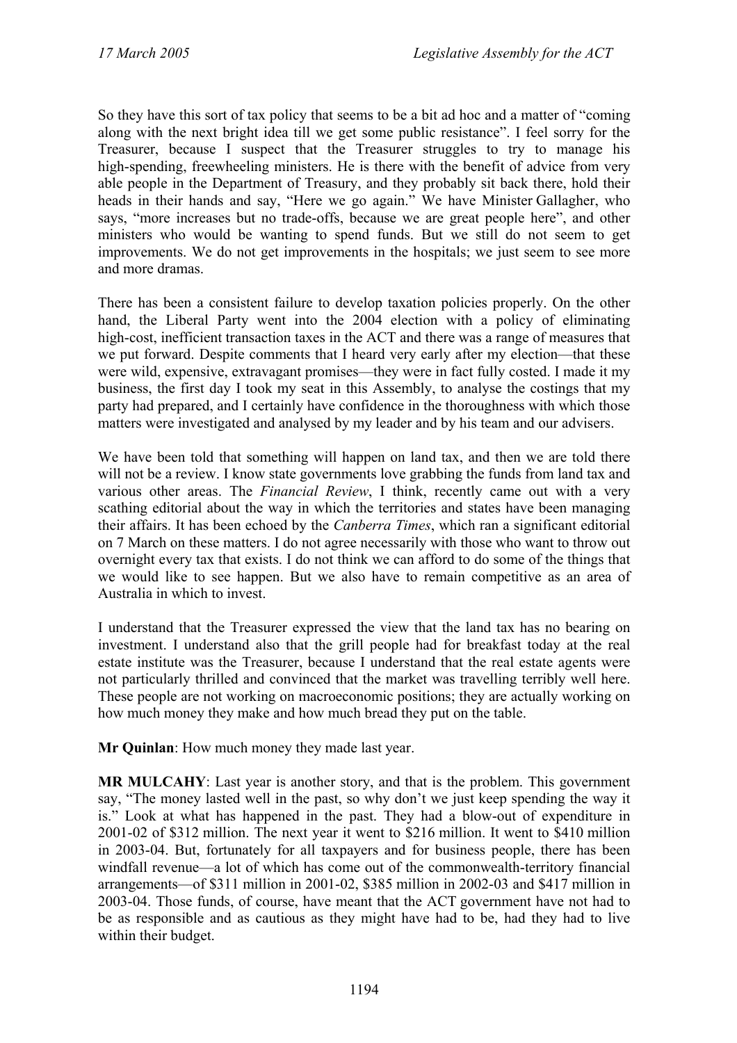So they have this sort of tax policy that seems to be a bit ad hoc and a matter of "coming along with the next bright idea till we get some public resistance". I feel sorry for the Treasurer, because I suspect that the Treasurer struggles to try to manage his high-spending, freewheeling ministers. He is there with the benefit of advice from very able people in the Department of Treasury, and they probably sit back there, hold their heads in their hands and say, "Here we go again." We have Minister Gallagher, who says, "more increases but no trade-offs, because we are great people here", and other ministers who would be wanting to spend funds. But we still do not seem to get improvements. We do not get improvements in the hospitals; we just seem to see more and more dramas.

There has been a consistent failure to develop taxation policies properly. On the other hand, the Liberal Party went into the 2004 election with a policy of eliminating high-cost, inefficient transaction taxes in the ACT and there was a range of measures that we put forward. Despite comments that I heard very early after my election—that these were wild, expensive, extravagant promises—they were in fact fully costed. I made it my business, the first day I took my seat in this Assembly, to analyse the costings that my party had prepared, and I certainly have confidence in the thoroughness with which those matters were investigated and analysed by my leader and by his team and our advisers.

We have been told that something will happen on land tax, and then we are told there will not be a review. I know state governments love grabbing the funds from land tax and various other areas. The *Financial Review*, I think, recently came out with a very scathing editorial about the way in which the territories and states have been managing their affairs. It has been echoed by the *Canberra Times*, which ran a significant editorial on 7 March on these matters. I do not agree necessarily with those who want to throw out overnight every tax that exists. I do not think we can afford to do some of the things that we would like to see happen. But we also have to remain competitive as an area of Australia in which to invest.

I understand that the Treasurer expressed the view that the land tax has no bearing on investment. I understand also that the grill people had for breakfast today at the real estate institute was the Treasurer, because I understand that the real estate agents were not particularly thrilled and convinced that the market was travelling terribly well here. These people are not working on macroeconomic positions; they are actually working on how much money they make and how much bread they put on the table.

**Mr Quinlan**: How much money they made last year.

**MR MULCAHY**: Last year is another story, and that is the problem. This government say, "The money lasted well in the past, so why don't we just keep spending the way it is." Look at what has happened in the past. They had a blow-out of expenditure in 2001-02 of $312 million. The next year it went to $216 million. It went to $410 million in 2003-04. But, fortunately for all taxpayers and for business people, there has been windfall revenue—a lot of which has come out of the commonwealth-territory financial arrangements—of $311 million in 2001-02, $385 million in 2002-03 and $417 million in 2003-04. Those funds, of course, have meant that the ACT government have not had to be as responsible and as cautious as they might have had to be, had they had to live within their budget.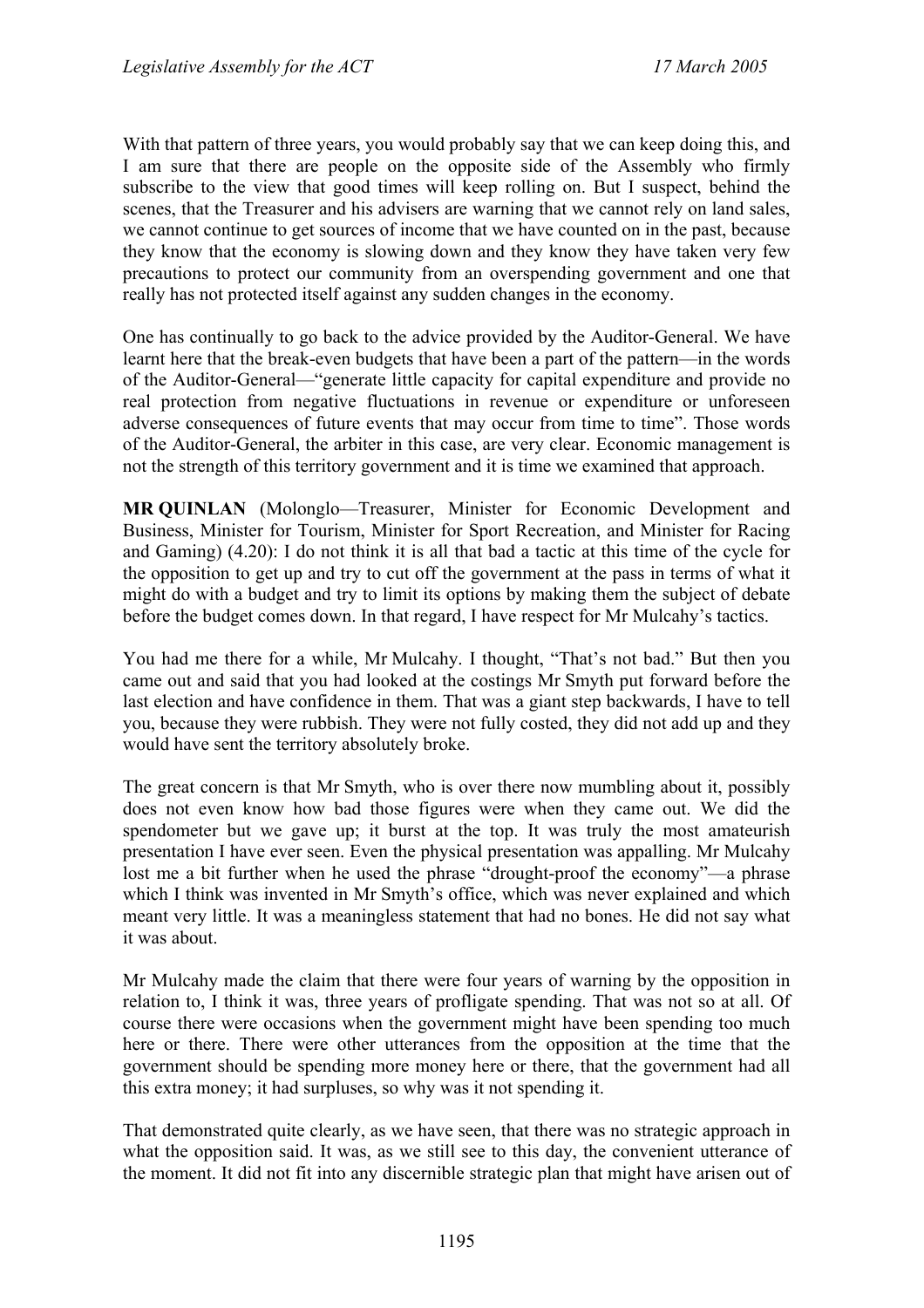With that pattern of three years, you would probably say that we can keep doing this, and I am sure that there are people on the opposite side of the Assembly who firmly subscribe to the view that good times will keep rolling on. But I suspect, behind the scenes, that the Treasurer and his advisers are warning that we cannot rely on land sales, we cannot continue to get sources of income that we have counted on in the past, because they know that the economy is slowing down and they know they have taken very few precautions to protect our community from an overspending government and one that really has not protected itself against any sudden changes in the economy.

One has continually to go back to the advice provided by the Auditor-General. We have learnt here that the break-even budgets that have been a part of the pattern—in the words of the Auditor-General—"generate little capacity for capital expenditure and provide no real protection from negative fluctuations in revenue or expenditure or unforeseen adverse consequences of future events that may occur from time to time". Those words of the Auditor-General, the arbiter in this case, are very clear. Economic management is not the strength of this territory government and it is time we examined that approach.

**MR QUINLAN** (Molonglo—Treasurer, Minister for Economic Development and Business, Minister for Tourism, Minister for Sport Recreation, and Minister for Racing and Gaming) (4.20): I do not think it is all that bad a tactic at this time of the cycle for the opposition to get up and try to cut off the government at the pass in terms of what it might do with a budget and try to limit its options by making them the subject of debate before the budget comes down. In that regard, I have respect for Mr Mulcahy's tactics.

You had me there for a while, Mr Mulcahy. I thought, "That's not bad." But then you came out and said that you had looked at the costings Mr Smyth put forward before the last election and have confidence in them. That was a giant step backwards, I have to tell you, because they were rubbish. They were not fully costed, they did not add up and they would have sent the territory absolutely broke.

The great concern is that Mr Smyth, who is over there now mumbling about it, possibly does not even know how bad those figures were when they came out. We did the spendometer but we gave up; it burst at the top. It was truly the most amateurish presentation I have ever seen. Even the physical presentation was appalling. Mr Mulcahy lost me a bit further when he used the phrase "drought-proof the economy"—a phrase which I think was invented in Mr Smyth's office, which was never explained and which meant very little. It was a meaningless statement that had no bones. He did not say what it was about.

Mr Mulcahy made the claim that there were four years of warning by the opposition in relation to, I think it was, three years of profligate spending. That was not so at all. Of course there were occasions when the government might have been spending too much here or there. There were other utterances from the opposition at the time that the government should be spending more money here or there, that the government had all this extra money; it had surpluses, so why was it not spending it.

That demonstrated quite clearly, as we have seen, that there was no strategic approach in what the opposition said. It was, as we still see to this day, the convenient utterance of the moment. It did not fit into any discernible strategic plan that might have arisen out of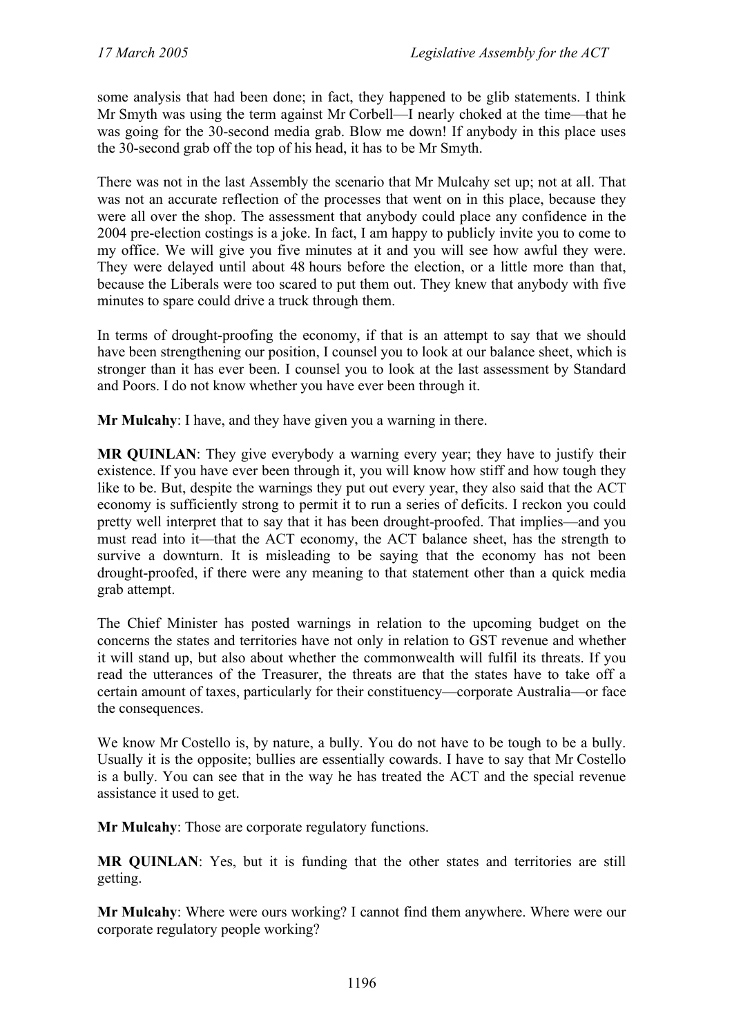some analysis that had been done; in fact, they happened to be glib statements. I think Mr Smyth was using the term against Mr Corbell—I nearly choked at the time—that he was going for the 30-second media grab. Blow me down! If anybody in this place uses the 30-second grab off the top of his head, it has to be Mr Smyth.

There was not in the last Assembly the scenario that Mr Mulcahy set up; not at all. That was not an accurate reflection of the processes that went on in this place, because they were all over the shop. The assessment that anybody could place any confidence in the 2004 pre-election costings is a joke. In fact, I am happy to publicly invite you to come to my office. We will give you five minutes at it and you will see how awful they were. They were delayed until about 48 hours before the election, or a little more than that, because the Liberals were too scared to put them out. They knew that anybody with five minutes to spare could drive a truck through them.

In terms of drought-proofing the economy, if that is an attempt to say that we should have been strengthening our position, I counsel you to look at our balance sheet, which is stronger than it has ever been. I counsel you to look at the last assessment by Standard and Poors. I do not know whether you have ever been through it.

**Mr Mulcahy**: I have, and they have given you a warning in there.

**MR QUINLAN**: They give everybody a warning every year; they have to justify their existence. If you have ever been through it, you will know how stiff and how tough they like to be. But, despite the warnings they put out every year, they also said that the ACT economy is sufficiently strong to permit it to run a series of deficits. I reckon you could pretty well interpret that to say that it has been drought-proofed. That implies—and you must read into it—that the ACT economy, the ACT balance sheet, has the strength to survive a downturn. It is misleading to be saying that the economy has not been drought-proofed, if there were any meaning to that statement other than a quick media grab attempt.

The Chief Minister has posted warnings in relation to the upcoming budget on the concerns the states and territories have not only in relation to GST revenue and whether it will stand up, but also about whether the commonwealth will fulfil its threats. If you read the utterances of the Treasurer, the threats are that the states have to take off a certain amount of taxes, particularly for their constituency—corporate Australia—or face the consequences.

We know Mr Costello is, by nature, a bully. You do not have to be tough to be a bully. Usually it is the opposite; bullies are essentially cowards. I have to say that Mr Costello is a bully. You can see that in the way he has treated the ACT and the special revenue assistance it used to get.

**Mr Mulcahy**: Those are corporate regulatory functions.

**MR QUINLAN**: Yes, but it is funding that the other states and territories are still getting.

**Mr Mulcahy**: Where were ours working? I cannot find them anywhere. Where were our corporate regulatory people working?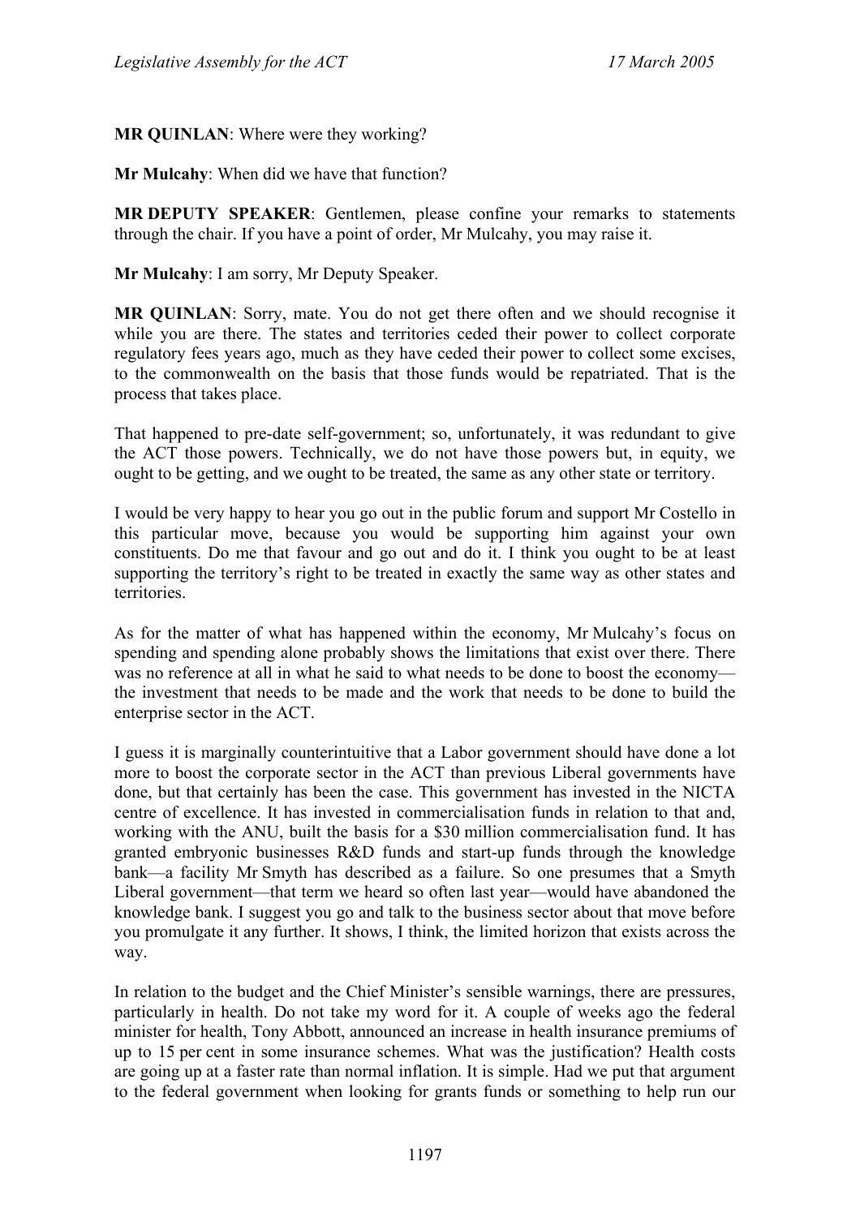**MR QUINLAN**: Where were they working?

**Mr Mulcahy**: When did we have that function?

**MR DEPUTY SPEAKER**: Gentlemen, please confine your remarks to statements through the chair. If you have a point of order, Mr Mulcahy, you may raise it.

**Mr Mulcahy**: I am sorry, Mr Deputy Speaker.

**MR QUINLAN**: Sorry, mate. You do not get there often and we should recognise it while you are there. The states and territories ceded their power to collect corporate regulatory fees years ago, much as they have ceded their power to collect some excises, to the commonwealth on the basis that those funds would be repatriated. That is the process that takes place.

That happened to pre-date self-government; so, unfortunately, it was redundant to give the ACT those powers. Technically, we do not have those powers but, in equity, we ought to be getting, and we ought to be treated, the same as any other state or territory.

I would be very happy to hear you go out in the public forum and support Mr Costello in this particular move, because you would be supporting him against your own constituents. Do me that favour and go out and do it. I think you ought to be at least supporting the territory's right to be treated in exactly the same way as other states and territories.

As for the matter of what has happened within the economy, Mr Mulcahy's focus on spending and spending alone probably shows the limitations that exist over there. There was no reference at all in what he said to what needs to be done to boost the economy—the investment that needs to be made and the work that needs to be done to build the enterprise sector in the ACT.

I guess it is marginally counterintuitive that a Labor government should have done a lot more to boost the corporate sector in the ACT than previous Liberal governments have done, but that certainly has been the case. This government has invested in the NICTA centre of excellence. It has invested in commercialisation funds in relation to that and, working with the ANU, built the basis for a $30 million commercialisation fund. It has granted embryonic businesses R&D funds and start-up funds through the knowledge bank—a facility Mr Smyth has described as a failure. So one presumes that a Smyth Liberal government—that term we heard so often last year—would have abandoned the knowledge bank. I suggest you go and talk to the business sector about that move before you promulgate it any further. It shows, I think, the limited horizon that exists across the way.

In relation to the budget and the Chief Minister's sensible warnings, there are pressures, particularly in health. Do not take my word for it. A couple of weeks ago the federal minister for health, Tony Abbott, announced an increase in health insurance premiums of up to 15 per cent in some insurance schemes. What was the justification? Health costs are going up at a faster rate than normal inflation. It is simple. Had we put that argument to the federal government when looking for grants funds or something to help run our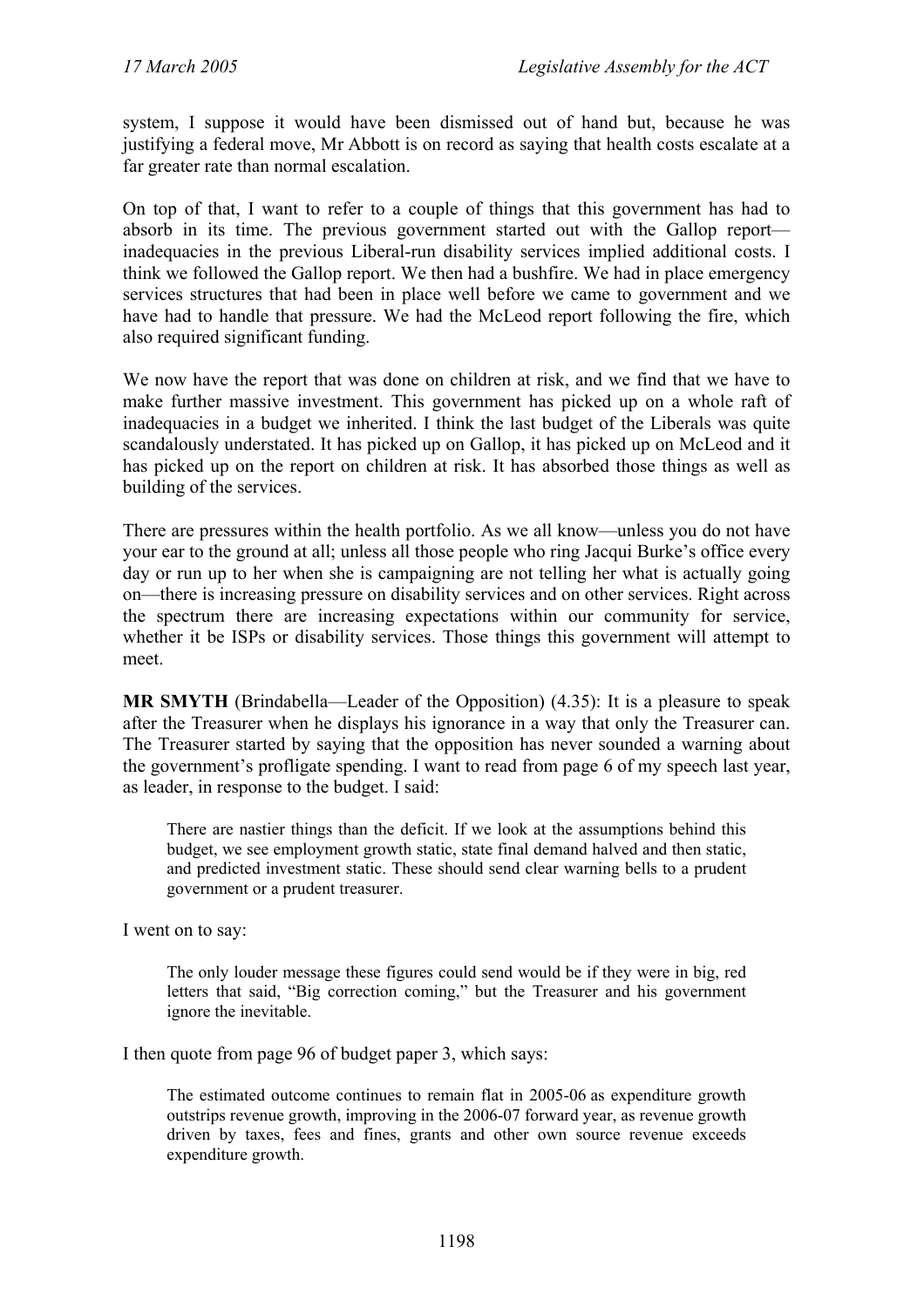system, I suppose it would have been dismissed out of hand but, because he was justifying a federal move, Mr Abbott is on record as saying that health costs escalate at a far greater rate than normal escalation.

On top of that, I want to refer to a couple of things that this government has had to absorb in its time. The previous government started out with the Gallop report—inadequacies in the previous Liberal-run disability services implied additional costs. I think we followed the Gallop report. We then had a bushfire. We had in place emergency services structures that had been in place well before we came to government and we have had to handle that pressure. We had the McLeod report following the fire, which also required significant funding.

We now have the report that was done on children at risk, and we find that we have to make further massive investment. This government has picked up on a whole raft of inadequacies in a budget we inherited. I think the last budget of the Liberals was quite scandalously understated. It has picked up on Gallop, it has picked up on McLeod and it has picked up on the report on children at risk. It has absorbed those things as well as building of the services.

There are pressures within the health portfolio. As we all know—unless you do not have your ear to the ground at all; unless all those people who ring Jacqui Burke's office every day or run up to her when she is campaigning are not telling her what is actually going on—there is increasing pressure on disability services and on other services. Right across the spectrum there are increasing expectations within our community for service, whether it be ISPs or disability services. Those things this government will attempt to meet.

**MR SMYTH** (Brindabella—Leader of the Opposition) (4.35): It is a pleasure to speak after the Treasurer when he displays his ignorance in a way that only the Treasurer can. The Treasurer started by saying that the opposition has never sounded a warning about the government's profligate spending. I want to read from page 6 of my speech last year, as leader, in response to the budget. I said:

> There are nastier things than the deficit. If we look at the assumptions behind this budget, we see employment growth static, state final demand halved and then static, and predicted investment static. These should send clear warning bells to a prudent government or a prudent treasurer.

I went on to say:

> The only louder message these figures could send would be if they were in big, red letters that said, "Big correction coming," but the Treasurer and his government ignore the inevitable.

I then quote from page 96 of budget paper 3, which says:

> The estimated outcome continues to remain flat in 2005-06 as expenditure growth outstrips revenue growth, improving in the 2006-07 forward year, as revenue growth driven by taxes, fees and fines, grants and other own source revenue exceeds expenditure growth.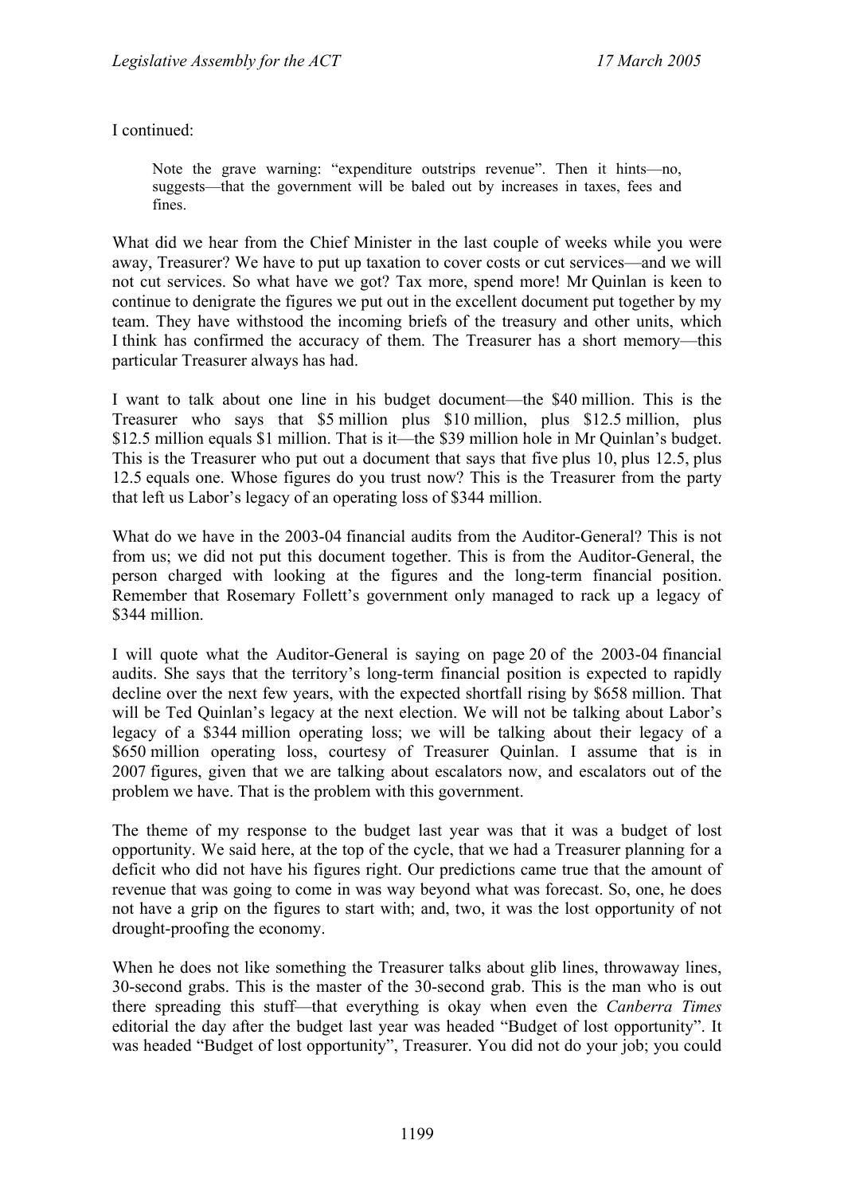I continued:

> Note the grave warning: "expenditure outstrips revenue". Then it hints—no, suggests—that the government will be baled out by increases in taxes, fees and fines.

What did we hear from the Chief Minister in the last couple of weeks while you were away, Treasurer? We have to put up taxation to cover costs or cut services—and we will not cut services. So what have we got? Tax more, spend more! Mr Quinlan is keen to continue to denigrate the figures we put out in the excellent document put together by my team. They have withstood the incoming briefs of the treasury and other units, which I think has confirmed the accuracy of them. The Treasurer has a short memory—this particular Treasurer always has had.

I want to talk about one line in his budget document—the $40 million. This is the Treasurer who says that $5 million plus $10 million, plus $12.5 million, plus $12.5 million equals $1 million. That is it—the $39 million hole in Mr Quinlan's budget. This is the Treasurer who put out a document that says that five plus 10, plus 12.5, plus 12.5 equals one. Whose figures do you trust now? This is the Treasurer from the party that left us Labor's legacy of an operating loss of $344 million.

What do we have in the 2003-04 financial audits from the Auditor-General? This is not from us; we did not put this document together. This is from the Auditor-General, the person charged with looking at the figures and the long-term financial position. Remember that Rosemary Follett's government only managed to rack up a legacy of $344 million.

I will quote what the Auditor-General is saying on page 20 of the 2003-04 financial audits. She says that the territory's long-term financial position is expected to rapidly decline over the next few years, with the expected shortfall rising by $658 million. That will be Ted Quinlan's legacy at the next election. We will not be talking about Labor's legacy of a $344 million operating loss; we will be talking about their legacy of a $650 million operating loss, courtesy of Treasurer Quinlan. I assume that is in 2007 figures, given that we are talking about escalators now, and escalators out of the problem we have. That is the problem with this government.

The theme of my response to the budget last year was that it was a budget of lost opportunity. We said here, at the top of the cycle, that we had a Treasurer planning for a deficit who did not have his figures right. Our predictions came true that the amount of revenue that was going to come in was way beyond what was forecast. So, one, he does not have a grip on the figures to start with; and, two, it was the lost opportunity of not drought-proofing the economy.

When he does not like something the Treasurer talks about glib lines, throwaway lines, 30-second grabs. This is the master of the 30-second grab. This is the man who is out there spreading this stuff—that everything is okay when even the *Canberra Times* editorial the day after the budget last year was headed "Budget of lost opportunity". It was headed "Budget of lost opportunity", Treasurer. You did not do your job; you could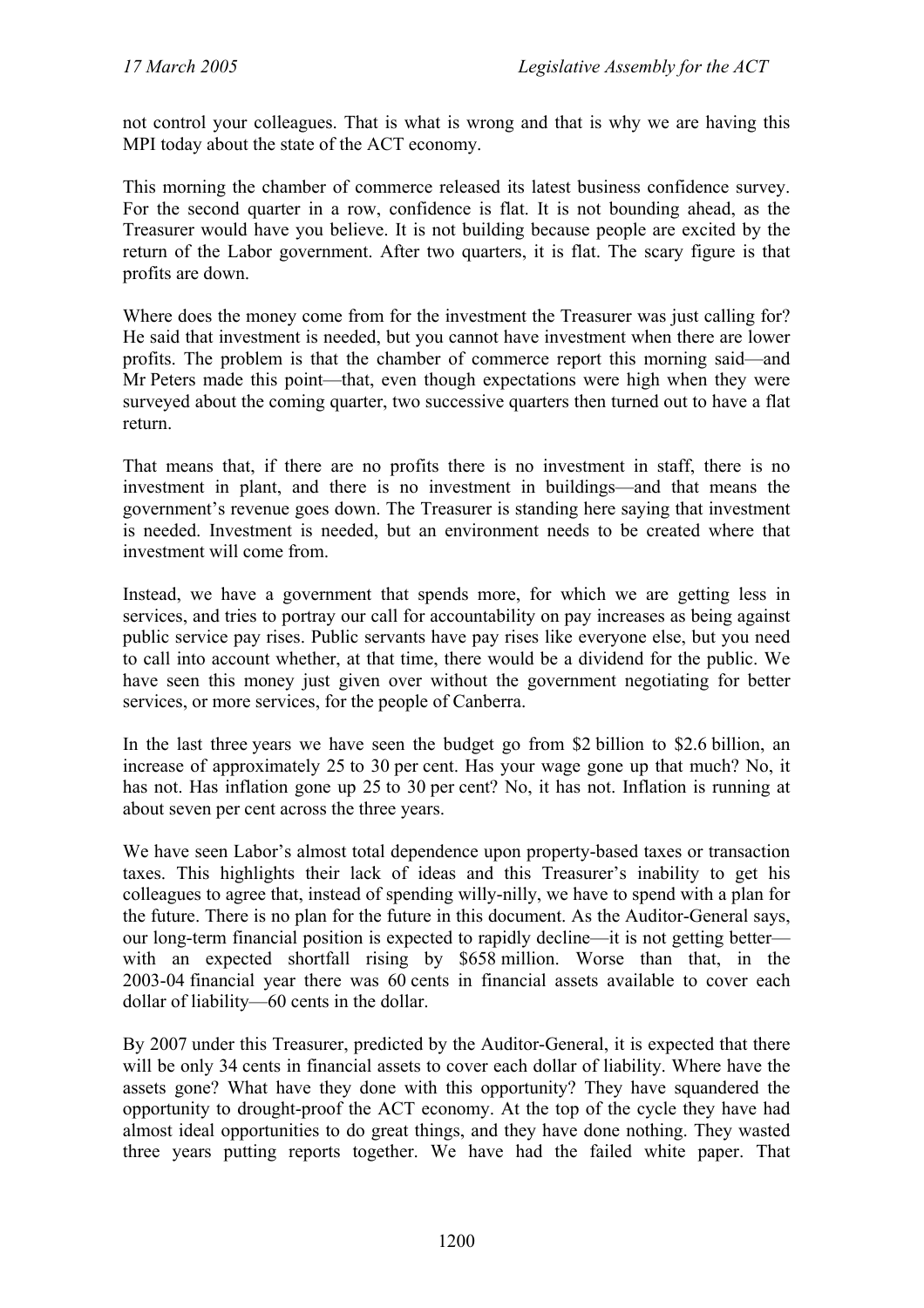not control your colleagues. That is what is wrong and that is why we are having this MPI today about the state of the ACT economy.

This morning the chamber of commerce released its latest business confidence survey. For the second quarter in a row, confidence is flat. It is not bounding ahead, as the Treasurer would have you believe. It is not building because people are excited by the return of the Labor government. After two quarters, it is flat. The scary figure is that profits are down.

Where does the money come from for the investment the Treasurer was just calling for? He said that investment is needed, but you cannot have investment when there are lower profits. The problem is that the chamber of commerce report this morning said—and Mr Peters made this point—that, even though expectations were high when they were surveyed about the coming quarter, two successive quarters then turned out to have a flat return.

That means that, if there are no profits there is no investment in staff, there is no investment in plant, and there is no investment in buildings—and that means the government's revenue goes down. The Treasurer is standing here saying that investment is needed. Investment is needed, but an environment needs to be created where that investment will come from.

Instead, we have a government that spends more, for which we are getting less in services, and tries to portray our call for accountability on pay increases as being against public service pay rises. Public servants have pay rises like everyone else, but you need to call into account whether, at that time, there would be a dividend for the public. We have seen this money just given over without the government negotiating for better services, or more services, for the people of Canberra.

In the last three years we have seen the budget go from $2 billion to $2.6 billion, an increase of approximately 25 to 30 per cent. Has your wage gone up that much? No, it has not. Has inflation gone up 25 to 30 per cent? No, it has not. Inflation is running at about seven per cent across the three years.

We have seen Labor's almost total dependence upon property-based taxes or transaction taxes. This highlights their lack of ideas and this Treasurer's inability to get his colleagues to agree that, instead of spending willy-nilly, we have to spend with a plan for the future. There is no plan for the future in this document. As the Auditor-General says, our long-term financial position is expected to rapidly decline—it is not getting better—with an expected shortfall rising by $658 million. Worse than that, in the 2003-04 financial year there was 60 cents in financial assets available to cover each dollar of liability—60 cents in the dollar.

By 2007 under this Treasurer, predicted by the Auditor-General, it is expected that there will be only 34 cents in financial assets to cover each dollar of liability. Where have the assets gone? What have they done with this opportunity? They have squandered the opportunity to drought-proof the ACT economy. At the top of the cycle they have had almost ideal opportunities to do great things, and they have done nothing. They wasted three years putting reports together. We have had the failed white paper. That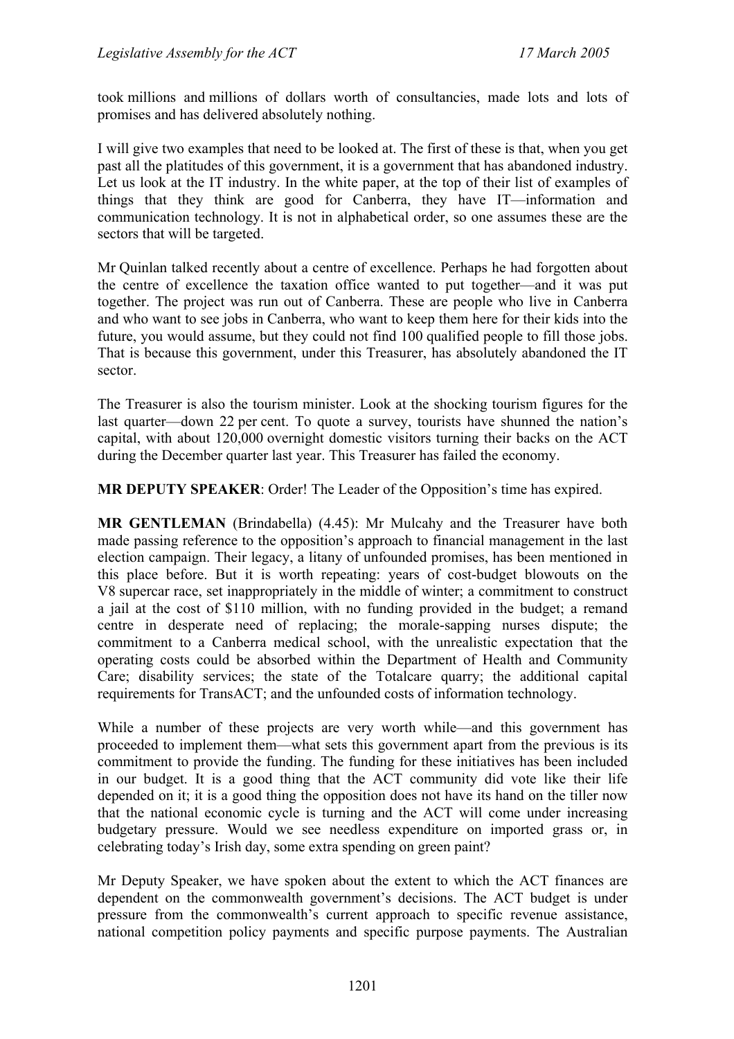took millions and millions of dollars worth of consultancies, made lots and lots of promises and has delivered absolutely nothing.

I will give two examples that need to be looked at. The first of these is that, when you get past all the platitudes of this government, it is a government that has abandoned industry. Let us look at the IT industry. In the white paper, at the top of their list of examples of things that they think are good for Canberra, they have IT—information and communication technology. It is not in alphabetical order, so one assumes these are the sectors that will be targeted.

Mr Quinlan talked recently about a centre of excellence. Perhaps he had forgotten about the centre of excellence the taxation office wanted to put together—and it was put together. The project was run out of Canberra. These are people who live in Canberra and who want to see jobs in Canberra, who want to keep them here for their kids into the future, you would assume, but they could not find 100 qualified people to fill those jobs. That is because this government, under this Treasurer, has absolutely abandoned the IT sector.

The Treasurer is also the tourism minister. Look at the shocking tourism figures for the last quarter—down 22 per cent. To quote a survey, tourists have shunned the nation's capital, with about 120,000 overnight domestic visitors turning their backs on the ACT during the December quarter last year. This Treasurer has failed the economy.

**MR DEPUTY SPEAKER**: Order! The Leader of the Opposition's time has expired.

**MR GENTLEMAN** (Brindabella) (4.45): Mr Mulcahy and the Treasurer have both made passing reference to the opposition's approach to financial management in the last election campaign. Their legacy, a litany of unfounded promises, has been mentioned in this place before. But it is worth repeating: years of cost-budget blowouts on the V8 supercar race, set inappropriately in the middle of winter; a commitment to construct a jail at the cost of $110 million, with no funding provided in the budget; a remand centre in desperate need of replacing; the morale-sapping nurses dispute; the commitment to a Canberra medical school, with the unrealistic expectation that the operating costs could be absorbed within the Department of Health and Community Care; disability services; the state of the Totalcare quarry; the additional capital requirements for TransACT; and the unfounded costs of information technology.

While a number of these projects are very worth while—and this government has proceeded to implement them—what sets this government apart from the previous is its commitment to provide the funding. The funding for these initiatives has been included in our budget. It is a good thing that the ACT community did vote like their life depended on it; it is a good thing the opposition does not have its hand on the tiller now that the national economic cycle is turning and the ACT will come under increasing budgetary pressure. Would we see needless expenditure on imported grass or, in celebrating today's Irish day, some extra spending on green paint?

Mr Deputy Speaker, we have spoken about the extent to which the ACT finances are dependent on the commonwealth government's decisions. The ACT budget is under pressure from the commonwealth's current approach to specific revenue assistance, national competition policy payments and specific purpose payments. The Australian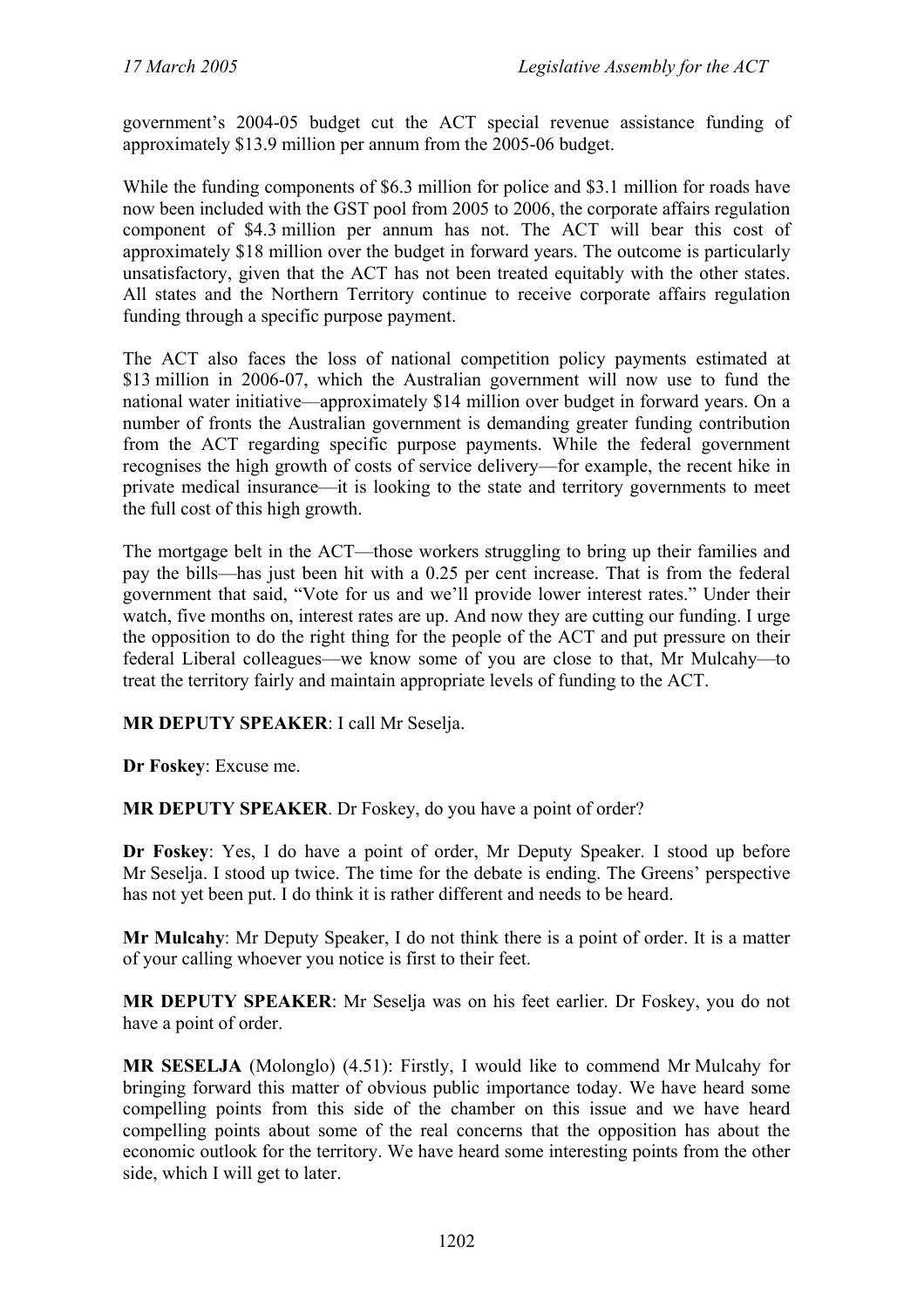government's 2004-05 budget cut the ACT special revenue assistance funding of approximately $13.9 million per annum from the 2005-06 budget.

While the funding components of $6.3 million for police and $3.1 million for roads have now been included with the GST pool from 2005 to 2006, the corporate affairs regulation component of $4.3 million per annum has not. The ACT will bear this cost of approximately $18 million over the budget in forward years. The outcome is particularly unsatisfactory, given that the ACT has not been treated equitably with the other states. All states and the Northern Territory continue to receive corporate affairs regulation funding through a specific purpose payment.

The ACT also faces the loss of national competition policy payments estimated at $13 million in 2006-07, which the Australian government will now use to fund the national water initiative—approximately $14 million over budget in forward years. On a number of fronts the Australian government is demanding greater funding contribution from the ACT regarding specific purpose payments. While the federal government recognises the high growth of costs of service delivery—for example, the recent hike in private medical insurance—it is looking to the state and territory governments to meet the full cost of this high growth.

The mortgage belt in the ACT—those workers struggling to bring up their families and pay the bills—has just been hit with a 0.25 per cent increase. That is from the federal government that said, "Vote for us and we'll provide lower interest rates." Under their watch, five months on, interest rates are up. And now they are cutting our funding. I urge the opposition to do the right thing for the people of the ACT and put pressure on their federal Liberal colleagues—we know some of you are close to that, Mr Mulcahy—to treat the territory fairly and maintain appropriate levels of funding to the ACT.

**MR DEPUTY SPEAKER**: I call Mr Seselja.

**Dr Foskey**: Excuse me.

**MR DEPUTY SPEAKER**. Dr Foskey, do you have a point of order?

**Dr Foskey**: Yes, I do have a point of order, Mr Deputy Speaker. I stood up before Mr Seselja. I stood up twice. The time for the debate is ending. The Greens' perspective has not yet been put. I do think it is rather different and needs to be heard.

**Mr Mulcahy**: Mr Deputy Speaker, I do not think there is a point of order. It is a matter of your calling whoever you notice is first to their feet.

**MR DEPUTY SPEAKER**: Mr Seselja was on his feet earlier. Dr Foskey, you do not have a point of order.

**MR SESELJA** (Molonglo) (4.51): Firstly, I would like to commend Mr Mulcahy for bringing forward this matter of obvious public importance today. We have heard some compelling points from this side of the chamber on this issue and we have heard compelling points about some of the real concerns that the opposition has about the economic outlook for the territory. We have heard some interesting points from the other side, which I will get to later.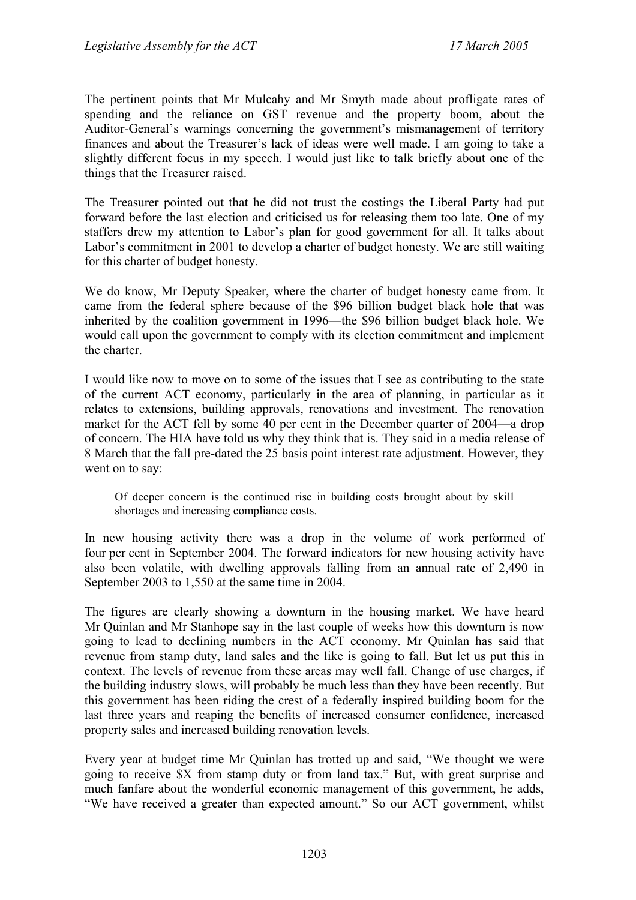The pertinent points that Mr Mulcahy and Mr Smyth made about profligate rates of spending and the reliance on GST revenue and the property boom, about the Auditor-General's warnings concerning the government's mismanagement of territory finances and about the Treasurer's lack of ideas were well made. I am going to take a slightly different focus in my speech. I would just like to talk briefly about one of the things that the Treasurer raised.

The Treasurer pointed out that he did not trust the costings the Liberal Party had put forward before the last election and criticised us for releasing them too late. One of my staffers drew my attention to Labor's plan for good government for all. It talks about Labor's commitment in 2001 to develop a charter of budget honesty. We are still waiting for this charter of budget honesty.

We do know, Mr Deputy Speaker, where the charter of budget honesty came from. It came from the federal sphere because of the $96 billion budget black hole that was inherited by the coalition government in 1996—the $96 billion budget black hole. We would call upon the government to comply with its election commitment and implement the charter.

I would like now to move on to some of the issues that I see as contributing to the state of the current ACT economy, particularly in the area of planning, in particular as it relates to extensions, building approvals, renovations and investment. The renovation market for the ACT fell by some 40 per cent in the December quarter of 2004—a drop of concern. The HIA have told us why they think that is. They said in a media release of 8 March that the fall pre-dated the 25 basis point interest rate adjustment. However, they went on to say:

> Of deeper concern is the continued rise in building costs brought about by skill shortages and increasing compliance costs.

In new housing activity there was a drop in the volume of work performed of four per cent in September 2004. The forward indicators for new housing activity have also been volatile, with dwelling approvals falling from an annual rate of 2,490 in September 2003 to 1,550 at the same time in 2004.

The figures are clearly showing a downturn in the housing market. We have heard Mr Quinlan and Mr Stanhope say in the last couple of weeks how this downturn is now going to lead to declining numbers in the ACT economy. Mr Quinlan has said that revenue from stamp duty, land sales and the like is going to fall. But let us put this in context. The levels of revenue from these areas may well fall. Change of use charges, if the building industry slows, will probably be much less than they have been recently. But this government has been riding the crest of a federally inspired building boom for the last three years and reaping the benefits of increased consumer confidence, increased property sales and increased building renovation levels.

Every year at budget time Mr Quinlan has trotted up and said, "We thought we were going to receive $X from stamp duty or from land tax." But, with great surprise and much fanfare about the wonderful economic management of this government, he adds, "We have received a greater than expected amount." So our ACT government, whilst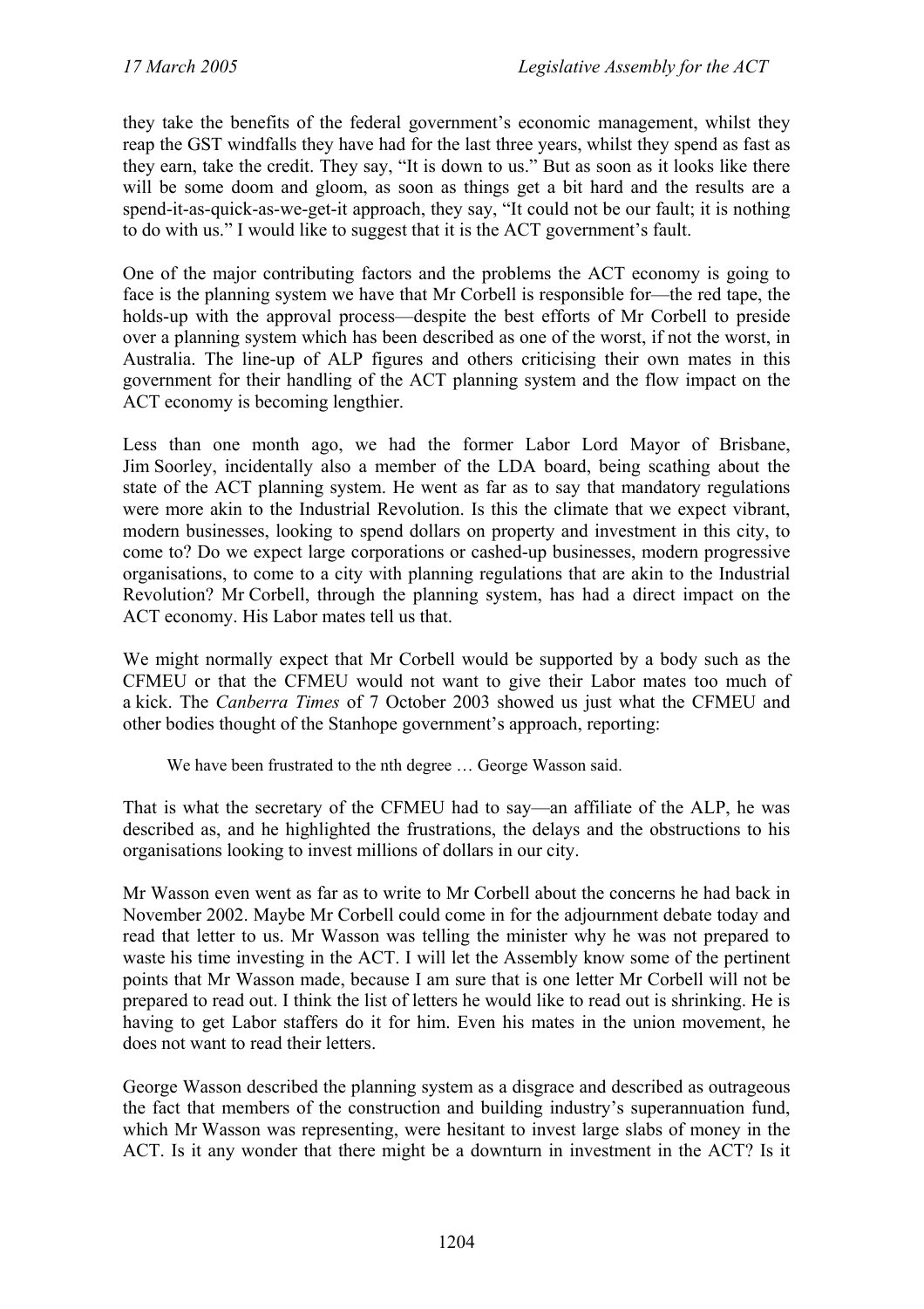they take the benefits of the federal government's economic management, whilst they reap the GST windfalls they have had for the last three years, whilst they spend as fast as they earn, take the credit. They say, "It is down to us." But as soon as it looks like there will be some doom and gloom, as soon as things get a bit hard and the results are a spend-it-as-quick-as-we-get-it approach, they say, "It could not be our fault; it is nothing to do with us." I would like to suggest that it is the ACT government's fault.

One of the major contributing factors and the problems the ACT economy is going to face is the planning system we have that Mr Corbell is responsible for—the red tape, the holds-up with the approval process—despite the best efforts of Mr Corbell to preside over a planning system which has been described as one of the worst, if not the worst, in Australia. The line-up of ALP figures and others criticising their own mates in this government for their handling of the ACT planning system and the flow impact on the ACT economy is becoming lengthier.

Less than one month ago, we had the former Labor Lord Mayor of Brisbane, Jim Soorley, incidentally also a member of the LDA board, being scathing about the state of the ACT planning system. He went as far as to say that mandatory regulations were more akin to the Industrial Revolution. Is this the climate that we expect vibrant, modern businesses, looking to spend dollars on property and investment in this city, to come to? Do we expect large corporations or cashed-up businesses, modern progressive organisations, to come to a city with planning regulations that are akin to the Industrial Revolution? Mr Corbell, through the planning system, has had a direct impact on the ACT economy. His Labor mates tell us that.

We might normally expect that Mr Corbell would be supported by a body such as the CFMEU or that the CFMEU would not want to give their Labor mates too much of a kick. The *Canberra Times* of 7 October 2003 showed us just what the CFMEU and other bodies thought of the Stanhope government's approach, reporting:

> We have been frustrated to the nth degree … George Wasson said.

That is what the secretary of the CFMEU had to say—an affiliate of the ALP, he was described as, and he highlighted the frustrations, the delays and the obstructions to his organisations looking to invest millions of dollars in our city.

Mr Wasson even went as far as to write to Mr Corbell about the concerns he had back in November 2002. Maybe Mr Corbell could come in for the adjournment debate today and read that letter to us. Mr Wasson was telling the minister why he was not prepared to waste his time investing in the ACT. I will let the Assembly know some of the pertinent points that Mr Wasson made, because I am sure that is one letter Mr Corbell will not be prepared to read out. I think the list of letters he would like to read out is shrinking. He is having to get Labor staffers do it for him. Even his mates in the union movement, he does not want to read their letters.

George Wasson described the planning system as a disgrace and described as outrageous the fact that members of the construction and building industry's superannuation fund, which Mr Wasson was representing, were hesitant to invest large slabs of money in the ACT. Is it any wonder that there might be a downturn in investment in the ACT? Is it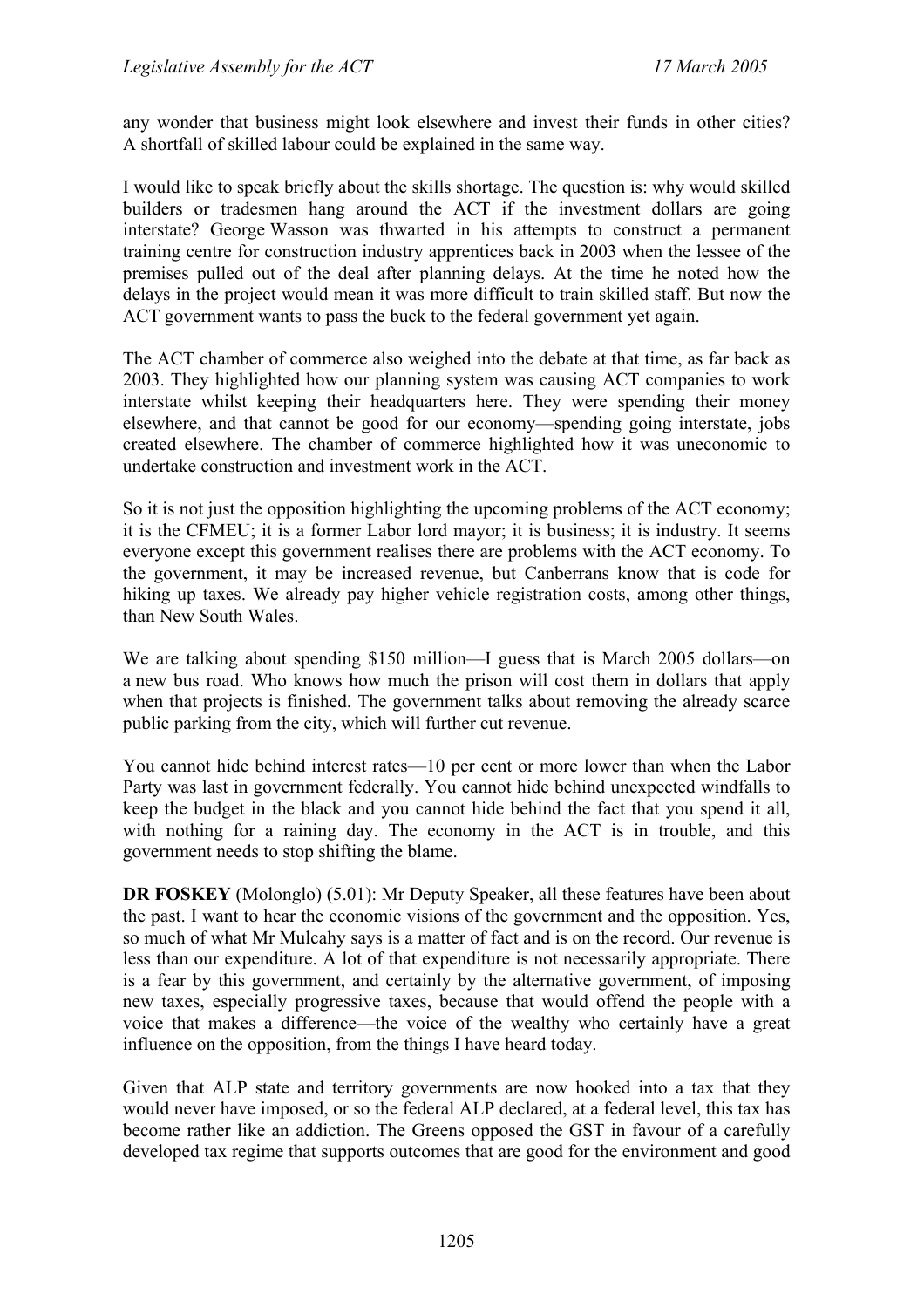any wonder that business might look elsewhere and invest their funds in other cities? A shortfall of skilled labour could be explained in the same way.

I would like to speak briefly about the skills shortage. The question is: why would skilled builders or tradesmen hang around the ACT if the investment dollars are going interstate? George Wasson was thwarted in his attempts to construct a permanent training centre for construction industry apprentices back in 2003 when the lessee of the premises pulled out of the deal after planning delays. At the time he noted how the delays in the project would mean it was more difficult to train skilled staff. But now the ACT government wants to pass the buck to the federal government yet again.

The ACT chamber of commerce also weighed into the debate at that time, as far back as 2003. They highlighted how our planning system was causing ACT companies to work interstate whilst keeping their headquarters here. They were spending their money elsewhere, and that cannot be good for our economy—spending going interstate, jobs created elsewhere. The chamber of commerce highlighted how it was uneconomic to undertake construction and investment work in the ACT.

So it is not just the opposition highlighting the upcoming problems of the ACT economy; it is the CFMEU; it is a former Labor lord mayor; it is business; it is industry. It seems everyone except this government realises there are problems with the ACT economy. To the government, it may be increased revenue, but Canberrans know that is code for hiking up taxes. We already pay higher vehicle registration costs, among other things, than New South Wales.

We are talking about spending $150 million—I guess that is March 2005 dollars—on a new bus road. Who knows how much the prison will cost them in dollars that apply when that projects is finished. The government talks about removing the already scarce public parking from the city, which will further cut revenue.

You cannot hide behind interest rates—10 per cent or more lower than when the Labor Party was last in government federally. You cannot hide behind unexpected windfalls to keep the budget in the black and you cannot hide behind the fact that you spend it all, with nothing for a raining day. The economy in the ACT is in trouble, and this government needs to stop shifting the blame.

**DR FOSKEY** (Molonglo) (5.01): Mr Deputy Speaker, all these features have been about the past. I want to hear the economic visions of the government and the opposition. Yes, so much of what Mr Mulcahy says is a matter of fact and is on the record. Our revenue is less than our expenditure. A lot of that expenditure is not necessarily appropriate. There is a fear by this government, and certainly by the alternative government, of imposing new taxes, especially progressive taxes, because that would offend the people with a voice that makes a difference—the voice of the wealthy who certainly have a great influence on the opposition, from the things I have heard today.

Given that ALP state and territory governments are now hooked into a tax that they would never have imposed, or so the federal ALP declared, at a federal level, this tax has become rather like an addiction. The Greens opposed the GST in favour of a carefully developed tax regime that supports outcomes that are good for the environment and good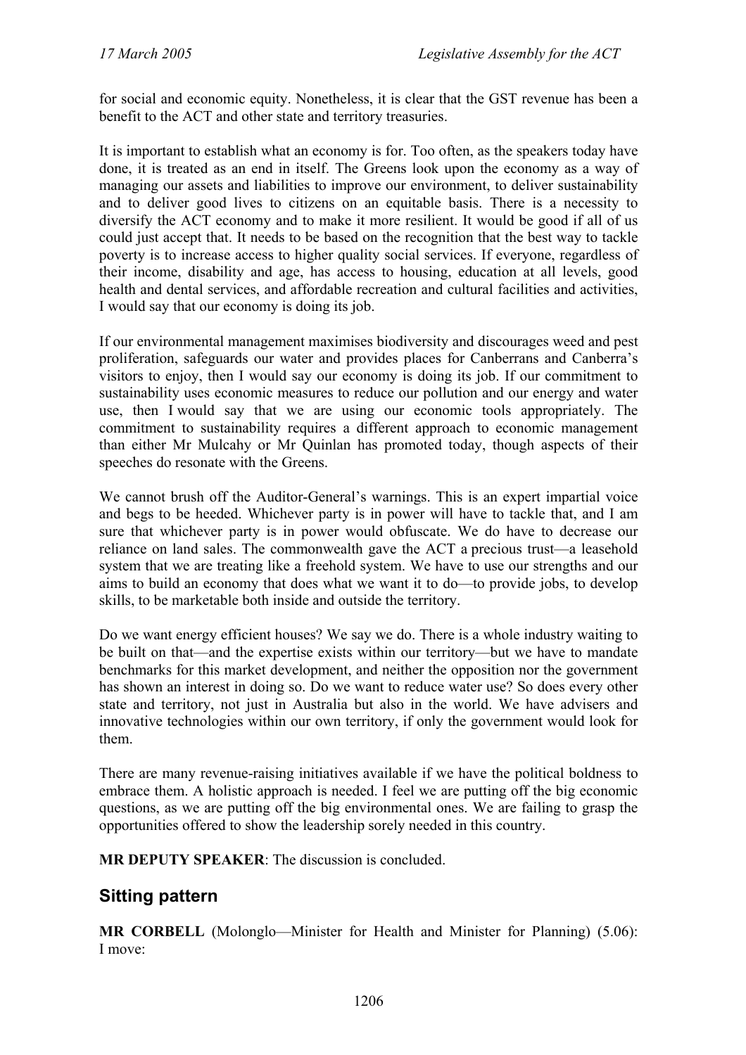for social and economic equity. Nonetheless, it is clear that the GST revenue has been a benefit to the ACT and other state and territory treasuries.

It is important to establish what an economy is for. Too often, as the speakers today have done, it is treated as an end in itself. The Greens look upon the economy as a way of managing our assets and liabilities to improve our environment, to deliver sustainability and to deliver good lives to citizens on an equitable basis. There is a necessity to diversify the ACT economy and to make it more resilient. It would be good if all of us could just accept that. It needs to be based on the recognition that the best way to tackle poverty is to increase access to higher quality social services. If everyone, regardless of their income, disability and age, has access to housing, education at all levels, good health and dental services, and affordable recreation and cultural facilities and activities, I would say that our economy is doing its job.

If our environmental management maximises biodiversity and discourages weed and pest proliferation, safeguards our water and provides places for Canberrans and Canberra's visitors to enjoy, then I would say our economy is doing its job. If our commitment to sustainability uses economic measures to reduce our pollution and our energy and water use, then I would say that we are using our economic tools appropriately. The commitment to sustainability requires a different approach to economic management than either Mr Mulcahy or Mr Quinlan has promoted today, though aspects of their speeches do resonate with the Greens.

We cannot brush off the Auditor-General's warnings. This is an expert impartial voice and begs to be heeded. Whichever party is in power will have to tackle that, and I am sure that whichever party is in power would obfuscate. We do have to decrease our reliance on land sales. The commonwealth gave the ACT a precious trust—a leasehold system that we are treating like a freehold system. We have to use our strengths and our aims to build an economy that does what we want it to do—to provide jobs, to develop skills, to be marketable both inside and outside the territory.

Do we want energy efficient houses? We say we do. There is a whole industry waiting to be built on that—and the expertise exists within our territory—but we have to mandate benchmarks for this market development, and neither the opposition nor the government has shown an interest in doing so. Do we want to reduce water use? So does every other state and territory, not just in Australia but also in the world. We have advisers and innovative technologies within our own territory, if only the government would look for them.

There are many revenue-raising initiatives available if we have the political boldness to embrace them. A holistic approach is needed. I feel we are putting off the big economic questions, as we are putting off the big environmental ones. We are failing to grasp the opportunities offered to show the leadership sorely needed in this country.

**MR DEPUTY SPEAKER**: The discussion is concluded.

## Sitting pattern

**MR CORBELL** (Molonglo—Minister for Health and Minister for Planning) (5.06): I move: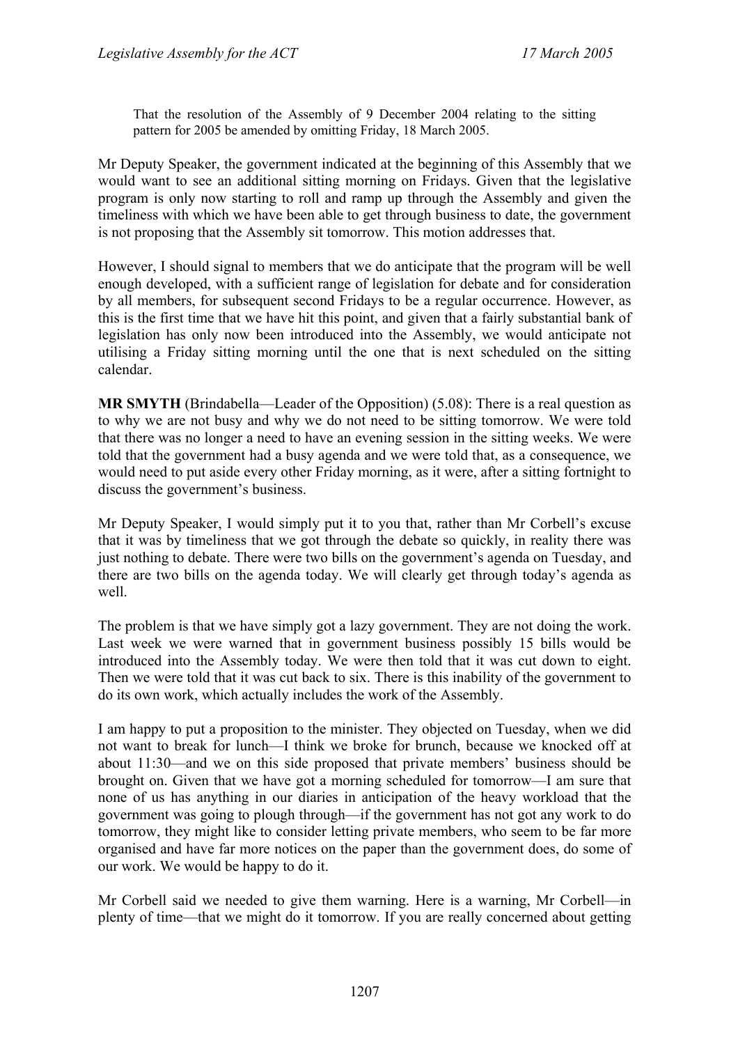> That the resolution of the Assembly of 9 December 2004 relating to the sitting pattern for 2005 be amended by omitting Friday, 18 March 2005.

Mr Deputy Speaker, the government indicated at the beginning of this Assembly that we would want to see an additional sitting morning on Fridays. Given that the legislative program is only now starting to roll and ramp up through the Assembly and given the timeliness with which we have been able to get through business to date, the government is not proposing that the Assembly sit tomorrow. This motion addresses that.

However, I should signal to members that we do anticipate that the program will be well enough developed, with a sufficient range of legislation for debate and for consideration by all members, for subsequent second Fridays to be a regular occurrence. However, as this is the first time that we have hit this point, and given that a fairly substantial bank of legislation has only now been introduced into the Assembly, we would anticipate not utilising a Friday sitting morning until the one that is next scheduled on the sitting calendar.

**MR SMYTH** (Brindabella—Leader of the Opposition) (5.08): There is a real question as to why we are not busy and why we do not need to be sitting tomorrow. We were told that there was no longer a need to have an evening session in the sitting weeks. We were told that the government had a busy agenda and we were told that, as a consequence, we would need to put aside every other Friday morning, as it were, after a sitting fortnight to discuss the government's business.

Mr Deputy Speaker, I would simply put it to you that, rather than Mr Corbell's excuse that it was by timeliness that we got through the debate so quickly, in reality there was just nothing to debate. There were two bills on the government's agenda on Tuesday, and there are two bills on the agenda today. We will clearly get through today's agenda as well.

The problem is that we have simply got a lazy government. They are not doing the work. Last week we were warned that in government business possibly 15 bills would be introduced into the Assembly today. We were then told that it was cut down to eight. Then we were told that it was cut back to six. There is this inability of the government to do its own work, which actually includes the work of the Assembly.

I am happy to put a proposition to the minister. They objected on Tuesday, when we did not want to break for lunch—I think we broke for brunch, because we knocked off at about 11:30—and we on this side proposed that private members' business should be brought on. Given that we have got a morning scheduled for tomorrow—I am sure that none of us has anything in our diaries in anticipation of the heavy workload that the government was going to plough through—if the government has not got any work to do tomorrow, they might like to consider letting private members, who seem to be far more organised and have far more notices on the paper than the government does, do some of our work. We would be happy to do it.

Mr Corbell said we needed to give them warning. Here is a warning, Mr Corbell—in plenty of time—that we might do it tomorrow. If you are really concerned about getting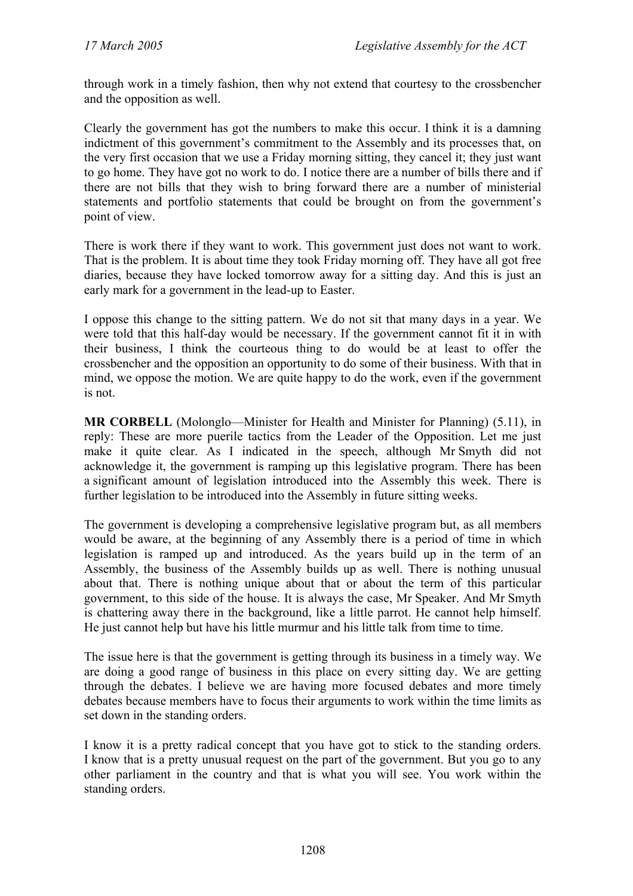through work in a timely fashion, then why not extend that courtesy to the crossbencher and the opposition as well.

Clearly the government has got the numbers to make this occur. I think it is a damning indictment of this government's commitment to the Assembly and its processes that, on the very first occasion that we use a Friday morning sitting, they cancel it; they just want to go home. They have got no work to do. I notice there are a number of bills there and if there are not bills that they wish to bring forward there are a number of ministerial statements and portfolio statements that could be brought on from the government's point of view.

There is work there if they want to work. This government just does not want to work. That is the problem. It is about time they took Friday morning off. They have all got free diaries, because they have locked tomorrow away for a sitting day. And this is just an early mark for a government in the lead-up to Easter.

I oppose this change to the sitting pattern. We do not sit that many days in a year. We were told that this half-day would be necessary. If the government cannot fit it in with their business, I think the courteous thing to do would be at least to offer the crossbencher and the opposition an opportunity to do some of their business. With that in mind, we oppose the motion. We are quite happy to do the work, even if the government is not.

**MR CORBELL** (Molonglo—Minister for Health and Minister for Planning) (5.11), in reply: These are more puerile tactics from the Leader of the Opposition. Let me just make it quite clear. As I indicated in the speech, although Mr Smyth did not acknowledge it, the government is ramping up this legislative program. There has been a significant amount of legislation introduced into the Assembly this week. There is further legislation to be introduced into the Assembly in future sitting weeks.

The government is developing a comprehensive legislative program but, as all members would be aware, at the beginning of any Assembly there is a period of time in which legislation is ramped up and introduced. As the years build up in the term of an Assembly, the business of the Assembly builds up as well. There is nothing unusual about that. There is nothing unique about that or about the term of this particular government, to this side of the house. It is always the case, Mr Speaker. And Mr Smyth is chattering away there in the background, like a little parrot. He cannot help himself. He just cannot help but have his little murmur and his little talk from time to time.

The issue here is that the government is getting through its business in a timely way. We are doing a good range of business in this place on every sitting day. We are getting through the debates. I believe we are having more focused debates and more timely debates because members have to focus their arguments to work within the time limits as set down in the standing orders.

I know it is a pretty radical concept that you have got to stick to the standing orders. I know that is a pretty unusual request on the part of the government. But you go to any other parliament in the country and that is what you will see. You work within the standing orders.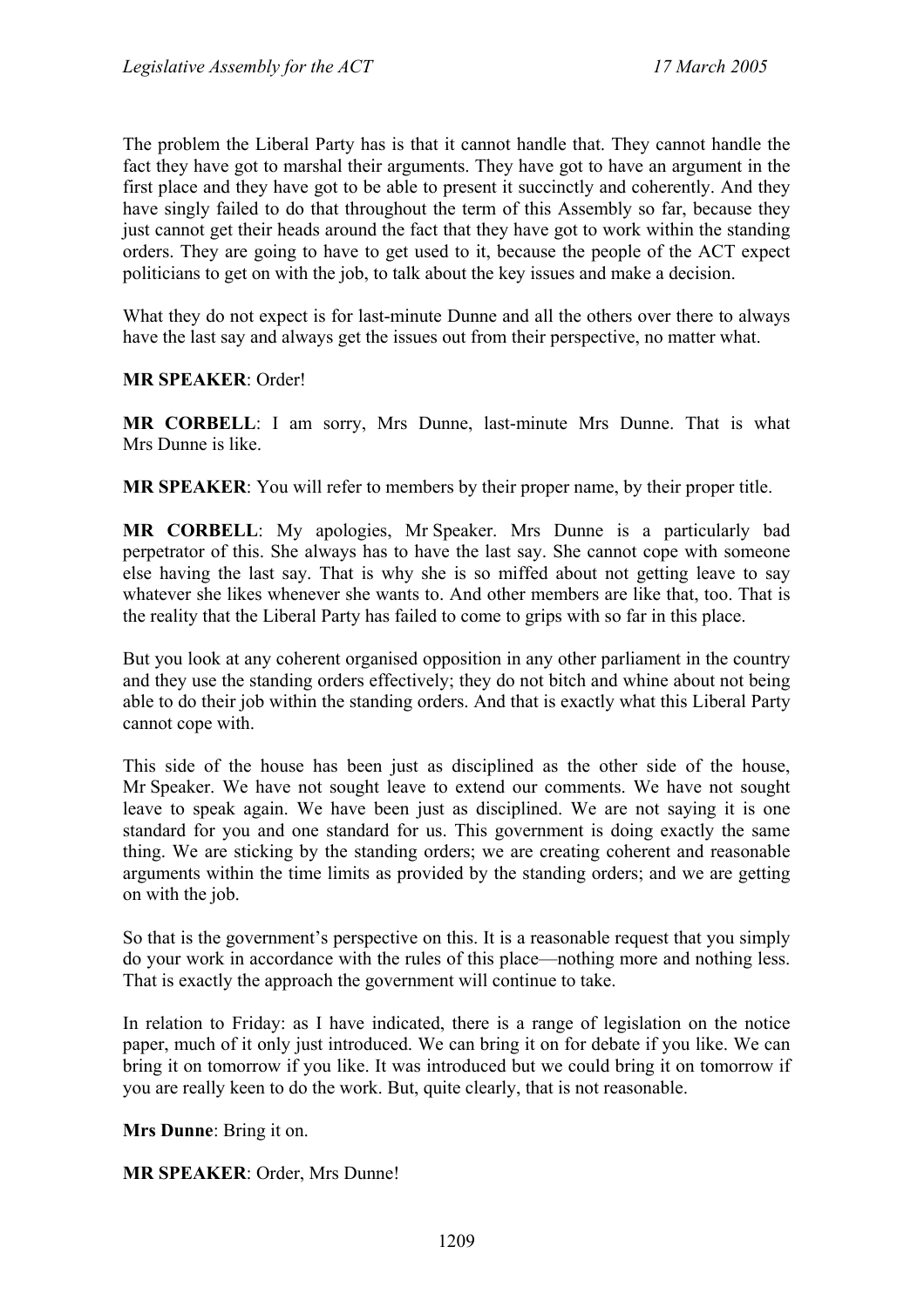The problem the Liberal Party has is that it cannot handle that. They cannot handle the fact they have got to marshal their arguments. They have got to have an argument in the first place and they have got to be able to present it succinctly and coherently. And they have singly failed to do that throughout the term of this Assembly so far, because they just cannot get their heads around the fact that they have got to work within the standing orders. They are going to have to get used to it, because the people of the ACT expect politicians to get on with the job, to talk about the key issues and make a decision.

What they do not expect is for last-minute Dunne and all the others over there to always have the last say and always get the issues out from their perspective, no matter what.

**MR SPEAKER**: Order!

**MR CORBELL**: I am sorry, Mrs Dunne, last-minute Mrs Dunne. That is what Mrs Dunne is like.

**MR SPEAKER**: You will refer to members by their proper name, by their proper title.

**MR CORBELL**: My apologies, Mr Speaker. Mrs Dunne is a particularly bad perpetrator of this. She always has to have the last say. She cannot cope with someone else having the last say. That is why she is so miffed about not getting leave to say whatever she likes whenever she wants to. And other members are like that, too. That is the reality that the Liberal Party has failed to come to grips with so far in this place.

But you look at any coherent organised opposition in any other parliament in the country and they use the standing orders effectively; they do not bitch and whine about not being able to do their job within the standing orders. And that is exactly what this Liberal Party cannot cope with.

This side of the house has been just as disciplined as the other side of the house, Mr Speaker. We have not sought leave to extend our comments. We have not sought leave to speak again. We have been just as disciplined. We are not saying it is one standard for you and one standard for us. This government is doing exactly the same thing. We are sticking by the standing orders; we are creating coherent and reasonable arguments within the time limits as provided by the standing orders; and we are getting on with the job.

So that is the government's perspective on this. It is a reasonable request that you simply do your work in accordance with the rules of this place—nothing more and nothing less. That is exactly the approach the government will continue to take.

In relation to Friday: as I have indicated, there is a range of legislation on the notice paper, much of it only just introduced. We can bring it on for debate if you like. We can bring it on tomorrow if you like. It was introduced but we could bring it on tomorrow if you are really keen to do the work. But, quite clearly, that is not reasonable.

**Mrs Dunne**: Bring it on.

**MR SPEAKER**: Order, Mrs Dunne!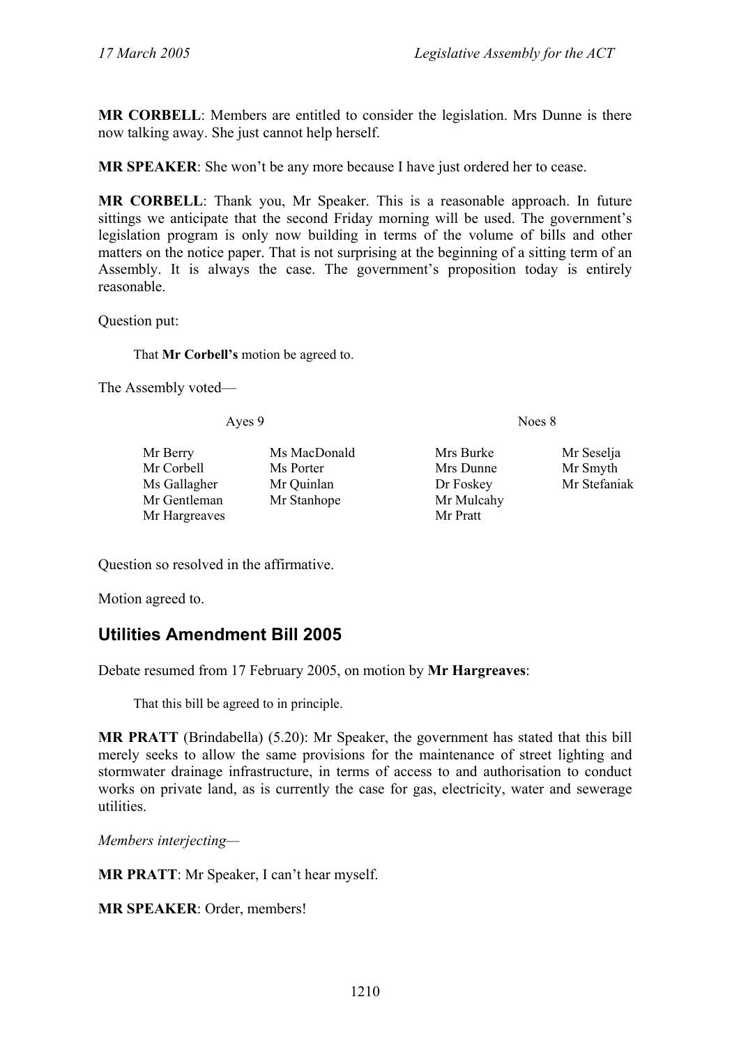**MR CORBELL**: Members are entitled to consider the legislation. Mrs Dunne is there now talking away. She just cannot help herself.

**MR SPEAKER**: She won't be any more because I have just ordered her to cease.

**MR CORBELL**: Thank you, Mr Speaker. This is a reasonable approach. In future sittings we anticipate that the second Friday morning will be used. The government's legislation program is only now building in terms of the volume of bills and other matters on the notice paper. That is not surprising at the beginning of a sitting term of an Assembly. It is always the case. The government's proposition today is entirely reasonable.

Question put:

> That **Mr Corbell's** motion be agreed to.

The Assembly voted—

| Ayes 9 | | Noes 8 | |
|---|---|---|---|
| Mr Berry | Ms MacDonald | Mrs Burke | Mr Seselja |
| Mr Corbell | Ms Porter | Mrs Dunne | Mr Smyth |
| Ms Gallagher | Mr Quinlan | Dr Foskey | Mr Stefaniak |
| Mr Gentleman | Mr Stanhope | Mr Mulcahy | |
| Mr Hargreaves | | Mr Pratt | |

Question so resolved in the affirmative.

Motion agreed to.

## Utilities Amendment Bill 2005

Debate resumed from 17 February 2005, on motion by **Mr Hargreaves**:

> That this bill be agreed to in principle.

**MR PRATT** (Brindabella) (5.20): Mr Speaker, the government has stated that this bill merely seeks to allow the same provisions for the maintenance of street lighting and stormwater drainage infrastructure, in terms of access to and authorisation to conduct works on private land, as is currently the case for gas, electricity, water and sewerage utilities.

*Members interjecting—*

**MR PRATT**: Mr Speaker, I can't hear myself.

**MR SPEAKER**: Order, members!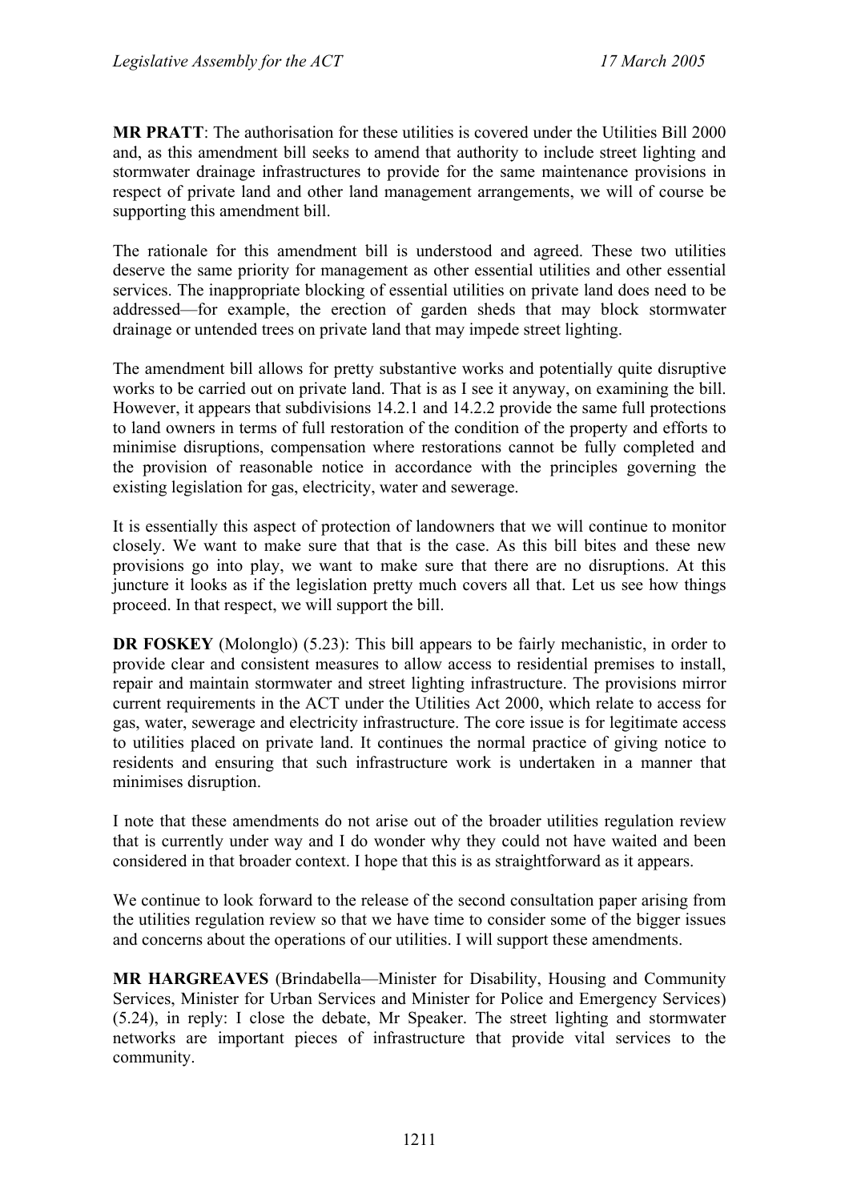**MR PRATT**: The authorisation for these utilities is covered under the Utilities Bill 2000 and, as this amendment bill seeks to amend that authority to include street lighting and stormwater drainage infrastructures to provide for the same maintenance provisions in respect of private land and other land management arrangements, we will of course be supporting this amendment bill.

The rationale for this amendment bill is understood and agreed. These two utilities deserve the same priority for management as other essential utilities and other essential services. The inappropriate blocking of essential utilities on private land does need to be addressed—for example, the erection of garden sheds that may block stormwater drainage or untended trees on private land that may impede street lighting.

The amendment bill allows for pretty substantive works and potentially quite disruptive works to be carried out on private land. That is as I see it anyway, on examining the bill. However, it appears that subdivisions 14.2.1 and 14.2.2 provide the same full protections to land owners in terms of full restoration of the condition of the property and efforts to minimise disruptions, compensation where restorations cannot be fully completed and the provision of reasonable notice in accordance with the principles governing the existing legislation for gas, electricity, water and sewerage.

It is essentially this aspect of protection of landowners that we will continue to monitor closely. We want to make sure that that is the case. As this bill bites and these new provisions go into play, we want to make sure that there are no disruptions. At this juncture it looks as if the legislation pretty much covers all that. Let us see how things proceed. In that respect, we will support the bill.

**DR FOSKEY** (Molonglo) (5.23): This bill appears to be fairly mechanistic, in order to provide clear and consistent measures to allow access to residential premises to install, repair and maintain stormwater and street lighting infrastructure. The provisions mirror current requirements in the ACT under the Utilities Act 2000, which relate to access for gas, water, sewerage and electricity infrastructure. The core issue is for legitimate access to utilities placed on private land. It continues the normal practice of giving notice to residents and ensuring that such infrastructure work is undertaken in a manner that minimises disruption.

I note that these amendments do not arise out of the broader utilities regulation review that is currently under way and I do wonder why they could not have waited and been considered in that broader context. I hope that this is as straightforward as it appears.

We continue to look forward to the release of the second consultation paper arising from the utilities regulation review so that we have time to consider some of the bigger issues and concerns about the operations of our utilities. I will support these amendments.

**MR HARGREAVES** (Brindabella—Minister for Disability, Housing and Community Services, Minister for Urban Services and Minister for Police and Emergency Services) (5.24), in reply: I close the debate, Mr Speaker. The street lighting and stormwater networks are important pieces of infrastructure that provide vital services to the community.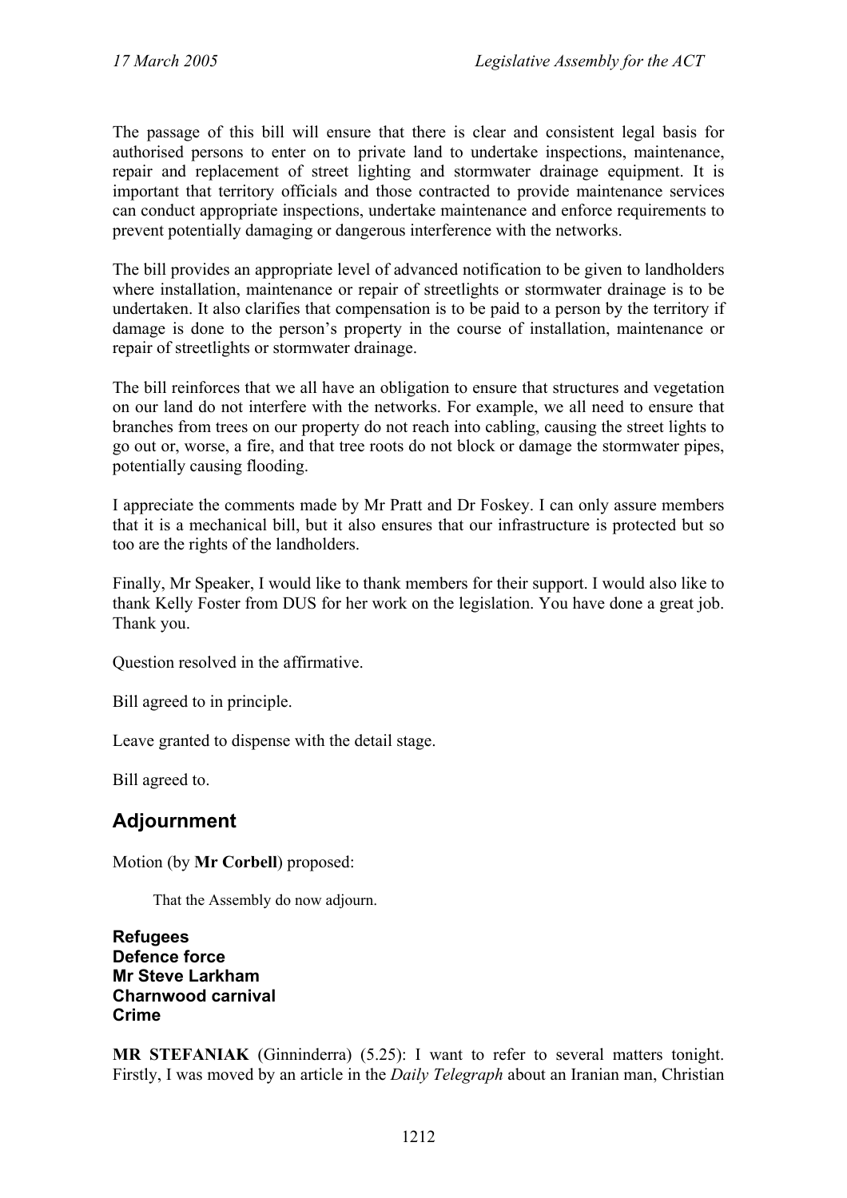The passage of this bill will ensure that there is clear and consistent legal basis for authorised persons to enter on to private land to undertake inspections, maintenance, repair and replacement of street lighting and stormwater drainage equipment. It is important that territory officials and those contracted to provide maintenance services can conduct appropriate inspections, undertake maintenance and enforce requirements to prevent potentially damaging or dangerous interference with the networks.

The bill provides an appropriate level of advanced notification to be given to landholders where installation, maintenance or repair of streetlights or stormwater drainage is to be undertaken. It also clarifies that compensation is to be paid to a person by the territory if damage is done to the person's property in the course of installation, maintenance or repair of streetlights or stormwater drainage.

The bill reinforces that we all have an obligation to ensure that structures and vegetation on our land do not interfere with the networks. For example, we all need to ensure that branches from trees on our property do not reach into cabling, causing the street lights to go out or, worse, a fire, and that tree roots do not block or damage the stormwater pipes, potentially causing flooding.

I appreciate the comments made by Mr Pratt and Dr Foskey. I can only assure members that it is a mechanical bill, but it also ensures that our infrastructure is protected but so too are the rights of the landholders.

Finally, Mr Speaker, I would like to thank members for their support. I would also like to thank Kelly Foster from DUS for her work on the legislation. You have done a great job. Thank you.

Question resolved in the affirmative.

Bill agreed to in principle.

Leave granted to dispense with the detail stage.

Bill agreed to.

## Adjournment

Motion (by **Mr Corbell**) proposed:

> That the Assembly do now adjourn.

### Refugees
### Defence force
### Mr Steve Larkham
### Charnwood carnival
### Crime

**MR STEFANIAK** (Ginninderra) (5.25): I want to refer to several matters tonight. Firstly, I was moved by an article in the *Daily Telegraph* about an Iranian man, Christian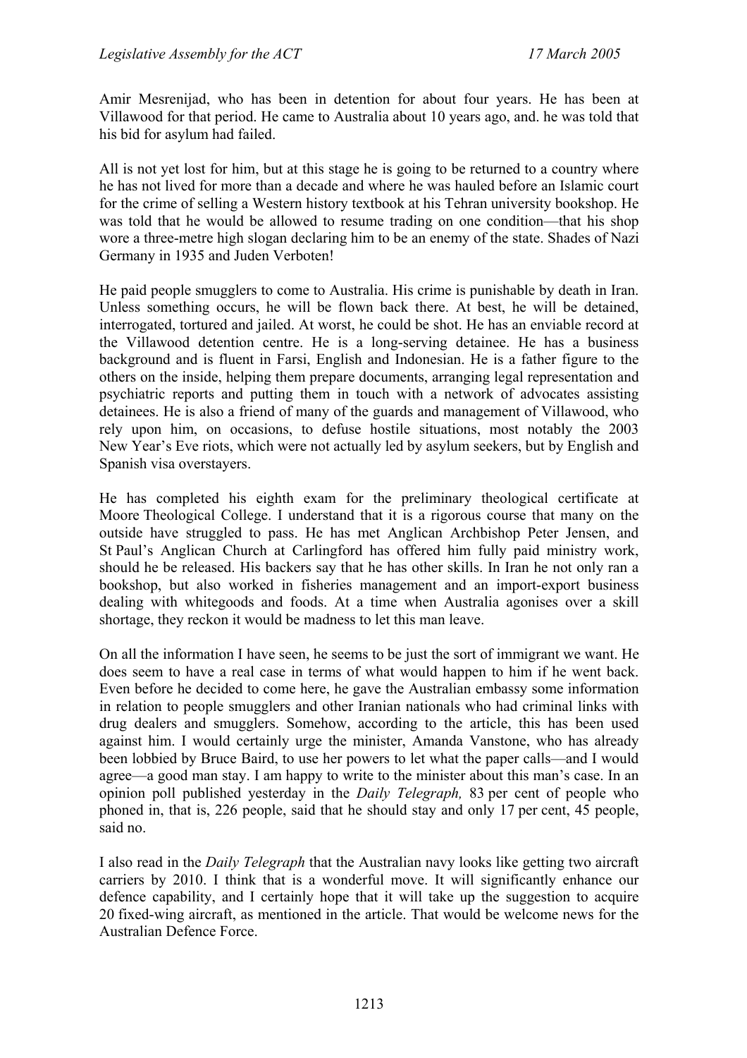Amir Mesrenijad, who has been in detention for about four years. He has been at Villawood for that period. He came to Australia about 10 years ago, and. he was told that his bid for asylum had failed.

All is not yet lost for him, but at this stage he is going to be returned to a country where he has not lived for more than a decade and where he was hauled before an Islamic court for the crime of selling a Western history textbook at his Tehran university bookshop. He was told that he would be allowed to resume trading on one condition—that his shop wore a three-metre high slogan declaring him to be an enemy of the state. Shades of Nazi Germany in 1935 and Juden Verboten!

He paid people smugglers to come to Australia. His crime is punishable by death in Iran. Unless something occurs, he will be flown back there. At best, he will be detained, interrogated, tortured and jailed. At worst, he could be shot. He has an enviable record at the Villawood detention centre. He is a long-serving detainee. He has a business background and is fluent in Farsi, English and Indonesian. He is a father figure to the others on the inside, helping them prepare documents, arranging legal representation and psychiatric reports and putting them in touch with a network of advocates assisting detainees. He is also a friend of many of the guards and management of Villawood, who rely upon him, on occasions, to defuse hostile situations, most notably the 2003 New Year's Eve riots, which were not actually led by asylum seekers, but by English and Spanish visa overstayers.

He has completed his eighth exam for the preliminary theological certificate at Moore Theological College. I understand that it is a rigorous course that many on the outside have struggled to pass. He has met Anglican Archbishop Peter Jensen, and St Paul's Anglican Church at Carlingford has offered him fully paid ministry work, should he be released. His backers say that he has other skills. In Iran he not only ran a bookshop, but also worked in fisheries management and an import-export business dealing with whitegoods and foods. At a time when Australia agonises over a skill shortage, they reckon it would be madness to let this man leave.

On all the information I have seen, he seems to be just the sort of immigrant we want. He does seem to have a real case in terms of what would happen to him if he went back. Even before he decided to come here, he gave the Australian embassy some information in relation to people smugglers and other Iranian nationals who had criminal links with drug dealers and smugglers. Somehow, according to the article, this has been used against him. I would certainly urge the minister, Amanda Vanstone, who has already been lobbied by Bruce Baird, to use her powers to let what the paper calls—and I would agree—a good man stay. I am happy to write to the minister about this man's case. In an opinion poll published yesterday in the *Daily Telegraph,* 83 per cent of people who phoned in, that is, 226 people, said that he should stay and only 17 per cent, 45 people, said no.

I also read in the *Daily Telegraph* that the Australian navy looks like getting two aircraft carriers by 2010. I think that is a wonderful move. It will significantly enhance our defence capability, and I certainly hope that it will take up the suggestion to acquire 20 fixed-wing aircraft, as mentioned in the article. That would be welcome news for the Australian Defence Force.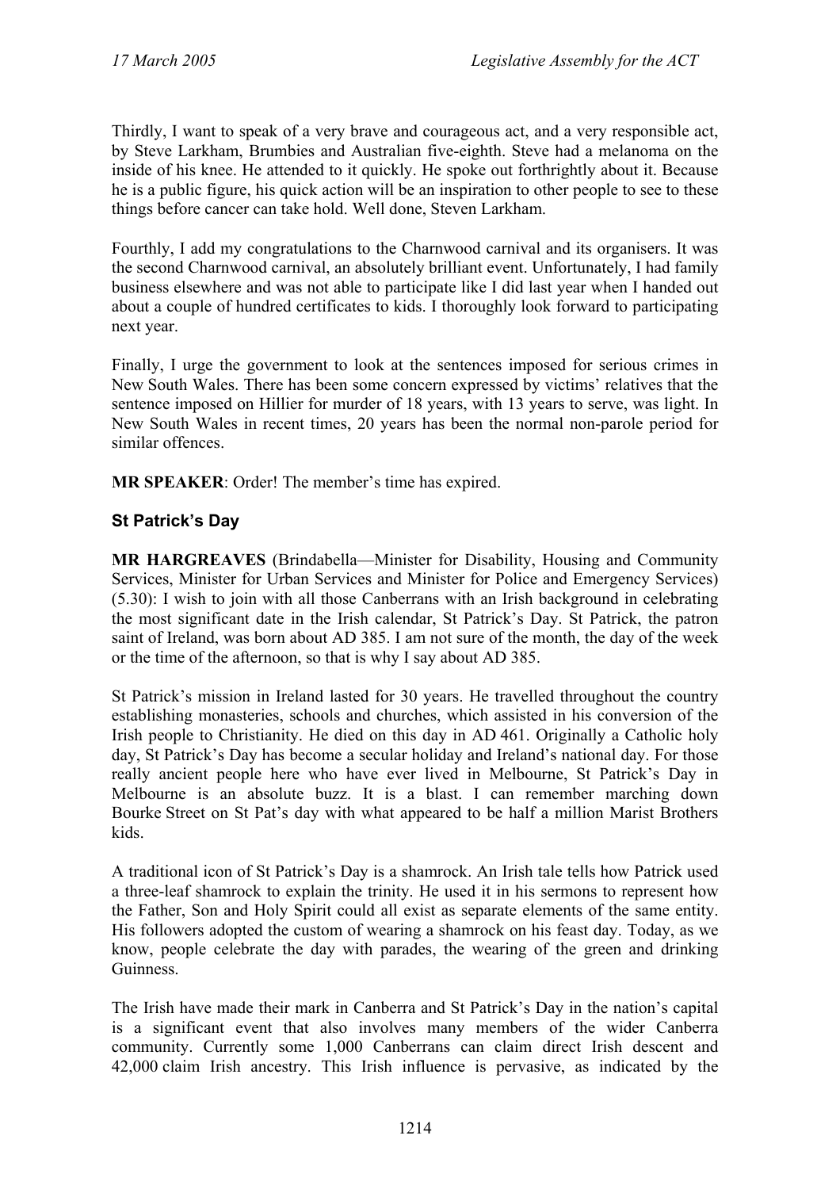Thirdly, I want to speak of a very brave and courageous act, and a very responsible act, by Steve Larkham, Brumbies and Australian five-eighth. Steve had a melanoma on the inside of his knee. He attended to it quickly. He spoke out forthrightly about it. Because he is a public figure, his quick action will be an inspiration to other people to see to these things before cancer can take hold. Well done, Steven Larkham.

Fourthly, I add my congratulations to the Charnwood carnival and its organisers. It was the second Charnwood carnival, an absolutely brilliant event. Unfortunately, I had family business elsewhere and was not able to participate like I did last year when I handed out about a couple of hundred certificates to kids. I thoroughly look forward to participating next year.

Finally, I urge the government to look at the sentences imposed for serious crimes in New South Wales. There has been some concern expressed by victims' relatives that the sentence imposed on Hillier for murder of 18 years, with 13 years to serve, was light. In New South Wales in recent times, 20 years has been the normal non-parole period for similar offences.

**MR SPEAKER**: Order! The member's time has expired.

### St Patrick's Day

**MR HARGREAVES** (Brindabella—Minister for Disability, Housing and Community Services, Minister for Urban Services and Minister for Police and Emergency Services) (5.30): I wish to join with all those Canberrans with an Irish background in celebrating the most significant date in the Irish calendar, St Patrick's Day. St Patrick, the patron saint of Ireland, was born about AD 385. I am not sure of the month, the day of the week or the time of the afternoon, so that is why I say about AD 385.

St Patrick's mission in Ireland lasted for 30 years. He travelled throughout the country establishing monasteries, schools and churches, which assisted in his conversion of the Irish people to Christianity. He died on this day in AD 461. Originally a Catholic holy day, St Patrick's Day has become a secular holiday and Ireland's national day. For those really ancient people here who have ever lived in Melbourne, St Patrick's Day in Melbourne is an absolute buzz. It is a blast. I can remember marching down Bourke Street on St Pat's day with what appeared to be half a million Marist Brothers kids.

A traditional icon of St Patrick's Day is a shamrock. An Irish tale tells how Patrick used a three-leaf shamrock to explain the trinity. He used it in his sermons to represent how the Father, Son and Holy Spirit could all exist as separate elements of the same entity. His followers adopted the custom of wearing a shamrock on his feast day. Today, as we know, people celebrate the day with parades, the wearing of the green and drinking Guinness.

The Irish have made their mark in Canberra and St Patrick's Day in the nation's capital is a significant event that also involves many members of the wider Canberra community. Currently some 1,000 Canberrans can claim direct Irish descent and 42,000 claim Irish ancestry. This Irish influence is pervasive, as indicated by the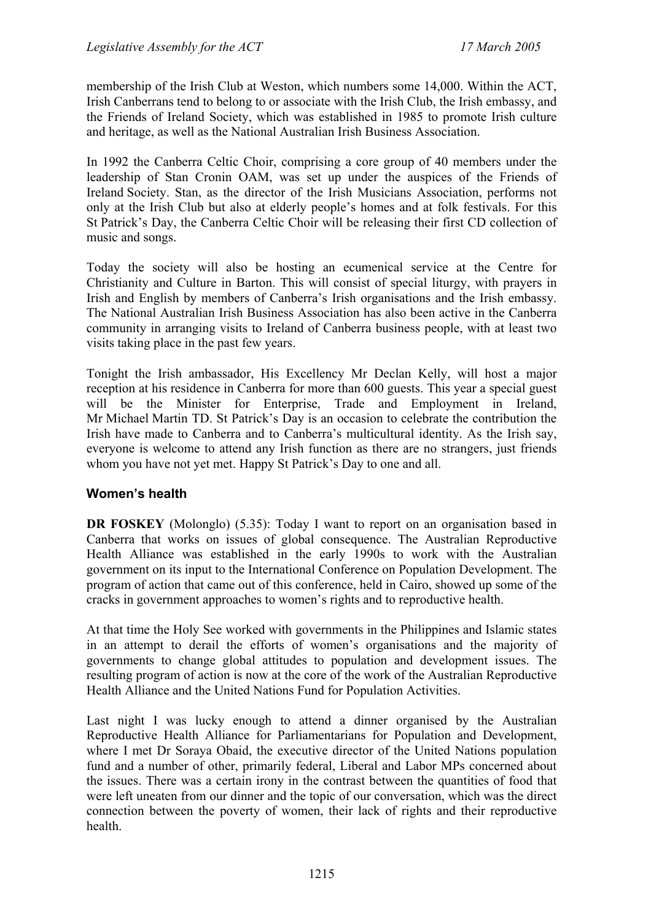membership of the Irish Club at Weston, which numbers some 14,000. Within the ACT, Irish Canberrans tend to belong to or associate with the Irish Club, the Irish embassy, and the Friends of Ireland Society, which was established in 1985 to promote Irish culture and heritage, as well as the National Australian Irish Business Association.

In 1992 the Canberra Celtic Choir, comprising a core group of 40 members under the leadership of Stan Cronin OAM, was set up under the auspices of the Friends of Ireland Society. Stan, as the director of the Irish Musicians Association, performs not only at the Irish Club but also at elderly people's homes and at folk festivals. For this St Patrick's Day, the Canberra Celtic Choir will be releasing their first CD collection of music and songs.

Today the society will also be hosting an ecumenical service at the Centre for Christianity and Culture in Barton. This will consist of special liturgy, with prayers in Irish and English by members of Canberra's Irish organisations and the Irish embassy. The National Australian Irish Business Association has also been active in the Canberra community in arranging visits to Ireland of Canberra business people, with at least two visits taking place in the past few years.

Tonight the Irish ambassador, His Excellency Mr Declan Kelly, will host a major reception at his residence in Canberra for more than 600 guests. This year a special guest will be the Minister for Enterprise, Trade and Employment in Ireland, Mr Michael Martin TD. St Patrick's Day is an occasion to celebrate the contribution the Irish have made to Canberra and to Canberra's multicultural identity. As the Irish say, everyone is welcome to attend any Irish function as there are no strangers, just friends whom you have not yet met. Happy St Patrick's Day to one and all.

### Women's health

**DR FOSKEY** (Molonglo) (5.35): Today I want to report on an organisation based in Canberra that works on issues of global consequence. The Australian Reproductive Health Alliance was established in the early 1990s to work with the Australian government on its input to the International Conference on Population Development. The program of action that came out of this conference, held in Cairo, showed up some of the cracks in government approaches to women's rights and to reproductive health.

At that time the Holy See worked with governments in the Philippines and Islamic states in an attempt to derail the efforts of women's organisations and the majority of governments to change global attitudes to population and development issues. The resulting program of action is now at the core of the work of the Australian Reproductive Health Alliance and the United Nations Fund for Population Activities.

Last night I was lucky enough to attend a dinner organised by the Australian Reproductive Health Alliance for Parliamentarians for Population and Development, where I met Dr Soraya Obaid, the executive director of the United Nations population fund and a number of other, primarily federal, Liberal and Labor MPs concerned about the issues. There was a certain irony in the contrast between the quantities of food that were left uneaten from our dinner and the topic of our conversation, which was the direct connection between the poverty of women, their lack of rights and their reproductive health.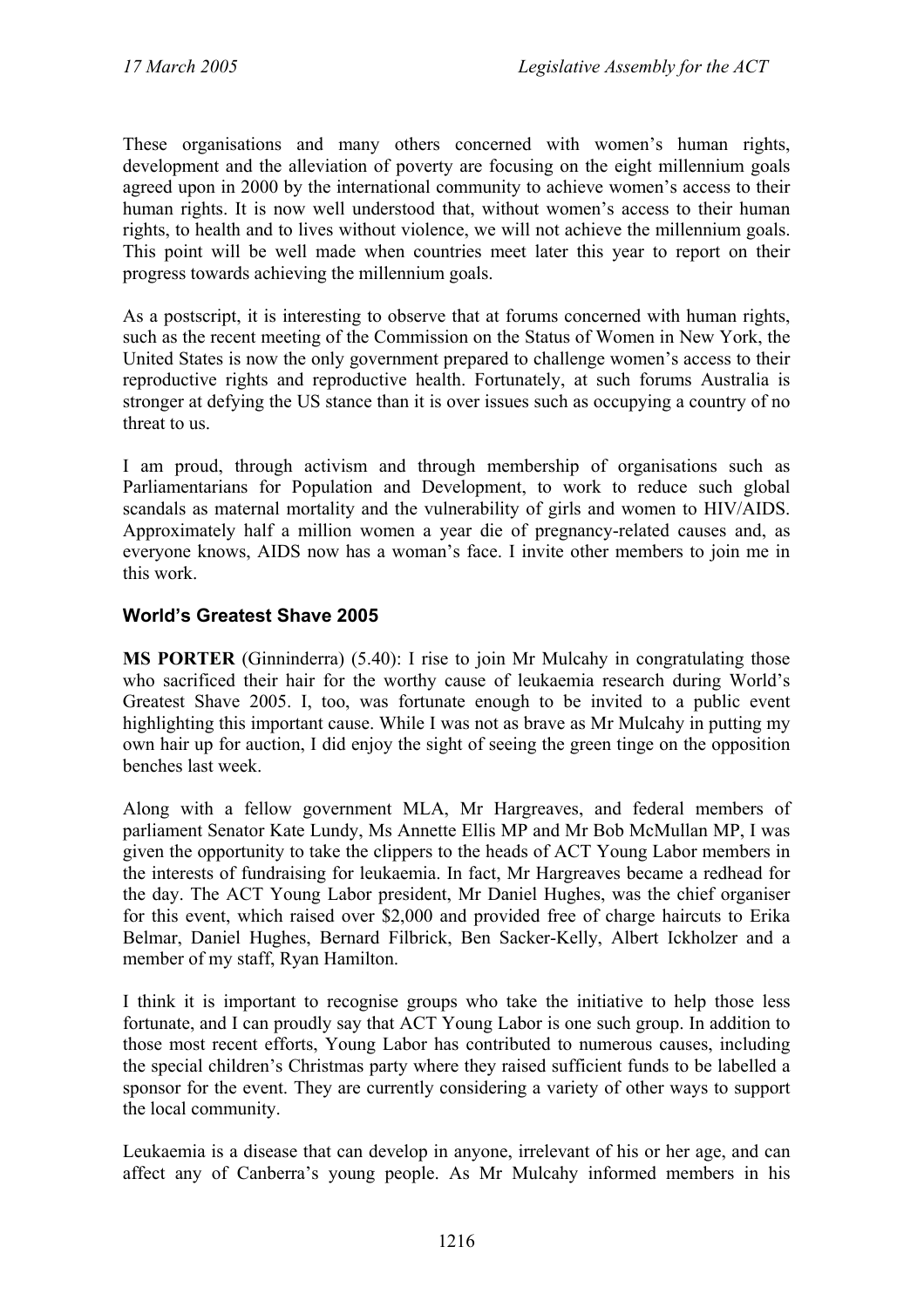These organisations and many others concerned with women's human rights, development and the alleviation of poverty are focusing on the eight millennium goals agreed upon in 2000 by the international community to achieve women's access to their human rights. It is now well understood that, without women's access to their human rights, to health and to lives without violence, we will not achieve the millennium goals. This point will be well made when countries meet later this year to report on their progress towards achieving the millennium goals.

As a postscript, it is interesting to observe that at forums concerned with human rights, such as the recent meeting of the Commission on the Status of Women in New York, the United States is now the only government prepared to challenge women's access to their reproductive rights and reproductive health. Fortunately, at such forums Australia is stronger at defying the US stance than it is over issues such as occupying a country of no threat to us.

I am proud, through activism and through membership of organisations such as Parliamentarians for Population and Development, to work to reduce such global scandals as maternal mortality and the vulnerability of girls and women to HIV/AIDS. Approximately half a million women a year die of pregnancy-related causes and, as everyone knows, AIDS now has a woman's face. I invite other members to join me in this work.

## World's Greatest Shave 2005

**MS PORTER** (Ginninderra) (5.40): I rise to join Mr Mulcahy in congratulating those who sacrificed their hair for the worthy cause of leukaemia research during World's Greatest Shave 2005. I, too, was fortunate enough to be invited to a public event highlighting this important cause. While I was not as brave as Mr Mulcahy in putting my own hair up for auction, I did enjoy the sight of seeing the green tinge on the opposition benches last week.

Along with a fellow government MLA, Mr Hargreaves, and federal members of parliament Senator Kate Lundy, Ms Annette Ellis MP and Mr Bob McMullan MP, I was given the opportunity to take the clippers to the heads of ACT Young Labor members in the interests of fundraising for leukaemia. In fact, Mr Hargreaves became a redhead for the day. The ACT Young Labor president, Mr Daniel Hughes, was the chief organiser for this event, which raised over $2,000 and provided free of charge haircuts to Erika Belmar, Daniel Hughes, Bernard Filbrick, Ben Sacker-Kelly, Albert Ickholzer and a member of my staff, Ryan Hamilton.

I think it is important to recognise groups who take the initiative to help those less fortunate, and I can proudly say that ACT Young Labor is one such group. In addition to those most recent efforts, Young Labor has contributed to numerous causes, including the special children's Christmas party where they raised sufficient funds to be labelled a sponsor for the event. They are currently considering a variety of other ways to support the local community.

Leukaemia is a disease that can develop in anyone, irrelevant of his or her age, and can affect any of Canberra's young people. As Mr Mulcahy informed members in his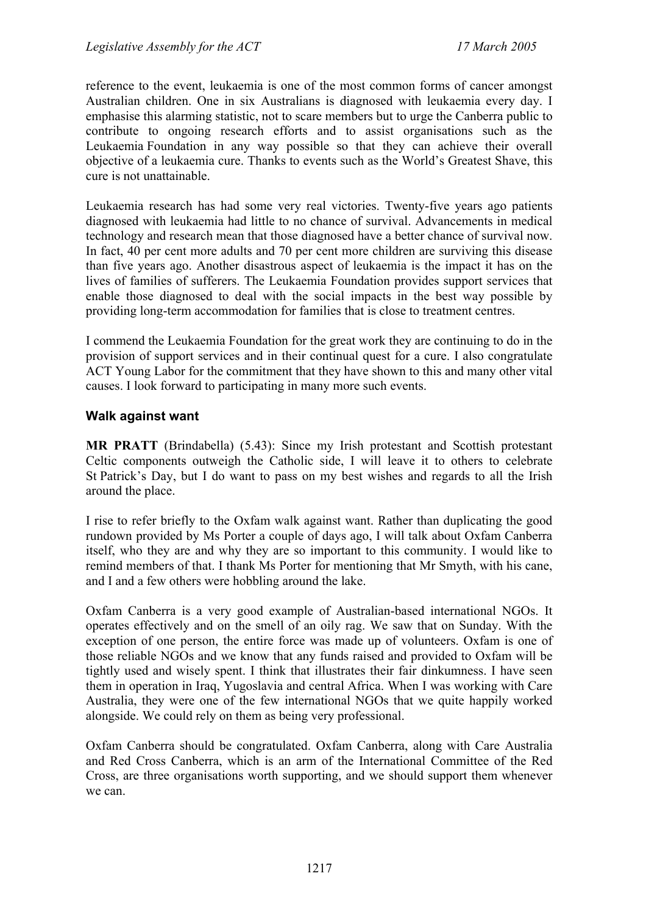reference to the event, leukaemia is one of the most common forms of cancer amongst Australian children. One in six Australians is diagnosed with leukaemia every day. I emphasise this alarming statistic, not to scare members but to urge the Canberra public to contribute to ongoing research efforts and to assist organisations such as the Leukaemia Foundation in any way possible so that they can achieve their overall objective of a leukaemia cure. Thanks to events such as the World's Greatest Shave, this cure is not unattainable.

Leukaemia research has had some very real victories. Twenty-five years ago patients diagnosed with leukaemia had little to no chance of survival. Advancements in medical technology and research mean that those diagnosed have a better chance of survival now. In fact, 40 per cent more adults and 70 per cent more children are surviving this disease than five years ago. Another disastrous aspect of leukaemia is the impact it has on the lives of families of sufferers. The Leukaemia Foundation provides support services that enable those diagnosed to deal with the social impacts in the best way possible by providing long-term accommodation for families that is close to treatment centres.

I commend the Leukaemia Foundation for the great work they are continuing to do in the provision of support services and in their continual quest for a cure. I also congratulate ACT Young Labor for the commitment that they have shown to this and many other vital causes. I look forward to participating in many more such events.

### Walk against want

**MR PRATT** (Brindabella) (5.43): Since my Irish protestant and Scottish protestant Celtic components outweigh the Catholic side, I will leave it to others to celebrate St Patrick's Day, but I do want to pass on my best wishes and regards to all the Irish around the place.

I rise to refer briefly to the Oxfam walk against want. Rather than duplicating the good rundown provided by Ms Porter a couple of days ago, I will talk about Oxfam Canberra itself, who they are and why they are so important to this community. I would like to remind members of that. I thank Ms Porter for mentioning that Mr Smyth, with his cane, and I and a few others were hobbling around the lake.

Oxfam Canberra is a very good example of Australian-based international NGOs. It operates effectively and on the smell of an oily rag. We saw that on Sunday. With the exception of one person, the entire force was made up of volunteers. Oxfam is one of those reliable NGOs and we know that any funds raised and provided to Oxfam will be tightly used and wisely spent. I think that illustrates their fair dinkumness. I have seen them in operation in Iraq, Yugoslavia and central Africa. When I was working with Care Australia, they were one of the few international NGOs that we quite happily worked alongside. We could rely on them as being very professional.

Oxfam Canberra should be congratulated. Oxfam Canberra, along with Care Australia and Red Cross Canberra, which is an arm of the International Committee of the Red Cross, are three organisations worth supporting, and we should support them whenever we can.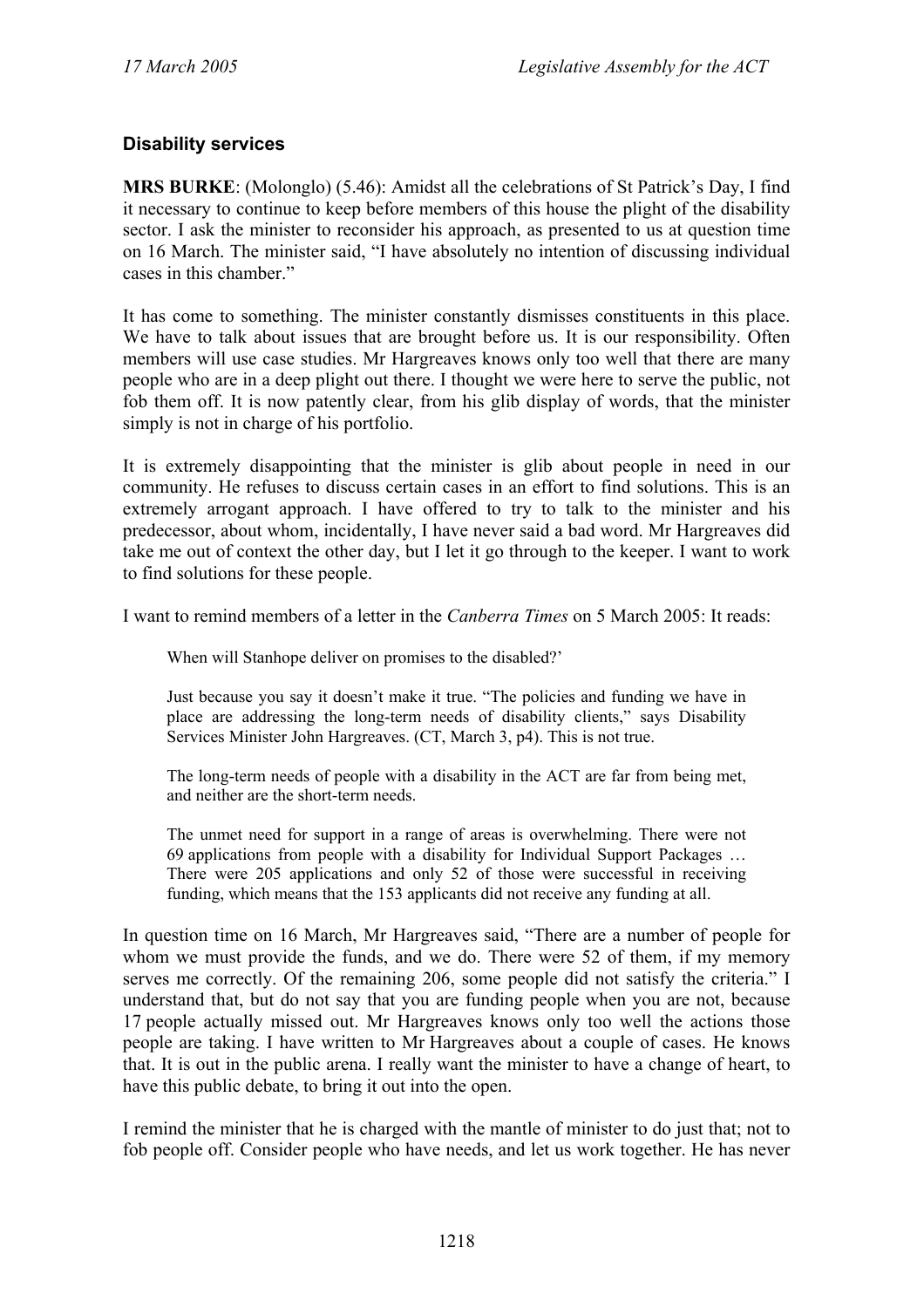### Disability services

**MRS BURKE**: (Molonglo) (5.46): Amidst all the celebrations of St Patrick's Day, I find it necessary to continue to keep before members of this house the plight of the disability sector. I ask the minister to reconsider his approach, as presented to us at question time on 16 March. The minister said, "I have absolutely no intention of discussing individual cases in this chamber."

It has come to something. The minister constantly dismisses constituents in this place. We have to talk about issues that are brought before us. It is our responsibility. Often members will use case studies. Mr Hargreaves knows only too well that there are many people who are in a deep plight out there. I thought we were here to serve the public, not fob them off. It is now patently clear, from his glib display of words, that the minister simply is not in charge of his portfolio.

It is extremely disappointing that the minister is glib about people in need in our community. He refuses to discuss certain cases in an effort to find solutions. This is an extremely arrogant approach. I have offered to try to talk to the minister and his predecessor, about whom, incidentally, I have never said a bad word. Mr Hargreaves did take me out of context the other day, but I let it go through to the keeper. I want to work to find solutions for these people.

I want to remind members of a letter in the *Canberra Times* on 5 March 2005: It reads:

> When will Stanhope deliver on promises to the disabled?'
>
> Just because you say it doesn't make it true. "The policies and funding we have in place are addressing the long-term needs of disability clients," says Disability Services Minister John Hargreaves. (CT, March 3, p4). This is not true.
>
> The long-term needs of people with a disability in the ACT are far from being met, and neither are the short-term needs.
>
> The unmet need for support in a range of areas is overwhelming. There were not 69 applications from people with a disability for Individual Support Packages … There were 205 applications and only 52 of those were successful in receiving funding, which means that the 153 applicants did not receive any funding at all.

In question time on 16 March, Mr Hargreaves said, "There are a number of people for whom we must provide the funds, and we do. There were 52 of them, if my memory serves me correctly. Of the remaining 206, some people did not satisfy the criteria." I understand that, but do not say that you are funding people when you are not, because 17 people actually missed out. Mr Hargreaves knows only too well the actions those people are taking. I have written to Mr Hargreaves about a couple of cases. He knows that. It is out in the public arena. I really want the minister to have a change of heart, to have this public debate, to bring it out into the open.

I remind the minister that he is charged with the mantle of minister to do just that; not to fob people off. Consider people who have needs, and let us work together. He has never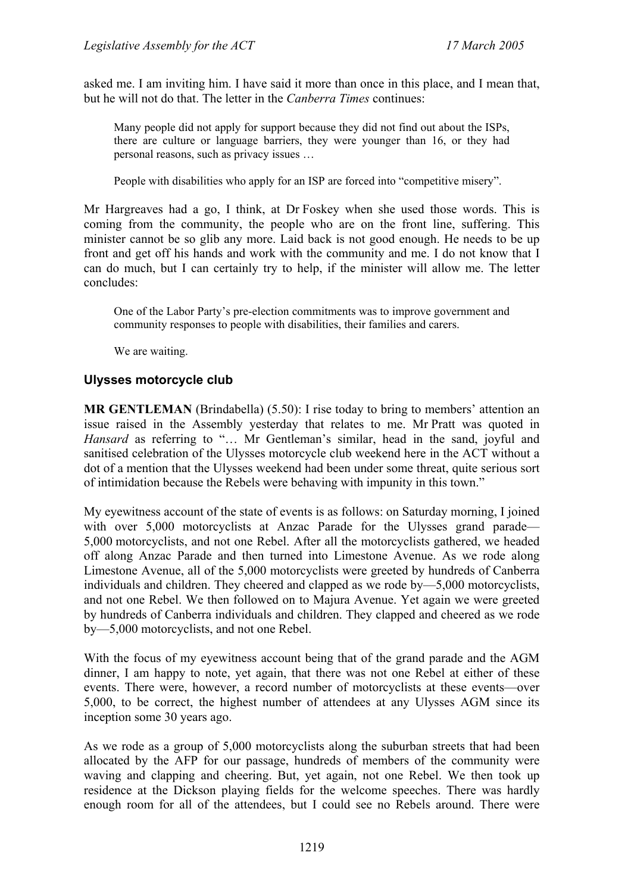asked me. I am inviting him. I have said it more than once in this place, and I mean that, but he will not do that. The letter in the *Canberra Times* continues:

> Many people did not apply for support because they did not find out about the ISPs, there are culture or language barriers, they were younger than 16, or they had personal reasons, such as privacy issues …
>
> People with disabilities who apply for an ISP are forced into "competitive misery".

Mr Hargreaves had a go, I think, at Dr Foskey when she used those words. This is coming from the community, the people who are on the front line, suffering. This minister cannot be so glib any more. Laid back is not good enough. He needs to be up front and get off his hands and work with the community and me. I do not know that I can do much, but I can certainly try to help, if the minister will allow me. The letter concludes:

> One of the Labor Party's pre-election commitments was to improve government and community responses to people with disabilities, their families and carers.
>
> We are waiting.

### Ulysses motorcycle club

**MR GENTLEMAN** (Brindabella) (5.50): I rise today to bring to members' attention an issue raised in the Assembly yesterday that relates to me. Mr Pratt was quoted in *Hansard* as referring to "… Mr Gentleman's similar, head in the sand, joyful and sanitised celebration of the Ulysses motorcycle club weekend here in the ACT without a dot of a mention that the Ulysses weekend had been under some threat, quite serious sort of intimidation because the Rebels were behaving with impunity in this town."

My eyewitness account of the state of events is as follows: on Saturday morning, I joined with over 5,000 motorcyclists at Anzac Parade for the Ulysses grand parade—5,000 motorcyclists, and not one Rebel. After all the motorcyclists gathered, we headed off along Anzac Parade and then turned into Limestone Avenue. As we rode along Limestone Avenue, all of the 5,000 motorcyclists were greeted by hundreds of Canberra individuals and children. They cheered and clapped as we rode by—5,000 motorcyclists, and not one Rebel. We then followed on to Majura Avenue. Yet again we were greeted by hundreds of Canberra individuals and children. They clapped and cheered as we rode by—5,000 motorcyclists, and not one Rebel.

With the focus of my eyewitness account being that of the grand parade and the AGM dinner, I am happy to note, yet again, that there was not one Rebel at either of these events. There were, however, a record number of motorcyclists at these events—over 5,000, to be correct, the highest number of attendees at any Ulysses AGM since its inception some 30 years ago.

As we rode as a group of 5,000 motorcyclists along the suburban streets that had been allocated by the AFP for our passage, hundreds of members of the community were waving and clapping and cheering. But, yet again, not one Rebel. We then took up residence at the Dickson playing fields for the welcome speeches. There was hardly enough room for all of the attendees, but I could see no Rebels around. There were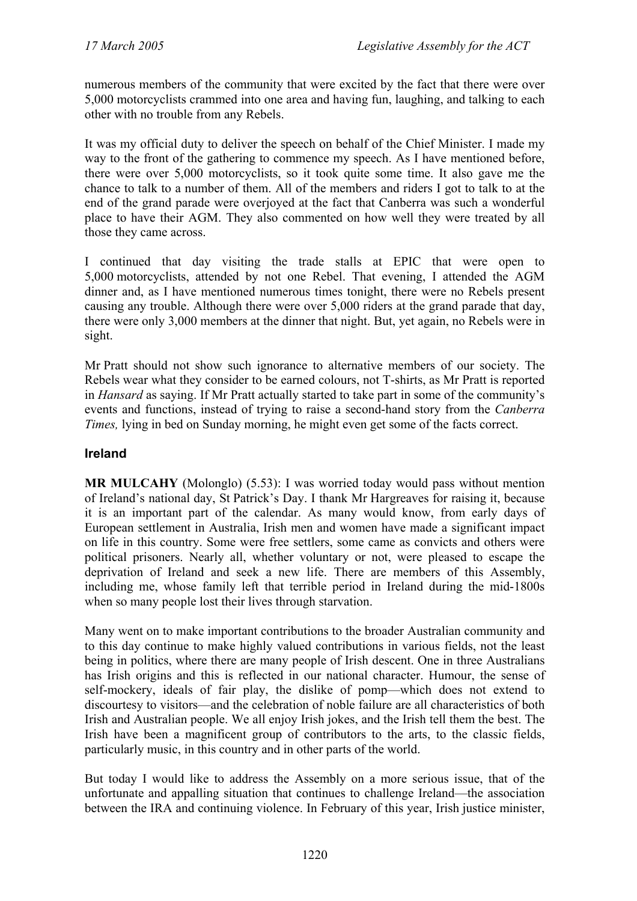numerous members of the community that were excited by the fact that there were over 5,000 motorcyclists crammed into one area and having fun, laughing, and talking to each other with no trouble from any Rebels.

It was my official duty to deliver the speech on behalf of the Chief Minister. I made my way to the front of the gathering to commence my speech. As I have mentioned before, there were over 5,000 motorcyclists, so it took quite some time. It also gave me the chance to talk to a number of them. All of the members and riders I got to talk to at the end of the grand parade were overjoyed at the fact that Canberra was such a wonderful place to have their AGM. They also commented on how well they were treated by all those they came across.

I continued that day visiting the trade stalls at EPIC that were open to 5,000 motorcyclists, attended by not one Rebel. That evening, I attended the AGM dinner and, as I have mentioned numerous times tonight, there were no Rebels present causing any trouble. Although there were over 5,000 riders at the grand parade that day, there were only 3,000 members at the dinner that night. But, yet again, no Rebels were in sight.

Mr Pratt should not show such ignorance to alternative members of our society. The Rebels wear what they consider to be earned colours, not T-shirts, as Mr Pratt is reported in *Hansard* as saying. If Mr Pratt actually started to take part in some of the community's events and functions, instead of trying to raise a second-hand story from the *Canberra Times,* lying in bed on Sunday morning, he might even get some of the facts correct.

## Ireland

**MR MULCAHY** (Molonglo) (5.53): I was worried today would pass without mention of Ireland's national day, St Patrick's Day. I thank Mr Hargreaves for raising it, because it is an important part of the calendar. As many would know, from early days of European settlement in Australia, Irish men and women have made a significant impact on life in this country. Some were free settlers, some came as convicts and others were political prisoners. Nearly all, whether voluntary or not, were pleased to escape the deprivation of Ireland and seek a new life. There are members of this Assembly, including me, whose family left that terrible period in Ireland during the mid-1800s when so many people lost their lives through starvation.

Many went on to make important contributions to the broader Australian community and to this day continue to make highly valued contributions in various fields, not the least being in politics, where there are many people of Irish descent. One in three Australians has Irish origins and this is reflected in our national character. Humour, the sense of self-mockery, ideals of fair play, the dislike of pomp—which does not extend to discourtesy to visitors—and the celebration of noble failure are all characteristics of both Irish and Australian people. We all enjoy Irish jokes, and the Irish tell them the best. The Irish have been a magnificent group of contributors to the arts, to the classic fields, particularly music, in this country and in other parts of the world.

But today I would like to address the Assembly on a more serious issue, that of the unfortunate and appalling situation that continues to challenge Ireland—the association between the IRA and continuing violence. In February of this year, Irish justice minister,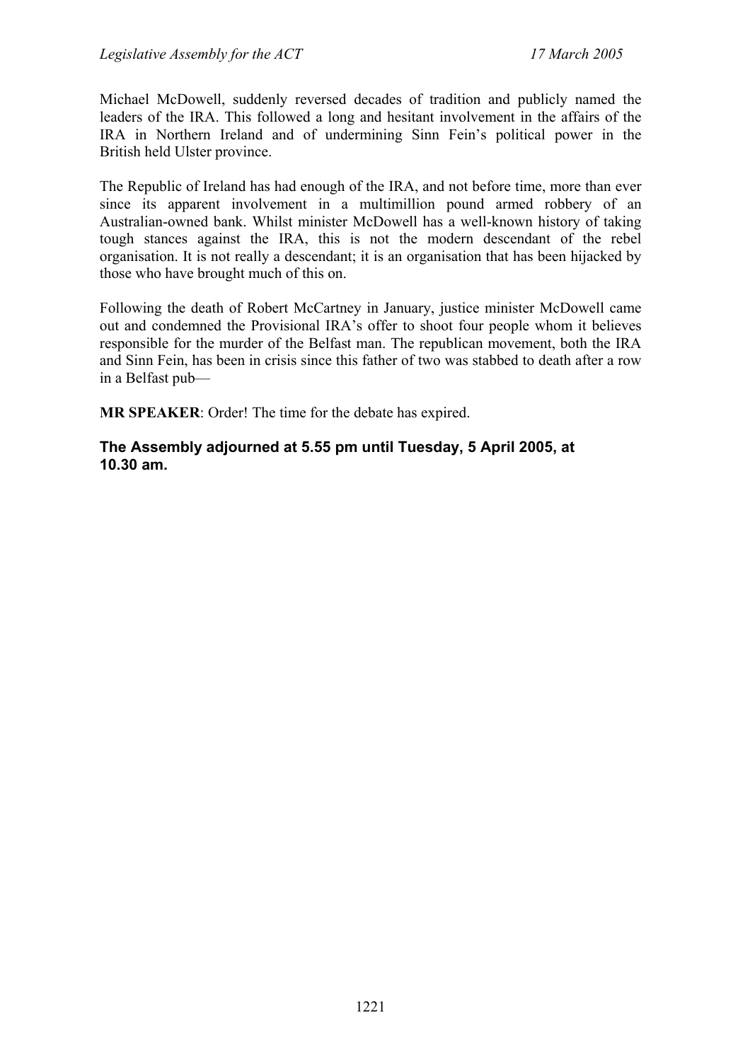Michael McDowell, suddenly reversed decades of tradition and publicly named the leaders of the IRA. This followed a long and hesitant involvement in the affairs of the IRA in Northern Ireland and of undermining Sinn Fein's political power in the British held Ulster province.

The Republic of Ireland has had enough of the IRA, and not before time, more than ever since its apparent involvement in a multimillion pound armed robbery of an Australian-owned bank. Whilst minister McDowell has a well-known history of taking tough stances against the IRA, this is not the modern descendant of the rebel organisation. It is not really a descendant; it is an organisation that has been hijacked by those who have brought much of this on.

Following the death of Robert McCartney in January, justice minister McDowell came out and condemned the Provisional IRA's offer to shoot four people whom it believes responsible for the murder of the Belfast man. The republican movement, both the IRA and Sinn Fein, has been in crisis since this father of two was stabbed to death after a row in a Belfast pub—

**MR SPEAKER**: Order! The time for the debate has expired.

**The Assembly adjourned at 5.55 pm until Tuesday, 5 April 2005, at 10.30 am.**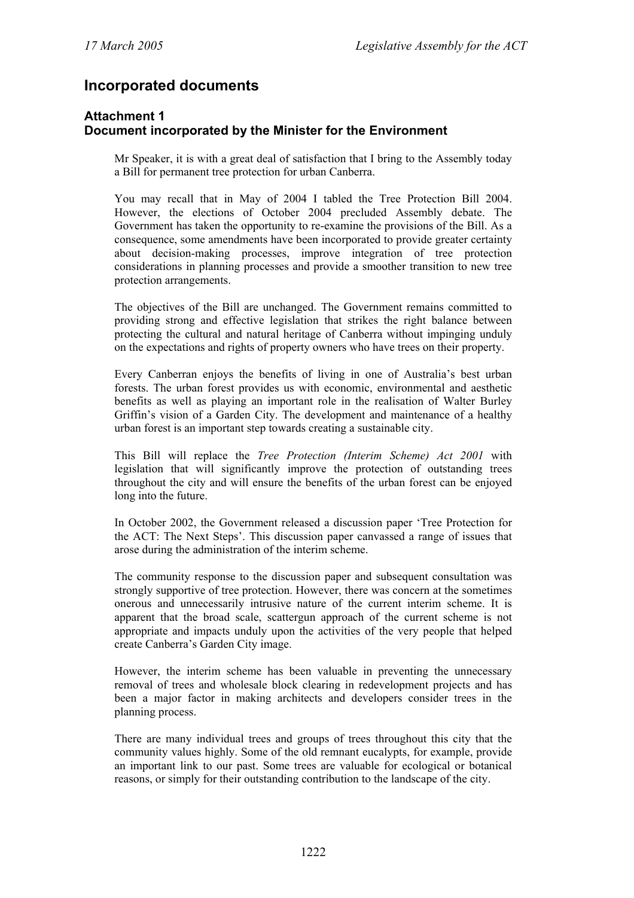## Incorporated documents

### Attachment 1
### Document incorporated by the Minister for the Environment

Mr Speaker, it is with a great deal of satisfaction that I bring to the Assembly today a Bill for permanent tree protection for urban Canberra.

You may recall that in May of 2004 I tabled the Tree Protection Bill 2004. However, the elections of October 2004 precluded Assembly debate. The Government has taken the opportunity to re-examine the provisions of the Bill. As a consequence, some amendments have been incorporated to provide greater certainty about decision-making processes, improve integration of tree protection considerations in planning processes and provide a smoother transition to new tree protection arrangements.

The objectives of the Bill are unchanged. The Government remains committed to providing strong and effective legislation that strikes the right balance between protecting the cultural and natural heritage of Canberra without impinging unduly on the expectations and rights of property owners who have trees on their property.

Every Canberran enjoys the benefits of living in one of Australia's best urban forests. The urban forest provides us with economic, environmental and aesthetic benefits as well as playing an important role in the realisation of Walter Burley Griffin's vision of a Garden City. The development and maintenance of a healthy urban forest is an important step towards creating a sustainable city.

This Bill will replace the *Tree Protection (Interim Scheme) Act 2001* with legislation that will significantly improve the protection of outstanding trees throughout the city and will ensure the benefits of the urban forest can be enjoyed long into the future.

In October 2002, the Government released a discussion paper 'Tree Protection for the ACT: The Next Steps'. This discussion paper canvassed a range of issues that arose during the administration of the interim scheme.

The community response to the discussion paper and subsequent consultation was strongly supportive of tree protection. However, there was concern at the sometimes onerous and unnecessarily intrusive nature of the current interim scheme. It is apparent that the broad scale, scattergun approach of the current scheme is not appropriate and impacts unduly upon the activities of the very people that helped create Canberra's Garden City image.

However, the interim scheme has been valuable in preventing the unnecessary removal of trees and wholesale block clearing in redevelopment projects and has been a major factor in making architects and developers consider trees in the planning process.

There are many individual trees and groups of trees throughout this city that the community values highly. Some of the old remnant eucalypts, for example, provide an important link to our past. Some trees are valuable for ecological or botanical reasons, or simply for their outstanding contribution to the landscape of the city.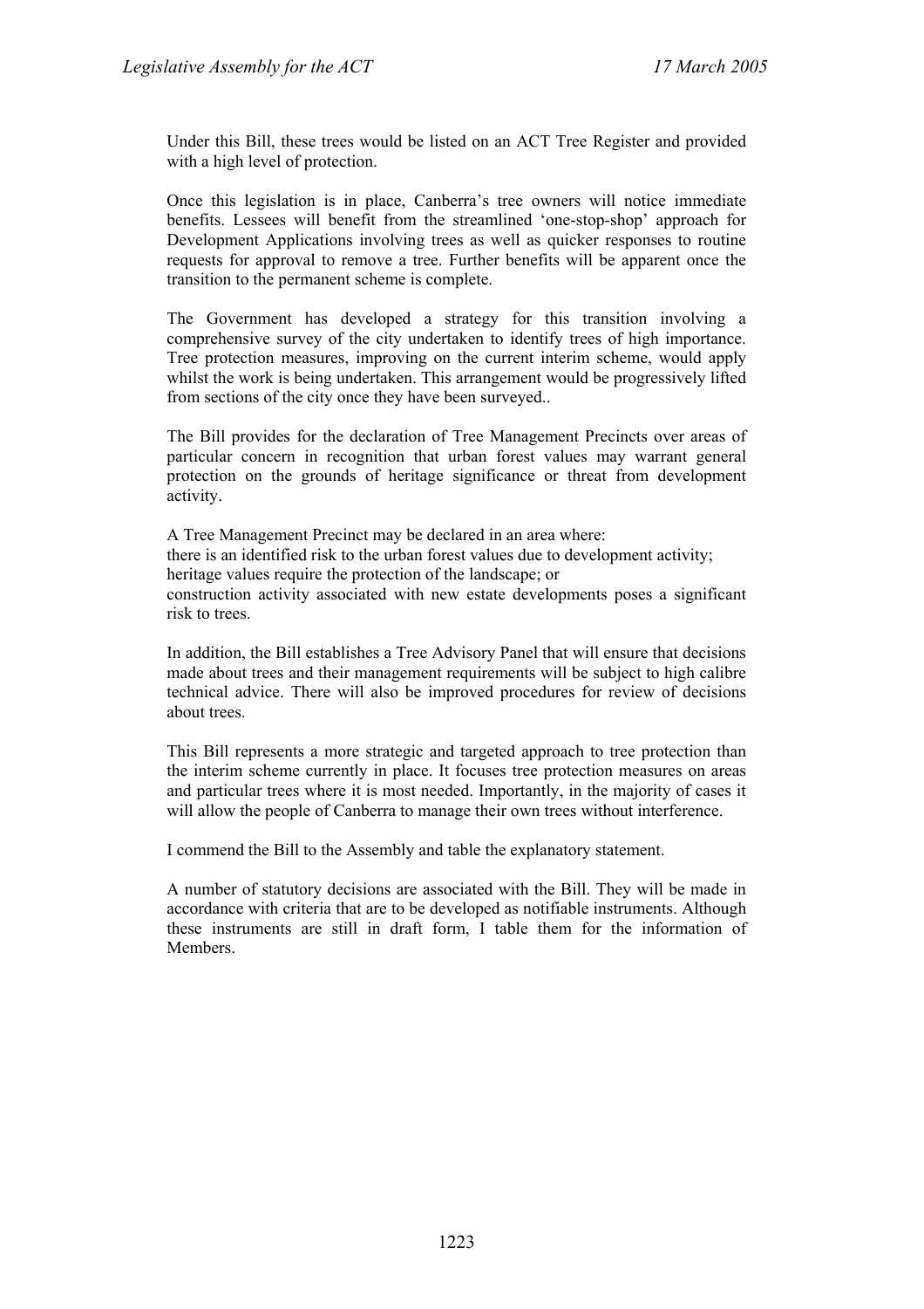Under this Bill, these trees would be listed on an ACT Tree Register and provided with a high level of protection.

Once this legislation is in place, Canberra's tree owners will notice immediate benefits. Lessees will benefit from the streamlined 'one-stop-shop' approach for Development Applications involving trees as well as quicker responses to routine requests for approval to remove a tree. Further benefits will be apparent once the transition to the permanent scheme is complete.

The Government has developed a strategy for this transition involving a comprehensive survey of the city undertaken to identify trees of high importance. Tree protection measures, improving on the current interim scheme, would apply whilst the work is being undertaken. This arrangement would be progressively lifted from sections of the city once they have been surveyed..

The Bill provides for the declaration of Tree Management Precincts over areas of particular concern in recognition that urban forest values may warrant general protection on the grounds of heritage significance or threat from development activity.

A Tree Management Precinct may be declared in an area where:
there is an identified risk to the urban forest values due to development activity;
heritage values require the protection of the landscape; or
construction activity associated with new estate developments poses a significant risk to trees.

In addition, the Bill establishes a Tree Advisory Panel that will ensure that decisions made about trees and their management requirements will be subject to high calibre technical advice. There will also be improved procedures for review of decisions about trees.

This Bill represents a more strategic and targeted approach to tree protection than the interim scheme currently in place. It focuses tree protection measures on areas and particular trees where it is most needed. Importantly, in the majority of cases it will allow the people of Canberra to manage their own trees without interference.

I commend the Bill to the Assembly and table the explanatory statement.

A number of statutory decisions are associated with the Bill. They will be made in accordance with criteria that are to be developed as notifiable instruments. Although these instruments are still in draft form, I table them for the information of Members.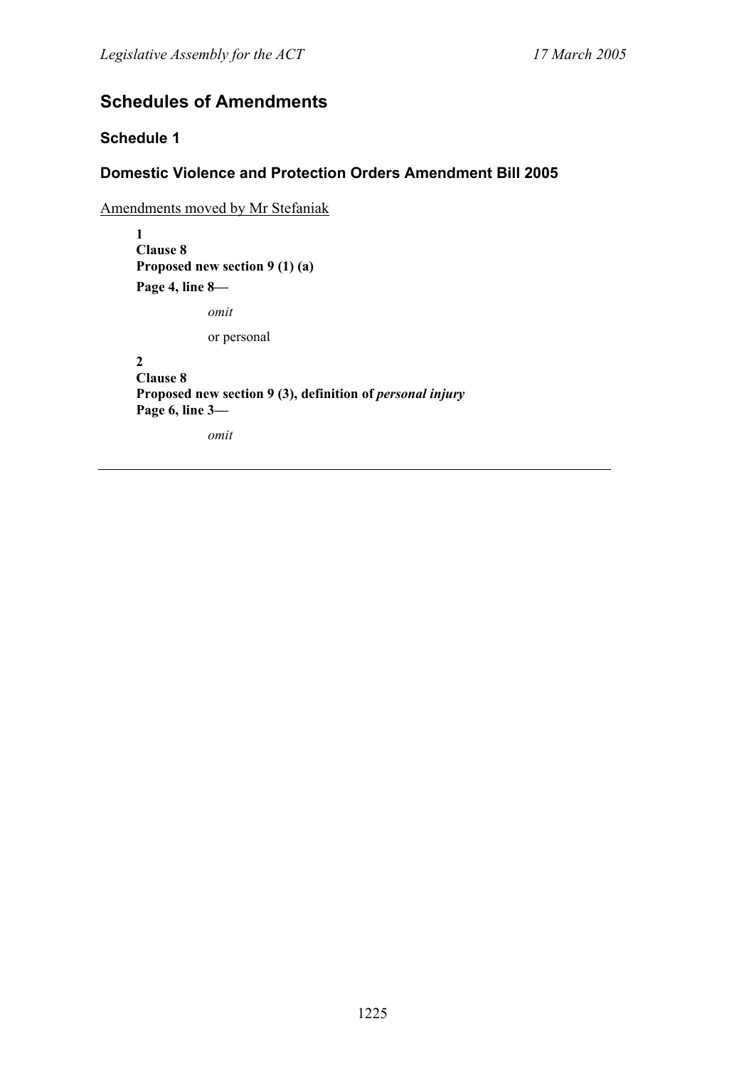# Schedules of Amendments

## Schedule 1

## Domestic Violence and Protection Orders Amendment Bill 2005

Amendments moved by Mr Stefaniak

**1**
**Clause 8**
**Proposed new section 9 (1) (a)**
**Page 4, line 8—**

*omit*

or personal

**2**
**Clause 8**
**Proposed new section 9 (3), definition of *personal injury***
**Page 6, line 3—**

*omit*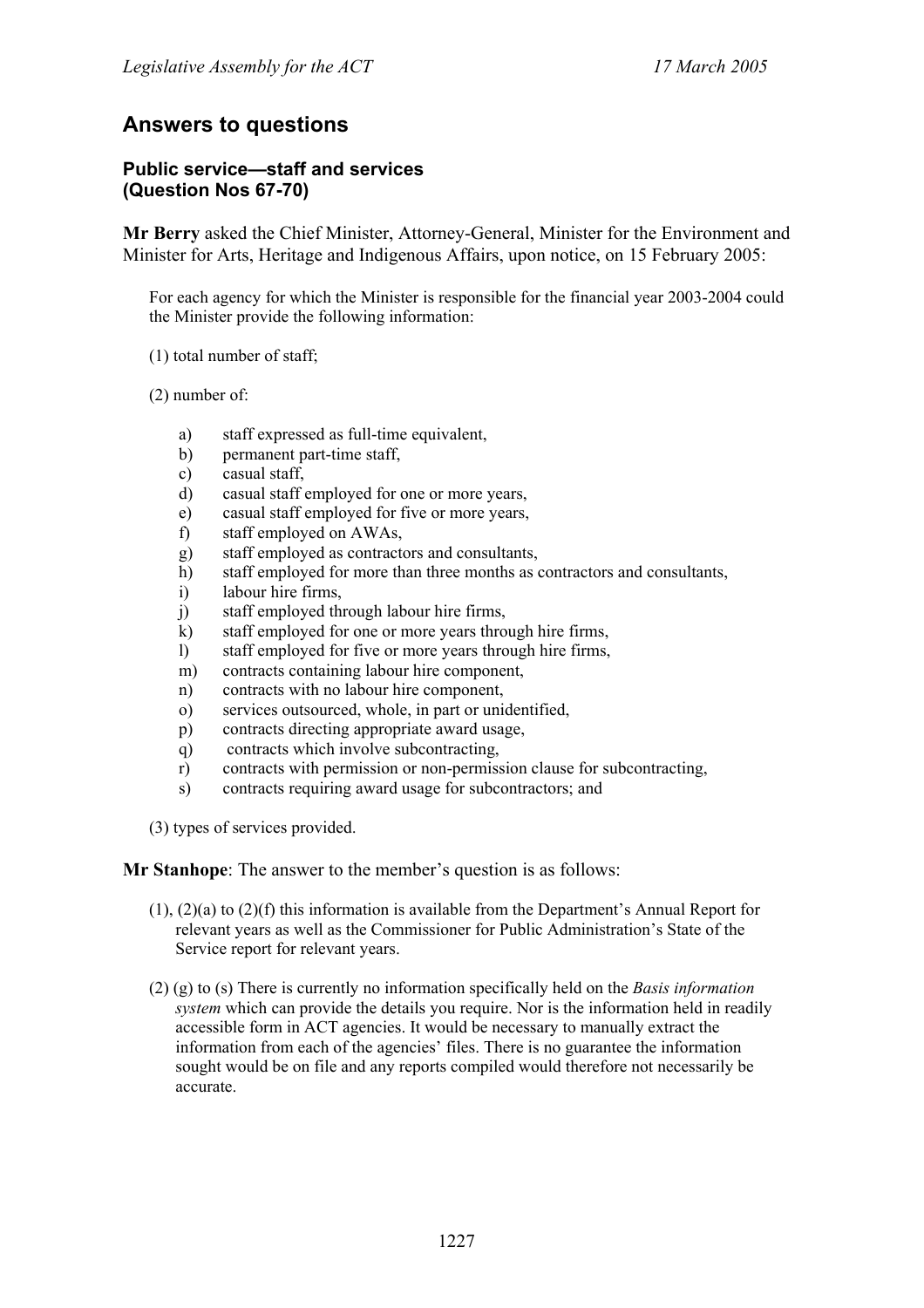## Answers to questions

### Public service—staff and services (Question Nos 67-70)

**Mr Berry** asked the Chief Minister, Attorney-General, Minister for the Environment and Minister for Arts, Heritage and Indigenous Affairs, upon notice, on 15 February 2005:

For each agency for which the Minister is responsible for the financial year 2003-2004 could the Minister provide the following information:

(1) total number of staff;

(2) number of:

- a) staff expressed as full-time equivalent,
- b) permanent part-time staff,
- c) casual staff,
- d) casual staff employed for one or more years,
- e) casual staff employed for five or more years,
- f) staff employed on AWAs,
- g) staff employed as contractors and consultants,
- h) staff employed for more than three months as contractors and consultants,
- i) labour hire firms,
- j) staff employed through labour hire firms,
- k) staff employed for one or more years through hire firms,
- l) staff employed for five or more years through hire firms,
- m) contracts containing labour hire component,
- n) contracts with no labour hire component,
- o) services outsourced, whole, in part or unidentified,
- p) contracts directing appropriate award usage,
- q) contracts which involve subcontracting,
- r) contracts with permission or non-permission clause for subcontracting,
- s) contracts requiring award usage for subcontractors; and

(3) types of services provided.

**Mr Stanhope**: The answer to the member's question is as follows:

(1), (2)(a) to (2)(f) this information is available from the Department's Annual Report for relevant years as well as the Commissioner for Public Administration's State of the Service report for relevant years.

(2) (g) to (s) There is currently no information specifically held on the *Basis information system* which can provide the details you require. Nor is the information held in readily accessible form in ACT agencies. It would be necessary to manually extract the information from each of the agencies' files. There is no guarantee the information sought would be on file and any reports compiled would therefore not necessarily be accurate.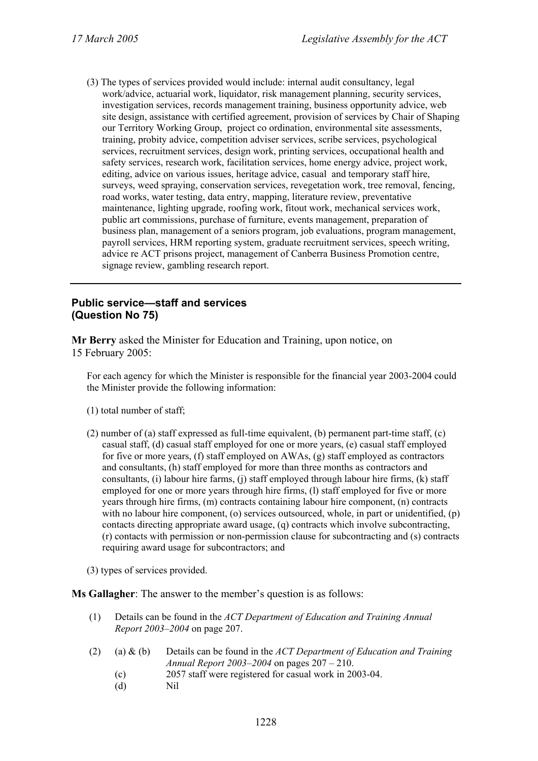(3) The types of services provided would include: internal audit consultancy, legal work/advice, actuarial work, liquidator, risk management planning, security services, investigation services, records management training, business opportunity advice, web site design, assistance with certified agreement, provision of services by Chair of Shaping our Territory Working Group, project co ordination, environmental site assessments, training, probity advice, competition adviser services, scribe services, psychological services, recruitment services, design work, printing services, occupational health and safety services, research work, facilitation services, home energy advice, project work, editing, advice on various issues, heritage advice, casual and temporary staff hire, surveys, weed spraying, conservation services, revegetation work, tree removal, fencing, road works, water testing, data entry, mapping, literature review, preventative maintenance, lighting upgrade, roofing work, fitout work, mechanical services work, public art commissions, purchase of furniture, events management, preparation of business plan, management of a seniors program, job evaluations, program management, payroll services, HRM reporting system, graduate recruitment services, speech writing, advice re ACT prisons project, management of Canberra Business Promotion centre, signage review, gambling research report.

---

## Public service—staff and services (Question No 75)

**Mr Berry** asked the Minister for Education and Training, upon notice, on 15 February 2005:

For each agency for which the Minister is responsible for the financial year 2003-2004 could the Minister provide the following information:

(1) total number of staff;

(2) number of (a) staff expressed as full-time equivalent, (b) permanent part-time staff, (c) casual staff, (d) casual staff employed for one or more years, (e) casual staff employed for five or more years, (f) staff employed on AWAs, (g) staff employed as contractors and consultants, (h) staff employed for more than three months as contractors and consultants, (i) labour hire farms, (j) staff employed through labour hire firms, (k) staff employed for one or more years through hire firms, (l) staff employed for five or more years through hire firms, (m) contracts containing labour hire component, (n) contracts with no labour hire component, (o) services outsourced, whole, in part or unidentified, (p) contacts directing appropriate award usage, (q) contracts which involve subcontracting, (r) contacts with permission or non-permission clause for subcontracting and (s) contracts requiring award usage for subcontractors; and

(3) types of services provided.

**Ms Gallagher**: The answer to the member's question is as follows:

(1) Details can be found in the *ACT Department of Education and Training Annual Report 2003–2004* on page 207.

(2) (a) & (b) Details can be found in the *ACT Department of Education and Training Annual Report 2003–2004* on pages 207 – 210.

(c) 2057 staff were registered for casual work in 2003-04.

(d) Nil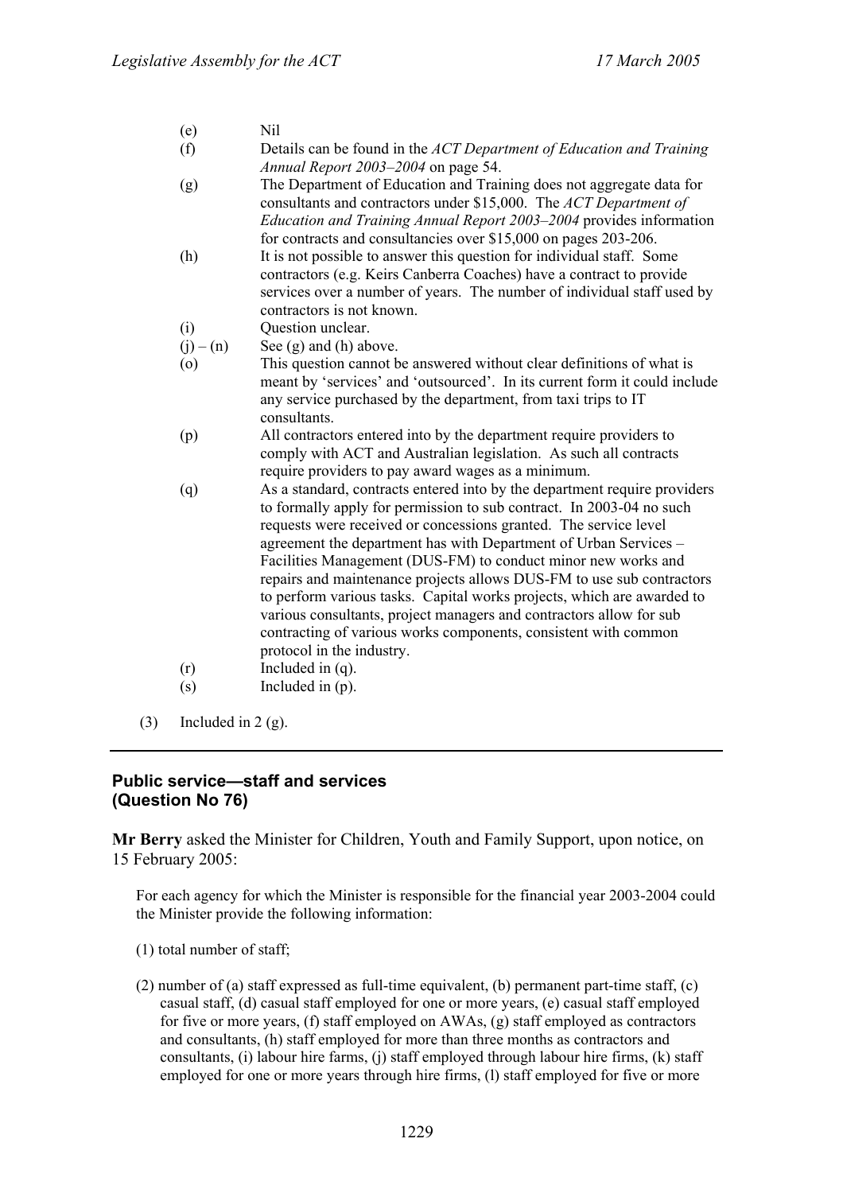(e) Nil

(f) Details can be found in the *ACT Department of Education and Training Annual Report 2003–2004* on page 54.

(g) The Department of Education and Training does not aggregate data for consultants and contractors under $15,000. The *ACT Department of Education and Training Annual Report 2003–2004* provides information for contracts and consultancies over $15,000 on pages 203-206.

(h) It is not possible to answer this question for individual staff. Some contractors (e.g. Keirs Canberra Coaches) have a contract to provide services over a number of years. The number of individual staff used by contractors is not known.

(i) Question unclear.

(j) – (n) See (g) and (h) above.

(o) This question cannot be answered without clear definitions of what is meant by 'services' and 'outsourced'. In its current form it could include any service purchased by the department, from taxi trips to IT consultants.

(p) All contractors entered into by the department require providers to comply with ACT and Australian legislation. As such all contracts require providers to pay award wages as a minimum.

(q) As a standard, contracts entered into by the department require providers to formally apply for permission to sub contract. In 2003-04 no such requests were received or concessions granted. The service level agreement the department has with Department of Urban Services – Facilities Management (DUS-FM) to conduct minor new works and repairs and maintenance projects allows DUS-FM to use sub contractors to perform various tasks. Capital works projects, which are awarded to various consultants, project managers and contractors allow for sub contracting of various works components, consistent with common protocol in the industry.

(r) Included in (q).

(s) Included in (p).

(3) Included in 2 (g).

---

### Public service—staff and services (Question No 76)

**Mr Berry** asked the Minister for Children, Youth and Family Support, upon notice, on 15 February 2005:

> For each agency for which the Minister is responsible for the financial year 2003-2004 could the Minister provide the following information:
>
> (1) total number of staff;
>
> (2) number of (a) staff expressed as full-time equivalent, (b) permanent part-time staff, (c) casual staff, (d) casual staff employed for one or more years, (e) casual staff employed for five or more years, (f) staff employed on AWAs, (g) staff employed as contractors and consultants, (h) staff employed for more than three months as contractors and consultants, (i) labour hire farms, (j) staff employed through labour hire firms, (k) staff employed for one or more years through hire firms, (l) staff employed for five or more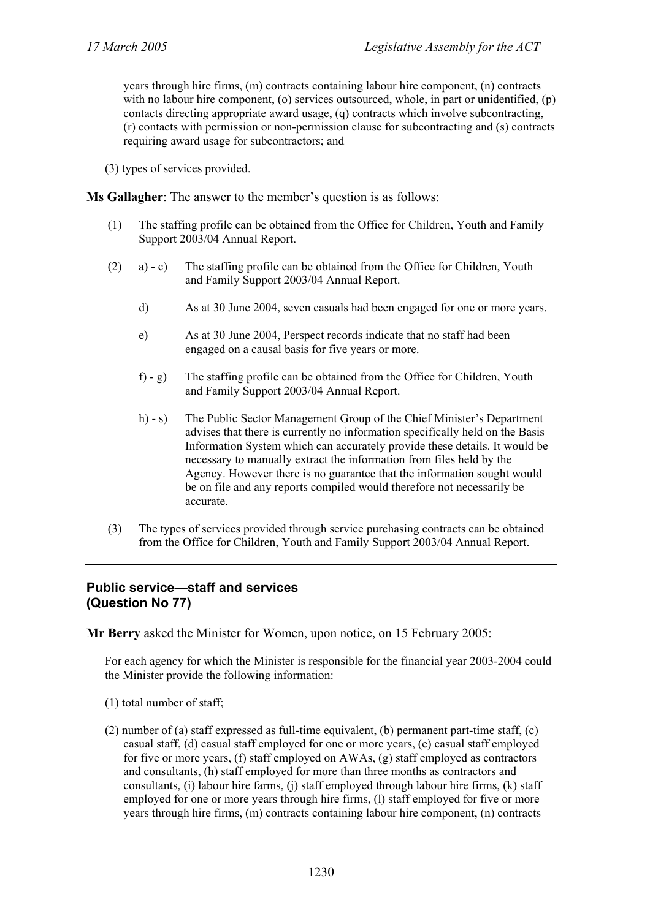years through hire firms, (m) contracts containing labour hire component, (n) contracts with no labour hire component, (o) services outsourced, whole, in part or unidentified, (p) contacts directing appropriate award usage, (q) contracts which involve subcontracting, (r) contacts with permission or non-permission clause for subcontracting and (s) contracts requiring award usage for subcontractors; and

(3) types of services provided.

**Ms Gallagher**: The answer to the member's question is as follows:

(1) The staffing profile can be obtained from the Office for Children, Youth and Family Support 2003/04 Annual Report.

(2) a) - c) The staffing profile can be obtained from the Office for Children, Youth and Family Support 2003/04 Annual Report.

d) As at 30 June 2004, seven casuals had been engaged for one or more years.

e) As at 30 June 2004, Perspect records indicate that no staff had been engaged on a causal basis for five years or more.

f) - g) The staffing profile can be obtained from the Office for Children, Youth and Family Support 2003/04 Annual Report.

h) - s) The Public Sector Management Group of the Chief Minister's Department advises that there is currently no information specifically held on the Basis Information System which can accurately provide these details. It would be necessary to manually extract the information from files held by the Agency. However there is no guarantee that the information sought would be on file and any reports compiled would therefore not necessarily be accurate.

(3) The types of services provided through service purchasing contracts can be obtained from the Office for Children, Youth and Family Support 2003/04 Annual Report.

---

## Public service—staff and services (Question No 77)

**Mr Berry** asked the Minister for Women, upon notice, on 15 February 2005:

For each agency for which the Minister is responsible for the financial year 2003-2004 could the Minister provide the following information:

(1) total number of staff;

(2) number of (a) staff expressed as full-time equivalent, (b) permanent part-time staff, (c) casual staff, (d) casual staff employed for one or more years, (e) casual staff employed for five or more years, (f) staff employed on AWAs, (g) staff employed as contractors and consultants, (h) staff employed for more than three months as contractors and consultants, (i) labour hire farms, (j) staff employed through labour hire firms, (k) staff employed for one or more years through hire firms, (l) staff employed for five or more years through hire firms, (m) contracts containing labour hire component, (n) contracts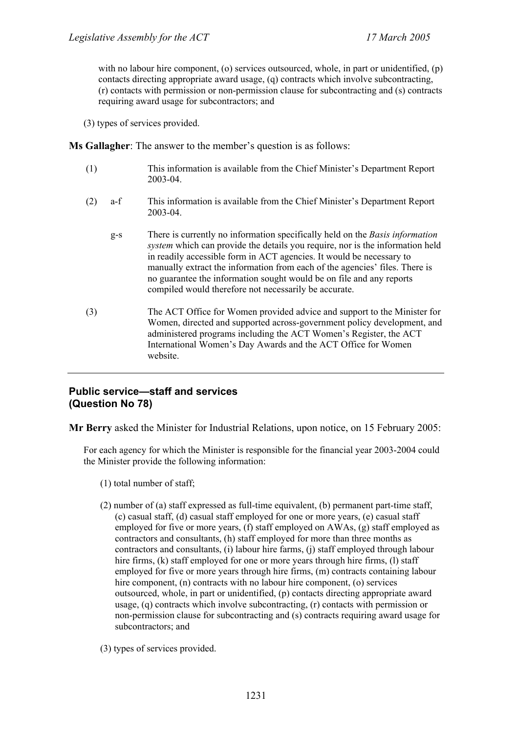with no labour hire component, (o) services outsourced, whole, in part or unidentified, (p) contacts directing appropriate award usage, (q) contracts which involve subcontracting, (r) contacts with permission or non-permission clause for subcontracting and (s) contracts requiring award usage for subcontractors; and

(3) types of services provided.

**Ms Gallagher**: The answer to the member's question is as follows:

(1) This information is available from the Chief Minister's Department Report 2003-04.

(2) a-f This information is available from the Chief Minister's Department Report 2003-04.

g-s There is currently no information specifically held on the *Basis information system* which can provide the details you require, nor is the information held in readily accessible form in ACT agencies. It would be necessary to manually extract the information from each of the agencies' files. There is no guarantee the information sought would be on file and any reports compiled would therefore not necessarily be accurate.

(3) The ACT Office for Women provided advice and support to the Minister for Women, directed and supported across-government policy development, and administered programs including the ACT Women's Register, the ACT International Women's Day Awards and the ACT Office for Women website.

---

### Public service—staff and services
### (Question No 78)

**Mr Berry** asked the Minister for Industrial Relations, upon notice, on 15 February 2005:

For each agency for which the Minister is responsible for the financial year 2003-2004 could the Minister provide the following information:

(1) total number of staff;

(2) number of (a) staff expressed as full-time equivalent, (b) permanent part-time staff, (c) casual staff, (d) casual staff employed for one or more years, (e) casual staff employed for five or more years, (f) staff employed on AWAs, (g) staff employed as contractors and consultants, (h) staff employed for more than three months as contractors and consultants, (i) labour hire farms, (j) staff employed through labour hire firms, (k) staff employed for one or more years through hire firms, (l) staff employed for five or more years through hire firms, (m) contracts containing labour hire component, (n) contracts with no labour hire component, (o) services outsourced, whole, in part or unidentified, (p) contacts directing appropriate award usage, (q) contracts which involve subcontracting, (r) contacts with permission or non-permission clause for subcontracting and (s) contracts requiring award usage for subcontractors; and

(3) types of services provided.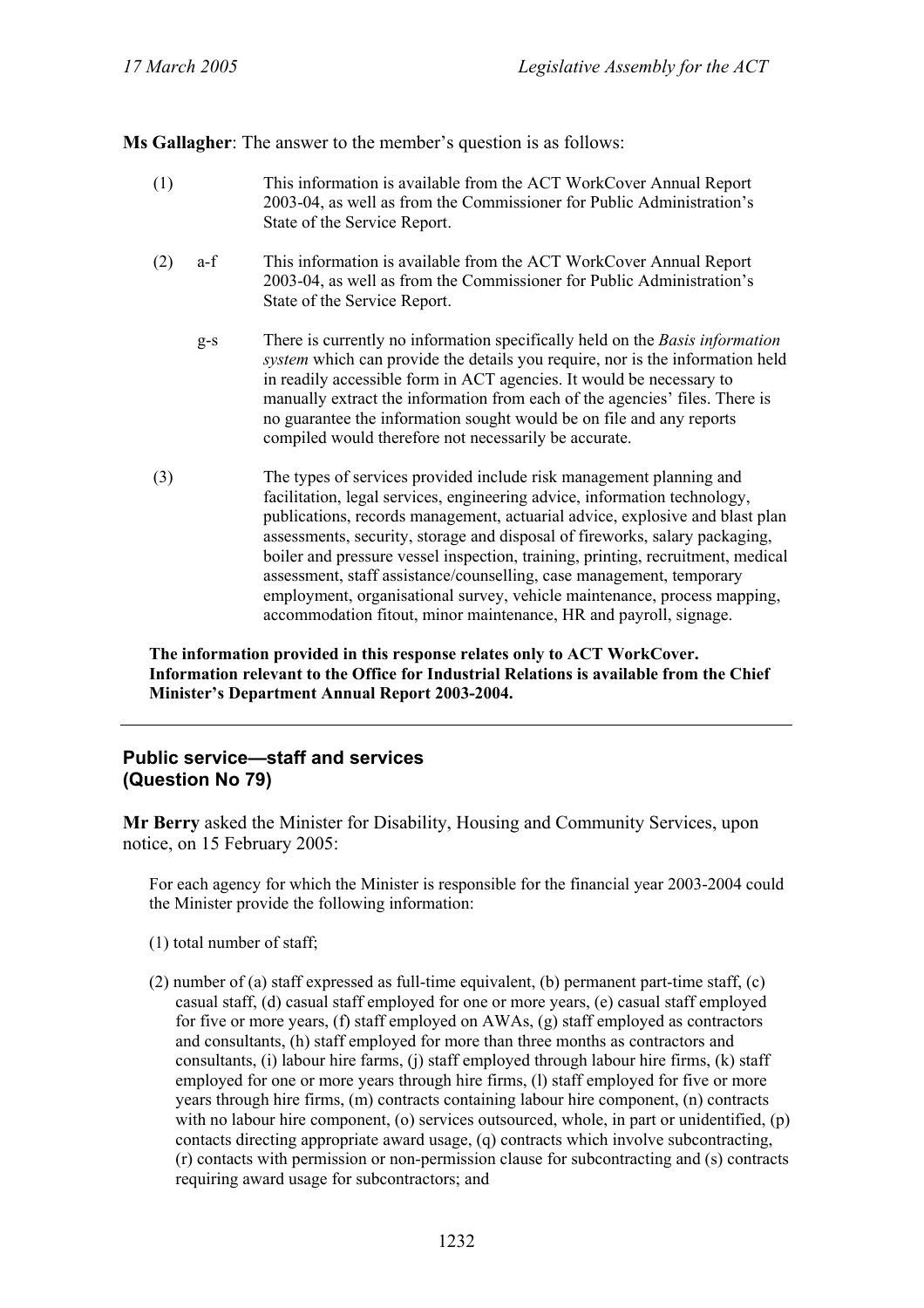**Ms Gallagher**: The answer to the member's question is as follows:

(1) This information is available from the ACT WorkCover Annual Report 2003-04, as well as from the Commissioner for Public Administration's State of the Service Report.

(2) a-f This information is available from the ACT WorkCover Annual Report 2003-04, as well as from the Commissioner for Public Administration's State of the Service Report.

g-s There is currently no information specifically held on the *Basis information system* which can provide the details you require, nor is the information held in readily accessible form in ACT agencies. It would be necessary to manually extract the information from each of the agencies' files. There is no guarantee the information sought would be on file and any reports compiled would therefore not necessarily be accurate.

(3) The types of services provided include risk management planning and facilitation, legal services, engineering advice, information technology, publications, records management, actuarial advice, explosive and blast plan assessments, security, storage and disposal of fireworks, salary packaging, boiler and pressure vessel inspection, training, printing, recruitment, medical assessment, staff assistance/counselling, case management, temporary employment, organisational survey, vehicle maintenance, process mapping, accommodation fitout, minor maintenance, HR and payroll, signage.

**The information provided in this response relates only to ACT WorkCover. Information relevant to the Office for Industrial Relations is available from the Chief Minister's Department Annual Report 2003-2004.**

---

## Public service—staff and services (Question No 79)

**Mr Berry** asked the Minister for Disability, Housing and Community Services, upon notice, on 15 February 2005:

For each agency for which the Minister is responsible for the financial year 2003-2004 could the Minister provide the following information:

(1) total number of staff;

(2) number of (a) staff expressed as full-time equivalent, (b) permanent part-time staff, (c) casual staff, (d) casual staff employed for one or more years, (e) casual staff employed for five or more years, (f) staff employed on AWAs, (g) staff employed as contractors and consultants, (h) staff employed for more than three months as contractors and consultants, (i) labour hire farms, (j) staff employed through labour hire firms, (k) staff employed for one or more years through hire firms, (l) staff employed for five or more years through hire firms, (m) contracts containing labour hire component, (n) contracts with no labour hire component, (o) services outsourced, whole, in part or unidentified, (p) contacts directing appropriate award usage, (q) contracts which involve subcontracting, (r) contacts with permission or non-permission clause for subcontracting and (s) contracts requiring award usage for subcontractors; and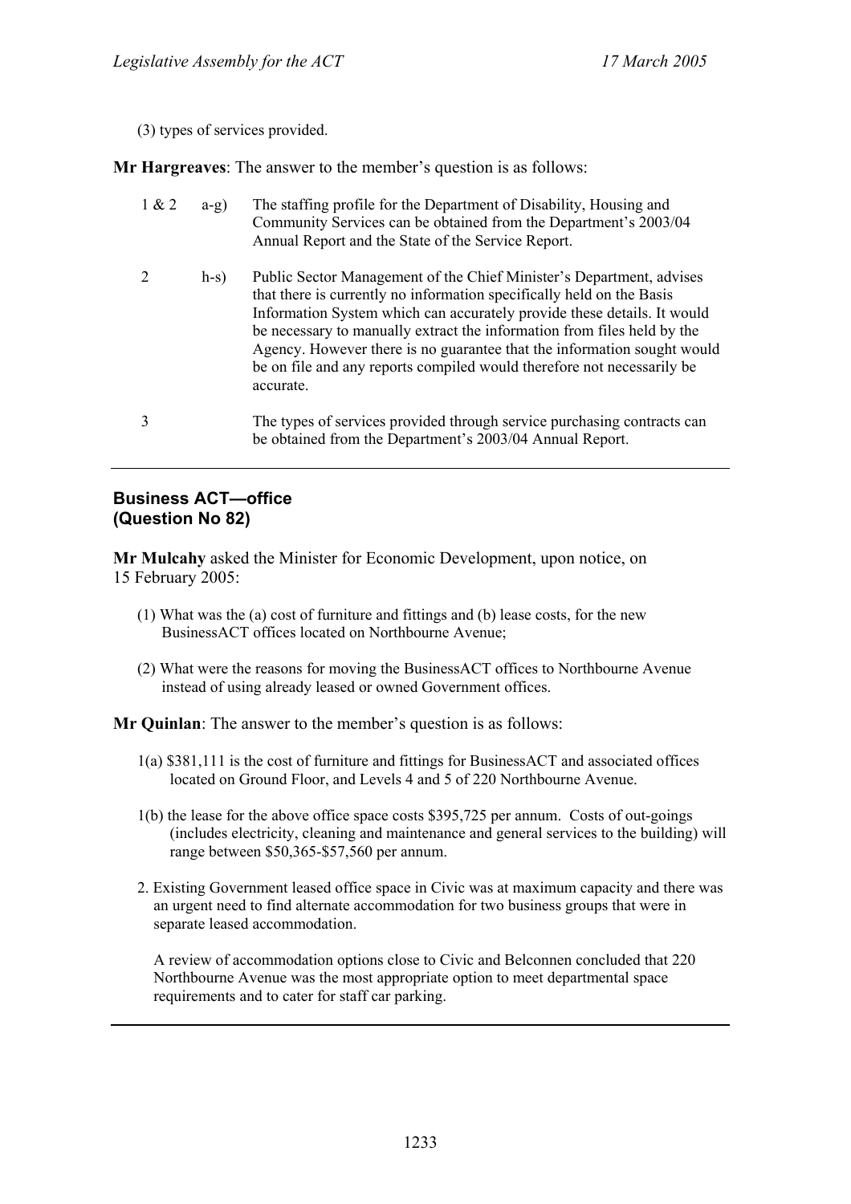(3) types of services provided.

**Mr Hargreaves**: The answer to the member's question is as follows:

| | | |
|---|---|---|
| 1 & 2 | a-g) | The staffing profile for the Department of Disability, Housing and Community Services can be obtained from the Department's 2003/04 Annual Report and the State of the Service Report. |
| 2 | h-s) | Public Sector Management of the Chief Minister's Department, advises that there is currently no information specifically held on the Basis Information System which can accurately provide these details. It would be necessary to manually extract the information from files held by the Agency. However there is no guarantee that the information sought would be on file and any reports compiled would therefore not necessarily be accurate. |
| 3 | | The types of services provided through service purchasing contracts can be obtained from the Department's 2003/04 Annual Report. |

---

## Business ACT—office (Question No 82)

**Mr Mulcahy** asked the Minister for Economic Development, upon notice, on 15 February 2005:

(1) What was the (a) cost of furniture and fittings and (b) lease costs, for the new BusinessACT offices located on Northbourne Avenue;

(2) What were the reasons for moving the BusinessACT offices to Northbourne Avenue instead of using already leased or owned Government offices.

**Mr Quinlan**: The answer to the member's question is as follows:

1(a) $381,111 is the cost of furniture and fittings for BusinessACT and associated offices located on Ground Floor, and Levels 4 and 5 of 220 Northbourne Avenue.

1(b) the lease for the above office space costs $395,725 per annum. Costs of out-goings (includes electricity, cleaning and maintenance and general services to the building) will range between $50,365-$57,560 per annum.

2. Existing Government leased office space in Civic was at maximum capacity and there was an urgent need to find alternate accommodation for two business groups that were in separate leased accommodation.

   A review of accommodation options close to Civic and Belconnen concluded that 220 Northbourne Avenue was the most appropriate option to meet departmental space requirements and to cater for staff car parking.

---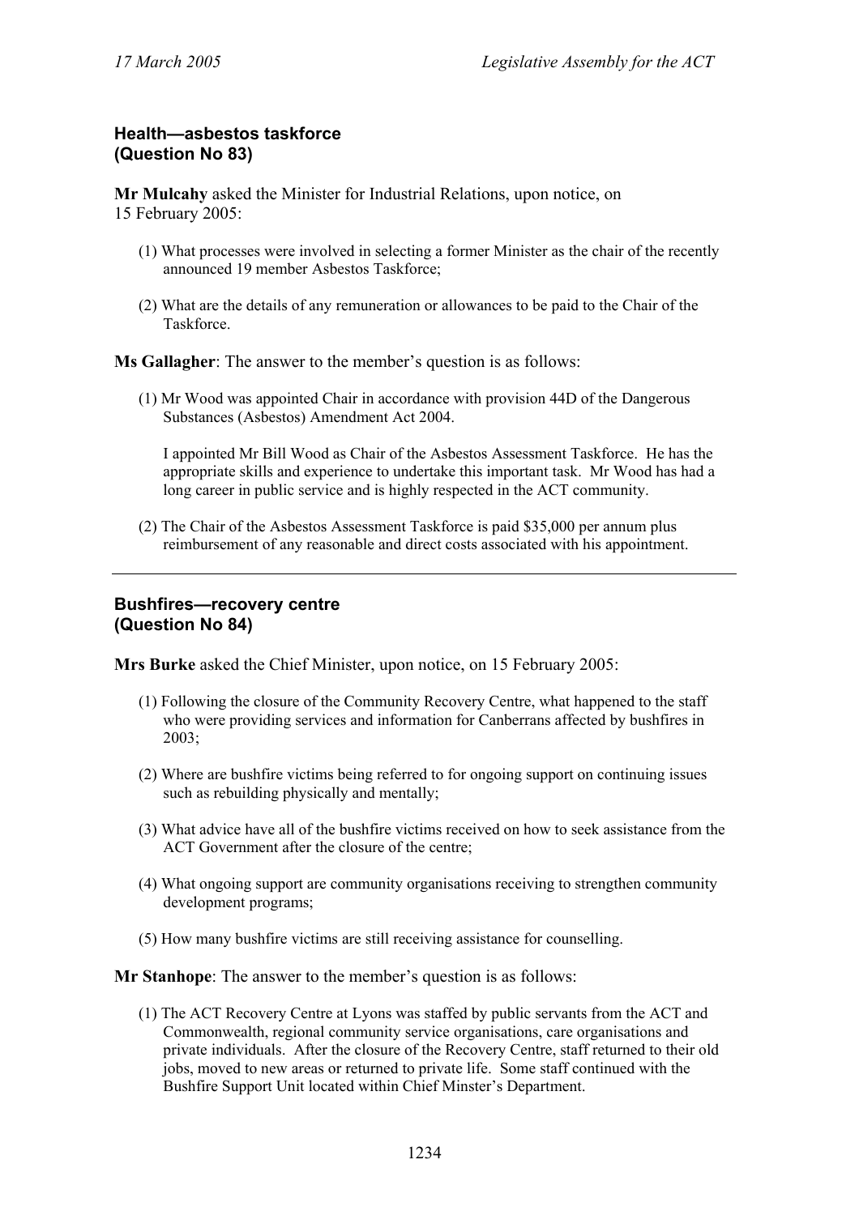## Health—asbestos taskforce
## (Question No 83)

**Mr Mulcahy** asked the Minister for Industrial Relations, upon notice, on 15 February 2005:

(1) What processes were involved in selecting a former Minister as the chair of the recently announced 19 member Asbestos Taskforce;

(2) What are the details of any remuneration or allowances to be paid to the Chair of the Taskforce.

**Ms Gallagher**: The answer to the member's question is as follows:

(1) Mr Wood was appointed Chair in accordance with provision 44D of the Dangerous Substances (Asbestos) Amendment Act 2004.

I appointed Mr Bill Wood as Chair of the Asbestos Assessment Taskforce. He has the appropriate skills and experience to undertake this important task. Mr Wood has had a long career in public service and is highly respected in the ACT community.

(2) The Chair of the Asbestos Assessment Taskforce is paid $35,000 per annum plus reimbursement of any reasonable and direct costs associated with his appointment.

---

## Bushfires—recovery centre
## (Question No 84)

**Mrs Burke** asked the Chief Minister, upon notice, on 15 February 2005:

(1) Following the closure of the Community Recovery Centre, what happened to the staff who were providing services and information for Canberrans affected by bushfires in 2003;

(2) Where are bushfire victims being referred to for ongoing support on continuing issues such as rebuilding physically and mentally;

(3) What advice have all of the bushfire victims received on how to seek assistance from the ACT Government after the closure of the centre;

(4) What ongoing support are community organisations receiving to strengthen community development programs;

(5) How many bushfire victims are still receiving assistance for counselling.

**Mr Stanhope**: The answer to the member's question is as follows:

(1) The ACT Recovery Centre at Lyons was staffed by public servants from the ACT and Commonwealth, regional community service organisations, care organisations and private individuals. After the closure of the Recovery Centre, staff returned to their old jobs, moved to new areas or returned to private life. Some staff continued with the Bushfire Support Unit located within Chief Minster's Department.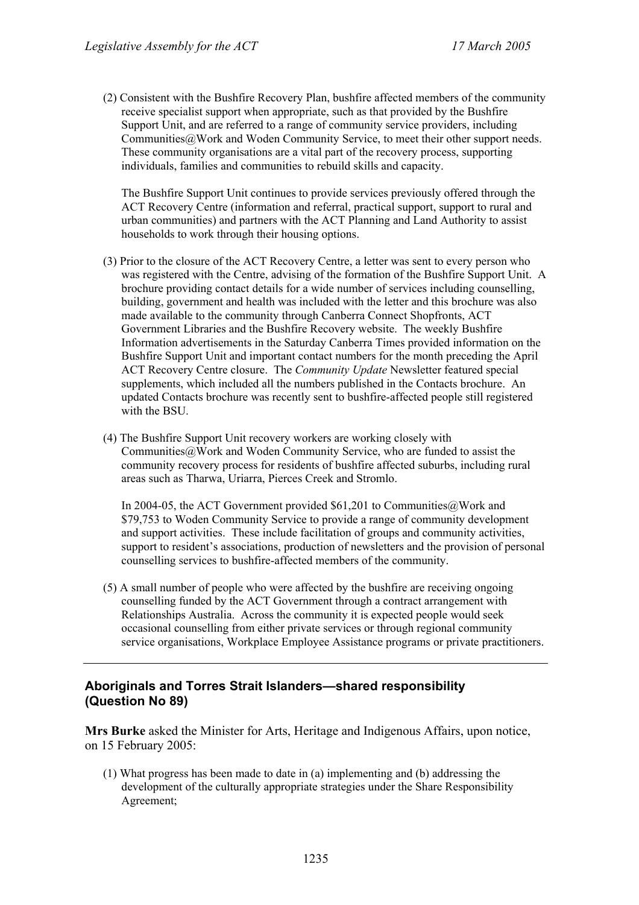(2) Consistent with the Bushfire Recovery Plan, bushfire affected members of the community receive specialist support when appropriate, such as that provided by the Bushfire Support Unit, and are referred to a range of community service providers, including Communities@Work and Woden Community Service, to meet their other support needs. These community organisations are a vital part of the recovery process, supporting individuals, families and communities to rebuild skills and capacity.

The Bushfire Support Unit continues to provide services previously offered through the ACT Recovery Centre (information and referral, practical support, support to rural and urban communities) and partners with the ACT Planning and Land Authority to assist households to work through their housing options.

(3) Prior to the closure of the ACT Recovery Centre, a letter was sent to every person who was registered with the Centre, advising of the formation of the Bushfire Support Unit. A brochure providing contact details for a wide number of services including counselling, building, government and health was included with the letter and this brochure was also made available to the community through Canberra Connect Shopfronts, ACT Government Libraries and the Bushfire Recovery website. The weekly Bushfire Information advertisements in the Saturday Canberra Times provided information on the Bushfire Support Unit and important contact numbers for the month preceding the April ACT Recovery Centre closure. The *Community Update* Newsletter featured special supplements, which included all the numbers published in the Contacts brochure. An updated Contacts brochure was recently sent to bushfire-affected people still registered with the BSU.

(4) The Bushfire Support Unit recovery workers are working closely with Communities@Work and Woden Community Service, who are funded to assist the community recovery process for residents of bushfire affected suburbs, including rural areas such as Tharwa, Uriarra, Pierces Creek and Stromlo.

In 2004-05, the ACT Government provided $61,201 to Communities@Work and $79,753 to Woden Community Service to provide a range of community development and support activities. These include facilitation of groups and community activities, support to resident's associations, production of newsletters and the provision of personal counselling services to bushfire-affected members of the community.

(5) A small number of people who were affected by the bushfire are receiving ongoing counselling funded by the ACT Government through a contract arrangement with Relationships Australia. Across the community it is expected people would seek occasional counselling from either private services or through regional community service organisations, Workplace Employee Assistance programs or private practitioners.

---

## Aboriginals and Torres Strait Islanders—shared responsibility (Question No 89)

**Mrs Burke** asked the Minister for Arts, Heritage and Indigenous Affairs, upon notice, on 15 February 2005:

(1) What progress has been made to date in (a) implementing and (b) addressing the development of the culturally appropriate strategies under the Share Responsibility Agreement;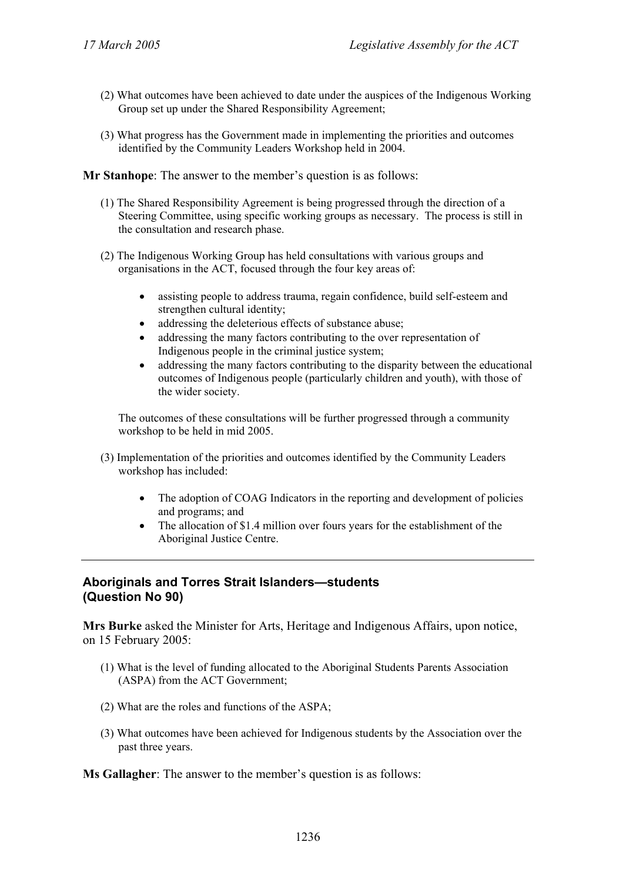(2) What outcomes have been achieved to date under the auspices of the Indigenous Working Group set up under the Shared Responsibility Agreement;

(3) What progress has the Government made in implementing the priorities and outcomes identified by the Community Leaders Workshop held in 2004.

**Mr Stanhope**: The answer to the member's question is as follows:

(1) The Shared Responsibility Agreement is being progressed through the direction of a Steering Committee, using specific working groups as necessary. The process is still in the consultation and research phase.

(2) The Indigenous Working Group has held consultations with various groups and organisations in the ACT, focused through the four key areas of:

- assisting people to address trauma, regain confidence, build self-esteem and strengthen cultural identity;
- addressing the deleterious effects of substance abuse;
- addressing the many factors contributing to the over representation of Indigenous people in the criminal justice system;
- addressing the many factors contributing to the disparity between the educational outcomes of Indigenous people (particularly children and youth), with those of the wider society.

The outcomes of these consultations will be further progressed through a community workshop to be held in mid 2005.

(3) Implementation of the priorities and outcomes identified by the Community Leaders workshop has included:

- The adoption of COAG Indicators in the reporting and development of policies and programs; and
- The allocation of $1.4 million over fours years for the establishment of the Aboriginal Justice Centre.

---

### Aboriginals and Torres Strait Islanders—students (Question No 90)

**Mrs Burke** asked the Minister for Arts, Heritage and Indigenous Affairs, upon notice, on 15 February 2005:

(1) What is the level of funding allocated to the Aboriginal Students Parents Association (ASPA) from the ACT Government;

(2) What are the roles and functions of the ASPA;

(3) What outcomes have been achieved for Indigenous students by the Association over the past three years.

**Ms Gallagher**: The answer to the member's question is as follows: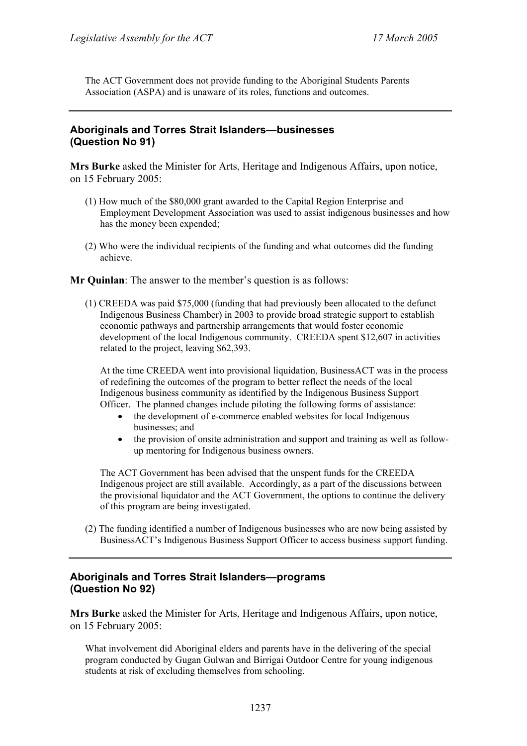The ACT Government does not provide funding to the Aboriginal Students Parents Association (ASPA) and is unaware of its roles, functions and outcomes.

---

### Aboriginals and Torres Strait Islanders—businesses (Question No 91)

**Mrs Burke** asked the Minister for Arts, Heritage and Indigenous Affairs, upon notice, on 15 February 2005:

(1) How much of the $80,000 grant awarded to the Capital Region Enterprise and Employment Development Association was used to assist indigenous businesses and how has the money been expended;

(2) Who were the individual recipients of the funding and what outcomes did the funding achieve.

**Mr Quinlan**: The answer to the member's question is as follows:

(1) CREEDA was paid $75,000 (funding that had previously been allocated to the defunct Indigenous Business Chamber) in 2003 to provide broad strategic support to establish economic pathways and partnership arrangements that would foster economic development of the local Indigenous community. CREEDA spent $12,607 in activities related to the project, leaving $62,393.

At the time CREEDA went into provisional liquidation, BusinessACT was in the process of redefining the outcomes of the program to better reflect the needs of the local Indigenous business community as identified by the Indigenous Business Support Officer. The planned changes include piloting the following forms of assistance:

- the development of e-commerce enabled websites for local Indigenous businesses; and
- the provision of onsite administration and support and training as well as follow-up mentoring for Indigenous business owners.

The ACT Government has been advised that the unspent funds for the CREEDA Indigenous project are still available. Accordingly, as a part of the discussions between the provisional liquidator and the ACT Government, the options to continue the delivery of this program are being investigated.

(2) The funding identified a number of Indigenous businesses who are now being assisted by BusinessACT's Indigenous Business Support Officer to access business support funding.

---

### Aboriginals and Torres Strait Islanders—programs (Question No 92)

**Mrs Burke** asked the Minister for Arts, Heritage and Indigenous Affairs, upon notice, on 15 February 2005:

What involvement did Aboriginal elders and parents have in the delivering of the special program conducted by Gugan Gulwan and Birrigai Outdoor Centre for young indigenous students at risk of excluding themselves from schooling.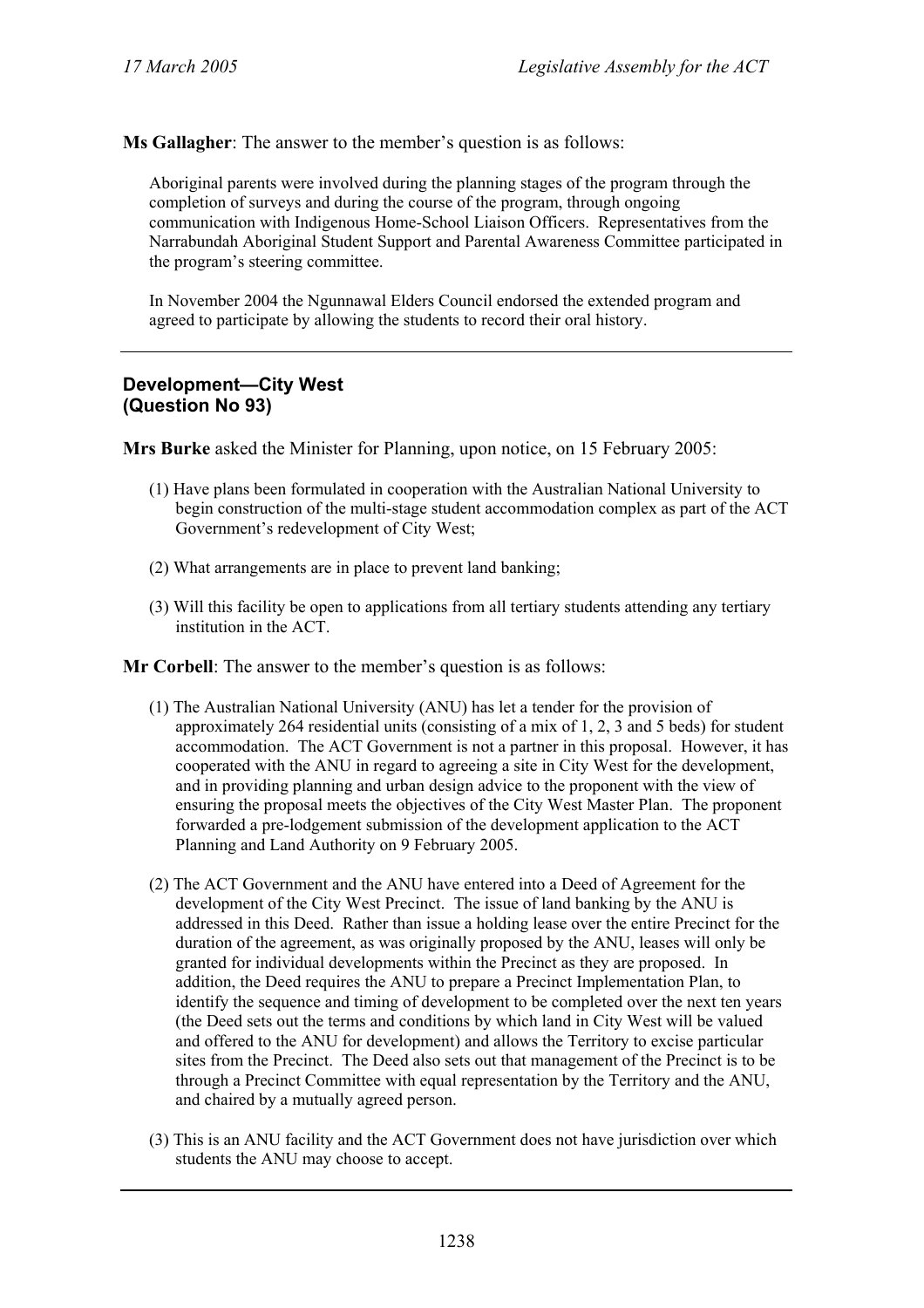**Ms Gallagher**: The answer to the member's question is as follows:

Aboriginal parents were involved during the planning stages of the program through the completion of surveys and during the course of the program, through ongoing communication with Indigenous Home-School Liaison Officers. Representatives from the Narrabundah Aboriginal Student Support and Parental Awareness Committee participated in the program's steering committee.

In November 2004 the Ngunnawal Elders Council endorsed the extended program and agreed to participate by allowing the students to record their oral history.

---

## Development—City West (Question No 93)

**Mrs Burke** asked the Minister for Planning, upon notice, on 15 February 2005:

(1) Have plans been formulated in cooperation with the Australian National University to begin construction of the multi-stage student accommodation complex as part of the ACT Government's redevelopment of City West;

(2) What arrangements are in place to prevent land banking;

(3) Will this facility be open to applications from all tertiary students attending any tertiary institution in the ACT.

**Mr Corbell**: The answer to the member's question is as follows:

(1) The Australian National University (ANU) has let a tender for the provision of approximately 264 residential units (consisting of a mix of 1, 2, 3 and 5 beds) for student accommodation. The ACT Government is not a partner in this proposal. However, it has cooperated with the ANU in regard to agreeing a site in City West for the development, and in providing planning and urban design advice to the proponent with the view of ensuring the proposal meets the objectives of the City West Master Plan. The proponent forwarded a pre-lodgement submission of the development application to the ACT Planning and Land Authority on 9 February 2005.

(2) The ACT Government and the ANU have entered into a Deed of Agreement for the development of the City West Precinct. The issue of land banking by the ANU is addressed in this Deed. Rather than issue a holding lease over the entire Precinct for the duration of the agreement, as was originally proposed by the ANU, leases will only be granted for individual developments within the Precinct as they are proposed. In addition, the Deed requires the ANU to prepare a Precinct Implementation Plan, to identify the sequence and timing of development to be completed over the next ten years (the Deed sets out the terms and conditions by which land in City West will be valued and offered to the ANU for development) and allows the Territory to excise particular sites from the Precinct. The Deed also sets out that management of the Precinct is to be through a Precinct Committee with equal representation by the Territory and the ANU, and chaired by a mutually agreed person.

(3) This is an ANU facility and the ACT Government does not have jurisdiction over which students the ANU may choose to accept.

---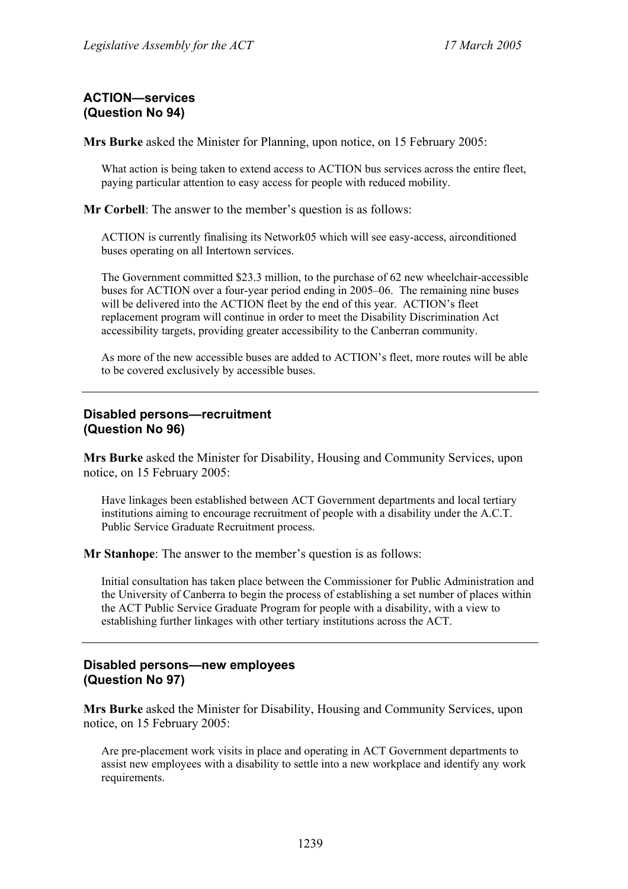### ACTION—services (Question No 94)

**Mrs Burke** asked the Minister for Planning, upon notice, on 15 February 2005:

> What action is being taken to extend access to ACTION bus services across the entire fleet, paying particular attention to easy access for people with reduced mobility.

**Mr Corbell**: The answer to the member's question is as follows:

> ACTION is currently finalising its Network05 which will see easy-access, airconditioned buses operating on all Intertown services.
>
> The Government committed $23.3 million, to the purchase of 62 new wheelchair-accessible buses for ACTION over a four-year period ending in 2005–06. The remaining nine buses will be delivered into the ACTION fleet by the end of this year. ACTION's fleet replacement program will continue in order to meet the Disability Discrimination Act accessibility targets, providing greater accessibility to the Canberran community.
>
> As more of the new accessible buses are added to ACTION's fleet, more routes will be able to be covered exclusively by accessible buses.

---

### Disabled persons—recruitment (Question No 96)

**Mrs Burke** asked the Minister for Disability, Housing and Community Services, upon notice, on 15 February 2005:

> Have linkages been established between ACT Government departments and local tertiary institutions aiming to encourage recruitment of people with a disability under the A.C.T. Public Service Graduate Recruitment process.

**Mr Stanhope**: The answer to the member's question is as follows:

> Initial consultation has taken place between the Commissioner for Public Administration and the University of Canberra to begin the process of establishing a set number of places within the ACT Public Service Graduate Program for people with a disability, with a view to establishing further linkages with other tertiary institutions across the ACT.

---

### Disabled persons—new employees (Question No 97)

**Mrs Burke** asked the Minister for Disability, Housing and Community Services, upon notice, on 15 February 2005:

> Are pre-placement work visits in place and operating in ACT Government departments to assist new employees with a disability to settle into a new workplace and identify any work requirements.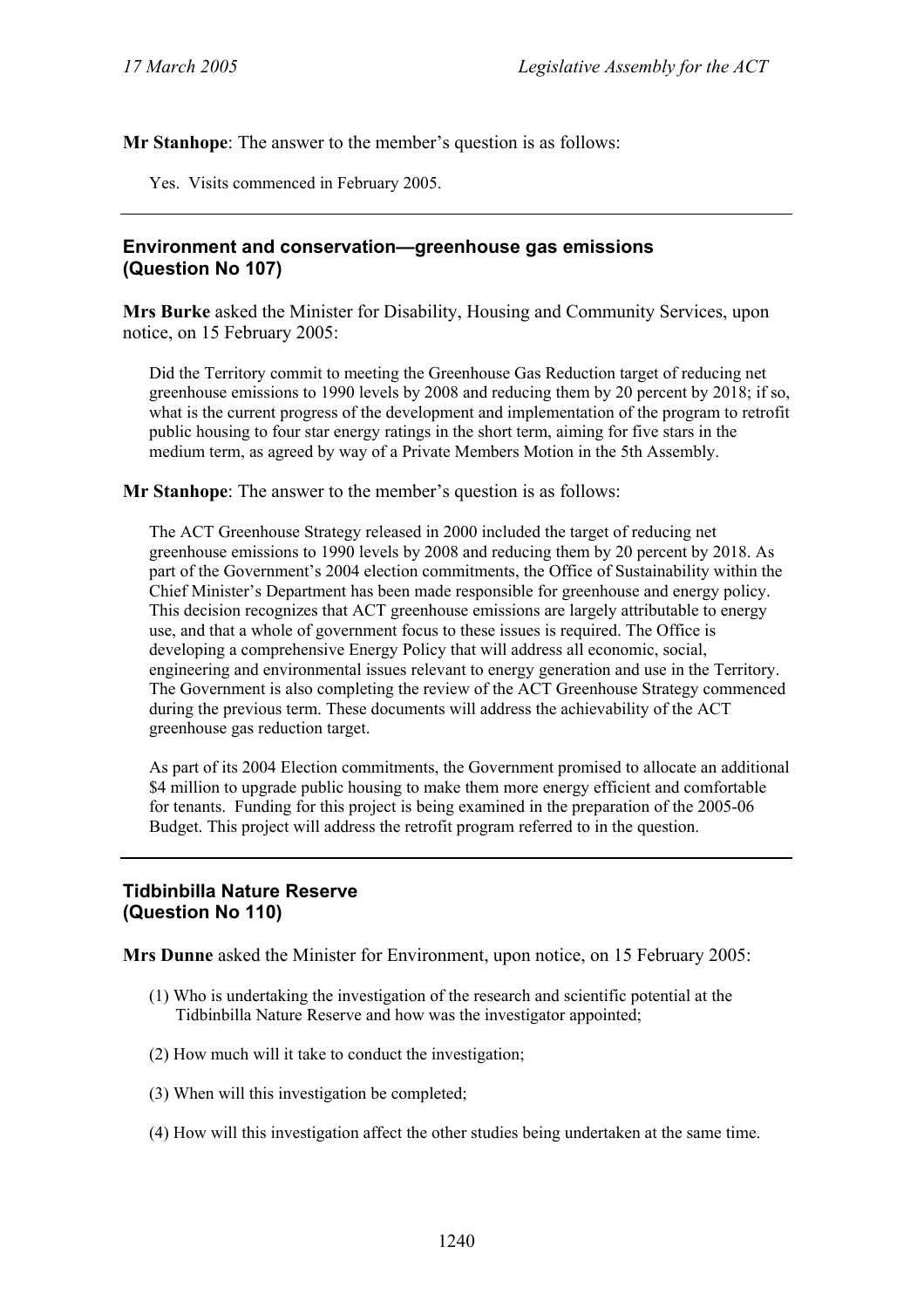**Mr Stanhope**: The answer to the member's question is as follows:

> Yes. Visits commenced in February 2005.

---

## Environment and conservation—greenhouse gas emissions (Question No 107)

**Mrs Burke** asked the Minister for Disability, Housing and Community Services, upon notice, on 15 February 2005:

> Did the Territory commit to meeting the Greenhouse Gas Reduction target of reducing net greenhouse emissions to 1990 levels by 2008 and reducing them by 20 percent by 2018; if so, what is the current progress of the development and implementation of the program to retrofit public housing to four star energy ratings in the short term, aiming for five stars in the medium term, as agreed by way of a Private Members Motion in the 5th Assembly.

**Mr Stanhope**: The answer to the member's question is as follows:

> The ACT Greenhouse Strategy released in 2000 included the target of reducing net greenhouse emissions to 1990 levels by 2008 and reducing them by 20 percent by 2018. As part of the Government's 2004 election commitments, the Office of Sustainability within the Chief Minister's Department has been made responsible for greenhouse and energy policy. This decision recognizes that ACT greenhouse emissions are largely attributable to energy use, and that a whole of government focus to these issues is required. The Office is developing a comprehensive Energy Policy that will address all economic, social, engineering and environmental issues relevant to energy generation and use in the Territory. The Government is also completing the review of the ACT Greenhouse Strategy commenced during the previous term. These documents will address the achievability of the ACT greenhouse gas reduction target.
>
> As part of its 2004 Election commitments, the Government promised to allocate an additional $4 million to upgrade public housing to make them more energy efficient and comfortable for tenants. Funding for this project is being examined in the preparation of the 2005-06 Budget. This project will address the retrofit program referred to in the question.

---

## Tidbinbilla Nature Reserve (Question No 110)

**Mrs Dunne** asked the Minister for Environment, upon notice, on 15 February 2005:

> (1) Who is undertaking the investigation of the research and scientific potential at the Tidbinbilla Nature Reserve and how was the investigator appointed;
>
> (2) How much will it take to conduct the investigation;
>
> (3) When will this investigation be completed;
>
> (4) How will this investigation affect the other studies being undertaken at the same time.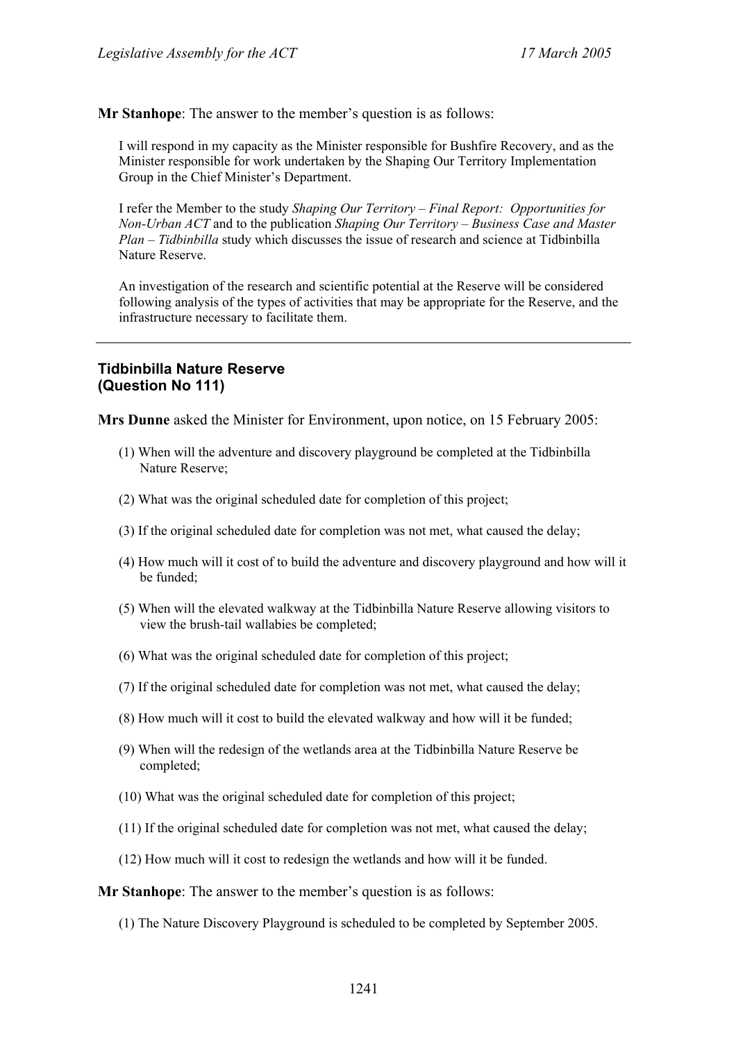**Mr Stanhope**: The answer to the member's question is as follows:

> I will respond in my capacity as the Minister responsible for Bushfire Recovery, and as the Minister responsible for work undertaken by the Shaping Our Territory Implementation Group in the Chief Minister's Department.
>
> I refer the Member to the study *Shaping Our Territory – Final Report: Opportunities for Non-Urban ACT* and to the publication *Shaping Our Territory – Business Case and Master Plan – Tidbinbilla* study which discusses the issue of research and science at Tidbinbilla Nature Reserve.
>
> An investigation of the research and scientific potential at the Reserve will be considered following analysis of the types of activities that may be appropriate for the Reserve, and the infrastructure necessary to facilitate them.

---

### Tidbinbilla Nature Reserve (Question No 111)

**Mrs Dunne** asked the Minister for Environment, upon notice, on 15 February 2005:

(1) When will the adventure and discovery playground be completed at the Tidbinbilla Nature Reserve;

(2) What was the original scheduled date for completion of this project;

(3) If the original scheduled date for completion was not met, what caused the delay;

(4) How much will it cost of to build the adventure and discovery playground and how will it be funded;

(5) When will the elevated walkway at the Tidbinbilla Nature Reserve allowing visitors to view the brush-tail wallabies be completed;

(6) What was the original scheduled date for completion of this project;

(7) If the original scheduled date for completion was not met, what caused the delay;

(8) How much will it cost to build the elevated walkway and how will it be funded;

(9) When will the redesign of the wetlands area at the Tidbinbilla Nature Reserve be completed;

(10) What was the original scheduled date for completion of this project;

(11) If the original scheduled date for completion was not met, what caused the delay;

(12) How much will it cost to redesign the wetlands and how will it be funded.

**Mr Stanhope**: The answer to the member's question is as follows:

(1) The Nature Discovery Playground is scheduled to be completed by September 2005.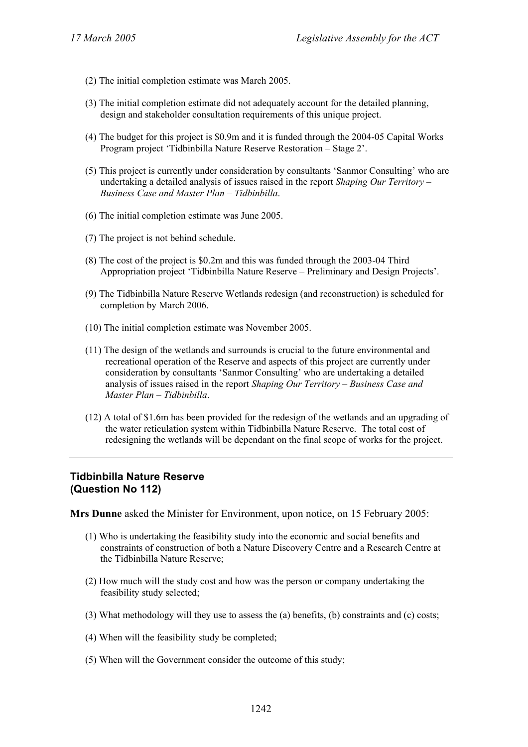(2) The initial completion estimate was March 2005.

(3) The initial completion estimate did not adequately account for the detailed planning, design and stakeholder consultation requirements of this unique project.

(4) The budget for this project is $0.9m and it is funded through the 2004-05 Capital Works Program project 'Tidbinbilla Nature Reserve Restoration – Stage 2'.

(5) This project is currently under consideration by consultants 'Sanmor Consulting' who are undertaking a detailed analysis of issues raised in the report *Shaping Our Territory – Business Case and Master Plan – Tidbinbilla*.

(6) The initial completion estimate was June 2005.

(7) The project is not behind schedule.

(8) The cost of the project is $0.2m and this was funded through the 2003-04 Third Appropriation project 'Tidbinbilla Nature Reserve – Preliminary and Design Projects'.

(9) The Tidbinbilla Nature Reserve Wetlands redesign (and reconstruction) is scheduled for completion by March 2006.

(10) The initial completion estimate was November 2005.

(11) The design of the wetlands and surrounds is crucial to the future environmental and recreational operation of the Reserve and aspects of this project are currently under consideration by consultants 'Sanmor Consulting' who are undertaking a detailed analysis of issues raised in the report *Shaping Our Territory – Business Case and Master Plan – Tidbinbilla*.

(12) A total of $1.6m has been provided for the redesign of the wetlands and an upgrading of the water reticulation system within Tidbinbilla Nature Reserve. The total cost of redesigning the wetlands will be dependant on the final scope of works for the project.

---

## Tidbinbilla Nature Reserve (Question No 112)

**Mrs Dunne** asked the Minister for Environment, upon notice, on 15 February 2005:

(1) Who is undertaking the feasibility study into the economic and social benefits and constraints of construction of both a Nature Discovery Centre and a Research Centre at the Tidbinbilla Nature Reserve;

(2) How much will the study cost and how was the person or company undertaking the feasibility study selected;

(3) What methodology will they use to assess the (a) benefits, (b) constraints and (c) costs;

(4) When will the feasibility study be completed;

(5) When will the Government consider the outcome of this study;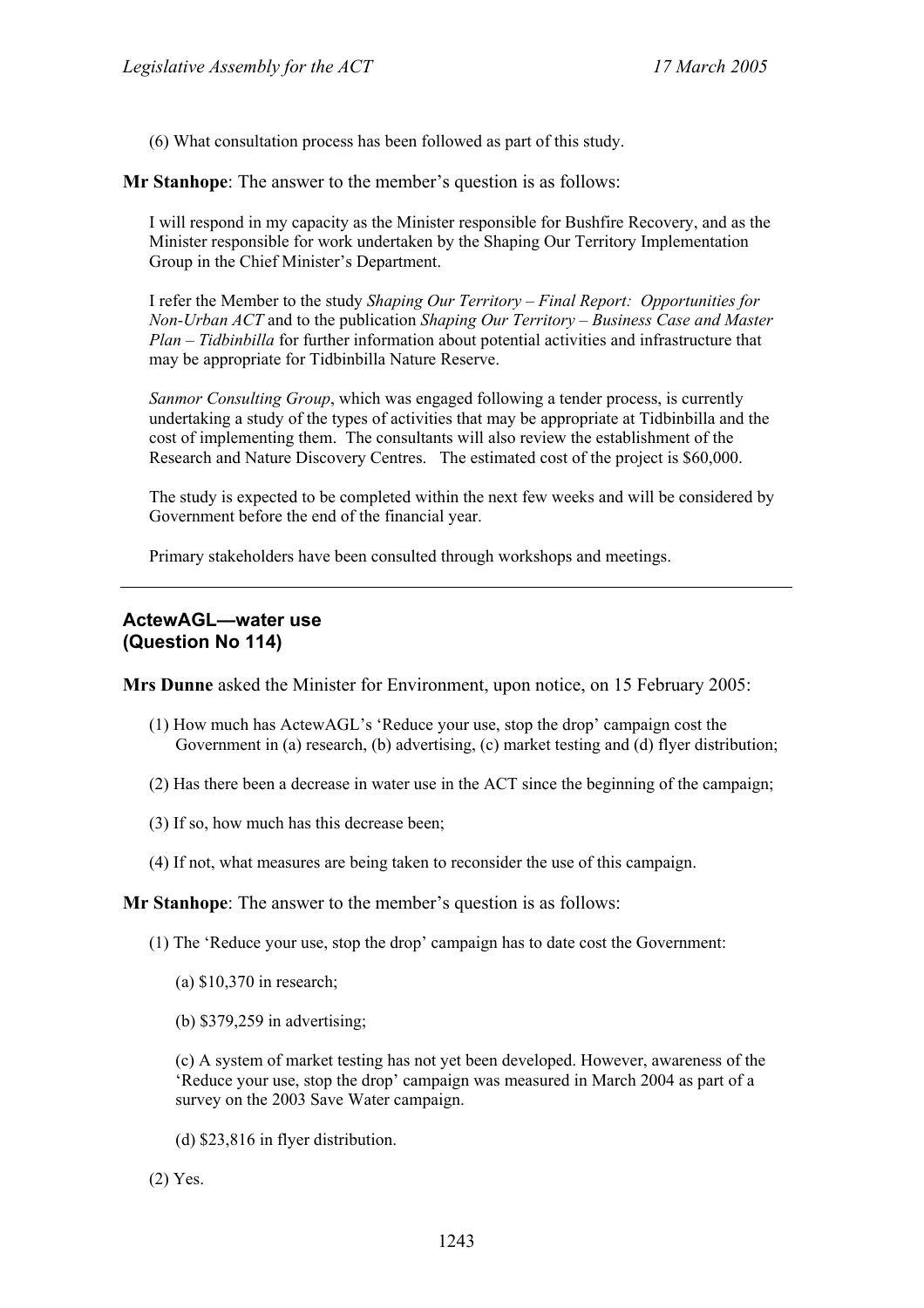(6) What consultation process has been followed as part of this study.

**Mr Stanhope**: The answer to the member's question is as follows:

I will respond in my capacity as the Minister responsible for Bushfire Recovery, and as the Minister responsible for work undertaken by the Shaping Our Territory Implementation Group in the Chief Minister's Department.

I refer the Member to the study *Shaping Our Territory – Final Report: Opportunities for Non-Urban ACT* and to the publication *Shaping Our Territory – Business Case and Master Plan – Tidbinbilla* for further information about potential activities and infrastructure that may be appropriate for Tidbinbilla Nature Reserve.

*Sanmor Consulting Group*, which was engaged following a tender process, is currently undertaking a study of the types of activities that may be appropriate at Tidbinbilla and the cost of implementing them. The consultants will also review the establishment of the Research and Nature Discovery Centres. The estimated cost of the project is $60,000.

The study is expected to be completed within the next few weeks and will be considered by Government before the end of the financial year.

Primary stakeholders have been consulted through workshops and meetings.

---

### ActewAGL—water use (Question No 114)

**Mrs Dunne** asked the Minister for Environment, upon notice, on 15 February 2005:

(1) How much has ActewAGL's 'Reduce your use, stop the drop' campaign cost the Government in (a) research, (b) advertising, (c) market testing and (d) flyer distribution;

(2) Has there been a decrease in water use in the ACT since the beginning of the campaign;

(3) If so, how much has this decrease been;

(4) If not, what measures are being taken to reconsider the use of this campaign.

**Mr Stanhope**: The answer to the member's question is as follows:

(1) The 'Reduce your use, stop the drop' campaign has to date cost the Government:

(a) $10,370 in research;

(b) $379,259 in advertising;

(c) A system of market testing has not yet been developed. However, awareness of the 'Reduce your use, stop the drop' campaign was measured in March 2004 as part of a survey on the 2003 Save Water campaign.

(d) $23,816 in flyer distribution.

(2) Yes.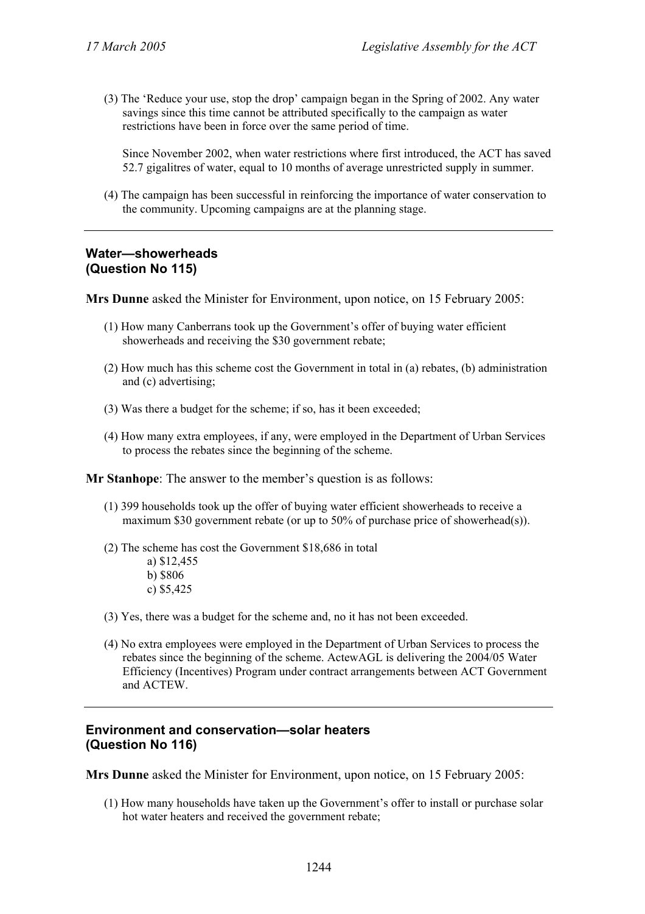(3) The 'Reduce your use, stop the drop' campaign began in the Spring of 2002. Any water savings since this time cannot be attributed specifically to the campaign as water restrictions have been in force over the same period of time.

Since November 2002, when water restrictions where first introduced, the ACT has saved 52.7 gigalitres of water, equal to 10 months of average unrestricted supply in summer.

(4) The campaign has been successful in reinforcing the importance of water conservation to the community. Upcoming campaigns are at the planning stage.

---

### Water—showerheads (Question No 115)

**Mrs Dunne** asked the Minister for Environment, upon notice, on 15 February 2005:

(1) How many Canberrans took up the Government's offer of buying water efficient showerheads and receiving the $30 government rebate;

(2) How much has this scheme cost the Government in total in (a) rebates, (b) administration and (c) advertising;

(3) Was there a budget for the scheme; if so, has it been exceeded;

(4) How many extra employees, if any, were employed in the Department of Urban Services to process the rebates since the beginning of the scheme.

**Mr Stanhope**: The answer to the member's question is as follows:

(1) 399 households took up the offer of buying water efficient showerheads to receive a maximum $30 government rebate (or up to 50% of purchase price of showerhead(s)).

(2) The scheme has cost the Government $18,686 in total
   a) $12,455
   b) $806
   c) $5,425

(3) Yes, there was a budget for the scheme and, no it has not been exceeded.

(4) No extra employees were employed in the Department of Urban Services to process the rebates since the beginning of the scheme. ActewAGL is delivering the 2004/05 Water Efficiency (Incentives) Program under contract arrangements between ACT Government and ACTEW.

---

### Environment and conservation—solar heaters (Question No 116)

**Mrs Dunne** asked the Minister for Environment, upon notice, on 15 February 2005:

(1) How many households have taken up the Government's offer to install or purchase solar hot water heaters and received the government rebate;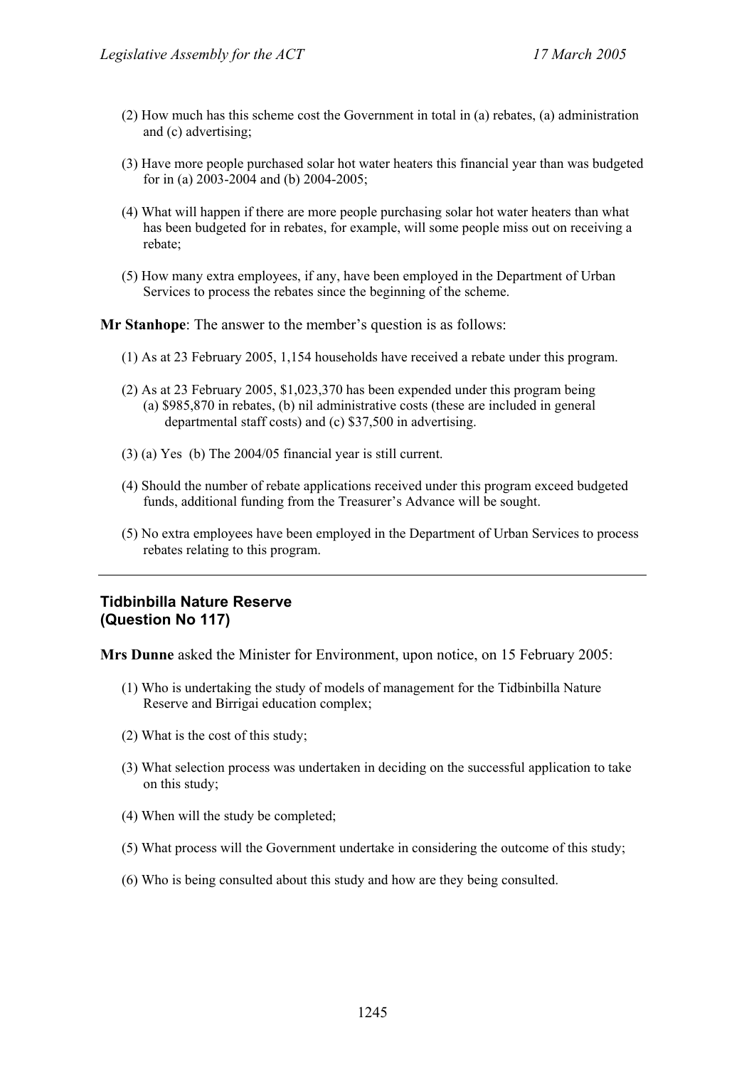(2) How much has this scheme cost the Government in total in (a) rebates, (a) administration and (c) advertising;

(3) Have more people purchased solar hot water heaters this financial year than was budgeted for in (a) 2003-2004 and (b) 2004-2005;

(4) What will happen if there are more people purchasing solar hot water heaters than what has been budgeted for in rebates, for example, will some people miss out on receiving a rebate;

(5) How many extra employees, if any, have been employed in the Department of Urban Services to process the rebates since the beginning of the scheme.

**Mr Stanhope**: The answer to the member's question is as follows:

(1) As at 23 February 2005, 1,154 households have received a rebate under this program.

(2) As at 23 February 2005, $1,023,370 has been expended under this program being (a) $985,870 in rebates, (b) nil administrative costs (these are included in general departmental staff costs) and (c) $37,500 in advertising.

(3) (a) Yes (b) The 2004/05 financial year is still current.

(4) Should the number of rebate applications received under this program exceed budgeted funds, additional funding from the Treasurer's Advance will be sought.

(5) No extra employees have been employed in the Department of Urban Services to process rebates relating to this program.

---

## Tidbinbilla Nature Reserve (Question No 117)

**Mrs Dunne** asked the Minister for Environment, upon notice, on 15 February 2005:

(1) Who is undertaking the study of models of management for the Tidbinbilla Nature Reserve and Birrigai education complex;

(2) What is the cost of this study;

(3) What selection process was undertaken in deciding on the successful application to take on this study;

(4) When will the study be completed;

(5) What process will the Government undertake in considering the outcome of this study;

(6) Who is being consulted about this study and how are they being consulted.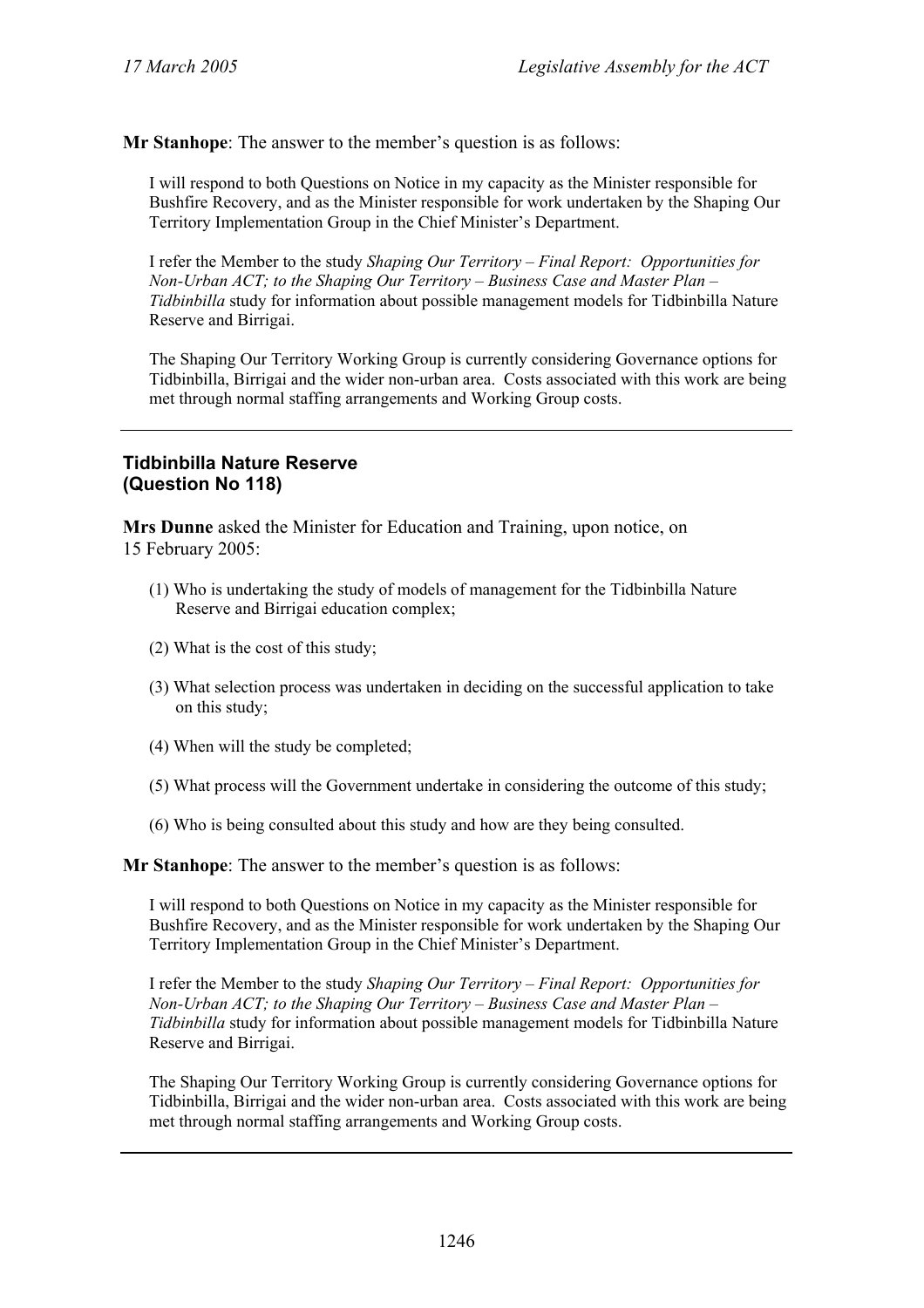**Mr Stanhope**: The answer to the member's question is as follows:

I will respond to both Questions on Notice in my capacity as the Minister responsible for Bushfire Recovery, and as the Minister responsible for work undertaken by the Shaping Our Territory Implementation Group in the Chief Minister's Department.

I refer the Member to the study *Shaping Our Territory – Final Report: Opportunities for Non-Urban ACT; to the Shaping Our Territory – Business Case and Master Plan – Tidbinbilla* study for information about possible management models for Tidbinbilla Nature Reserve and Birrigai.

The Shaping Our Territory Working Group is currently considering Governance options for Tidbinbilla, Birrigai and the wider non-urban area. Costs associated with this work are being met through normal staffing arrangements and Working Group costs.

---

### Tidbinbilla Nature Reserve (Question No 118)

**Mrs Dunne** asked the Minister for Education and Training, upon notice, on 15 February 2005:

(1) Who is undertaking the study of models of management for the Tidbinbilla Nature Reserve and Birrigai education complex;

(2) What is the cost of this study;

(3) What selection process was undertaken in deciding on the successful application to take on this study;

(4) When will the study be completed;

(5) What process will the Government undertake in considering the outcome of this study;

(6) Who is being consulted about this study and how are they being consulted.

**Mr Stanhope**: The answer to the member's question is as follows:

I will respond to both Questions on Notice in my capacity as the Minister responsible for Bushfire Recovery, and as the Minister responsible for work undertaken by the Shaping Our Territory Implementation Group in the Chief Minister's Department.

I refer the Member to the study *Shaping Our Territory – Final Report: Opportunities for Non-Urban ACT; to the Shaping Our Territory – Business Case and Master Plan – Tidbinbilla* study for information about possible management models for Tidbinbilla Nature Reserve and Birrigai.

The Shaping Our Territory Working Group is currently considering Governance options for Tidbinbilla, Birrigai and the wider non-urban area. Costs associated with this work are being met through normal staffing arrangements and Working Group costs.

---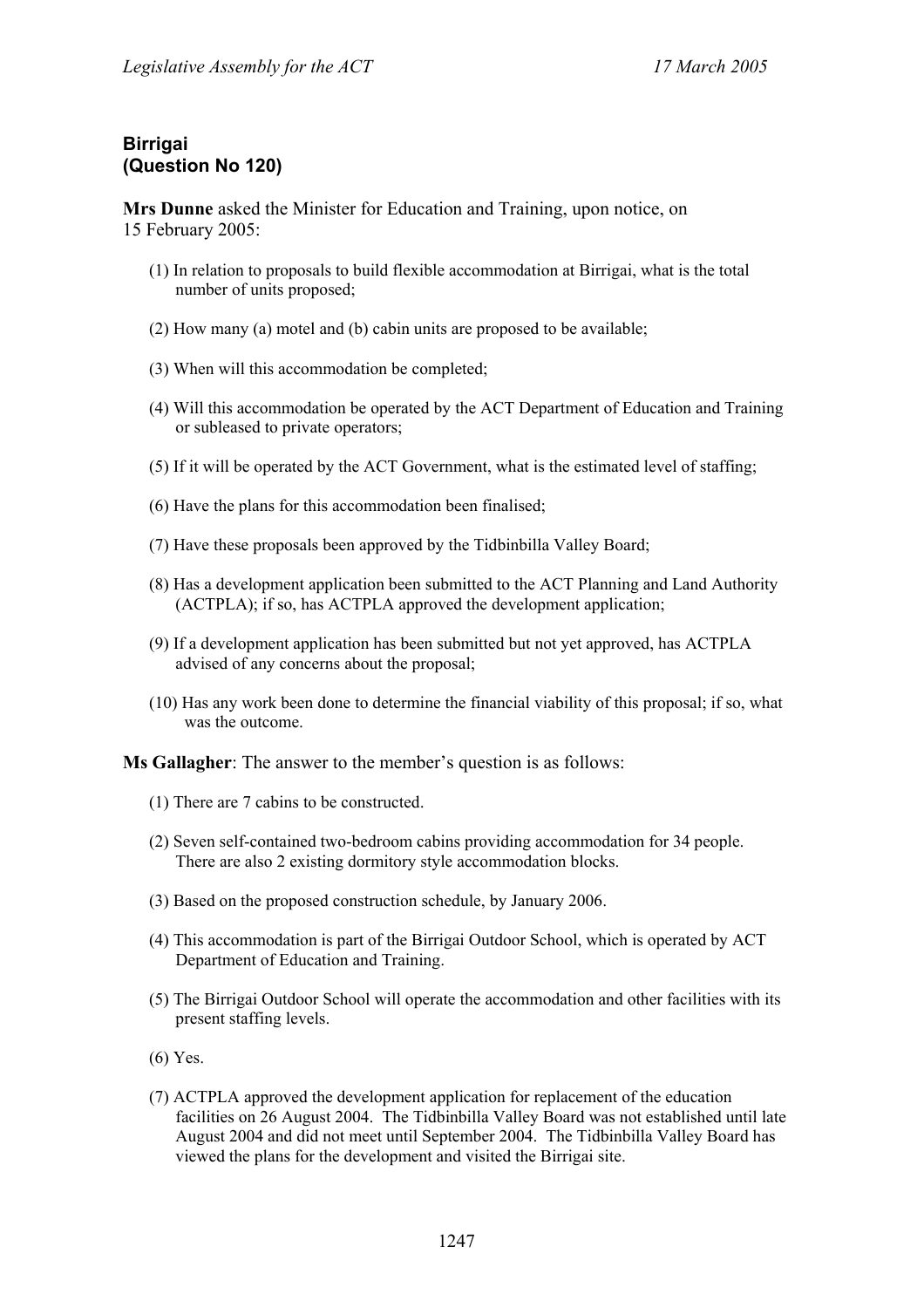**Birrigai**
**(Question No 120)**

**Mrs Dunne** asked the Minister for Education and Training, upon notice, on 15 February 2005:

(1) In relation to proposals to build flexible accommodation at Birrigai, what is the total number of units proposed;

(2) How many (a) motel and (b) cabin units are proposed to be available;

(3) When will this accommodation be completed;

(4) Will this accommodation be operated by the ACT Department of Education and Training or subleased to private operators;

(5) If it will be operated by the ACT Government, what is the estimated level of staffing;

(6) Have the plans for this accommodation been finalised;

(7) Have these proposals been approved by the Tidbinbilla Valley Board;

(8) Has a development application been submitted to the ACT Planning and Land Authority (ACTPLA); if so, has ACTPLA approved the development application;

(9) If a development application has been submitted but not yet approved, has ACTPLA advised of any concerns about the proposal;

(10) Has any work been done to determine the financial viability of this proposal; if so, what was the outcome.

**Ms Gallagher**: The answer to the member's question is as follows:

(1) There are 7 cabins to be constructed.

(2) Seven self-contained two-bedroom cabins providing accommodation for 34 people. There are also 2 existing dormitory style accommodation blocks.

(3) Based on the proposed construction schedule, by January 2006.

(4) This accommodation is part of the Birrigai Outdoor School, which is operated by ACT Department of Education and Training.

(5) The Birrigai Outdoor School will operate the accommodation and other facilities with its present staffing levels.

(6) Yes.

(7) ACTPLA approved the development application for replacement of the education facilities on 26 August 2004. The Tidbinbilla Valley Board was not established until late August 2004 and did not meet until September 2004. The Tidbinbilla Valley Board has viewed the plans for the development and visited the Birrigai site.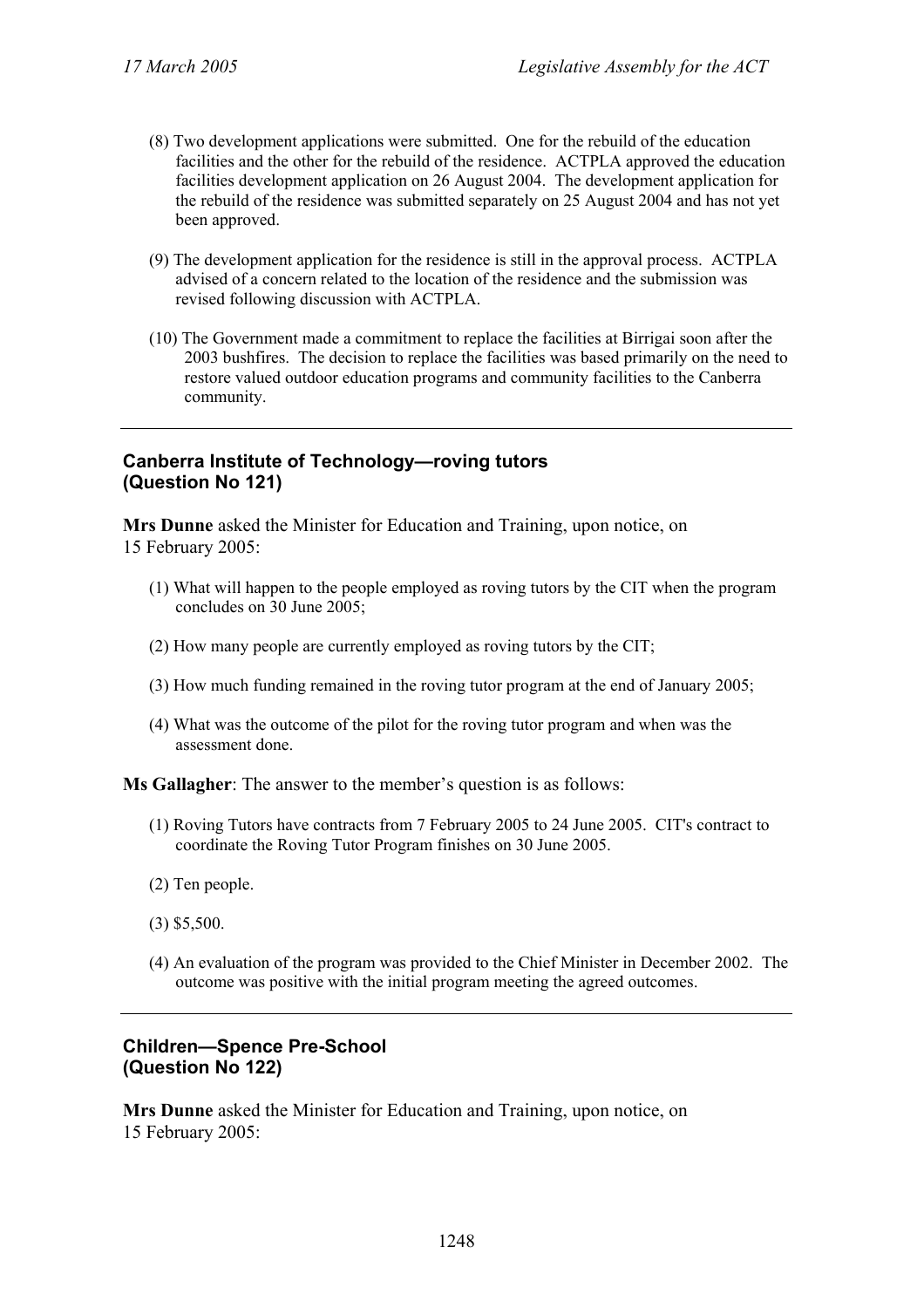(8) Two development applications were submitted. One for the rebuild of the education facilities and the other for the rebuild of the residence. ACTPLA approved the education facilities development application on 26 August 2004. The development application for the rebuild of the residence was submitted separately on 25 August 2004 and has not yet been approved.

(9) The development application for the residence is still in the approval process. ACTPLA advised of a concern related to the location of the residence and the submission was revised following discussion with ACTPLA.

(10) The Government made a commitment to replace the facilities at Birrigai soon after the 2003 bushfires. The decision to replace the facilities was based primarily on the need to restore valued outdoor education programs and community facilities to the Canberra community.

---

### Canberra Institute of Technology—roving tutors (Question No 121)

**Mrs Dunne** asked the Minister for Education and Training, upon notice, on 15 February 2005:

(1) What will happen to the people employed as roving tutors by the CIT when the program concludes on 30 June 2005;

(2) How many people are currently employed as roving tutors by the CIT;

(3) How much funding remained in the roving tutor program at the end of January 2005;

(4) What was the outcome of the pilot for the roving tutor program and when was the assessment done.

**Ms Gallagher**: The answer to the member's question is as follows:

(1) Roving Tutors have contracts from 7 February 2005 to 24 June 2005. CIT's contract to coordinate the Roving Tutor Program finishes on 30 June 2005.

(2) Ten people.

(3) $5,500.

(4) An evaluation of the program was provided to the Chief Minister in December 2002. The outcome was positive with the initial program meeting the agreed outcomes.

---

### Children—Spence Pre-School (Question No 122)

**Mrs Dunne** asked the Minister for Education and Training, upon notice, on 15 February 2005: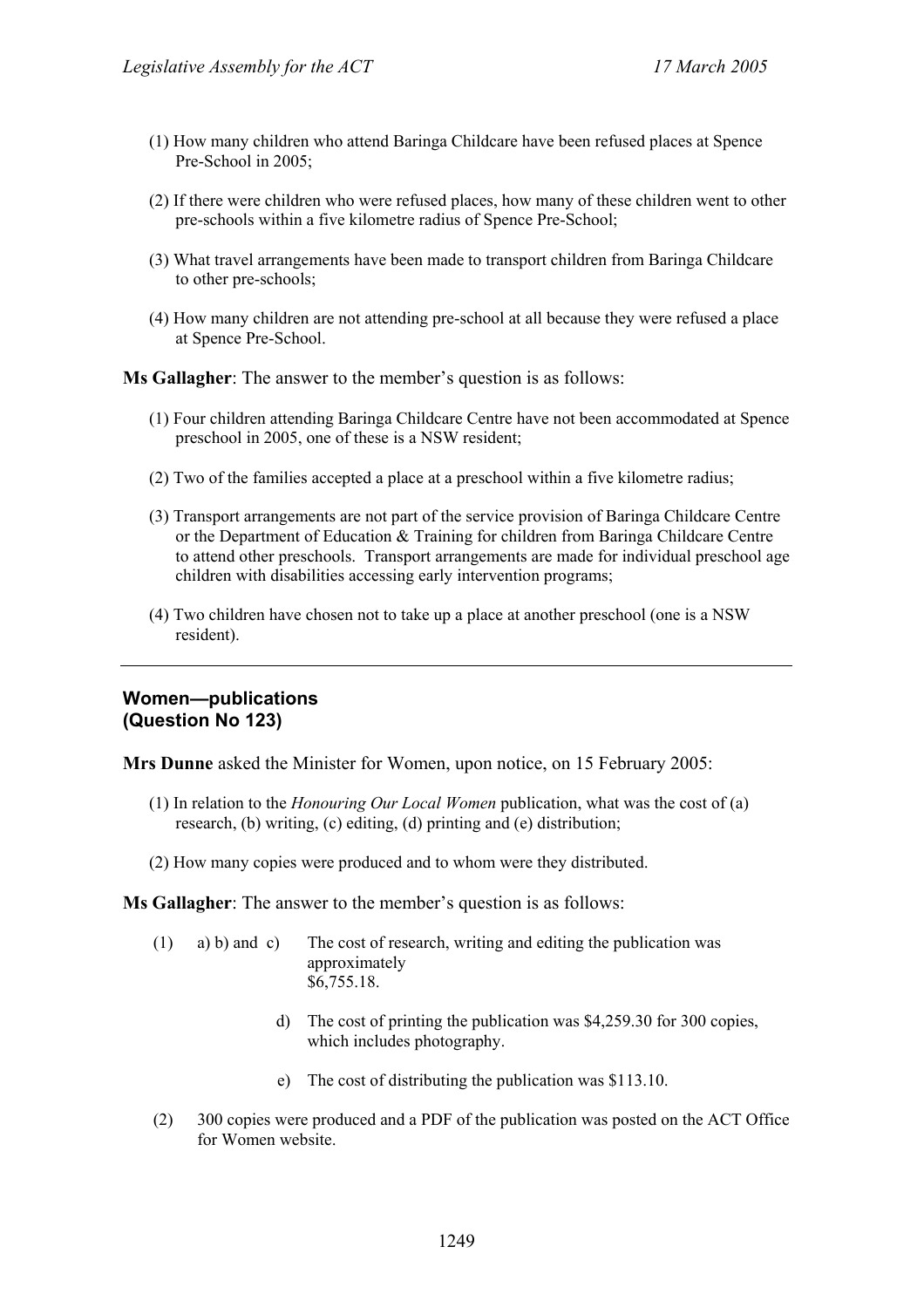(1) How many children who attend Baringa Childcare have been refused places at Spence Pre-School in 2005;

(2) If there were children who were refused places, how many of these children went to other pre-schools within a five kilometre radius of Spence Pre-School;

(3) What travel arrangements have been made to transport children from Baringa Childcare to other pre-schools;

(4) How many children are not attending pre-school at all because they were refused a place at Spence Pre-School.

**Ms Gallagher**: The answer to the member's question is as follows:

(1) Four children attending Baringa Childcare Centre have not been accommodated at Spence preschool in 2005, one of these is a NSW resident;

(2) Two of the families accepted a place at a preschool within a five kilometre radius;

(3) Transport arrangements are not part of the service provision of Baringa Childcare Centre or the Department of Education & Training for children from Baringa Childcare Centre to attend other preschools. Transport arrangements are made for individual preschool age children with disabilities accessing early intervention programs;

(4) Two children have chosen not to take up a place at another preschool (one is a NSW resident).

---

### Women—publications
### (Question No 123)

**Mrs Dunne** asked the Minister for Women, upon notice, on 15 February 2005:

(1) In relation to the *Honouring Our Local Women* publication, what was the cost of (a) research, (b) writing, (c) editing, (d) printing and (e) distribution;

(2) How many copies were produced and to whom were they distributed.

**Ms Gallagher**: The answer to the member's question is as follows:

(1) a) b) and c) The cost of research, writing and editing the publication was approximately $6,755.18.

d) The cost of printing the publication was $4,259.30 for 300 copies, which includes photography.

e) The cost of distributing the publication was $113.10.

(2) 300 copies were produced and a PDF of the publication was posted on the ACT Office for Women website.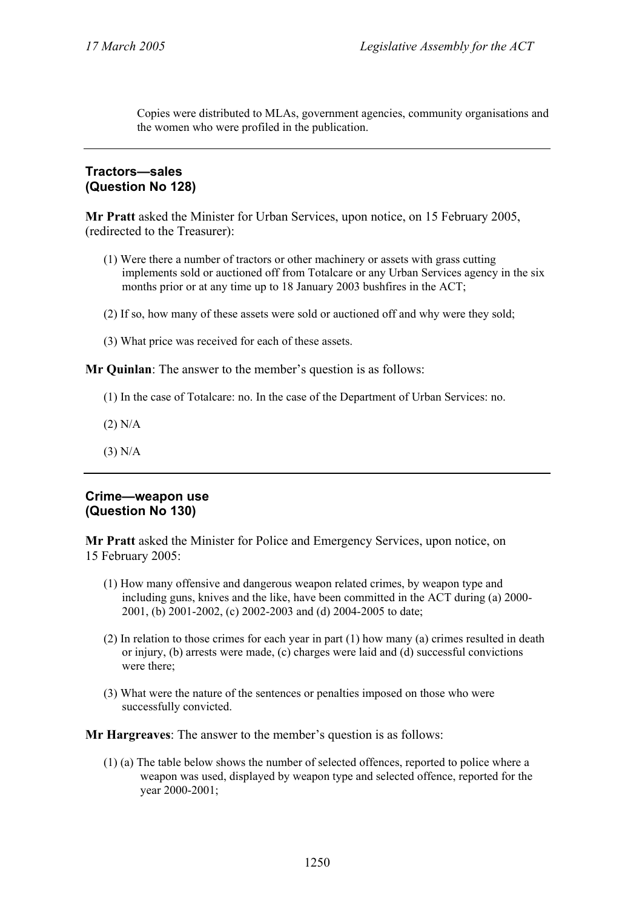Copies were distributed to MLAs, government agencies, community organisations and the women who were profiled in the publication.

---

### Tractors—sales
### (Question No 128)

**Mr Pratt** asked the Minister for Urban Services, upon notice, on 15 February 2005, (redirected to the Treasurer):

(1) Were there a number of tractors or other machinery or assets with grass cutting implements sold or auctioned off from Totalcare or any Urban Services agency in the six months prior or at any time up to 18 January 2003 bushfires in the ACT;

(2) If so, how many of these assets were sold or auctioned off and why were they sold;

(3) What price was received for each of these assets.

**Mr Quinlan**: The answer to the member's question is as follows:

(1) In the case of Totalcare: no. In the case of the Department of Urban Services: no.

(2) N/A

(3) N/A

---

### Crime—weapon use
### (Question No 130)

**Mr Pratt** asked the Minister for Police and Emergency Services, upon notice, on 15 February 2005:

(1) How many offensive and dangerous weapon related crimes, by weapon type and including guns, knives and the like, have been committed in the ACT during (a) 2000-2001, (b) 2001-2002, (c) 2002-2003 and (d) 2004-2005 to date;

(2) In relation to those crimes for each year in part (1) how many (a) crimes resulted in death or injury, (b) arrests were made, (c) charges were laid and (d) successful convictions were there;

(3) What were the nature of the sentences or penalties imposed on those who were successfully convicted.

**Mr Hargreaves**: The answer to the member's question is as follows:

(1) (a) The table below shows the number of selected offences, reported to police where a weapon was used, displayed by weapon type and selected offence, reported for the year 2000-2001;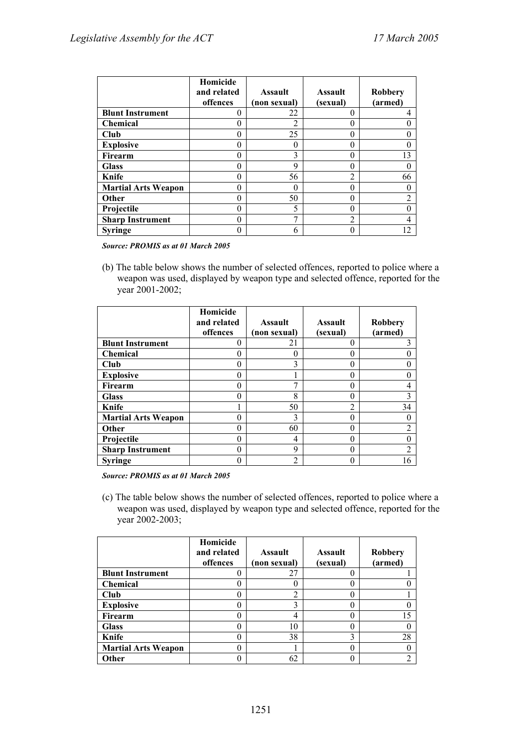| | Homicide and related offences | Assault (non sexual) | Assault (sexual) | Robbery (armed) |
|---|---|---|---|---|
| **Blunt Instrument** | 0 | 22 | 0 | 4 |
| **Chemical** | 0 | 2 | 0 | 0 |
| **Club** | 0 | 25 | 0 | 0 |
| **Explosive** | 0 | 0 | 0 | 0 |
| **Firearm** | 0 | 3 | 0 | 13 |
| **Glass** | 0 | 9 | 0 | 0 |
| **Knife** | 0 | 56 | 2 | 66 |
| **Martial Arts Weapon** | 0 | 0 | 0 | 0 |
| **Other** | 0 | 50 | 0 | 2 |
| **Projectile** | 0 | 5 | 0 | 0 |
| **Sharp Instrument** | 0 | 7 | 2 | 4 |
| **Syringe** | 0 | 6 | 0 | 12 |

***Source: PROMIS as at 01 March 2005***

(b) The table below shows the number of selected offences, reported to police where a weapon was used, displayed by weapon type and selected offence, reported for the year 2001-2002;

| | Homicide and related offences | Assault (non sexual) | Assault (sexual) | Robbery (armed) |
|---|---|---|---|---|
| **Blunt Instrument** | 0 | 21 | 0 | 3 |
| **Chemical** | 0 | 0 | 0 | 0 |
| **Club** | 0 | 3 | 0 | 0 |
| **Explosive** | 0 | 1 | 0 | 0 |
| **Firearm** | 0 | 7 | 0 | 4 |
| **Glass** | 0 | 8 | 0 | 3 |
| **Knife** | 1 | 50 | 2 | 34 |
| **Martial Arts Weapon** | 0 | 3 | 0 | 0 |
| **Other** | 0 | 60 | 0 | 2 |
| **Projectile** | 0 | 4 | 0 | 0 |
| **Sharp Instrument** | 0 | 9 | 0 | 2 |
| **Syringe** | 0 | 2 | 0 | 16 |

***Source: PROMIS as at 01 March 2005***

(c) The table below shows the number of selected offences, reported to police where a weapon was used, displayed by weapon type and selected offence, reported for the year 2002-2003;

| | Homicide and related offences | Assault (non sexual) | Assault (sexual) | Robbery (armed) |
|---|---|---|---|---|
| **Blunt Instrument** | 0 | 27 | 0 | 1 |
| **Chemical** | 0 | 0 | 0 | 0 |
| **Club** | 0 | 2 | 0 | 1 |
| **Explosive** | 0 | 3 | 0 | 0 |
| **Firearm** | 0 | 4 | 0 | 15 |
| **Glass** | 0 | 10 | 0 | 0 |
| **Knife** | 0 | 38 | 3 | 28 |
| **Martial Arts Weapon** | 0 | 1 | 0 | 0 |
| **Other** | 0 | 62 | 0 | 2 |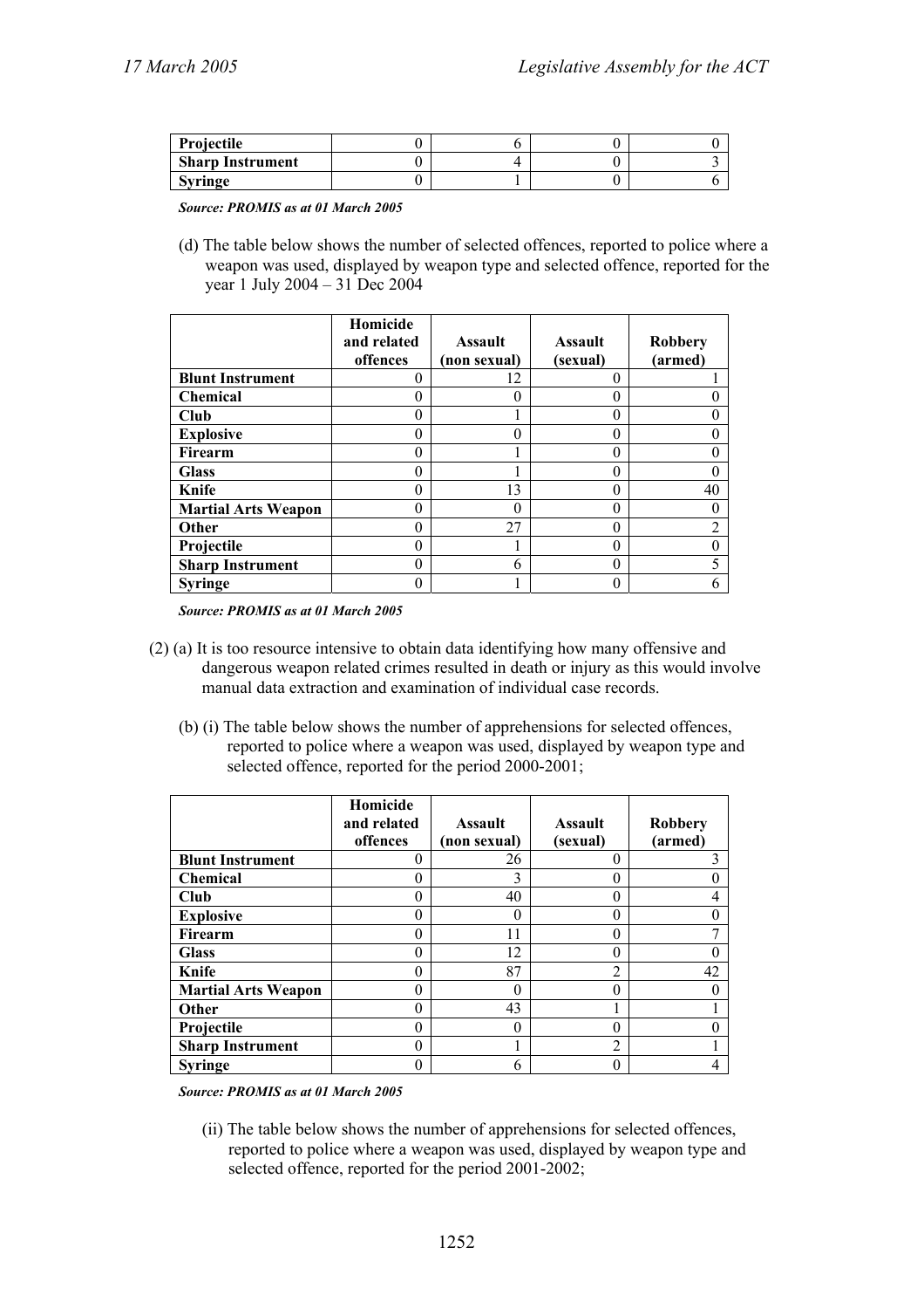| | | | | |
|---|---|---|---|---|
| **Projectile** | 0 | 6 | 0 | 0 |
| **Sharp Instrument** | 0 | 4 | 0 | 3 |
| **Syringe** | 0 | 1 | 0 | 6 |

***Source: PROMIS as at 01 March 2005***

(d) The table below shows the number of selected offences, reported to police where a weapon was used, displayed by weapon type and selected offence, reported for the year 1 July 2004 – 31 Dec 2004

| | Homicide and related offences | Assault (non sexual) | Assault (sexual) | Robbery (armed) |
|---|---|---|---|---|
| **Blunt Instrument** | 0 | 12 | 0 | 1 |
| **Chemical** | 0 | 0 | 0 | 0 |
| **Club** | 0 | 1 | 0 | 0 |
| **Explosive** | 0 | 0 | 0 | 0 |
| **Firearm** | 0 | 1 | 0 | 0 |
| **Glass** | 0 | 1 | 0 | 0 |
| **Knife** | 0 | 13 | 0 | 40 |
| **Martial Arts Weapon** | 0 | 0 | 0 | 0 |
| **Other** | 0 | 27 | 0 | 2 |
| **Projectile** | 0 | 1 | 0 | 0 |
| **Sharp Instrument** | 0 | 6 | 0 | 5 |
| **Syringe** | 0 | 1 | 0 | 6 |

***Source: PROMIS as at 01 March 2005***

(2) (a) It is too resource intensive to obtain data identifying how many offensive and dangerous weapon related crimes resulted in death or injury as this would involve manual data extraction and examination of individual case records.

(b) (i) The table below shows the number of apprehensions for selected offences, reported to police where a weapon was used, displayed by weapon type and selected offence, reported for the period 2000-2001;

| | Homicide and related offences | Assault (non sexual) | Assault (sexual) | Robbery (armed) |
|---|---|---|---|---|
| **Blunt Instrument** | 0 | 26 | 0 | 3 |
| **Chemical** | 0 | 3 | 0 | 0 |
| **Club** | 0 | 40 | 0 | 4 |
| **Explosive** | 0 | 0 | 0 | 0 |
| **Firearm** | 0 | 11 | 0 | 7 |
| **Glass** | 0 | 12 | 0 | 0 |
| **Knife** | 0 | 87 | 2 | 42 |
| **Martial Arts Weapon** | 0 | 0 | 0 | 0 |
| **Other** | 0 | 43 | 1 | 1 |
| **Projectile** | 0 | 0 | 0 | 0 |
| **Sharp Instrument** | 0 | 1 | 2 | 1 |
| **Syringe** | 0 | 6 | 0 | 4 |

***Source: PROMIS as at 01 March 2005***

(ii) The table below shows the number of apprehensions for selected offences, reported to police where a weapon was used, displayed by weapon type and selected offence, reported for the period 2001-2002;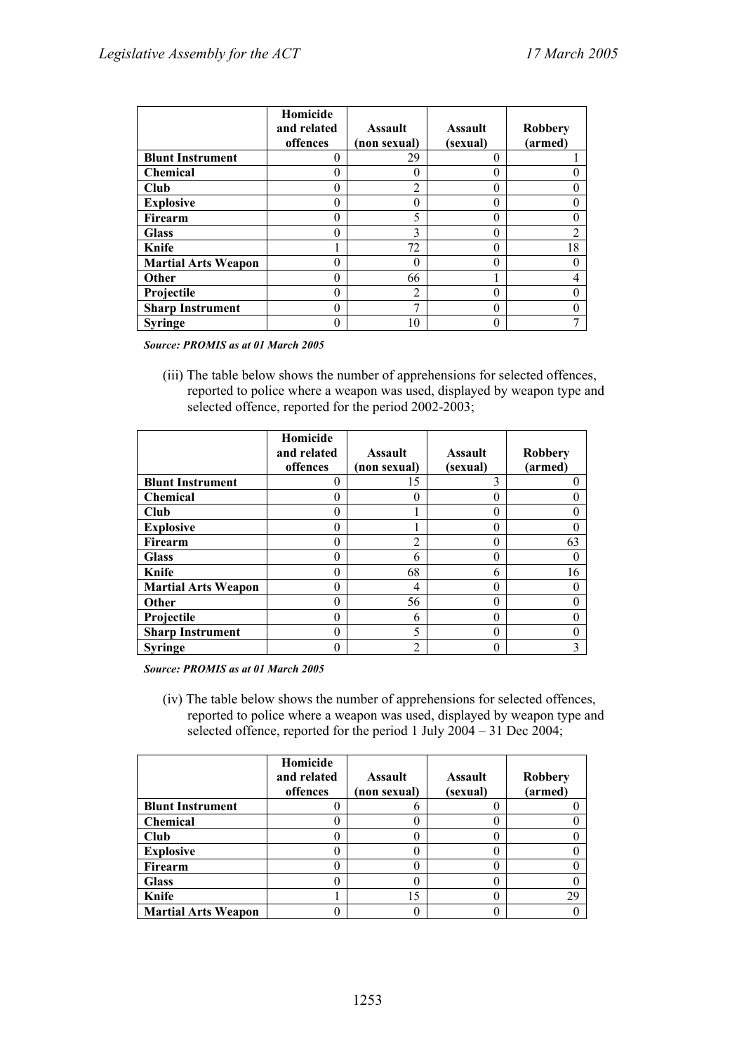| | Homicide and related offences | Assault (non sexual) | Assault (sexual) | Robbery (armed) |
|---|---|---|---|---|
| **Blunt Instrument** | 0 | 29 | 0 | 1 |
| **Chemical** | 0 | 0 | 0 | 0 |
| **Club** | 0 | 2 | 0 | 0 |
| **Explosive** | 0 | 0 | 0 | 0 |
| **Firearm** | 0 | 5 | 0 | 0 |
| **Glass** | 0 | 3 | 0 | 2 |
| **Knife** | 1 | 72 | 0 | 18 |
| **Martial Arts Weapon** | 0 | 0 | 0 | 0 |
| **Other** | 0 | 66 | 1 | 4 |
| **Projectile** | 0 | 2 | 0 | 0 |
| **Sharp Instrument** | 0 | 7 | 0 | 0 |
| **Syringe** | 0 | 10 | 0 | 7 |

***Source: PROMIS as at 01 March 2005***

(iii) The table below shows the number of apprehensions for selected offences, reported to police where a weapon was used, displayed by weapon type and selected offence, reported for the period 2002-2003;

| | Homicide and related offences | Assault (non sexual) | Assault (sexual) | Robbery (armed) |
|---|---|---|---|---|
| **Blunt Instrument** | 0 | 15 | 3 | 0 |
| **Chemical** | 0 | 0 | 0 | 0 |
| **Club** | 0 | 1 | 0 | 0 |
| **Explosive** | 0 | 1 | 0 | 0 |
| **Firearm** | 0 | 2 | 0 | 63 |
| **Glass** | 0 | 6 | 0 | 0 |
| **Knife** | 0 | 68 | 6 | 16 |
| **Martial Arts Weapon** | 0 | 4 | 0 | 0 |
| **Other** | 0 | 56 | 0 | 0 |
| **Projectile** | 0 | 6 | 0 | 0 |
| **Sharp Instrument** | 0 | 5 | 0 | 0 |
| **Syringe** | 0 | 2 | 0 | 3 |

***Source: PROMIS as at 01 March 2005***

(iv) The table below shows the number of apprehensions for selected offences, reported to police where a weapon was used, displayed by weapon type and selected offence, reported for the period 1 July 2004 – 31 Dec 2004;

| | Homicide and related offences | Assault (non sexual) | Assault (sexual) | Robbery (armed) |
|---|---|---|---|---|
| **Blunt Instrument** | 0 | 6 | 0 | 0 |
| **Chemical** | 0 | 0 | 0 | 0 |
| **Club** | 0 | 0 | 0 | 0 |
| **Explosive** | 0 | 0 | 0 | 0 |
| **Firearm** | 0 | 0 | 0 | 0 |
| **Glass** | 0 | 0 | 0 | 0 |
| **Knife** | 1 | 15 | 0 | 29 |
| **Martial Arts Weapon** | 0 | 0 | 0 | 0 |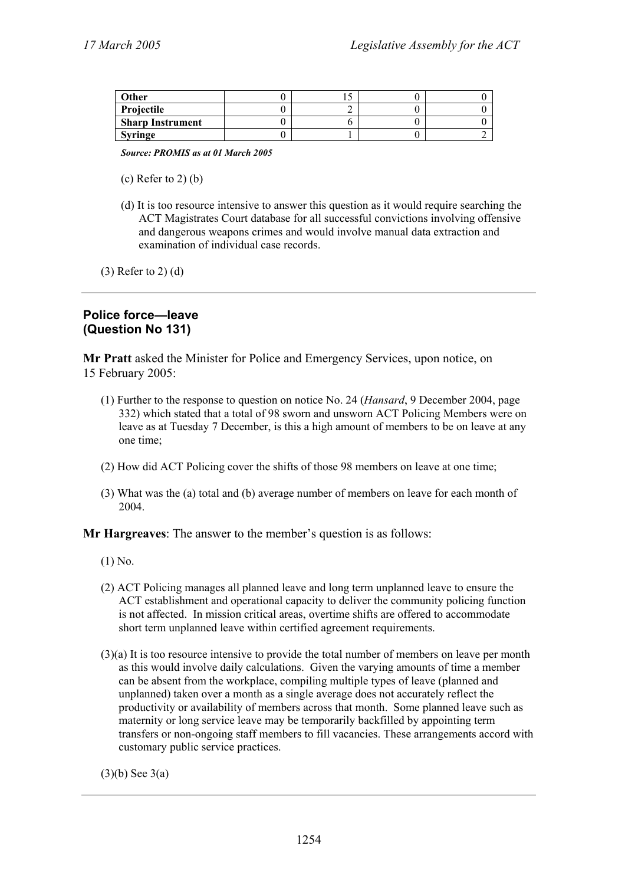| Other | 0 | 15 | 0 | 0 |
| --- | --- | --- | --- | --- |
| Projectile | 0 | 2 | 0 | 0 |
| Sharp Instrument | 0 | 6 | 0 | 0 |
| Syringe | 0 | 1 | 0 | 2 |

***Source: PROMIS as at 01 March 2005***

(c) Refer to 2) (b)

(d) It is too resource intensive to answer this question as it would require searching the ACT Magistrates Court database for all successful convictions involving offensive and dangerous weapons crimes and would involve manual data extraction and examination of individual case records.

(3) Refer to 2) (d)

---

## Police force—leave (Question No 131)

**Mr Pratt** asked the Minister for Police and Emergency Services, upon notice, on 15 February 2005:

(1) Further to the response to question on notice No. 24 (*Hansard*, 9 December 2004, page 332) which stated that a total of 98 sworn and unsworn ACT Policing Members were on leave as at Tuesday 7 December, is this a high amount of members to be on leave at any one time;

(2) How did ACT Policing cover the shifts of those 98 members on leave at one time;

(3) What was the (a) total and (b) average number of members on leave for each month of 2004.

**Mr Hargreaves**: The answer to the member's question is as follows:

(1) No.

(2) ACT Policing manages all planned leave and long term unplanned leave to ensure the ACT establishment and operational capacity to deliver the community policing function is not affected. In mission critical areas, overtime shifts are offered to accommodate short term unplanned leave within certified agreement requirements.

(3)(a) It is too resource intensive to provide the total number of members on leave per month as this would involve daily calculations. Given the varying amounts of time a member can be absent from the workplace, compiling multiple types of leave (planned and unplanned) taken over a month as a single average does not accurately reflect the productivity or availability of members across that month. Some planned leave such as maternity or long service leave may be temporarily backfilled by appointing term transfers or non-ongoing staff members to fill vacancies. These arrangements accord with customary public service practices.

(3)(b) See 3(a)

---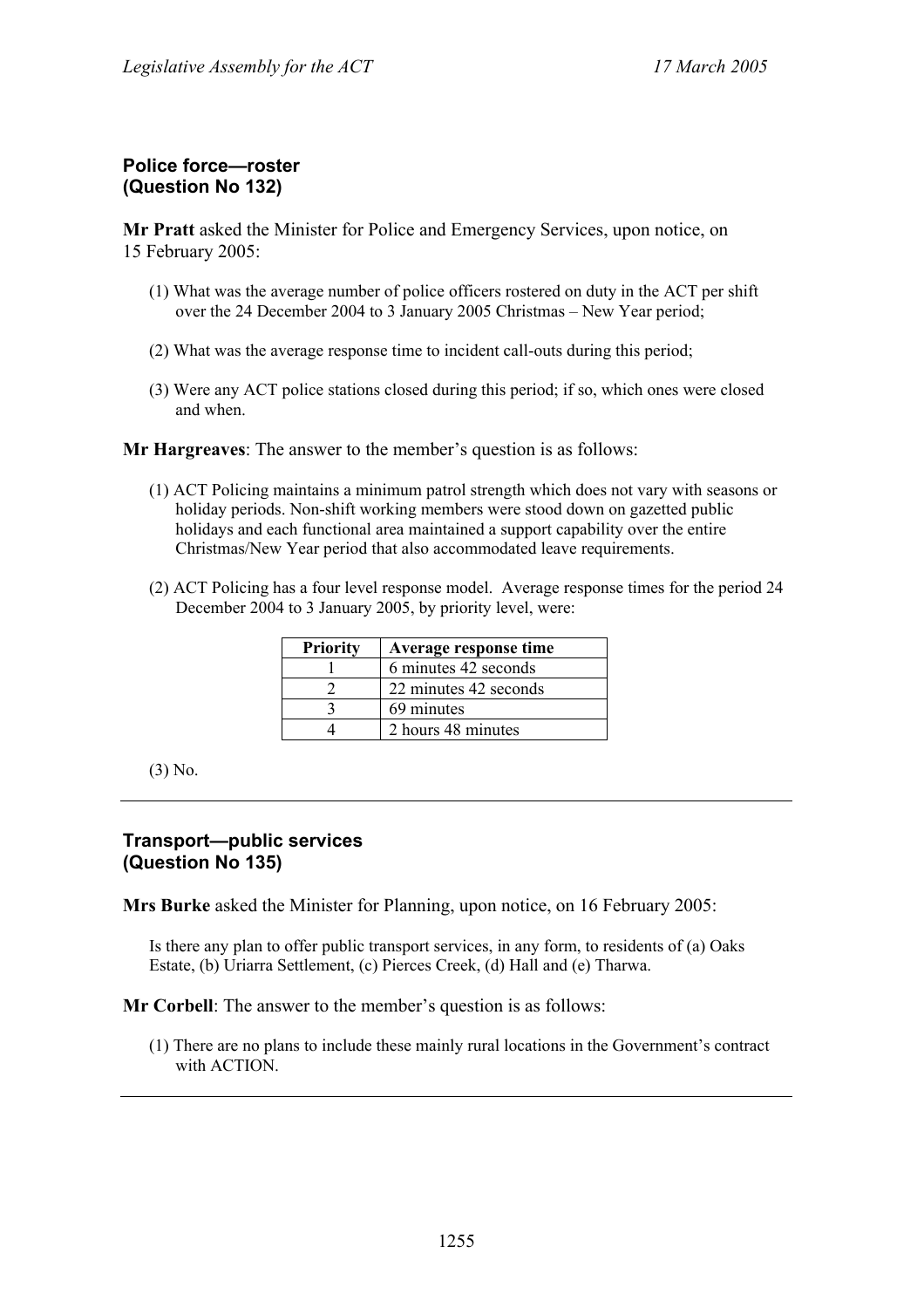## Police force—roster
## (Question No 132)

**Mr Pratt** asked the Minister for Police and Emergency Services, upon notice, on 15 February 2005:

(1) What was the average number of police officers rostered on duty in the ACT per shift over the 24 December 2004 to 3 January 2005 Christmas – New Year period;

(2) What was the average response time to incident call-outs during this period;

(3) Were any ACT police stations closed during this period; if so, which ones were closed and when.

**Mr Hargreaves**: The answer to the member's question is as follows:

(1) ACT Policing maintains a minimum patrol strength which does not vary with seasons or holiday periods. Non-shift working members were stood down on gazetted public holidays and each functional area maintained a support capability over the entire Christmas/New Year period that also accommodated leave requirements.

(2) ACT Policing has a four level response model. Average response times for the period 24 December 2004 to 3 January 2005, by priority level, were:

| Priority | Average response time |
|---|---|
| 1 | 6 minutes 42 seconds |
| 2 | 22 minutes 42 seconds |
| 3 | 69 minutes |
| 4 | 2 hours 48 minutes |

(3) No.

---

## Transport—public services
## (Question No 135)

**Mrs Burke** asked the Minister for Planning, upon notice, on 16 February 2005:

Is there any plan to offer public transport services, in any form, to residents of (a) Oaks Estate, (b) Uriarra Settlement, (c) Pierces Creek, (d) Hall and (e) Tharwa.

**Mr Corbell**: The answer to the member's question is as follows:

(1) There are no plans to include these mainly rural locations in the Government's contract with ACTION.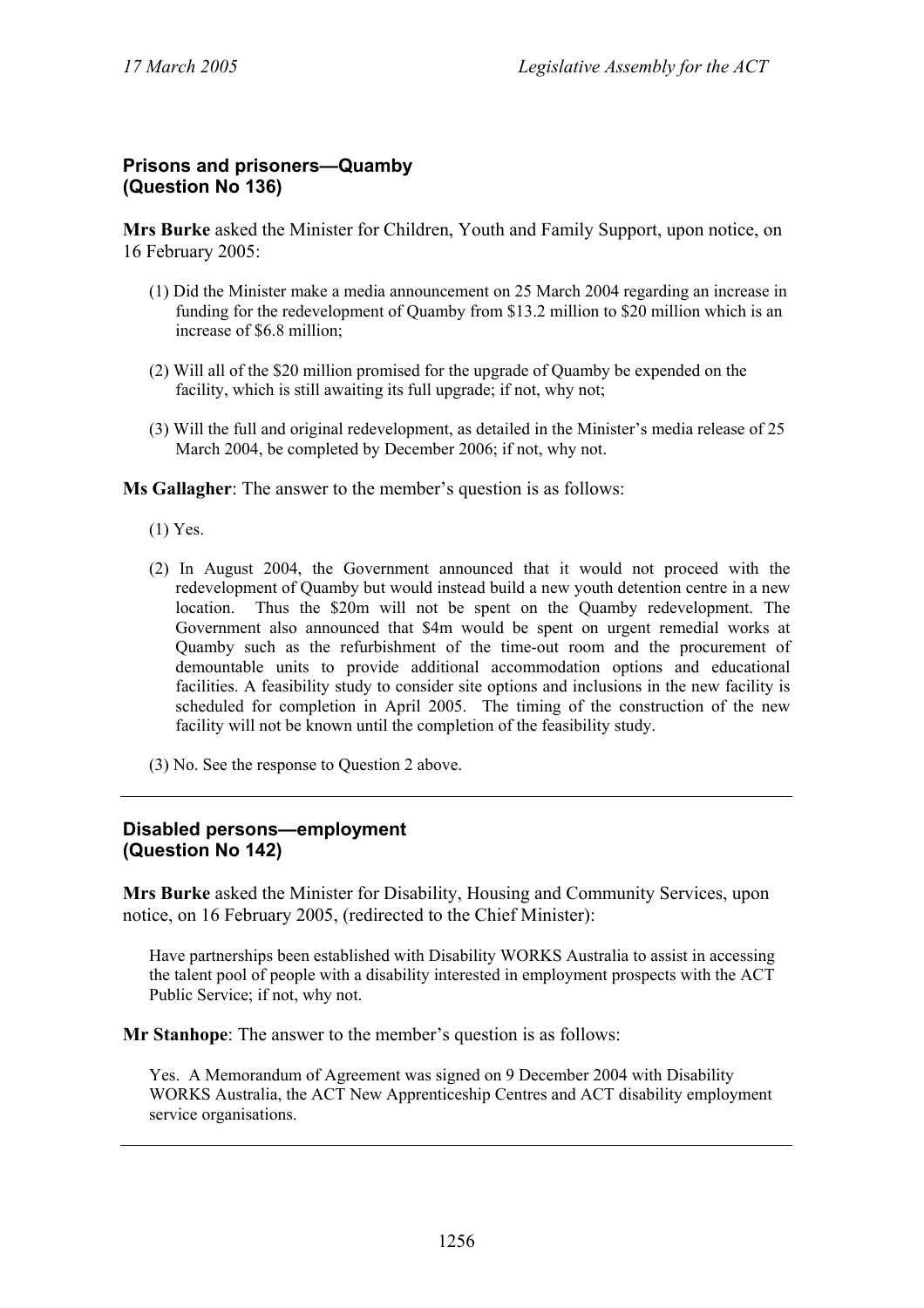### Prisons and prisoners—Quamby
### (Question No 136)

**Mrs Burke** asked the Minister for Children, Youth and Family Support, upon notice, on 16 February 2005:

(1) Did the Minister make a media announcement on 25 March 2004 regarding an increase in funding for the redevelopment of Quamby from $13.2 million to $20 million which is an increase of $6.8 million;

(2) Will all of the $20 million promised for the upgrade of Quamby be expended on the facility, which is still awaiting its full upgrade; if not, why not;

(3) Will the full and original redevelopment, as detailed in the Minister's media release of 25 March 2004, be completed by December 2006; if not, why not.

**Ms Gallagher**: The answer to the member's question is as follows:

(1) Yes.

(2) In August 2004, the Government announced that it would not proceed with the redevelopment of Quamby but would instead build a new youth detention centre in a new location. Thus the $20m will not be spent on the Quamby redevelopment. The Government also announced that $4m would be spent on urgent remedial works at Quamby such as the refurbishment of the time-out room and the procurement of demountable units to provide additional accommodation options and educational facilities. A feasibility study to consider site options and inclusions in the new facility is scheduled for completion in April 2005. The timing of the construction of the new facility will not be known until the completion of the feasibility study.

(3) No. See the response to Question 2 above.

---

### Disabled persons—employment
### (Question No 142)

**Mrs Burke** asked the Minister for Disability, Housing and Community Services, upon notice, on 16 February 2005, (redirected to the Chief Minister):

Have partnerships been established with Disability WORKS Australia to assist in accessing the talent pool of people with a disability interested in employment prospects with the ACT Public Service; if not, why not.

**Mr Stanhope**: The answer to the member's question is as follows:

Yes. A Memorandum of Agreement was signed on 9 December 2004 with Disability WORKS Australia, the ACT New Apprenticeship Centres and ACT disability employment service organisations.

---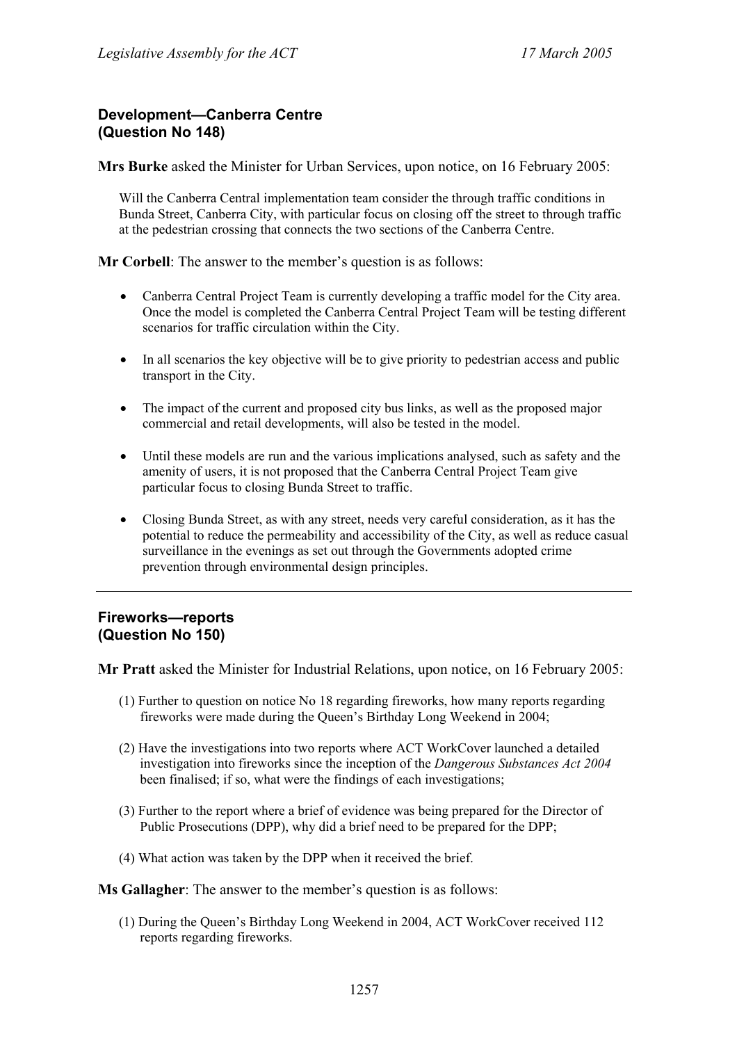### Development—Canberra Centre
### (Question No 148)

**Mrs Burke** asked the Minister for Urban Services, upon notice, on 16 February 2005:

> Will the Canberra Central implementation team consider the through traffic conditions in Bunda Street, Canberra City, with particular focus on closing off the street to through traffic at the pedestrian crossing that connects the two sections of the Canberra Centre.

**Mr Corbell**: The answer to the member's question is as follows:

- Canberra Central Project Team is currently developing a traffic model for the City area. Once the model is completed the Canberra Central Project Team will be testing different scenarios for traffic circulation within the City.
- In all scenarios the key objective will be to give priority to pedestrian access and public transport in the City.
- The impact of the current and proposed city bus links, as well as the proposed major commercial and retail developments, will also be tested in the model.
- Until these models are run and the various implications analysed, such as safety and the amenity of users, it is not proposed that the Canberra Central Project Team give particular focus to closing Bunda Street to traffic.
- Closing Bunda Street, as with any street, needs very careful consideration, as it has the potential to reduce the permeability and accessibility of the City, as well as reduce casual surveillance in the evenings as set out through the Governments adopted crime prevention through environmental design principles.

---

### Fireworks—reports
### (Question No 150)

**Mr Pratt** asked the Minister for Industrial Relations, upon notice, on 16 February 2005:

(1) Further to question on notice No 18 regarding fireworks, how many reports regarding fireworks were made during the Queen's Birthday Long Weekend in 2004;

(2) Have the investigations into two reports where ACT WorkCover launched a detailed investigation into fireworks since the inception of the *Dangerous Substances Act 2004* been finalised; if so, what were the findings of each investigations;

(3) Further to the report where a brief of evidence was being prepared for the Director of Public Prosecutions (DPP), why did a brief need to be prepared for the DPP;

(4) What action was taken by the DPP when it received the brief.

**Ms Gallagher**: The answer to the member's question is as follows:

(1) During the Queen's Birthday Long Weekend in 2004, ACT WorkCover received 112 reports regarding fireworks.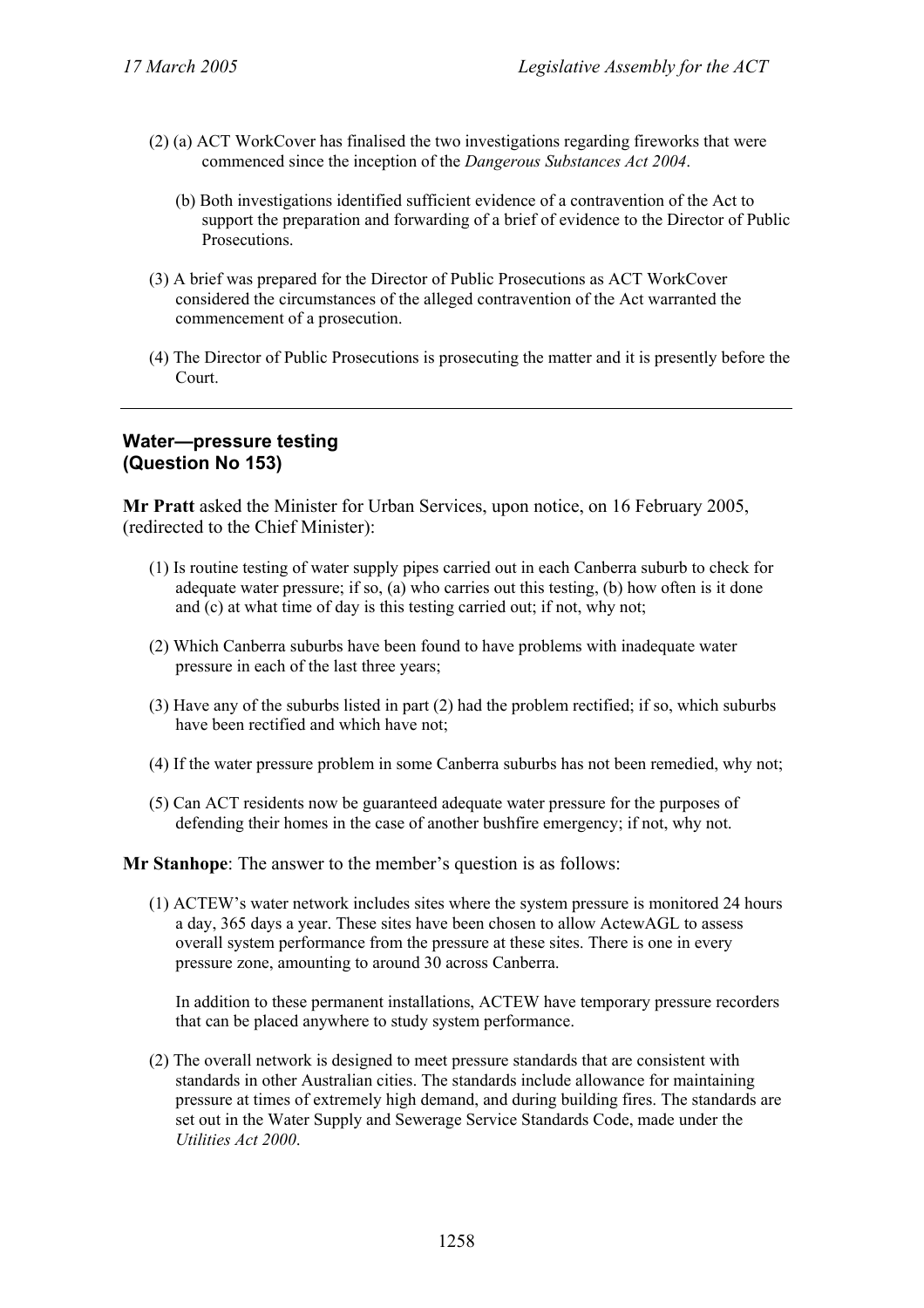(2) (a) ACT WorkCover has finalised the two investigations regarding fireworks that were commenced since the inception of the *Dangerous Substances Act 2004*.

(b) Both investigations identified sufficient evidence of a contravention of the Act to support the preparation and forwarding of a brief of evidence to the Director of Public Prosecutions.

(3) A brief was prepared for the Director of Public Prosecutions as ACT WorkCover considered the circumstances of the alleged contravention of the Act warranted the commencement of a prosecution.

(4) The Director of Public Prosecutions is prosecuting the matter and it is presently before the Court.

---

### Water—pressure testing (Question No 153)

**Mr Pratt** asked the Minister for Urban Services, upon notice, on 16 February 2005, (redirected to the Chief Minister):

(1) Is routine testing of water supply pipes carried out in each Canberra suburb to check for adequate water pressure; if so, (a) who carries out this testing, (b) how often is it done and (c) at what time of day is this testing carried out; if not, why not;

(2) Which Canberra suburbs have been found to have problems with inadequate water pressure in each of the last three years;

(3) Have any of the suburbs listed in part (2) had the problem rectified; if so, which suburbs have been rectified and which have not;

(4) If the water pressure problem in some Canberra suburbs has not been remedied, why not;

(5) Can ACT residents now be guaranteed adequate water pressure for the purposes of defending their homes in the case of another bushfire emergency; if not, why not.

**Mr Stanhope**: The answer to the member's question is as follows:

(1) ACTEW's water network includes sites where the system pressure is monitored 24 hours a day, 365 days a year. These sites have been chosen to allow ActewAGL to assess overall system performance from the pressure at these sites. There is one in every pressure zone, amounting to around 30 across Canberra.

In addition to these permanent installations, ACTEW have temporary pressure recorders that can be placed anywhere to study system performance.

(2) The overall network is designed to meet pressure standards that are consistent with standards in other Australian cities. The standards include allowance for maintaining pressure at times of extremely high demand, and during building fires. The standards are set out in the Water Supply and Sewerage Service Standards Code, made under the *Utilities Act 2000*.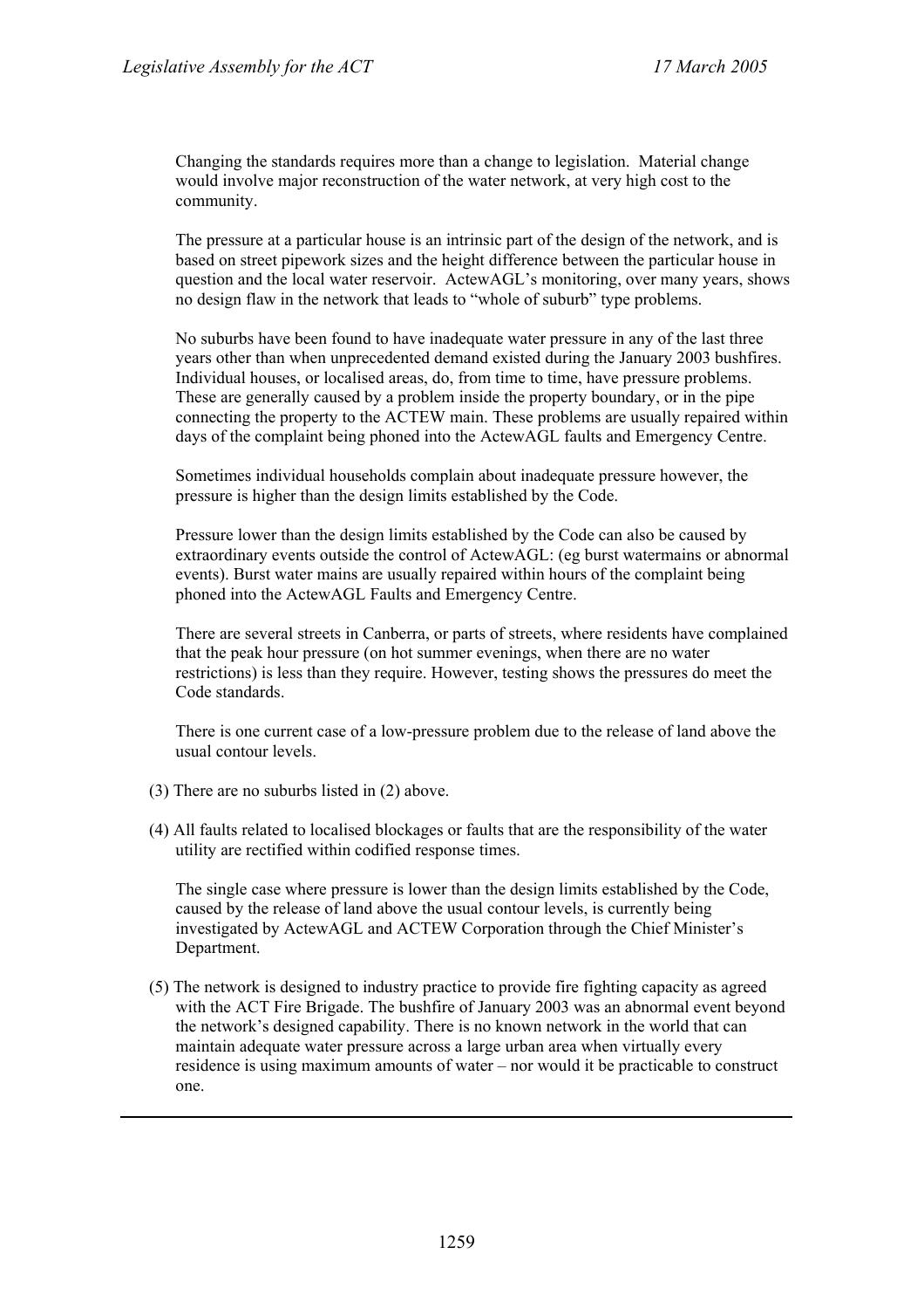Changing the standards requires more than a change to legislation. Material change would involve major reconstruction of the water network, at very high cost to the community.

The pressure at a particular house is an intrinsic part of the design of the network, and is based on street pipework sizes and the height difference between the particular house in question and the local water reservoir. ActewAGL's monitoring, over many years, shows no design flaw in the network that leads to "whole of suburb" type problems.

No suburbs have been found to have inadequate water pressure in any of the last three years other than when unprecedented demand existed during the January 2003 bushfires. Individual houses, or localised areas, do, from time to time, have pressure problems. These are generally caused by a problem inside the property boundary, or in the pipe connecting the property to the ACTEW main. These problems are usually repaired within days of the complaint being phoned into the ActewAGL faults and Emergency Centre.

Sometimes individual households complain about inadequate pressure however, the pressure is higher than the design limits established by the Code.

Pressure lower than the design limits established by the Code can also be caused by extraordinary events outside the control of ActewAGL: (eg burst watermains or abnormal events). Burst water mains are usually repaired within hours of the complaint being phoned into the ActewAGL Faults and Emergency Centre.

There are several streets in Canberra, or parts of streets, where residents have complained that the peak hour pressure (on hot summer evenings, when there are no water restrictions) is less than they require. However, testing shows the pressures do meet the Code standards.

There is one current case of a low-pressure problem due to the release of land above the usual contour levels.

(3) There are no suburbs listed in (2) above.

(4) All faults related to localised blockages or faults that are the responsibility of the water utility are rectified within codified response times.

The single case where pressure is lower than the design limits established by the Code, caused by the release of land above the usual contour levels, is currently being investigated by ActewAGL and ACTEW Corporation through the Chief Minister's Department.

(5) The network is designed to industry practice to provide fire fighting capacity as agreed with the ACT Fire Brigade. The bushfire of January 2003 was an abnormal event beyond the network's designed capability. There is no known network in the world that can maintain adequate water pressure across a large urban area when virtually every residence is using maximum amounts of water – nor would it be practicable to construct one.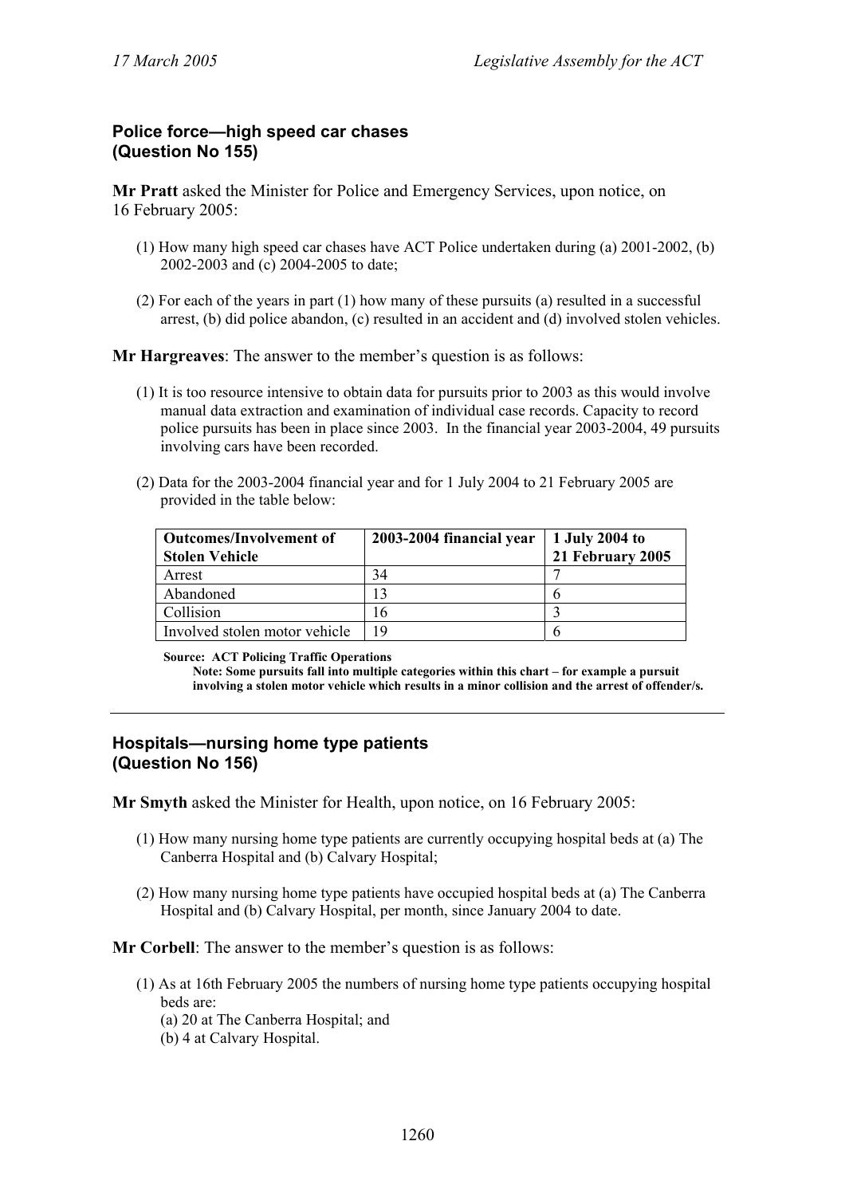## Police force—high speed car chases
## (Question No 155)

**Mr Pratt** asked the Minister for Police and Emergency Services, upon notice, on 16 February 2005:

(1) How many high speed car chases have ACT Police undertaken during (a) 2001-2002, (b) 2002-2003 and (c) 2004-2005 to date;

(2) For each of the years in part (1) how many of these pursuits (a) resulted in a successful arrest, (b) did police abandon, (c) resulted in an accident and (d) involved stolen vehicles.

**Mr Hargreaves**: The answer to the member's question is as follows:

(1) It is too resource intensive to obtain data for pursuits prior to 2003 as this would involve manual data extraction and examination of individual case records. Capacity to record police pursuits has been in place since 2003. In the financial year 2003-2004, 49 pursuits involving cars have been recorded.

(2) Data for the 2003-2004 financial year and for 1 July 2004 to 21 February 2005 are provided in the table below:

| Outcomes/Involvement of Stolen Vehicle | 2003-2004 financial year | 1 July 2004 to 21 February 2005 |
|---|---|---|
| Arrest | 34 | 7 |
| Abandoned | 13 | 6 |
| Collision | 16 | 3 |
| Involved stolen motor vehicle | 19 | 6 |

**Source: ACT Policing Traffic Operations**
**Note: Some pursuits fall into multiple categories within this chart – for example a pursuit involving a stolen motor vehicle which results in a minor collision and the arrest of offender/s.**

---

## Hospitals—nursing home type patients
## (Question No 156)

**Mr Smyth** asked the Minister for Health, upon notice, on 16 February 2005:

(1) How many nursing home type patients are currently occupying hospital beds at (a) The Canberra Hospital and (b) Calvary Hospital;

(2) How many nursing home type patients have occupied hospital beds at (a) The Canberra Hospital and (b) Calvary Hospital, per month, since January 2004 to date.

**Mr Corbell**: The answer to the member's question is as follows:

(1) As at 16th February 2005 the numbers of nursing home type patients occupying hospital beds are:
(a) 20 at The Canberra Hospital; and
(b) 4 at Calvary Hospital.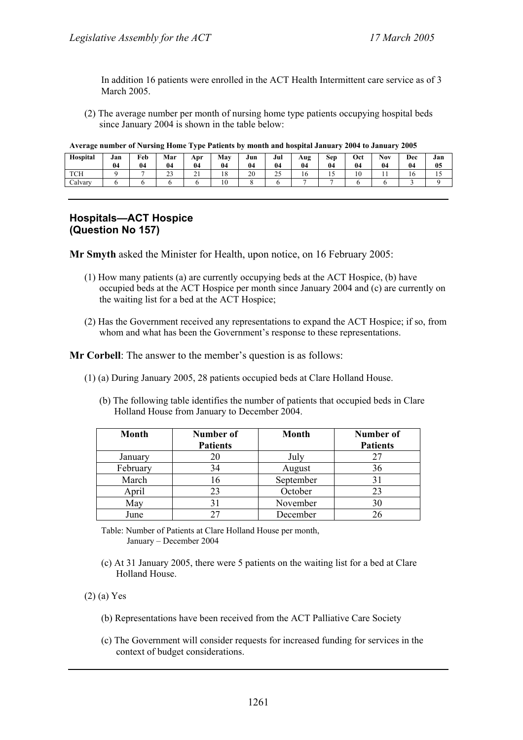In addition 16 patients were enrolled in the ACT Health Intermittent care service as of 3 March 2005.

(2) The average number per month of nursing home type patients occupying hospital beds since January 2004 is shown in the table below:

**Average number of Nursing Home Type Patients by month and hospital January 2004 to January 2005**

| Hospital | Jan 04 | Feb 04 | Mar 04 | Apr 04 | May 04 | Jun 04 | Jul 04 | Aug 04 | Sep 04 | Oct 04 | Nov 04 | Dec 04 | Jan 05 |
|---|---|---|---|---|---|---|---|---|---|---|---|---|---|
| TCH | 9 | 7 | 23 | 21 | 18 | 20 | 25 | 16 | 15 | 10 | 11 | 16 | 15 |
| Calvary | 6 | 6 | 6 | 6 | 10 | 8 | 6 | 7 | 7 | 6 | 6 | 3 | 9 |

---

## Hospitals—ACT Hospice (Question No 157)

**Mr Smyth** asked the Minister for Health, upon notice, on 16 February 2005:

(1) How many patients (a) are currently occupying beds at the ACT Hospice, (b) have occupied beds at the ACT Hospice per month since January 2004 and (c) are currently on the waiting list for a bed at the ACT Hospice;

(2) Has the Government received any representations to expand the ACT Hospice; if so, from whom and what has been the Government's response to these representations.

**Mr Corbell**: The answer to the member's question is as follows:

(1) (a) During January 2005, 28 patients occupied beds at Clare Holland House.

(b) The following table identifies the number of patients that occupied beds in Clare Holland House from January to December 2004.

| Month | Number of Patients | Month | Number of Patients |
|---|---|---|---|
| January | 20 | July | 27 |
| February | 34 | August | 36 |
| March | 16 | September | 31 |
| April | 23 | October | 23 |
| May | 31 | November | 30 |
| June | 27 | December | 26 |

Table: Number of Patients at Clare Holland House per month, January – December 2004

(c) At 31 January 2005, there were 5 patients on the waiting list for a bed at Clare Holland House.

(2) (a) Yes

(b) Representations have been received from the ACT Palliative Care Society

(c) The Government will consider requests for increased funding for services in the context of budget considerations.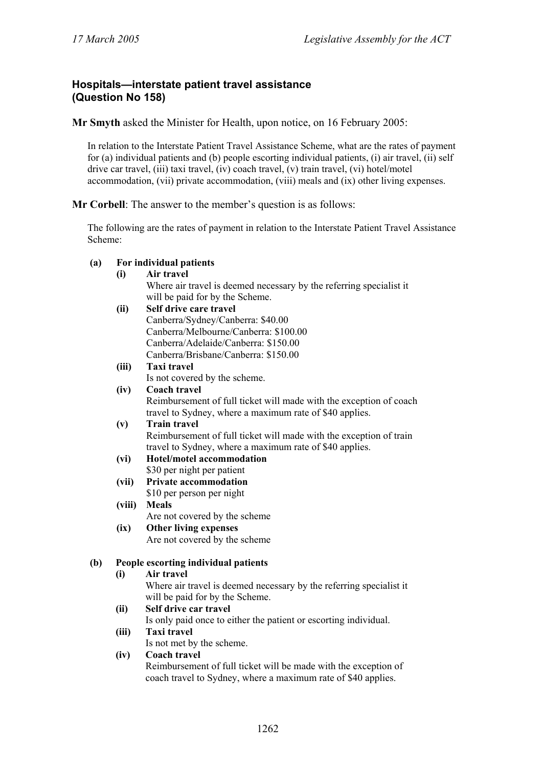### Hospitals—interstate patient travel assistance (Question No 158)

**Mr Smyth** asked the Minister for Health, upon notice, on 16 February 2005:

> In relation to the Interstate Patient Travel Assistance Scheme, what are the rates of payment for (a) individual patients and (b) people escorting individual patients, (i) air travel, (ii) self drive car travel, (iii) taxi travel, (iv) coach travel, (v) train travel, (vi) hotel/motel accommodation, (vii) private accommodation, (viii) meals and (ix) other living expenses.

**Mr Corbell**: The answer to the member's question is as follows:

> The following are the rates of payment in relation to the Interstate Patient Travel Assistance Scheme:
>
> **(a) For individual patients**
>
> **(i) Air travel**
> Where air travel is deemed necessary by the referring specialist it will be paid for by the Scheme.
>
> **(ii) Self drive care travel**
> Canberra/Sydney/Canberra: $40.00
> Canberra/Melbourne/Canberra: $100.00
> Canberra/Adelaide/Canberra: $150.00
> Canberra/Brisbane/Canberra: $150.00
>
> **(iii) Taxi travel**
> Is not covered by the scheme.
>
> **(iv) Coach travel**
> Reimbursement of full ticket will made with the exception of coach travel to Sydney, where a maximum rate of $40 applies.
>
> **(v) Train travel**
> Reimbursement of full ticket will made with the exception of train travel to Sydney, where a maximum rate of $40 applies.
>
> **(vi) Hotel/motel accommodation**
> $30 per night per patient
>
> **(vii) Private accommodation**
> $10 per person per night
>
> **(viii) Meals**
> Are not covered by the scheme
>
> **(ix) Other living expenses**
> Are not covered by the scheme
>
> **(b) People escorting individual patients**
>
> **(i) Air travel**
> Where air travel is deemed necessary by the referring specialist it will be paid for by the Scheme.
>
> **(ii) Self drive car travel**
> Is only paid once to either the patient or escorting individual.
>
> **(iii) Taxi travel**
> Is not met by the scheme.
>
> **(iv) Coach travel**
> Reimbursement of full ticket will be made with the exception of coach travel to Sydney, where a maximum rate of $40 applies.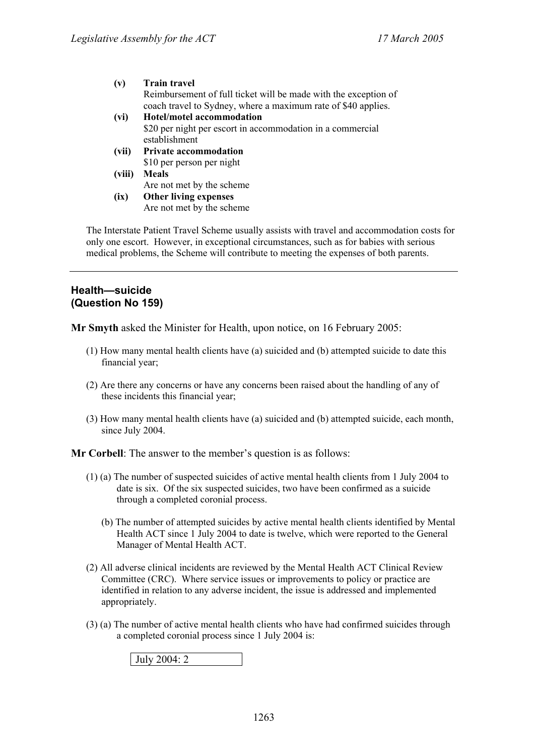- **(v) Train travel**
  Reimbursement of full ticket will be made with the exception of coach travel to Sydney, where a maximum rate of $40 applies.
- **(vi) Hotel/motel accommodation**
  $20 per night per escort in accommodation in a commercial establishment
- **(vii) Private accommodation**
  $10 per person per night
- **(viii) Meals**
  Are not met by the scheme
- **(ix) Other living expenses**
  Are not met by the scheme

The Interstate Patient Travel Scheme usually assists with travel and accommodation costs for only one escort. However, in exceptional circumstances, such as for babies with serious medical problems, the Scheme will contribute to meeting the expenses of both parents.

---

## Health—suicide
## (Question No 159)

**Mr Smyth** asked the Minister for Health, upon notice, on 16 February 2005:

(1) How many mental health clients have (a) suicided and (b) attempted suicide to date this financial year;

(2) Are there any concerns or have any concerns been raised about the handling of any of these incidents this financial year;

(3) How many mental health clients have (a) suicided and (b) attempted suicide, each month, since July 2004.

**Mr Corbell**: The answer to the member's question is as follows:

(1) (a) The number of suspected suicides of active mental health clients from 1 July 2004 to date is six. Of the six suspected suicides, two have been confirmed as a suicide through a completed coronial process.

(b) The number of attempted suicides by active mental health clients identified by Mental Health ACT since 1 July 2004 to date is twelve, which were reported to the General Manager of Mental Health ACT.

(2) All adverse clinical incidents are reviewed by the Mental Health ACT Clinical Review Committee (CRC). Where service issues or improvements to policy or practice are identified in relation to any adverse incident, the issue is addressed and implemented appropriately.

(3) (a) The number of active mental health clients who have had confirmed suicides through a completed coronial process since 1 July 2004 is:

| July 2004: 2 |
|---|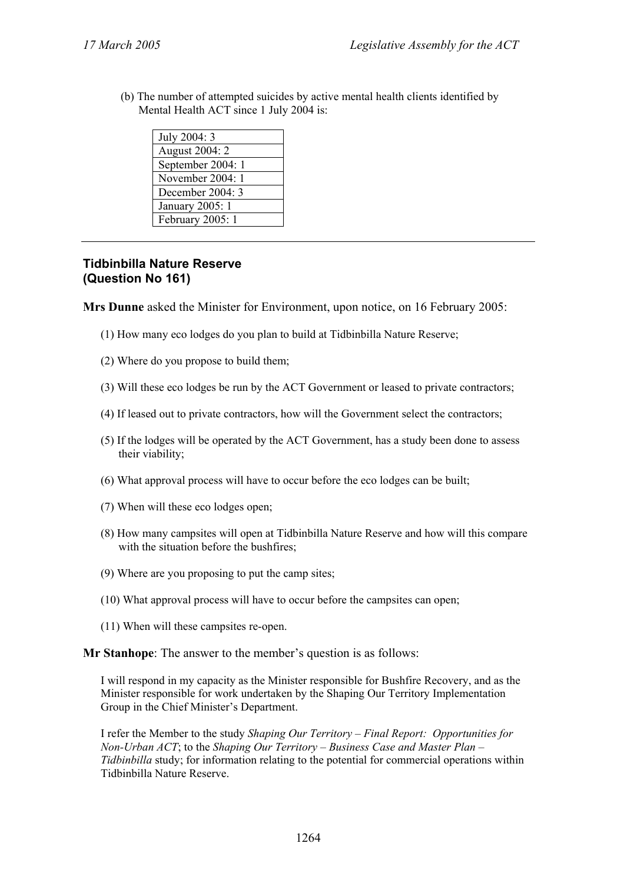(b) The number of attempted suicides by active mental health clients identified by Mental Health ACT since 1 July 2004 is:

| July 2004: 3 |
|---|
| August 2004: 2 |
| September 2004: 1 |
| November 2004: 1 |
| December 2004: 3 |
| January 2005: 1 |
| February 2005: 1 |

---

## Tidbinbilla Nature Reserve
## (Question No 161)

**Mrs Dunne** asked the Minister for Environment, upon notice, on 16 February 2005:

(1) How many eco lodges do you plan to build at Tidbinbilla Nature Reserve;

(2) Where do you propose to build them;

(3) Will these eco lodges be run by the ACT Government or leased to private contractors;

(4) If leased out to private contractors, how will the Government select the contractors;

(5) If the lodges will be operated by the ACT Government, has a study been done to assess their viability;

(6) What approval process will have to occur before the eco lodges can be built;

(7) When will these eco lodges open;

(8) How many campsites will open at Tidbinbilla Nature Reserve and how will this compare with the situation before the bushfires;

(9) Where are you proposing to put the camp sites;

(10) What approval process will have to occur before the campsites can open;

(11) When will these campsites re-open.

**Mr Stanhope**: The answer to the member's question is as follows:

I will respond in my capacity as the Minister responsible for Bushfire Recovery, and as the Minister responsible for work undertaken by the Shaping Our Territory Implementation Group in the Chief Minister's Department.

I refer the Member to the study *Shaping Our Territory – Final Report: Opportunities for Non-Urban ACT*; to the *Shaping Our Territory – Business Case and Master Plan – Tidbinbilla* study; for information relating to the potential for commercial operations within Tidbinbilla Nature Reserve.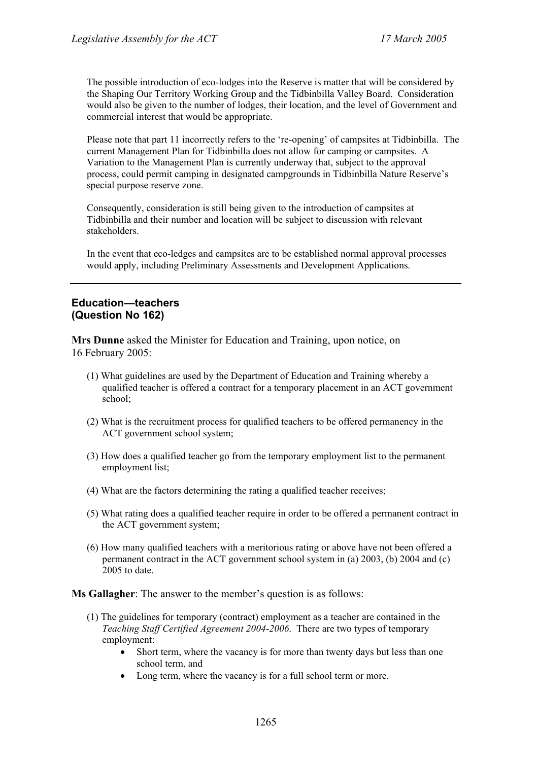The possible introduction of eco-lodges into the Reserve is matter that will be considered by the Shaping Our Territory Working Group and the Tidbinbilla Valley Board. Consideration would also be given to the number of lodges, their location, and the level of Government and commercial interest that would be appropriate.

Please note that part 11 incorrectly refers to the 're-opening' of campsites at Tidbinbilla. The current Management Plan for Tidbinbilla does not allow for camping or campsites. A Variation to the Management Plan is currently underway that, subject to the approval process, could permit camping in designated campgrounds in Tidbinbilla Nature Reserve's special purpose reserve zone.

Consequently, consideration is still being given to the introduction of campsites at Tidbinbilla and their number and location will be subject to discussion with relevant stakeholders.

In the event that eco-ledges and campsites are to be established normal approval processes would apply, including Preliminary Assessments and Development Applications.

---

## Education—teachers
## (Question No 162)

**Mrs Dunne** asked the Minister for Education and Training, upon notice, on 16 February 2005:

(1) What guidelines are used by the Department of Education and Training whereby a qualified teacher is offered a contract for a temporary placement in an ACT government school;

(2) What is the recruitment process for qualified teachers to be offered permanency in the ACT government school system;

(3) How does a qualified teacher go from the temporary employment list to the permanent employment list;

(4) What are the factors determining the rating a qualified teacher receives;

(5) What rating does a qualified teacher require in order to be offered a permanent contract in the ACT government system;

(6) How many qualified teachers with a meritorious rating or above have not been offered a permanent contract in the ACT government school system in (a) 2003, (b) 2004 and (c) 2005 to date.

**Ms Gallagher**: The answer to the member's question is as follows:

(1) The guidelines for temporary (contract) employment as a teacher are contained in the *Teaching Staff Certified Agreement 2004-2006*. There are two types of temporary employment:

- Short term, where the vacancy is for more than twenty days but less than one school term, and
- Long term, where the vacancy is for a full school term or more.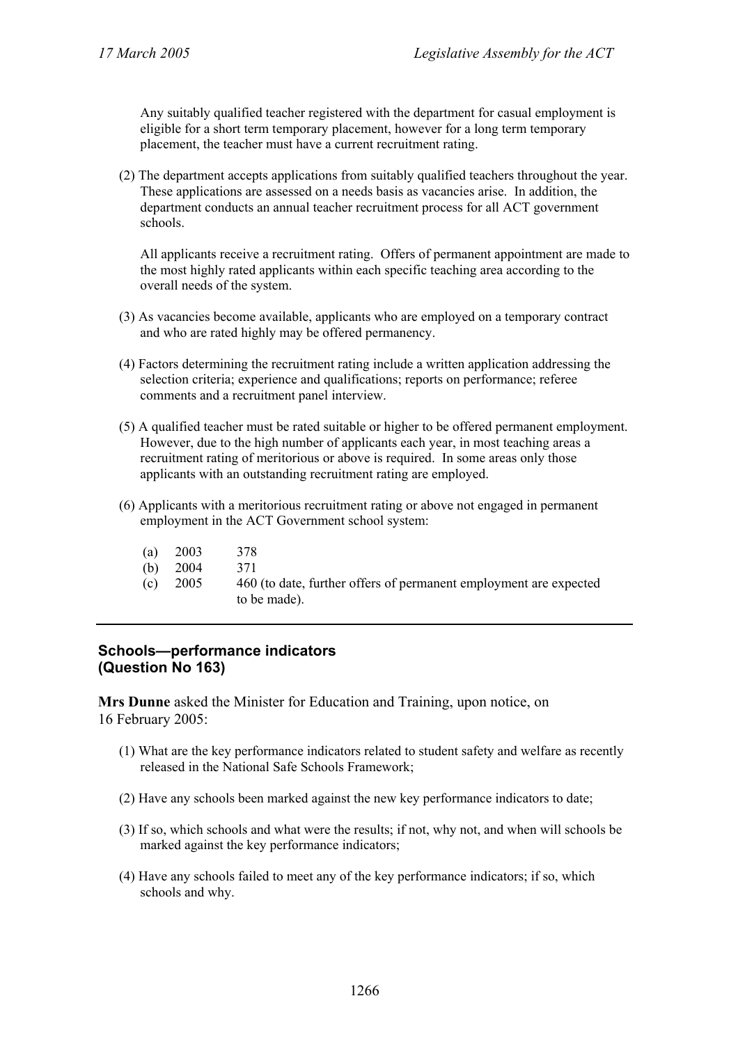Any suitably qualified teacher registered with the department for casual employment is eligible for a short term temporary placement, however for a long term temporary placement, the teacher must have a current recruitment rating.

(2) The department accepts applications from suitably qualified teachers throughout the year. These applications are assessed on a needs basis as vacancies arise. In addition, the department conducts an annual teacher recruitment process for all ACT government schools.

All applicants receive a recruitment rating. Offers of permanent appointment are made to the most highly rated applicants within each specific teaching area according to the overall needs of the system.

(3) As vacancies become available, applicants who are employed on a temporary contract and who are rated highly may be offered permanency.

(4) Factors determining the recruitment rating include a written application addressing the selection criteria; experience and qualifications; reports on performance; referee comments and a recruitment panel interview.

(5) A qualified teacher must be rated suitable or higher to be offered permanent employment. However, due to the high number of applicants each year, in most teaching areas a recruitment rating of meritorious or above is required. In some areas only those applicants with an outstanding recruitment rating are employed.

(6) Applicants with a meritorious recruitment rating or above not engaged in permanent employment in the ACT Government school system:

(a) 2003 378
(b) 2004 371
(c) 2005 460 (to date, further offers of permanent employment are expected to be made).

---

## Schools—performance indicators (Question No 163)

**Mrs Dunne** asked the Minister for Education and Training, upon notice, on 16 February 2005:

(1) What are the key performance indicators related to student safety and welfare as recently released in the National Safe Schools Framework;

(2) Have any schools been marked against the new key performance indicators to date;

(3) If so, which schools and what were the results; if not, why not, and when will schools be marked against the key performance indicators;

(4) Have any schools failed to meet any of the key performance indicators; if so, which schools and why.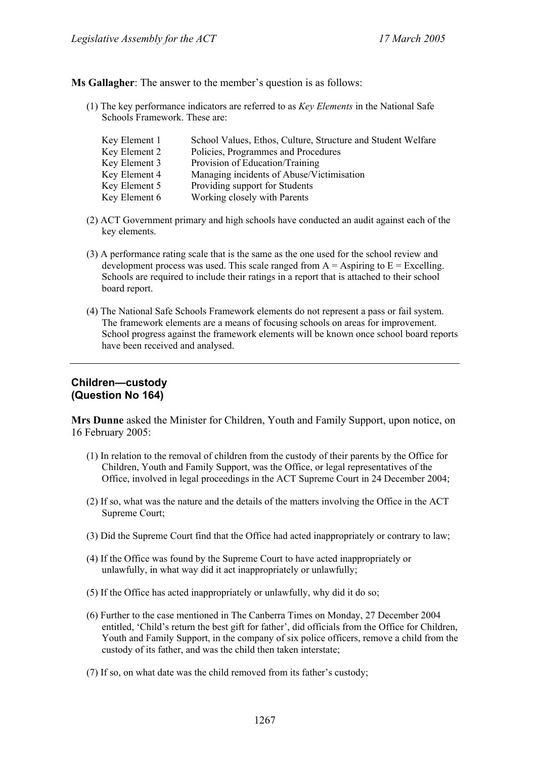**Ms Gallagher**: The answer to the member's question is as follows:

(1) The key performance indicators are referred to as *Key Elements* in the National Safe Schools Framework. These are:

| | |
|---|---|
| Key Element 1 | School Values, Ethos, Culture, Structure and Student Welfare |
| Key Element 2 | Policies, Programmes and Procedures |
| Key Element 3 | Provision of Education/Training |
| Key Element 4 | Managing incidents of Abuse/Victimisation |
| Key Element 5 | Providing support for Students |
| Key Element 6 | Working closely with Parents |

(2) ACT Government primary and high schools have conducted an audit against each of the key elements.

(3) A performance rating scale that is the same as the one used for the school review and development process was used. This scale ranged from A = Aspiring to E = Excelling. Schools are required to include their ratings in a report that is attached to their school board report.

(4) The National Safe Schools Framework elements do not represent a pass or fail system. The framework elements are a means of focusing schools on areas for improvement. School progress against the framework elements will be known once school board reports have been received and analysed.

---

## Children—custody (Question No 164)

**Mrs Dunne** asked the Minister for Children, Youth and Family Support, upon notice, on 16 February 2005:

(1) In relation to the removal of children from the custody of their parents by the Office for Children, Youth and Family Support, was the Office, or legal representatives of the Office, involved in legal proceedings in the ACT Supreme Court in 24 December 2004;

(2) If so, what was the nature and the details of the matters involving the Office in the ACT Supreme Court;

(3) Did the Supreme Court find that the Office had acted inappropriately or contrary to law;

(4) If the Office was found by the Supreme Court to have acted inappropriately or unlawfully, in what way did it act inappropriately or unlawfully;

(5) If the Office has acted inappropriately or unlawfully, why did it do so;

(6) Further to the case mentioned in The Canberra Times on Monday, 27 December 2004 entitled, 'Child's return the best gift for father', did officials from the Office for Children, Youth and Family Support, in the company of six police officers, remove a child from the custody of its father, and was the child then taken interstate;

(7) If so, on what date was the child removed from its father's custody;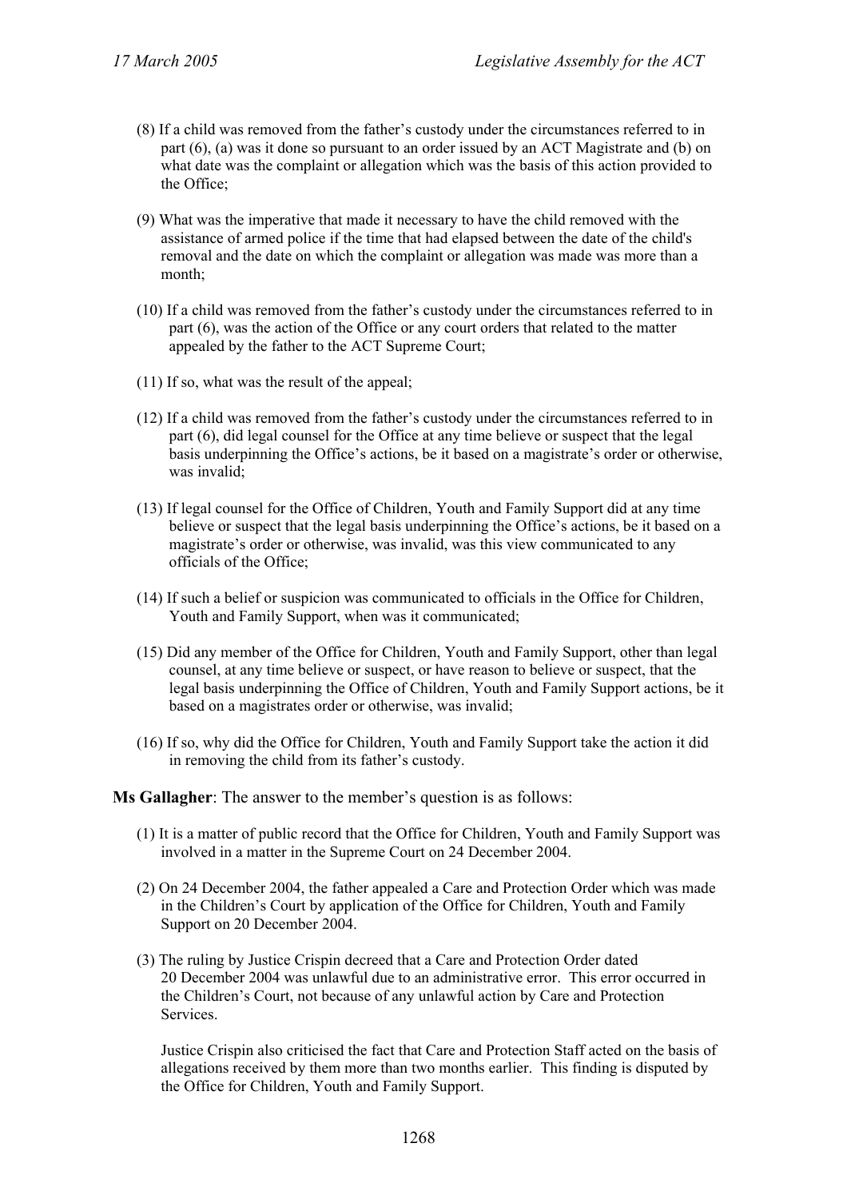(8) If a child was removed from the father's custody under the circumstances referred to in part (6), (a) was it done so pursuant to an order issued by an ACT Magistrate and (b) on what date was the complaint or allegation which was the basis of this action provided to the Office;

(9) What was the imperative that made it necessary to have the child removed with the assistance of armed police if the time that had elapsed between the date of the child's removal and the date on which the complaint or allegation was made was more than a month;

(10) If a child was removed from the father's custody under the circumstances referred to in part (6), was the action of the Office or any court orders that related to the matter appealed by the father to the ACT Supreme Court;

(11) If so, what was the result of the appeal;

(12) If a child was removed from the father's custody under the circumstances referred to in part (6), did legal counsel for the Office at any time believe or suspect that the legal basis underpinning the Office's actions, be it based on a magistrate's order or otherwise, was invalid;

(13) If legal counsel for the Office of Children, Youth and Family Support did at any time believe or suspect that the legal basis underpinning the Office's actions, be it based on a magistrate's order or otherwise, was invalid, was this view communicated to any officials of the Office;

(14) If such a belief or suspicion was communicated to officials in the Office for Children, Youth and Family Support, when was it communicated;

(15) Did any member of the Office for Children, Youth and Family Support, other than legal counsel, at any time believe or suspect, or have reason to believe or suspect, that the legal basis underpinning the Office of Children, Youth and Family Support actions, be it based on a magistrates order or otherwise, was invalid;

(16) If so, why did the Office for Children, Youth and Family Support take the action it did in removing the child from its father's custody.

**Ms Gallagher**: The answer to the member's question is as follows:

(1) It is a matter of public record that the Office for Children, Youth and Family Support was involved in a matter in the Supreme Court on 24 December 2004.

(2) On 24 December 2004, the father appealed a Care and Protection Order which was made in the Children's Court by application of the Office for Children, Youth and Family Support on 20 December 2004.

(3) The ruling by Justice Crispin decreed that a Care and Protection Order dated 20 December 2004 was unlawful due to an administrative error. This error occurred in the Children's Court, not because of any unlawful action by Care and Protection Services.

Justice Crispin also criticised the fact that Care and Protection Staff acted on the basis of allegations received by them more than two months earlier. This finding is disputed by the Office for Children, Youth and Family Support.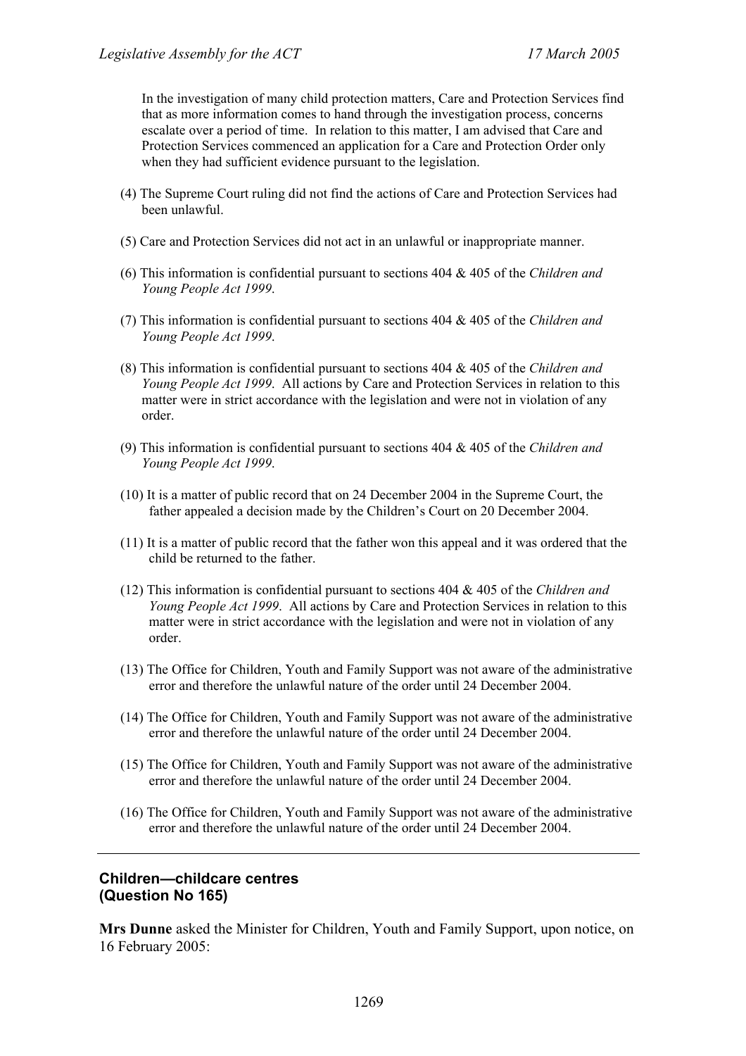In the investigation of many child protection matters, Care and Protection Services find that as more information comes to hand through the investigation process, concerns escalate over a period of time. In relation to this matter, I am advised that Care and Protection Services commenced an application for a Care and Protection Order only when they had sufficient evidence pursuant to the legislation.

(4) The Supreme Court ruling did not find the actions of Care and Protection Services had been unlawful.

(5) Care and Protection Services did not act in an unlawful or inappropriate manner.

(6) This information is confidential pursuant to sections 404 & 405 of the *Children and Young People Act 1999*.

(7) This information is confidential pursuant to sections 404 & 405 of the *Children and Young People Act 1999*.

(8) This information is confidential pursuant to sections 404 & 405 of the *Children and Young People Act 1999*. All actions by Care and Protection Services in relation to this matter were in strict accordance with the legislation and were not in violation of any order.

(9) This information is confidential pursuant to sections 404 & 405 of the *Children and Young People Act 1999*.

(10) It is a matter of public record that on 24 December 2004 in the Supreme Court, the father appealed a decision made by the Children's Court on 20 December 2004.

(11) It is a matter of public record that the father won this appeal and it was ordered that the child be returned to the father.

(12) This information is confidential pursuant to sections 404 & 405 of the *Children and Young People Act 1999*. All actions by Care and Protection Services in relation to this matter were in strict accordance with the legislation and were not in violation of any order.

(13) The Office for Children, Youth and Family Support was not aware of the administrative error and therefore the unlawful nature of the order until 24 December 2004.

(14) The Office for Children, Youth and Family Support was not aware of the administrative error and therefore the unlawful nature of the order until 24 December 2004.

(15) The Office for Children, Youth and Family Support was not aware of the administrative error and therefore the unlawful nature of the order until 24 December 2004.

(16) The Office for Children, Youth and Family Support was not aware of the administrative error and therefore the unlawful nature of the order until 24 December 2004.

---

## Children—childcare centres
## (Question No 165)

**Mrs Dunne** asked the Minister for Children, Youth and Family Support, upon notice, on 16 February 2005: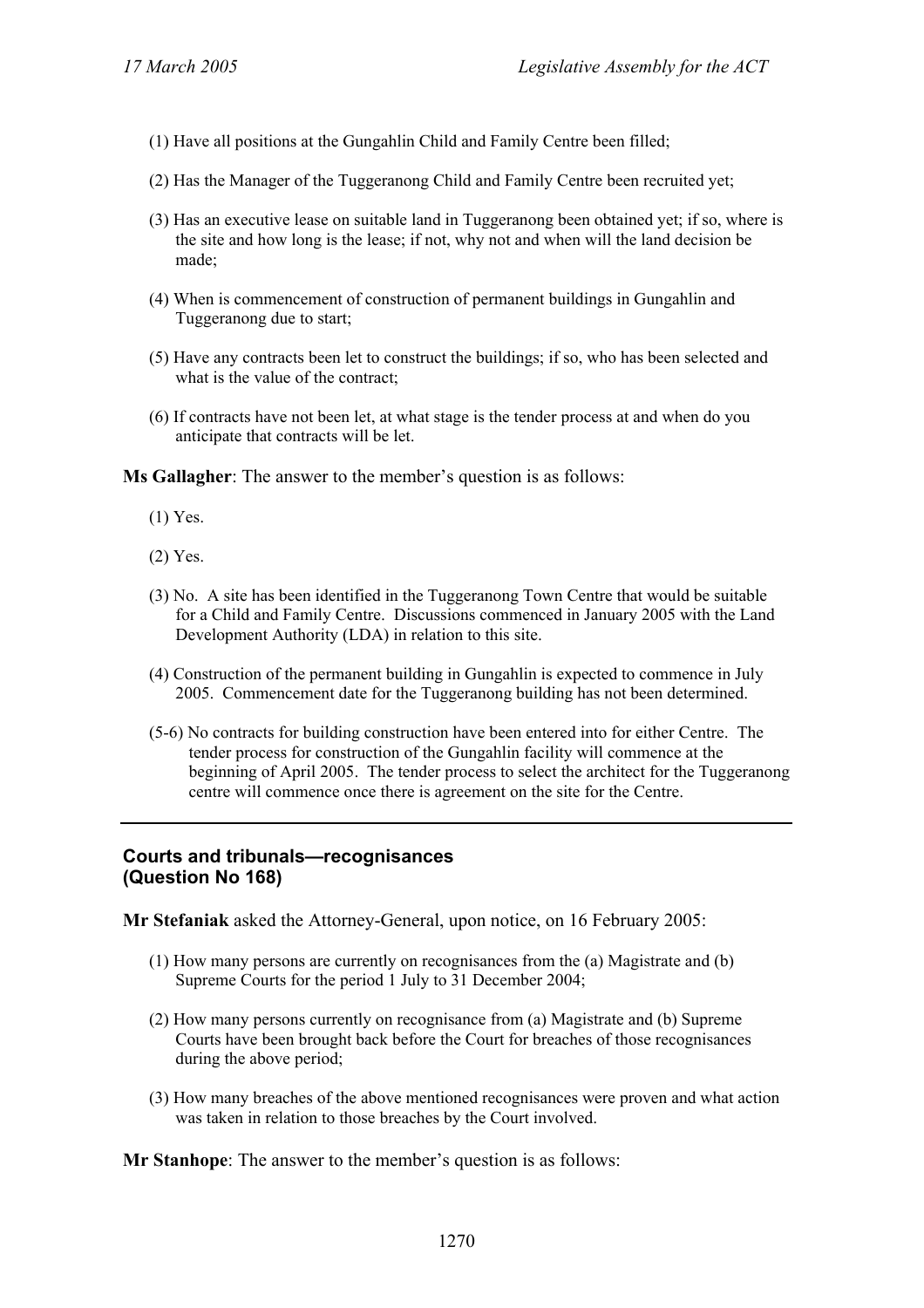(1) Have all positions at the Gungahlin Child and Family Centre been filled;

(2) Has the Manager of the Tuggeranong Child and Family Centre been recruited yet;

(3) Has an executive lease on suitable land in Tuggeranong been obtained yet; if so, where is the site and how long is the lease; if not, why not and when will the land decision be made;

(4) When is commencement of construction of permanent buildings in Gungahlin and Tuggeranong due to start;

(5) Have any contracts been let to construct the buildings; if so, who has been selected and what is the value of the contract;

(6) If contracts have not been let, at what stage is the tender process at and when do you anticipate that contracts will be let.

**Ms Gallagher**: The answer to the member's question is as follows:

(1) Yes.

(2) Yes.

(3) No. A site has been identified in the Tuggeranong Town Centre that would be suitable for a Child and Family Centre. Discussions commenced in January 2005 with the Land Development Authority (LDA) in relation to this site.

(4) Construction of the permanent building in Gungahlin is expected to commence in July 2005. Commencement date for the Tuggeranong building has not been determined.

(5-6) No contracts for building construction have been entered into for either Centre. The tender process for construction of the Gungahlin facility will commence at the beginning of April 2005. The tender process to select the architect for the Tuggeranong centre will commence once there is agreement on the site for the Centre.

---

### Courts and tribunals—recognisances
### (Question No 168)

**Mr Stefaniak** asked the Attorney-General, upon notice, on 16 February 2005:

(1) How many persons are currently on recognisances from the (a) Magistrate and (b) Supreme Courts for the period 1 July to 31 December 2004;

(2) How many persons currently on recognisance from (a) Magistrate and (b) Supreme Courts have been brought back before the Court for breaches of those recognisances during the above period;

(3) How many breaches of the above mentioned recognisances were proven and what action was taken in relation to those breaches by the Court involved.

**Mr Stanhope**: The answer to the member's question is as follows: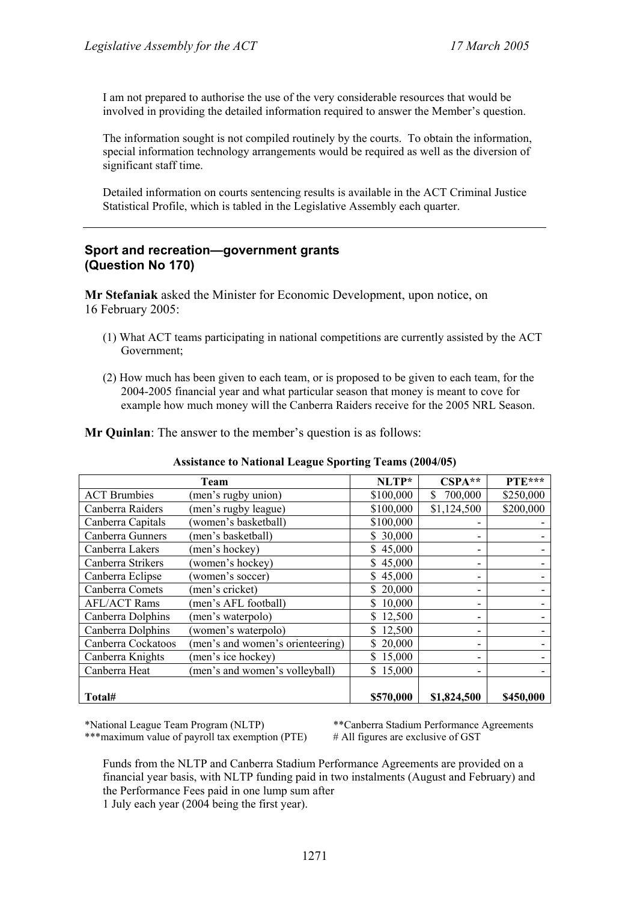I am not prepared to authorise the use of the very considerable resources that would be involved in providing the detailed information required to answer the Member's question.

The information sought is not compiled routinely by the courts. To obtain the information, special information technology arrangements would be required as well as the diversion of significant staff time.

Detailed information on courts sentencing results is available in the ACT Criminal Justice Statistical Profile, which is tabled in the Legislative Assembly each quarter.

---

## Sport and recreation—government grants (Question No 170)

**Mr Stefaniak** asked the Minister for Economic Development, upon notice, on 16 February 2005:

(1) What ACT teams participating in national competitions are currently assisted by the ACT Government;

(2) How much has been given to each team, or is proposed to be given to each team, for the 2004-2005 financial year and what particular season that money is meant to cove for example how much money will the Canberra Raiders receive for the 2005 NRL Season.

**Mr Quinlan**: The answer to the member's question is as follows:

**Assistance to National League Sporting Teams (2004/05)**

| Team | | NLTP* | CSPA** | PTE*** |
|---|---|---|---|---|
| ACT Brumbies | (men's rugby union) | $100,000 | $ 700,000 | $250,000 |
| Canberra Raiders | (men's rugby league) | $100,000 | $1,124,500 | $200,000 |
| Canberra Capitals | (women's basketball) | $100,000 | - | - |
| Canberra Gunners | (men's basketball) | $ 30,000 | - | - |
| Canberra Lakers | (men's hockey) | $ 45,000 | - | - |
| Canberra Strikers | (women's hockey) | $ 45,000 | - | - |
| Canberra Eclipse | (women's soccer) | $ 45,000 | - | - |
| Canberra Comets | (men's cricket) | $ 20,000 | - | - |
| AFL/ACT Rams | (men's AFL football) | $ 10,000 | - | - |
| Canberra Dolphins | (men's waterpolo) | $ 12,500 | - | - |
| Canberra Dolphins | (women's waterpolo) | $ 12,500 | - | - |
| Canberra Cockatoos | (men's and women's orienteering) | $ 20,000 | - | - |
| Canberra Knights | (men's ice hockey) | $ 15,000 | - | - |
| Canberra Heat | (men's and women's volleyball) | $ 15,000 | - | - |
| **Total#** | | **$570,000** | **$1,824,500** | **$450,000** |

*National League Team Program (NLTP)
**Canberra Stadium Performance Agreements
***maximum value of payroll tax exemption (PTE)
# All figures are exclusive of GST

Funds from the NLTP and Canberra Stadium Performance Agreements are provided on a financial year basis, with NLTP funding paid in two instalments (August and February) and the Performance Fees paid in one lump sum after 1 July each year (2004 being the first year).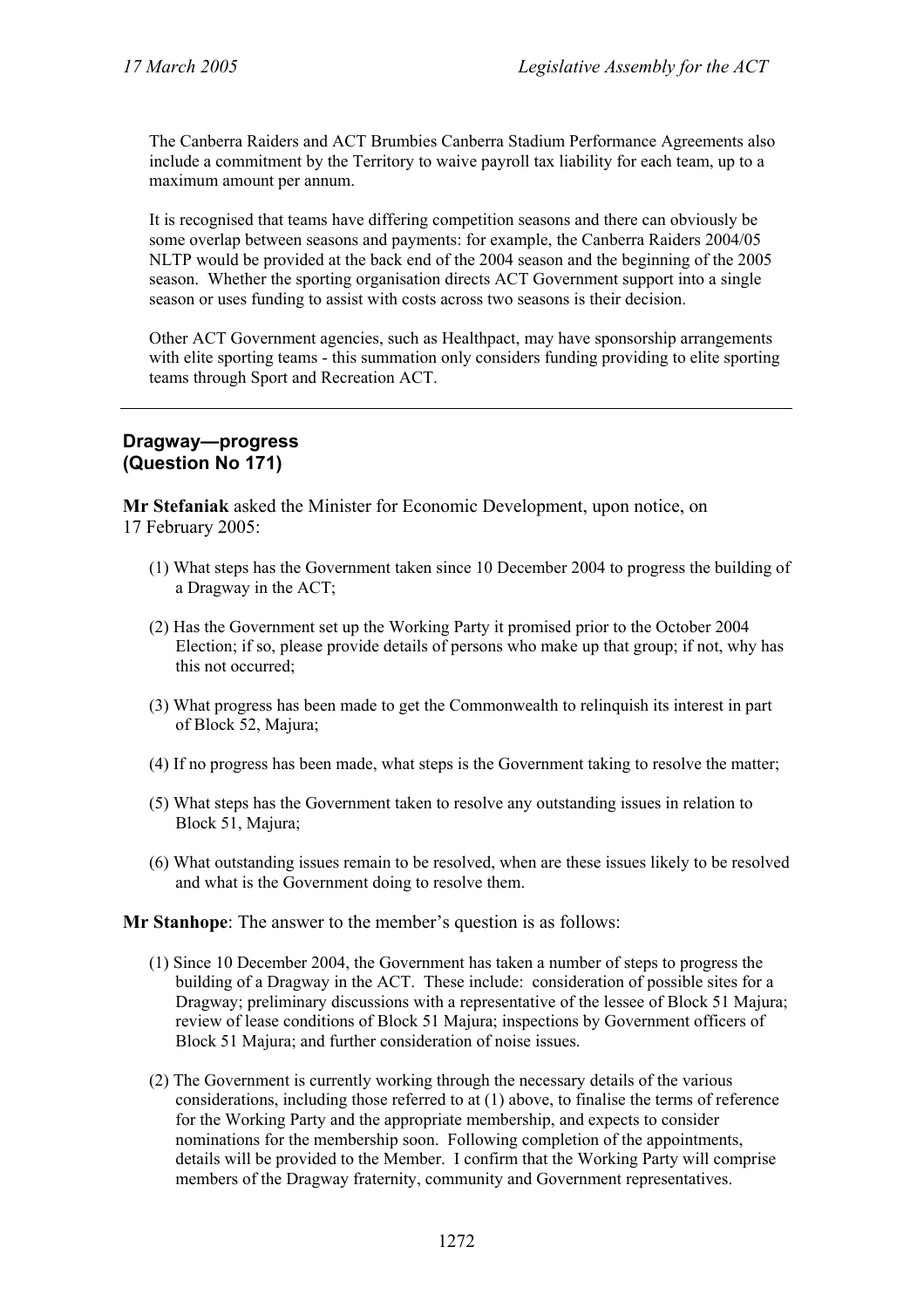The Canberra Raiders and ACT Brumbies Canberra Stadium Performance Agreements also include a commitment by the Territory to waive payroll tax liability for each team, up to a maximum amount per annum.

It is recognised that teams have differing competition seasons and there can obviously be some overlap between seasons and payments: for example, the Canberra Raiders 2004/05 NLTP would be provided at the back end of the 2004 season and the beginning of the 2005 season. Whether the sporting organisation directs ACT Government support into a single season or uses funding to assist with costs across two seasons is their decision.

Other ACT Government agencies, such as Healthpact, may have sponsorship arrangements with elite sporting teams - this summation only considers funding providing to elite sporting teams through Sport and Recreation ACT.

---

### Dragway—progress
### (Question No 171)

**Mr Stefaniak** asked the Minister for Economic Development, upon notice, on 17 February 2005:

(1) What steps has the Government taken since 10 December 2004 to progress the building of a Dragway in the ACT;

(2) Has the Government set up the Working Party it promised prior to the October 2004 Election; if so, please provide details of persons who make up that group; if not, why has this not occurred;

(3) What progress has been made to get the Commonwealth to relinquish its interest in part of Block 52, Majura;

(4) If no progress has been made, what steps is the Government taking to resolve the matter;

(5) What steps has the Government taken to resolve any outstanding issues in relation to Block 51, Majura;

(6) What outstanding issues remain to be resolved, when are these issues likely to be resolved and what is the Government doing to resolve them.

**Mr Stanhope**: The answer to the member's question is as follows:

(1) Since 10 December 2004, the Government has taken a number of steps to progress the building of a Dragway in the ACT. These include: consideration of possible sites for a Dragway; preliminary discussions with a representative of the lessee of Block 51 Majura; review of lease conditions of Block 51 Majura; inspections by Government officers of Block 51 Majura; and further consideration of noise issues.

(2) The Government is currently working through the necessary details of the various considerations, including those referred to at (1) above, to finalise the terms of reference for the Working Party and the appropriate membership, and expects to consider nominations for the membership soon. Following completion of the appointments, details will be provided to the Member. I confirm that the Working Party will comprise members of the Dragway fraternity, community and Government representatives.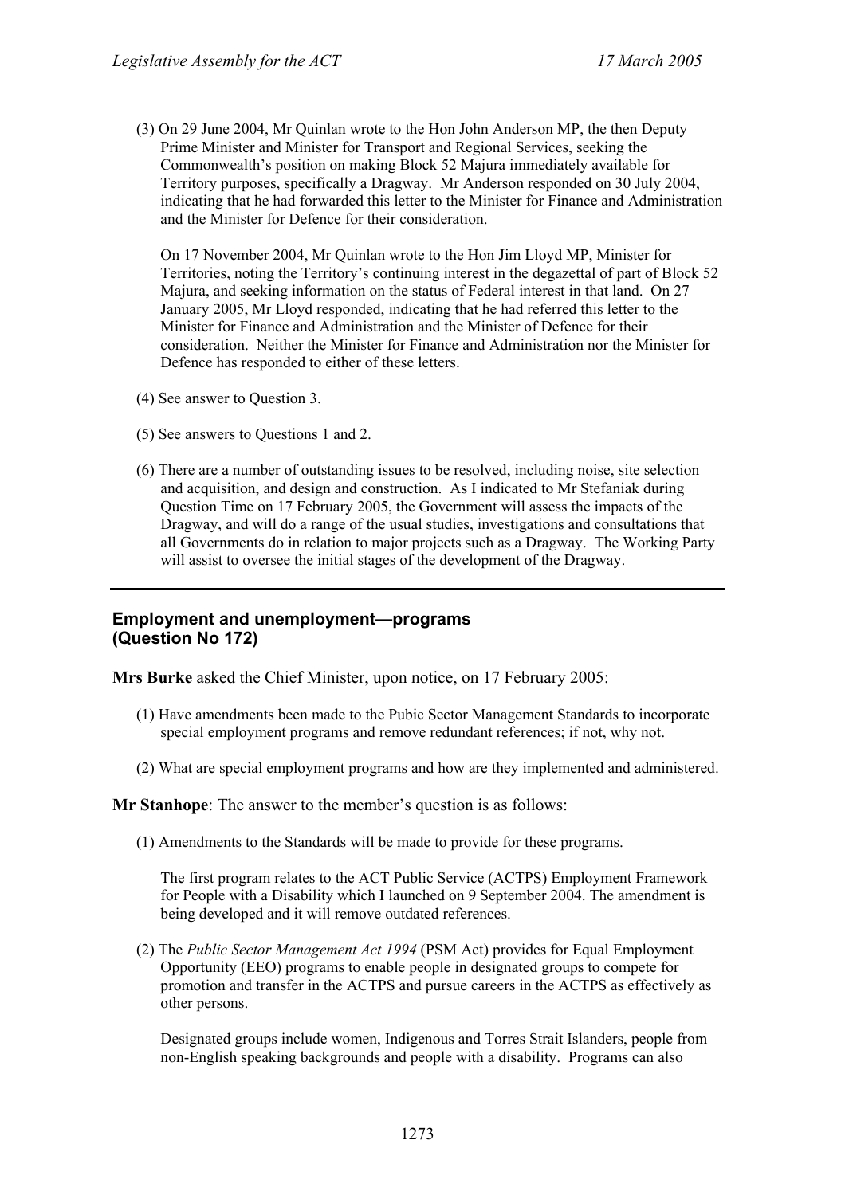(3) On 29 June 2004, Mr Quinlan wrote to the Hon John Anderson MP, the then Deputy Prime Minister and Minister for Transport and Regional Services, seeking the Commonwealth's position on making Block 52 Majura immediately available for Territory purposes, specifically a Dragway. Mr Anderson responded on 30 July 2004, indicating that he had forwarded this letter to the Minister for Finance and Administration and the Minister for Defence for their consideration.

On 17 November 2004, Mr Quinlan wrote to the Hon Jim Lloyd MP, Minister for Territories, noting the Territory's continuing interest in the degazettal of part of Block 52 Majura, and seeking information on the status of Federal interest in that land. On 27 January 2005, Mr Lloyd responded, indicating that he had referred this letter to the Minister for Finance and Administration and the Minister of Defence for their consideration. Neither the Minister for Finance and Administration nor the Minister for Defence has responded to either of these letters.

(4) See answer to Question 3.

(5) See answers to Questions 1 and 2.

(6) There are a number of outstanding issues to be resolved, including noise, site selection and acquisition, and design and construction. As I indicated to Mr Stefaniak during Question Time on 17 February 2005, the Government will assess the impacts of the Dragway, and will do a range of the usual studies, investigations and consultations that all Governments do in relation to major projects such as a Dragway. The Working Party will assist to oversee the initial stages of the development of the Dragway.

---

### Employment and unemployment—programs (Question No 172)

**Mrs Burke** asked the Chief Minister, upon notice, on 17 February 2005:

(1) Have amendments been made to the Pubic Sector Management Standards to incorporate special employment programs and remove redundant references; if not, why not.

(2) What are special employment programs and how are they implemented and administered.

**Mr Stanhope**: The answer to the member's question is as follows:

(1) Amendments to the Standards will be made to provide for these programs.

The first program relates to the ACT Public Service (ACTPS) Employment Framework for People with a Disability which I launched on 9 September 2004. The amendment is being developed and it will remove outdated references.

(2) The *Public Sector Management Act 1994* (PSM Act) provides for Equal Employment Opportunity (EEO) programs to enable people in designated groups to compete for promotion and transfer in the ACTPS and pursue careers in the ACTPS as effectively as other persons.

Designated groups include women, Indigenous and Torres Strait Islanders, people from non-English speaking backgrounds and people with a disability. Programs can also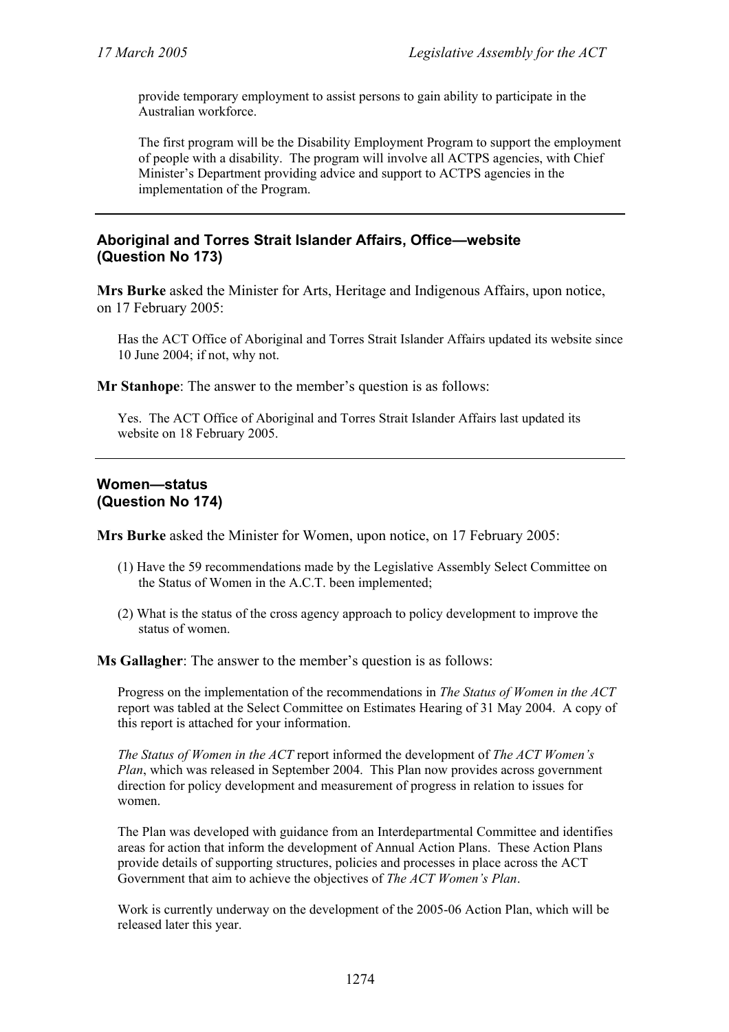provide temporary employment to assist persons to gain ability to participate in the Australian workforce.

The first program will be the Disability Employment Program to support the employment of people with a disability. The program will involve all ACTPS agencies, with Chief Minister's Department providing advice and support to ACTPS agencies in the implementation of the Program.

---

### Aboriginal and Torres Strait Islander Affairs, Office—website (Question No 173)

**Mrs Burke** asked the Minister for Arts, Heritage and Indigenous Affairs, upon notice, on 17 February 2005:

Has the ACT Office of Aboriginal and Torres Strait Islander Affairs updated its website since 10 June 2004; if not, why not.

**Mr Stanhope**: The answer to the member's question is as follows:

Yes. The ACT Office of Aboriginal and Torres Strait Islander Affairs last updated its website on 18 February 2005.

---

### Women—status (Question No 174)

**Mrs Burke** asked the Minister for Women, upon notice, on 17 February 2005:

(1) Have the 59 recommendations made by the Legislative Assembly Select Committee on the Status of Women in the A.C.T. been implemented;

(2) What is the status of the cross agency approach to policy development to improve the status of women.

**Ms Gallagher**: The answer to the member's question is as follows:

Progress on the implementation of the recommendations in *The Status of Women in the ACT* report was tabled at the Select Committee on Estimates Hearing of 31 May 2004. A copy of this report is attached for your information.

*The Status of Women in the ACT* report informed the development of *The ACT Women's Plan*, which was released in September 2004. This Plan now provides across government direction for policy development and measurement of progress in relation to issues for women.

The Plan was developed with guidance from an Interdepartmental Committee and identifies areas for action that inform the development of Annual Action Plans. These Action Plans provide details of supporting structures, policies and processes in place across the ACT Government that aim to achieve the objectives of *The ACT Women's Plan*.

Work is currently underway on the development of the 2005-06 Action Plan, which will be released later this year.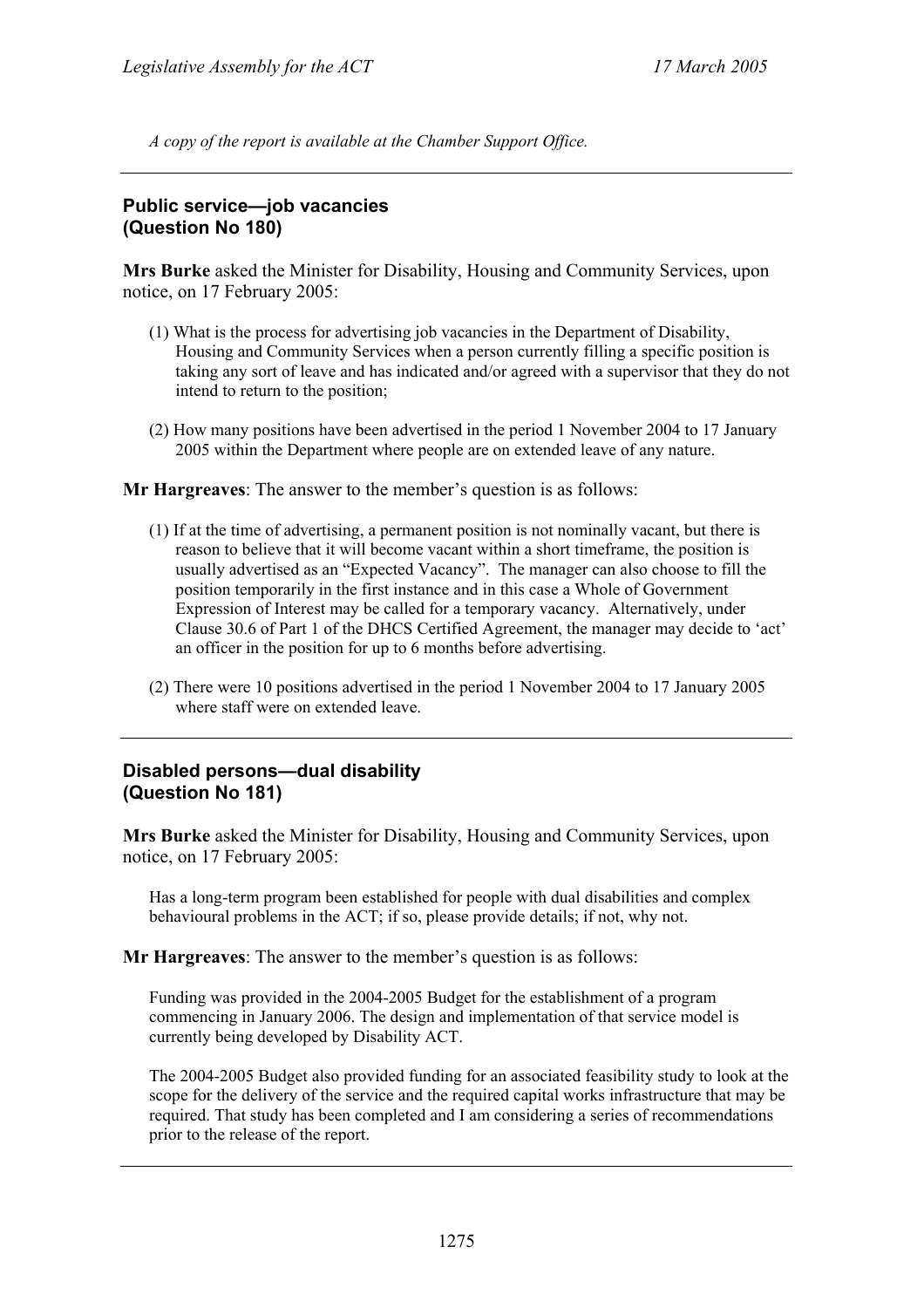*A copy of the report is available at the Chamber Support Office.*

---

## Public service—job vacancies (Question No 180)

**Mrs Burke** asked the Minister for Disability, Housing and Community Services, upon notice, on 17 February 2005:

(1) What is the process for advertising job vacancies in the Department of Disability, Housing and Community Services when a person currently filling a specific position is taking any sort of leave and has indicated and/or agreed with a supervisor that they do not intend to return to the position;

(2) How many positions have been advertised in the period 1 November 2004 to 17 January 2005 within the Department where people are on extended leave of any nature.

**Mr Hargreaves**: The answer to the member's question is as follows:

(1) If at the time of advertising, a permanent position is not nominally vacant, but there is reason to believe that it will become vacant within a short timeframe, the position is usually advertised as an "Expected Vacancy". The manager can also choose to fill the position temporarily in the first instance and in this case a Whole of Government Expression of Interest may be called for a temporary vacancy. Alternatively, under Clause 30.6 of Part 1 of the DHCS Certified Agreement, the manager may decide to 'act' an officer in the position for up to 6 months before advertising.

(2) There were 10 positions advertised in the period 1 November 2004 to 17 January 2005 where staff were on extended leave.

---

## Disabled persons—dual disability (Question No 181)

**Mrs Burke** asked the Minister for Disability, Housing and Community Services, upon notice, on 17 February 2005:

Has a long-term program been established for people with dual disabilities and complex behavioural problems in the ACT; if so, please provide details; if not, why not.

**Mr Hargreaves**: The answer to the member's question is as follows:

Funding was provided in the 2004-2005 Budget for the establishment of a program commencing in January 2006. The design and implementation of that service model is currently being developed by Disability ACT.

The 2004-2005 Budget also provided funding for an associated feasibility study to look at the scope for the delivery of the service and the required capital works infrastructure that may be required. That study has been completed and I am considering a series of recommendations prior to the release of the report.

---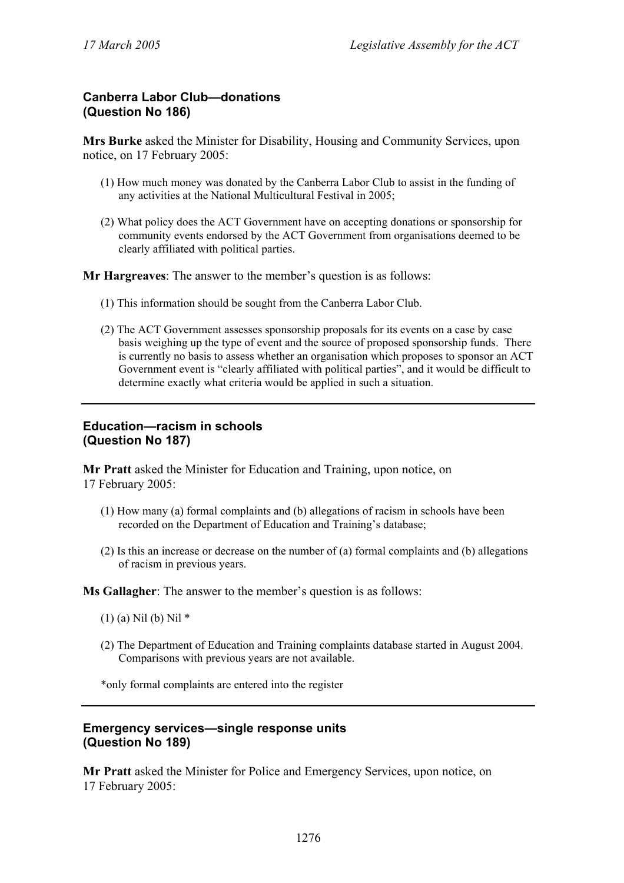## Canberra Labor Club—donations (Question No 186)

**Mrs Burke** asked the Minister for Disability, Housing and Community Services, upon notice, on 17 February 2005:

(1) How much money was donated by the Canberra Labor Club to assist in the funding of any activities at the National Multicultural Festival in 2005;

(2) What policy does the ACT Government have on accepting donations or sponsorship for community events endorsed by the ACT Government from organisations deemed to be clearly affiliated with political parties.

**Mr Hargreaves**: The answer to the member's question is as follows:

(1) This information should be sought from the Canberra Labor Club.

(2) The ACT Government assesses sponsorship proposals for its events on a case by case basis weighing up the type of event and the source of proposed sponsorship funds. There is currently no basis to assess whether an organisation which proposes to sponsor an ACT Government event is "clearly affiliated with political parties", and it would be difficult to determine exactly what criteria would be applied in such a situation.

---

## Education—racism in schools (Question No 187)

**Mr Pratt** asked the Minister for Education and Training, upon notice, on 17 February 2005:

(1) How many (a) formal complaints and (b) allegations of racism in schools have been recorded on the Department of Education and Training's database;

(2) Is this an increase or decrease on the number of (a) formal complaints and (b) allegations of racism in previous years.

**Ms Gallagher**: The answer to the member's question is as follows:

(1) (a) Nil (b) Nil *

(2) The Department of Education and Training complaints database started in August 2004. Comparisons with previous years are not available.

*only formal complaints are entered into the register

---

## Emergency services—single response units (Question No 189)

**Mr Pratt** asked the Minister for Police and Emergency Services, upon notice, on 17 February 2005: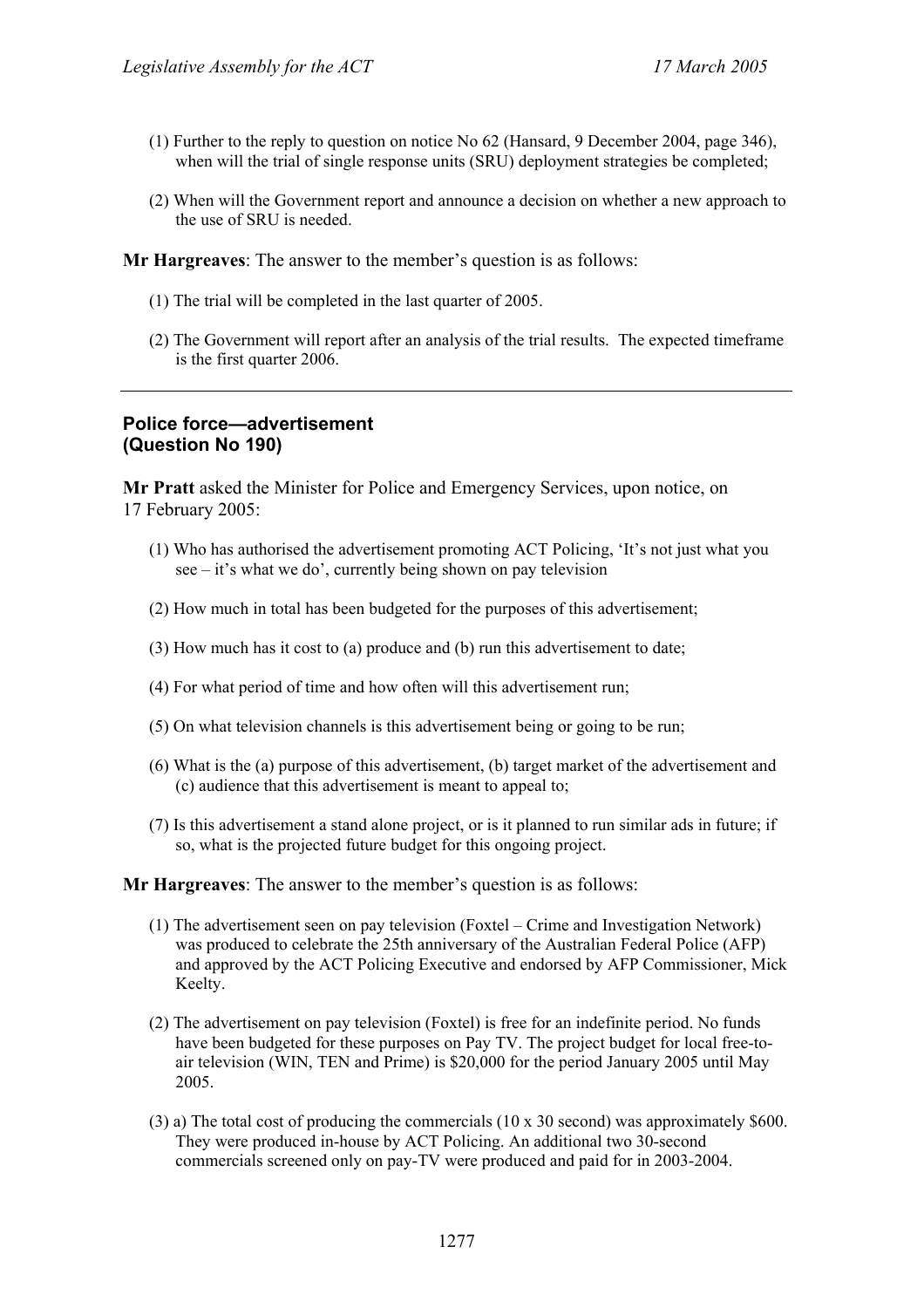(1) Further to the reply to question on notice No 62 (Hansard, 9 December 2004, page 346), when will the trial of single response units (SRU) deployment strategies be completed;

(2) When will the Government report and announce a decision on whether a new approach to the use of SRU is needed.

**Mr Hargreaves**: The answer to the member's question is as follows:

(1) The trial will be completed in the last quarter of 2005.

(2) The Government will report after an analysis of the trial results. The expected timeframe is the first quarter 2006.

---

### Police force—advertisement (Question No 190)

**Mr Pratt** asked the Minister for Police and Emergency Services, upon notice, on 17 February 2005:

(1) Who has authorised the advertisement promoting ACT Policing, 'It's not just what you see – it's what we do', currently being shown on pay television

(2) How much in total has been budgeted for the purposes of this advertisement;

(3) How much has it cost to (a) produce and (b) run this advertisement to date;

(4) For what period of time and how often will this advertisement run;

(5) On what television channels is this advertisement being or going to be run;

(6) What is the (a) purpose of this advertisement, (b) target market of the advertisement and (c) audience that this advertisement is meant to appeal to;

(7) Is this advertisement a stand alone project, or is it planned to run similar ads in future; if so, what is the projected future budget for this ongoing project.

**Mr Hargreaves**: The answer to the member's question is as follows:

(1) The advertisement seen on pay television (Foxtel – Crime and Investigation Network) was produced to celebrate the 25th anniversary of the Australian Federal Police (AFP) and approved by the ACT Policing Executive and endorsed by AFP Commissioner, Mick Keelty.

(2) The advertisement on pay television (Foxtel) is free for an indefinite period. No funds have been budgeted for these purposes on Pay TV. The project budget for local free-to-air television (WIN, TEN and Prime) is $20,000 for the period January 2005 until May 2005.

(3) a) The total cost of producing the commercials (10 x 30 second) was approximately $600. They were produced in-house by ACT Policing. An additional two 30-second commercials screened only on pay-TV were produced and paid for in 2003-2004.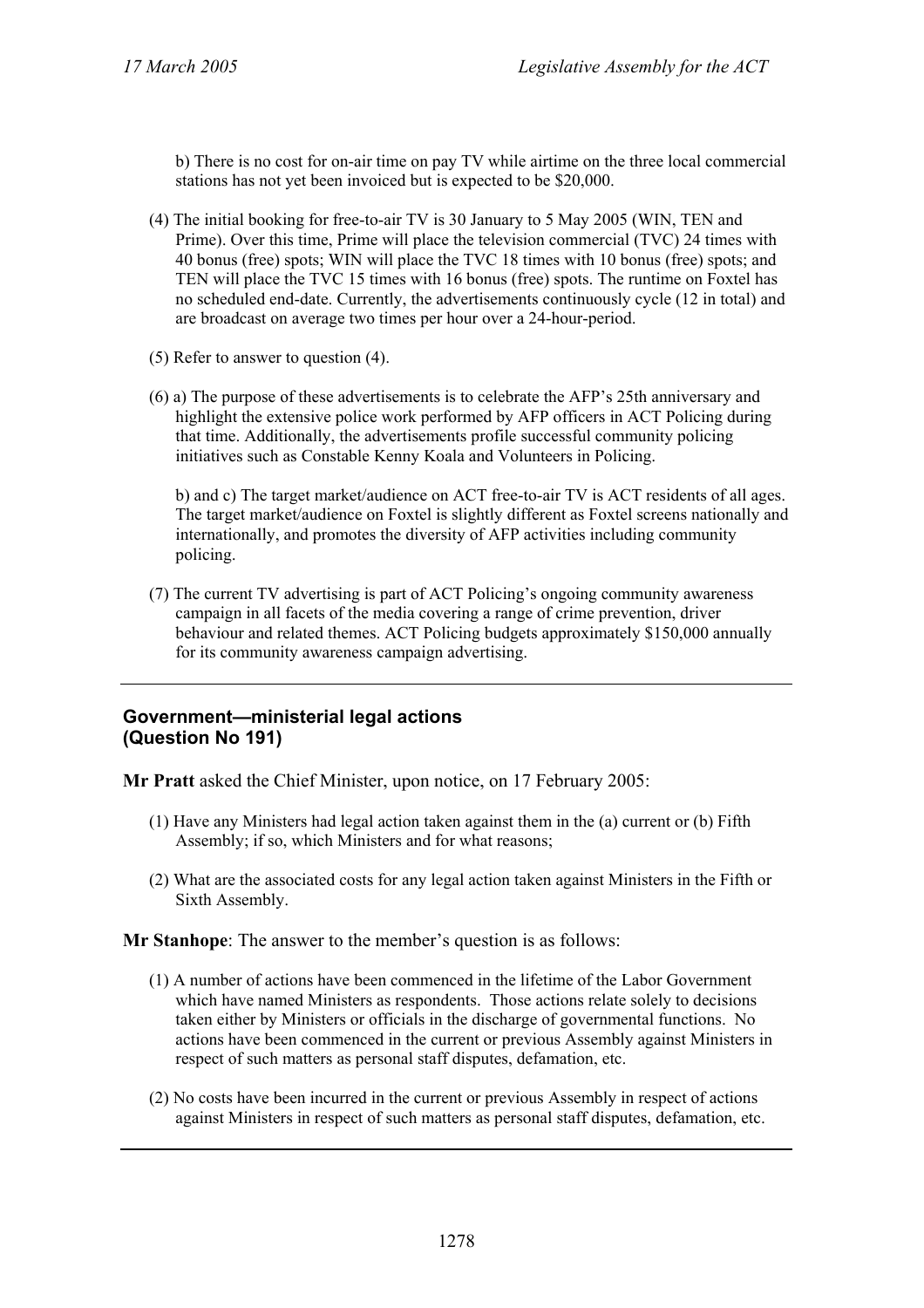b) There is no cost for on-air time on pay TV while airtime on the three local commercial stations has not yet been invoiced but is expected to be $20,000.

(4) The initial booking for free-to-air TV is 30 January to 5 May 2005 (WIN, TEN and Prime). Over this time, Prime will place the television commercial (TVC) 24 times with 40 bonus (free) spots; WIN will place the TVC 18 times with 10 bonus (free) spots; and TEN will place the TVC 15 times with 16 bonus (free) spots. The runtime on Foxtel has no scheduled end-date. Currently, the advertisements continuously cycle (12 in total) and are broadcast on average two times per hour over a 24-hour-period.

(5) Refer to answer to question (4).

(6) a) The purpose of these advertisements is to celebrate the AFP's 25th anniversary and highlight the extensive police work performed by AFP officers in ACT Policing during that time. Additionally, the advertisements profile successful community policing initiatives such as Constable Kenny Koala and Volunteers in Policing.

b) and c) The target market/audience on ACT free-to-air TV is ACT residents of all ages. The target market/audience on Foxtel is slightly different as Foxtel screens nationally and internationally, and promotes the diversity of AFP activities including community policing.

(7) The current TV advertising is part of ACT Policing's ongoing community awareness campaign in all facets of the media covering a range of crime prevention, driver behaviour and related themes. ACT Policing budgets approximately $150,000 annually for its community awareness campaign advertising.

---

### Government—ministerial legal actions (Question No 191)

**Mr Pratt** asked the Chief Minister, upon notice, on 17 February 2005:

(1) Have any Ministers had legal action taken against them in the (a) current or (b) Fifth Assembly; if so, which Ministers and for what reasons;

(2) What are the associated costs for any legal action taken against Ministers in the Fifth or Sixth Assembly.

**Mr Stanhope**: The answer to the member's question is as follows:

(1) A number of actions have been commenced in the lifetime of the Labor Government which have named Ministers as respondents. Those actions relate solely to decisions taken either by Ministers or officials in the discharge of governmental functions. No actions have been commenced in the current or previous Assembly against Ministers in respect of such matters as personal staff disputes, defamation, etc.

(2) No costs have been incurred in the current or previous Assembly in respect of actions against Ministers in respect of such matters as personal staff disputes, defamation, etc.

---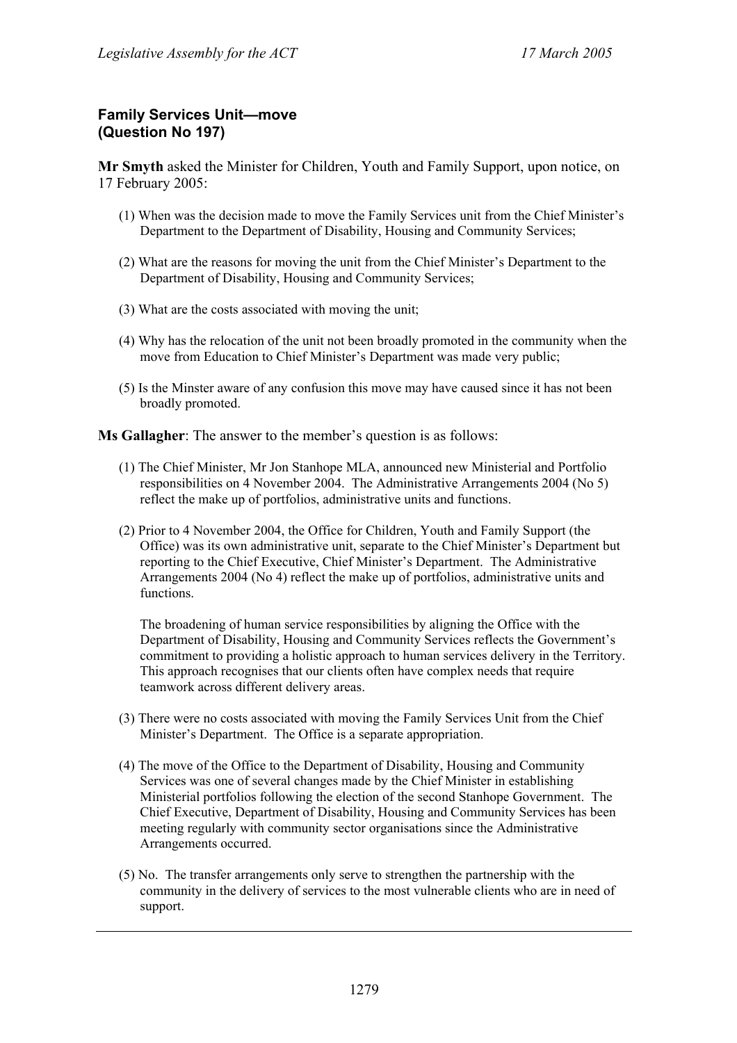### Family Services Unit—move (Question No 197)

**Mr Smyth** asked the Minister for Children, Youth and Family Support, upon notice, on 17 February 2005:

(1) When was the decision made to move the Family Services unit from the Chief Minister's Department to the Department of Disability, Housing and Community Services;

(2) What are the reasons for moving the unit from the Chief Minister's Department to the Department of Disability, Housing and Community Services;

(3) What are the costs associated with moving the unit;

(4) Why has the relocation of the unit not been broadly promoted in the community when the move from Education to Chief Minister's Department was made very public;

(5) Is the Minster aware of any confusion this move may have caused since it has not been broadly promoted.

**Ms Gallagher**: The answer to the member's question is as follows:

(1) The Chief Minister, Mr Jon Stanhope MLA, announced new Ministerial and Portfolio responsibilities on 4 November 2004. The Administrative Arrangements 2004 (No 5) reflect the make up of portfolios, administrative units and functions.

(2) Prior to 4 November 2004, the Office for Children, Youth and Family Support (the Office) was its own administrative unit, separate to the Chief Minister's Department but reporting to the Chief Executive, Chief Minister's Department. The Administrative Arrangements 2004 (No 4) reflect the make up of portfolios, administrative units and functions.

The broadening of human service responsibilities by aligning the Office with the Department of Disability, Housing and Community Services reflects the Government's commitment to providing a holistic approach to human services delivery in the Territory. This approach recognises that our clients often have complex needs that require teamwork across different delivery areas.

(3) There were no costs associated with moving the Family Services Unit from the Chief Minister's Department. The Office is a separate appropriation.

(4) The move of the Office to the Department of Disability, Housing and Community Services was one of several changes made by the Chief Minister in establishing Ministerial portfolios following the election of the second Stanhope Government. The Chief Executive, Department of Disability, Housing and Community Services has been meeting regularly with community sector organisations since the Administrative Arrangements occurred.

(5) No. The transfer arrangements only serve to strengthen the partnership with the community in the delivery of services to the most vulnerable clients who are in need of support.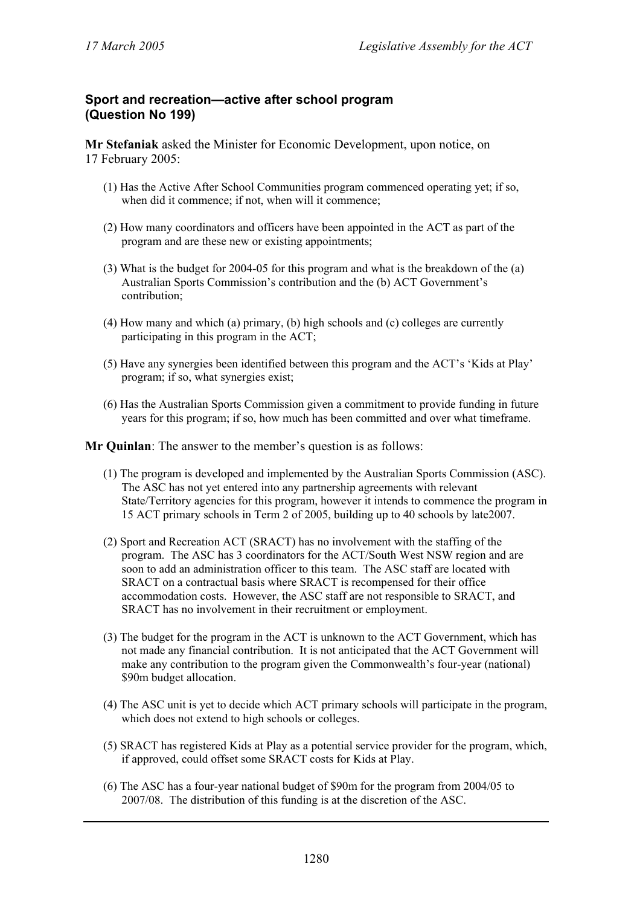### Sport and recreation—active after school program (Question No 199)

**Mr Stefaniak** asked the Minister for Economic Development, upon notice, on 17 February 2005:

(1) Has the Active After School Communities program commenced operating yet; if so, when did it commence; if not, when will it commence;

(2) How many coordinators and officers have been appointed in the ACT as part of the program and are these new or existing appointments;

(3) What is the budget for 2004-05 for this program and what is the breakdown of the (a) Australian Sports Commission's contribution and the (b) ACT Government's contribution;

(4) How many and which (a) primary, (b) high schools and (c) colleges are currently participating in this program in the ACT;

(5) Have any synergies been identified between this program and the ACT's 'Kids at Play' program; if so, what synergies exist;

(6) Has the Australian Sports Commission given a commitment to provide funding in future years for this program; if so, how much has been committed and over what timeframe.

**Mr Quinlan**: The answer to the member's question is as follows:

(1) The program is developed and implemented by the Australian Sports Commission (ASC). The ASC has not yet entered into any partnership agreements with relevant State/Territory agencies for this program, however it intends to commence the program in 15 ACT primary schools in Term 2 of 2005, building up to 40 schools by late2007.

(2) Sport and Recreation ACT (SRACT) has no involvement with the staffing of the program. The ASC has 3 coordinators for the ACT/South West NSW region and are soon to add an administration officer to this team. The ASC staff are located with SRACT on a contractual basis where SRACT is recompensed for their office accommodation costs. However, the ASC staff are not responsible to SRACT, and SRACT has no involvement in their recruitment or employment.

(3) The budget for the program in the ACT is unknown to the ACT Government, which has not made any financial contribution. It is not anticipated that the ACT Government will make any contribution to the program given the Commonwealth's four-year (national) $90m budget allocation.

(4) The ASC unit is yet to decide which ACT primary schools will participate in the program, which does not extend to high schools or colleges.

(5) SRACT has registered Kids at Play as a potential service provider for the program, which, if approved, could offset some SRACT costs for Kids at Play.

(6) The ASC has a four-year national budget of $90m for the program from 2004/05 to 2007/08. The distribution of this funding is at the discretion of the ASC.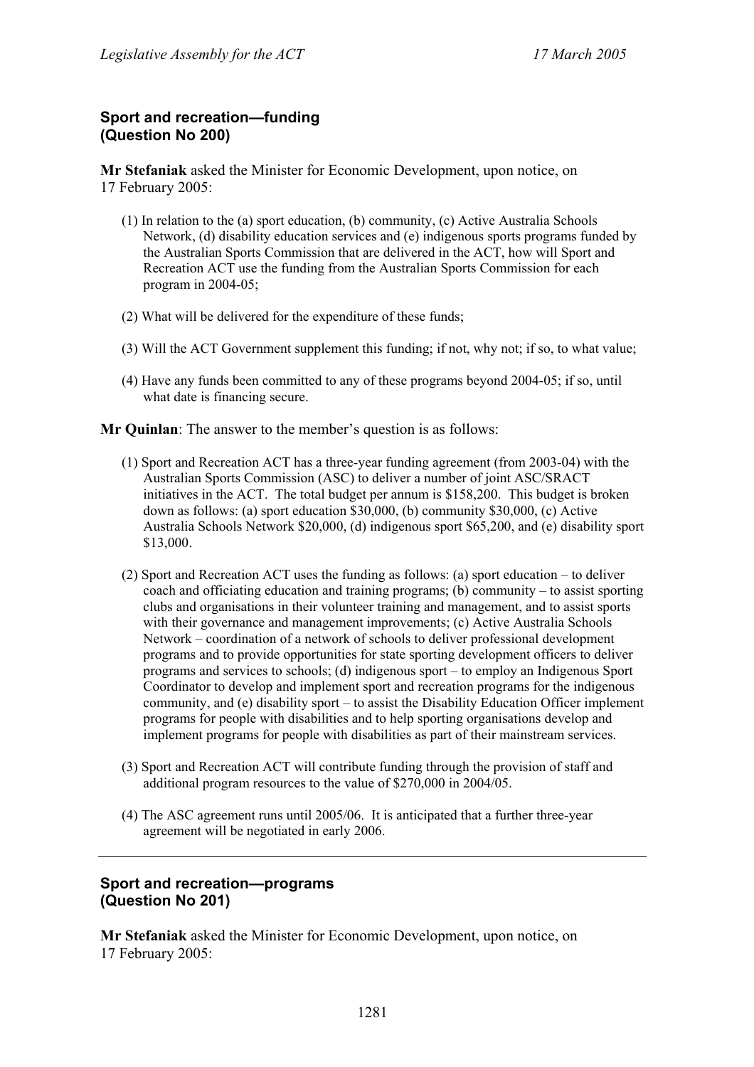### Sport and recreation—funding
### (Question No 200)

**Mr Stefaniak** asked the Minister for Economic Development, upon notice, on 17 February 2005:

(1) In relation to the (a) sport education, (b) community, (c) Active Australia Schools Network, (d) disability education services and (e) indigenous sports programs funded by the Australian Sports Commission that are delivered in the ACT, how will Sport and Recreation ACT use the funding from the Australian Sports Commission for each program in 2004-05;

(2) What will be delivered for the expenditure of these funds;

(3) Will the ACT Government supplement this funding; if not, why not; if so, to what value;

(4) Have any funds been committed to any of these programs beyond 2004-05; if so, until what date is financing secure.

**Mr Quinlan**: The answer to the member's question is as follows:

(1) Sport and Recreation ACT has a three-year funding agreement (from 2003-04) with the Australian Sports Commission (ASC) to deliver a number of joint ASC/SRACT initiatives in the ACT. The total budget per annum is $158,200. This budget is broken down as follows: (a) sport education $30,000, (b) community $30,000, (c) Active Australia Schools Network $20,000, (d) indigenous sport $65,200, and (e) disability sport $13,000.

(2) Sport and Recreation ACT uses the funding as follows: (a) sport education – to deliver coach and officiating education and training programs; (b) community – to assist sporting clubs and organisations in their volunteer training and management, and to assist sports with their governance and management improvements; (c) Active Australia Schools Network – coordination of a network of schools to deliver professional development programs and to provide opportunities for state sporting development officers to deliver programs and services to schools; (d) indigenous sport – to employ an Indigenous Sport Coordinator to develop and implement sport and recreation programs for the indigenous community, and (e) disability sport – to assist the Disability Education Officer implement programs for people with disabilities and to help sporting organisations develop and implement programs for people with disabilities as part of their mainstream services.

(3) Sport and Recreation ACT will contribute funding through the provision of staff and additional program resources to the value of $270,000 in 2004/05.

(4) The ASC agreement runs until 2005/06. It is anticipated that a further three-year agreement will be negotiated in early 2006.

---

### Sport and recreation—programs
### (Question No 201)

**Mr Stefaniak** asked the Minister for Economic Development, upon notice, on 17 February 2005: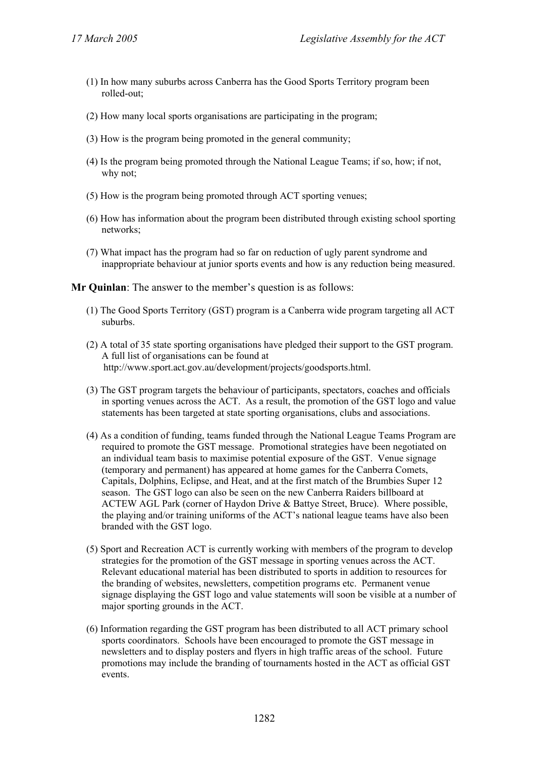(1) In how many suburbs across Canberra has the Good Sports Territory program been rolled-out;

(2) How many local sports organisations are participating in the program;

(3) How is the program being promoted in the general community;

(4) Is the program being promoted through the National League Teams; if so, how; if not, why not;

(5) How is the program being promoted through ACT sporting venues;

(6) How has information about the program been distributed through existing school sporting networks;

(7) What impact has the program had so far on reduction of ugly parent syndrome and inappropriate behaviour at junior sports events and how is any reduction being measured.

**Mr Quinlan**: The answer to the member's question is as follows:

(1) The Good Sports Territory (GST) program is a Canberra wide program targeting all ACT suburbs.

(2) A total of 35 state sporting organisations have pledged their support to the GST program. A full list of organisations can be found at http://www.sport.act.gov.au/development/projects/goodsports.html.

(3) The GST program targets the behaviour of participants, spectators, coaches and officials in sporting venues across the ACT. As a result, the promotion of the GST logo and value statements has been targeted at state sporting organisations, clubs and associations.

(4) As a condition of funding, teams funded through the National League Teams Program are required to promote the GST message. Promotional strategies have been negotiated on an individual team basis to maximise potential exposure of the GST. Venue signage (temporary and permanent) has appeared at home games for the Canberra Comets, Capitals, Dolphins, Eclipse, and Heat, and at the first match of the Brumbies Super 12 season. The GST logo can also be seen on the new Canberra Raiders billboard at ACTEW AGL Park (corner of Haydon Drive & Battye Street, Bruce). Where possible, the playing and/or training uniforms of the ACT's national league teams have also been branded with the GST logo.

(5) Sport and Recreation ACT is currently working with members of the program to develop strategies for the promotion of the GST message in sporting venues across the ACT. Relevant educational material has been distributed to sports in addition to resources for the branding of websites, newsletters, competition programs etc. Permanent venue signage displaying the GST logo and value statements will soon be visible at a number of major sporting grounds in the ACT.

(6) Information regarding the GST program has been distributed to all ACT primary school sports coordinators. Schools have been encouraged to promote the GST message in newsletters and to display posters and flyers in high traffic areas of the school. Future promotions may include the branding of tournaments hosted in the ACT as official GST events.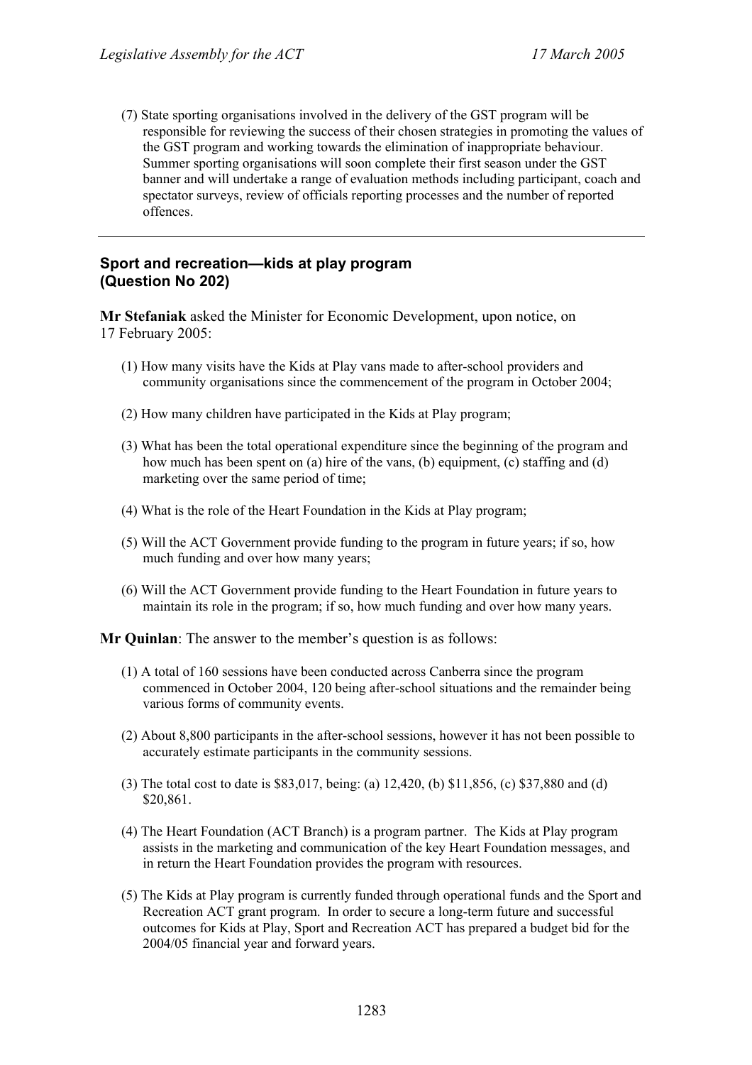(7) State sporting organisations involved in the delivery of the GST program will be responsible for reviewing the success of their chosen strategies in promoting the values of the GST program and working towards the elimination of inappropriate behaviour. Summer sporting organisations will soon complete their first season under the GST banner and will undertake a range of evaluation methods including participant, coach and spectator surveys, review of officials reporting processes and the number of reported offences.

---

### Sport and recreation—kids at play program (Question No 202)

**Mr Stefaniak** asked the Minister for Economic Development, upon notice, on 17 February 2005:

(1) How many visits have the Kids at Play vans made to after-school providers and community organisations since the commencement of the program in October 2004;

(2) How many children have participated in the Kids at Play program;

(3) What has been the total operational expenditure since the beginning of the program and how much has been spent on (a) hire of the vans, (b) equipment, (c) staffing and (d) marketing over the same period of time;

(4) What is the role of the Heart Foundation in the Kids at Play program;

(5) Will the ACT Government provide funding to the program in future years; if so, how much funding and over how many years;

(6) Will the ACT Government provide funding to the Heart Foundation in future years to maintain its role in the program; if so, how much funding and over how many years.

**Mr Quinlan**: The answer to the member's question is as follows:

(1) A total of 160 sessions have been conducted across Canberra since the program commenced in October 2004, 120 being after-school situations and the remainder being various forms of community events.

(2) About 8,800 participants in the after-school sessions, however it has not been possible to accurately estimate participants in the community sessions.

(3) The total cost to date is $83,017, being: (a) 12,420, (b) $11,856, (c) $37,880 and (d) $20,861.

(4) The Heart Foundation (ACT Branch) is a program partner. The Kids at Play program assists in the marketing and communication of the key Heart Foundation messages, and in return the Heart Foundation provides the program with resources.

(5) The Kids at Play program is currently funded through operational funds and the Sport and Recreation ACT grant program. In order to secure a long-term future and successful outcomes for Kids at Play, Sport and Recreation ACT has prepared a budget bid for the 2004/05 financial year and forward years.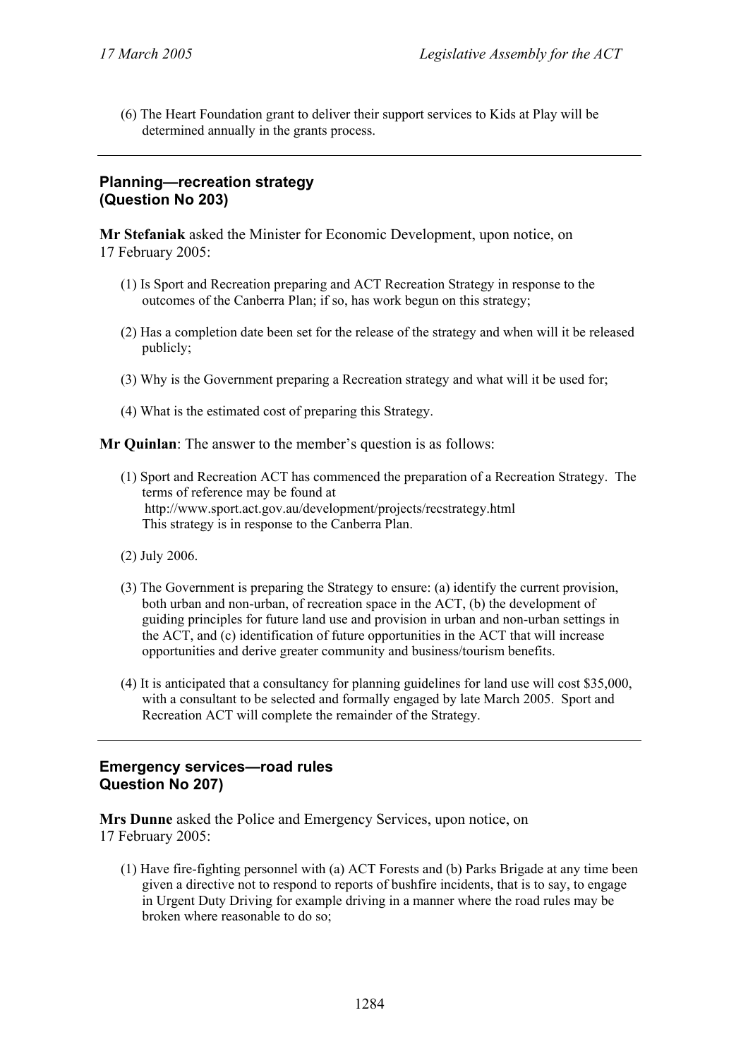(6) The Heart Foundation grant to deliver their support services to Kids at Play will be determined annually in the grants process.

---

## Planning—recreation strategy (Question No 203)

**Mr Stefaniak** asked the Minister for Economic Development, upon notice, on 17 February 2005:

(1) Is Sport and Recreation preparing and ACT Recreation Strategy in response to the outcomes of the Canberra Plan; if so, has work begun on this strategy;

(2) Has a completion date been set for the release of the strategy and when will it be released publicly;

(3) Why is the Government preparing a Recreation strategy and what will it be used for;

(4) What is the estimated cost of preparing this Strategy.

**Mr Quinlan**: The answer to the member's question is as follows:

(1) Sport and Recreation ACT has commenced the preparation of a Recreation Strategy. The terms of reference may be found at http://www.sport.act.gov.au/development/projects/recstrategy.html This strategy is in response to the Canberra Plan.

(2) July 2006.

(3) The Government is preparing the Strategy to ensure: (a) identify the current provision, both urban and non-urban, of recreation space in the ACT, (b) the development of guiding principles for future land use and provision in urban and non-urban settings in the ACT, and (c) identification of future opportunities in the ACT that will increase opportunities and derive greater community and business/tourism benefits.

(4) It is anticipated that a consultancy for planning guidelines for land use will cost $35,000, with a consultant to be selected and formally engaged by late March 2005. Sport and Recreation ACT will complete the remainder of the Strategy.

---

## Emergency services—road rules Question No 207)

**Mrs Dunne** asked the Police and Emergency Services, upon notice, on 17 February 2005:

(1) Have fire-fighting personnel with (a) ACT Forests and (b) Parks Brigade at any time been given a directive not to respond to reports of bushfire incidents, that is to say, to engage in Urgent Duty Driving for example driving in a manner where the road rules may be broken where reasonable to do so;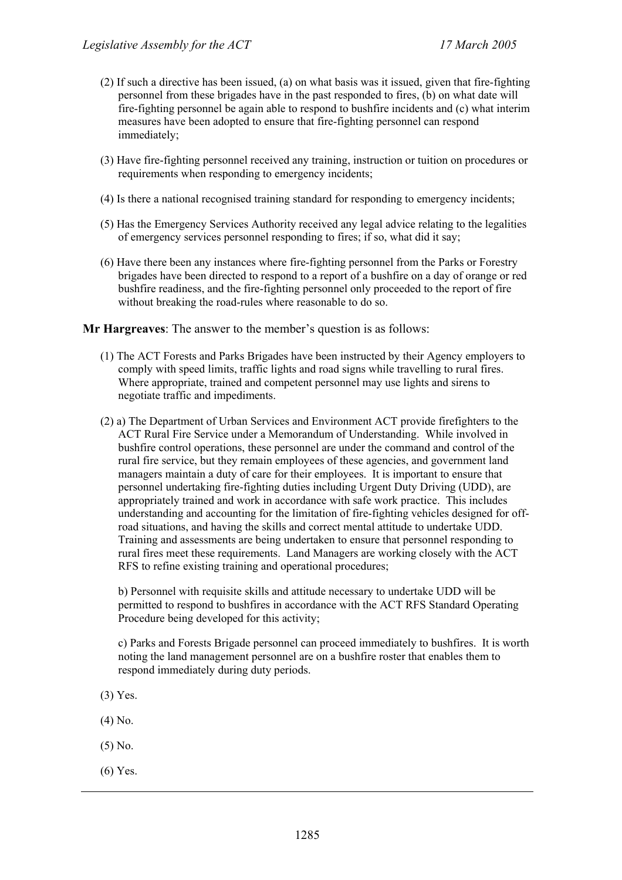(2) If such a directive has been issued, (a) on what basis was it issued, given that fire-fighting personnel from these brigades have in the past responded to fires, (b) on what date will fire-fighting personnel be again able to respond to bushfire incidents and (c) what interim measures have been adopted to ensure that fire-fighting personnel can respond immediately;

(3) Have fire-fighting personnel received any training, instruction or tuition on procedures or requirements when responding to emergency incidents;

(4) Is there a national recognised training standard for responding to emergency incidents;

(5) Has the Emergency Services Authority received any legal advice relating to the legalities of emergency services personnel responding to fires; if so, what did it say;

(6) Have there been any instances where fire-fighting personnel from the Parks or Forestry brigades have been directed to respond to a report of a bushfire on a day of orange or red bushfire readiness, and the fire-fighting personnel only proceeded to the report of fire without breaking the road-rules where reasonable to do so.

**Mr Hargreaves**: The answer to the member's question is as follows:

(1) The ACT Forests and Parks Brigades have been instructed by their Agency employers to comply with speed limits, traffic lights and road signs while travelling to rural fires. Where appropriate, trained and competent personnel may use lights and sirens to negotiate traffic and impediments.

(2) a) The Department of Urban Services and Environment ACT provide firefighters to the ACT Rural Fire Service under a Memorandum of Understanding. While involved in bushfire control operations, these personnel are under the command and control of the rural fire service, but they remain employees of these agencies, and government land managers maintain a duty of care for their employees. It is important to ensure that personnel undertaking fire-fighting duties including Urgent Duty Driving (UDD), are appropriately trained and work in accordance with safe work practice. This includes understanding and accounting for the limitation of fire-fighting vehicles designed for off-road situations, and having the skills and correct mental attitude to undertake UDD. Training and assessments are being undertaken to ensure that personnel responding to rural fires meet these requirements. Land Managers are working closely with the ACT RFS to refine existing training and operational procedures;

b) Personnel with requisite skills and attitude necessary to undertake UDD will be permitted to respond to bushfires in accordance with the ACT RFS Standard Operating Procedure being developed for this activity;

c) Parks and Forests Brigade personnel can proceed immediately to bushfires. It is worth noting the land management personnel are on a bushfire roster that enables them to respond immediately during duty periods.

(3) Yes.

(4) No.

(5) No.

(6) Yes.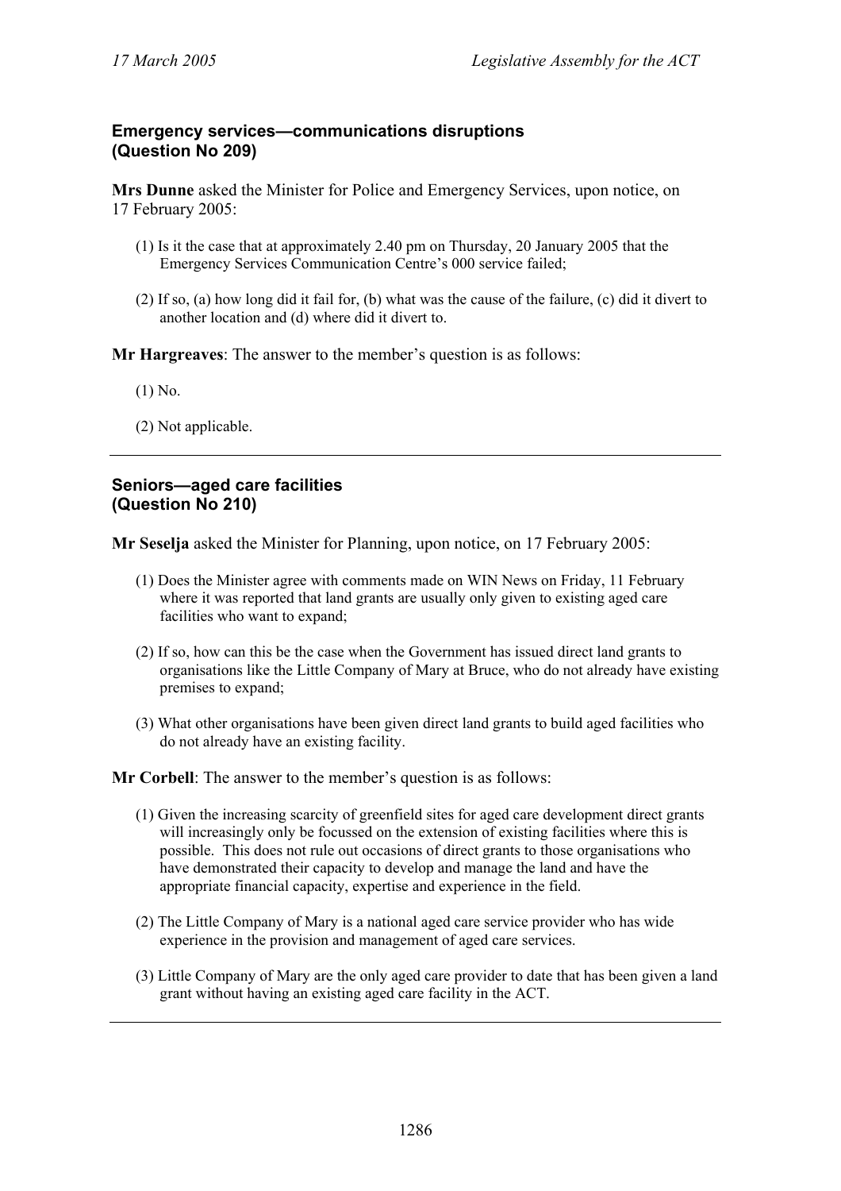### Emergency services—communications disruptions (Question No 209)

**Mrs Dunne** asked the Minister for Police and Emergency Services, upon notice, on 17 February 2005:

(1) Is it the case that at approximately 2.40 pm on Thursday, 20 January 2005 that the Emergency Services Communication Centre's 000 service failed;

(2) If so, (a) how long did it fail for, (b) what was the cause of the failure, (c) did it divert to another location and (d) where did it divert to.

**Mr Hargreaves**: The answer to the member's question is as follows:

(1) No.

(2) Not applicable.

---

### Seniors—aged care facilities (Question No 210)

**Mr Seselja** asked the Minister for Planning, upon notice, on 17 February 2005:

(1) Does the Minister agree with comments made on WIN News on Friday, 11 February where it was reported that land grants are usually only given to existing aged care facilities who want to expand;

(2) If so, how can this be the case when the Government has issued direct land grants to organisations like the Little Company of Mary at Bruce, who do not already have existing premises to expand;

(3) What other organisations have been given direct land grants to build aged facilities who do not already have an existing facility.

**Mr Corbell**: The answer to the member's question is as follows:

(1) Given the increasing scarcity of greenfield sites for aged care development direct grants will increasingly only be focussed on the extension of existing facilities where this is possible. This does not rule out occasions of direct grants to those organisations who have demonstrated their capacity to develop and manage the land and have the appropriate financial capacity, expertise and experience in the field.

(2) The Little Company of Mary is a national aged care service provider who has wide experience in the provision and management of aged care services.

(3) Little Company of Mary are the only aged care provider to date that has been given a land grant without having an existing aged care facility in the ACT.

---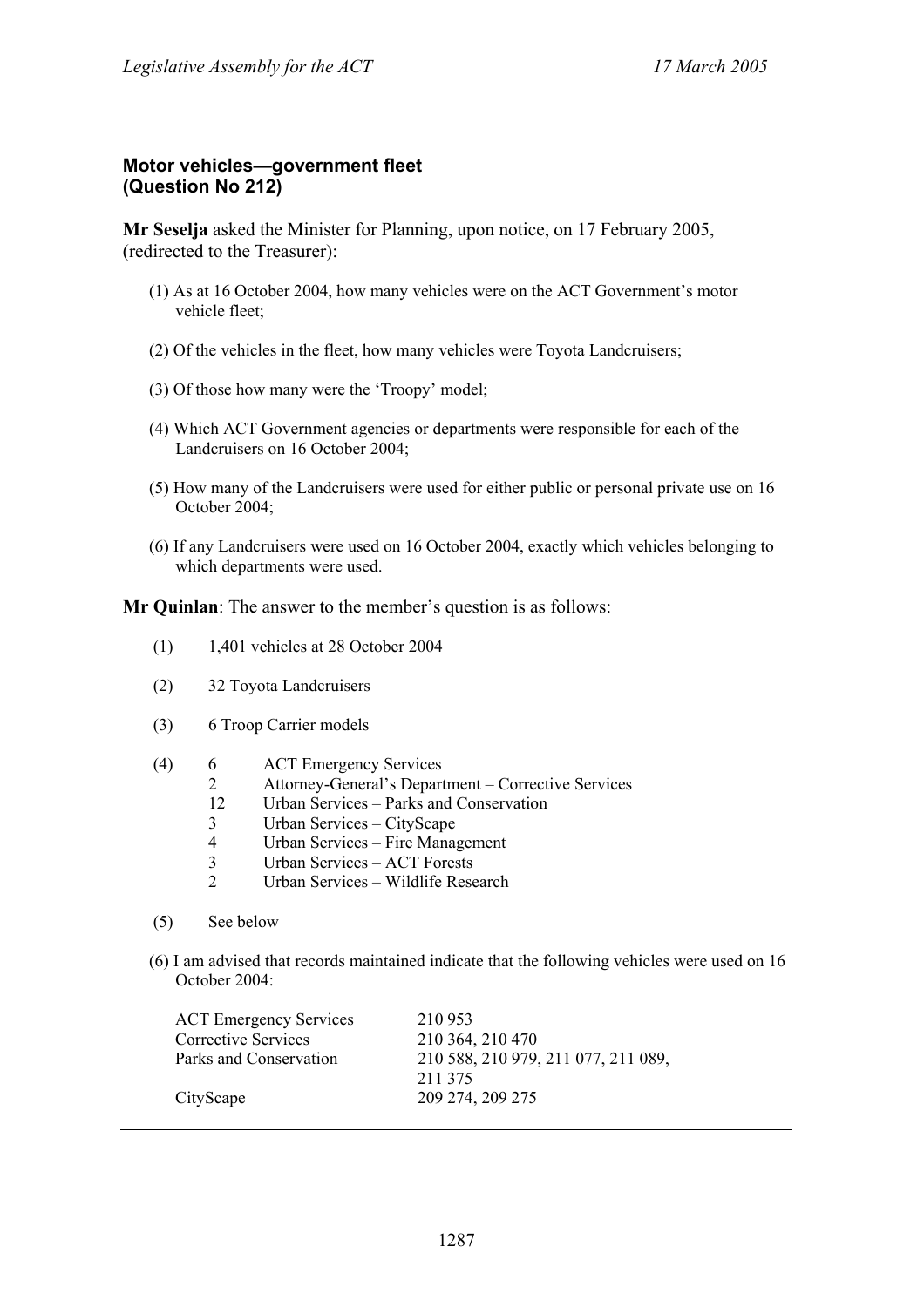## Motor vehicles—government fleet
## (Question No 212)

**Mr Seselja** asked the Minister for Planning, upon notice, on 17 February 2005, (redirected to the Treasurer):

(1) As at 16 October 2004, how many vehicles were on the ACT Government's motor vehicle fleet;

(2) Of the vehicles in the fleet, how many vehicles were Toyota Landcruisers;

(3) Of those how many were the 'Troopy' model;

(4) Which ACT Government agencies or departments were responsible for each of the Landcruisers on 16 October 2004;

(5) How many of the Landcruisers were used for either public or personal private use on 16 October 2004;

(6) If any Landcruisers were used on 16 October 2004, exactly which vehicles belonging to which departments were used.

**Mr Quinlan**: The answer to the member's question is as follows:

(1) 1,401 vehicles at 28 October 2004

(2) 32 Toyota Landcruisers

(3) 6 Troop Carrier models

(4)

| | |
|---|---|
| 6 | ACT Emergency Services |
| 2 | Attorney-General's Department – Corrective Services |
| 12 | Urban Services – Parks and Conservation |
| 3 | Urban Services – CityScape |
| 4 | Urban Services – Fire Management |
| 3 | Urban Services – ACT Forests |
| 2 | Urban Services – Wildlife Research |

(5) See below

(6) I am advised that records maintained indicate that the following vehicles were used on 16 October 2004:

| | |
|---|---|
| ACT Emergency Services | 210 953 |
| Corrective Services | 210 364, 210 470 |
| Parks and Conservation | 210 588, 210 979, 211 077, 211 089, 211 375 |
| CityScape | 209 274, 209 275 |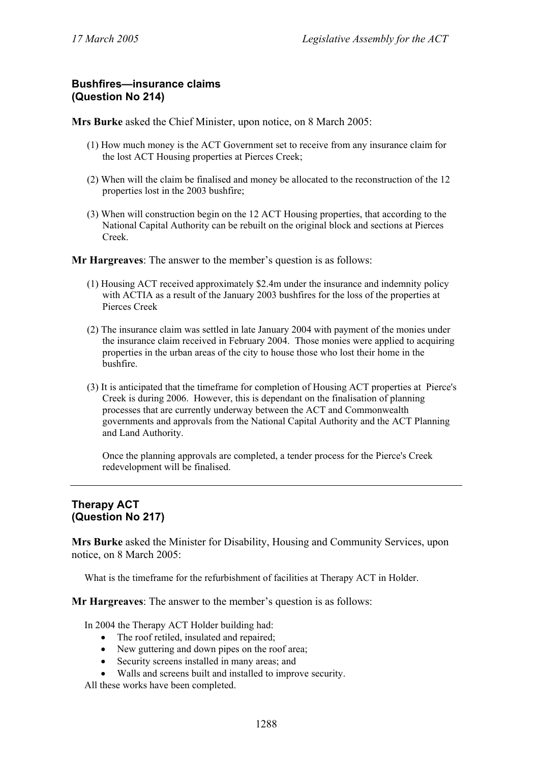### Bushfires—insurance claims
### (Question No 214)

**Mrs Burke** asked the Chief Minister, upon notice, on 8 March 2005:

(1) How much money is the ACT Government set to receive from any insurance claim for the lost ACT Housing properties at Pierces Creek;

(2) When will the claim be finalised and money be allocated to the reconstruction of the 12 properties lost in the 2003 bushfire;

(3) When will construction begin on the 12 ACT Housing properties, that according to the National Capital Authority can be rebuilt on the original block and sections at Pierces Creek.

**Mr Hargreaves**: The answer to the member's question is as follows:

(1) Housing ACT received approximately $2.4m under the insurance and indemnity policy with ACTIA as a result of the January 2003 bushfires for the loss of the properties at Pierces Creek

(2) The insurance claim was settled in late January 2004 with payment of the monies under the insurance claim received in February 2004. Those monies were applied to acquiring properties in the urban areas of the city to house those who lost their home in the bushfire.

(3) It is anticipated that the timeframe for completion of Housing ACT properties at Pierce's Creek is during 2006. However, this is dependant on the finalisation of planning processes that are currently underway between the ACT and Commonwealth governments and approvals from the National Capital Authority and the ACT Planning and Land Authority.

Once the planning approvals are completed, a tender process for the Pierce's Creek redevelopment will be finalised.

---

### Therapy ACT
### (Question No 217)

**Mrs Burke** asked the Minister for Disability, Housing and Community Services, upon notice, on 8 March 2005:

What is the timeframe for the refurbishment of facilities at Therapy ACT in Holder.

**Mr Hargreaves**: The answer to the member's question is as follows:

In 2004 the Therapy ACT Holder building had:

- The roof retiled, insulated and repaired;
- New guttering and down pipes on the roof area;
- Security screens installed in many areas; and
- Walls and screens built and installed to improve security.

All these works have been completed.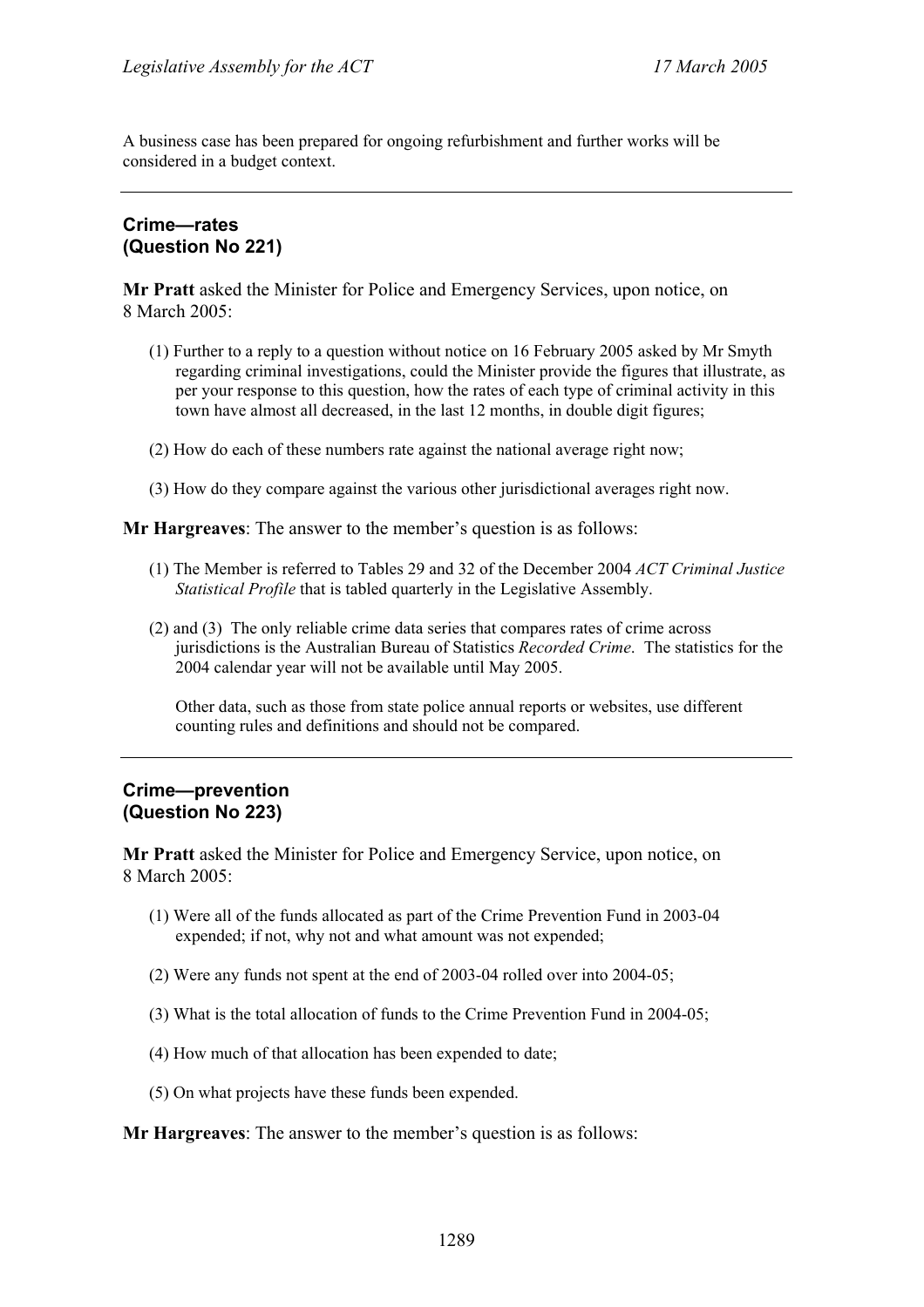A business case has been prepared for ongoing refurbishment and further works will be considered in a budget context.

---

### Crime—rates
### (Question No 221)

**Mr Pratt** asked the Minister for Police and Emergency Services, upon notice, on 8 March 2005:

(1) Further to a reply to a question without notice on 16 February 2005 asked by Mr Smyth regarding criminal investigations, could the Minister provide the figures that illustrate, as per your response to this question, how the rates of each type of criminal activity in this town have almost all decreased, in the last 12 months, in double digit figures;

(2) How do each of these numbers rate against the national average right now;

(3) How do they compare against the various other jurisdictional averages right now.

**Mr Hargreaves**: The answer to the member's question is as follows:

(1) The Member is referred to Tables 29 and 32 of the December 2004 *ACT Criminal Justice Statistical Profile* that is tabled quarterly in the Legislative Assembly.

(2) and (3) The only reliable crime data series that compares rates of crime across jurisdictions is the Australian Bureau of Statistics *Recorded Crime*. The statistics for the 2004 calendar year will not be available until May 2005.

Other data, such as those from state police annual reports or websites, use different counting rules and definitions and should not be compared.

---

### Crime—prevention
### (Question No 223)

**Mr Pratt** asked the Minister for Police and Emergency Service, upon notice, on 8 March 2005:

(1) Were all of the funds allocated as part of the Crime Prevention Fund in 2003-04 expended; if not, why not and what amount was not expended;

(2) Were any funds not spent at the end of 2003-04 rolled over into 2004-05;

(3) What is the total allocation of funds to the Crime Prevention Fund in 2004-05;

(4) How much of that allocation has been expended to date;

(5) On what projects have these funds been expended.

**Mr Hargreaves**: The answer to the member's question is as follows: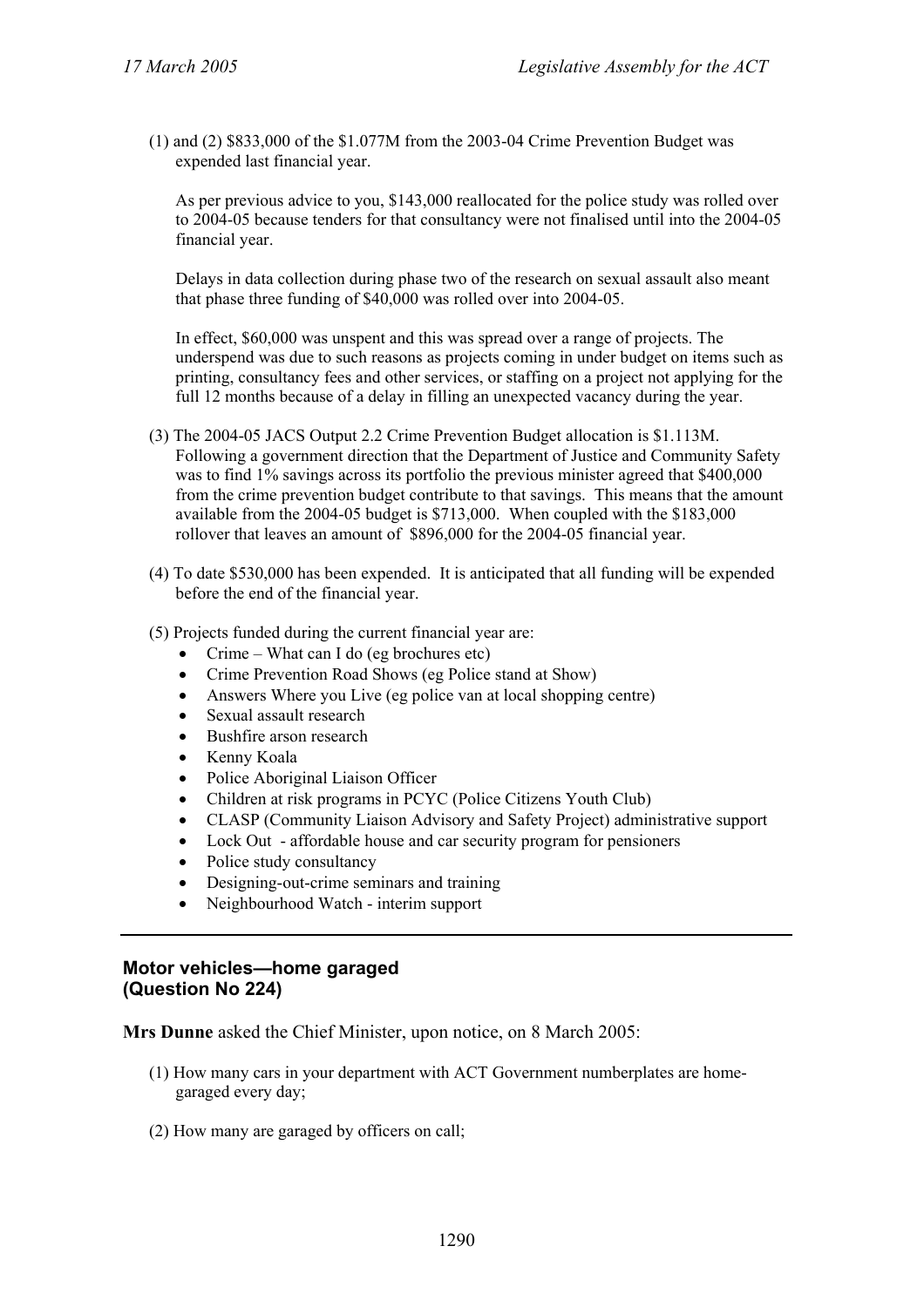(1) and (2) $833,000 of the $1.077M from the 2003-04 Crime Prevention Budget was expended last financial year.

As per previous advice to you, $143,000 reallocated for the police study was rolled over to 2004-05 because tenders for that consultancy were not finalised until into the 2004-05 financial year.

Delays in data collection during phase two of the research on sexual assault also meant that phase three funding of $40,000 was rolled over into 2004-05.

In effect, $60,000 was unspent and this was spread over a range of projects. The underspend was due to such reasons as projects coming in under budget on items such as printing, consultancy fees and other services, or staffing on a project not applying for the full 12 months because of a delay in filling an unexpected vacancy during the year.

(3) The 2004-05 JACS Output 2.2 Crime Prevention Budget allocation is $1.113M. Following a government direction that the Department of Justice and Community Safety was to find 1% savings across its portfolio the previous minister agreed that $400,000 from the crime prevention budget contribute to that savings. This means that the amount available from the 2004-05 budget is $713,000. When coupled with the $183,000 rollover that leaves an amount of $896,000 for the 2004-05 financial year.

(4) To date $530,000 has been expended. It is anticipated that all funding will be expended before the end of the financial year.

(5) Projects funded during the current financial year are:

- Crime – What can I do (eg brochures etc)
- Crime Prevention Road Shows (eg Police stand at Show)
- Answers Where you Live (eg police van at local shopping centre)
- Sexual assault research
- Bushfire arson research
- Kenny Koala
- Police Aboriginal Liaison Officer
- Children at risk programs in PCYC (Police Citizens Youth Club)
- CLASP (Community Liaison Advisory and Safety Project) administrative support
- Lock Out - affordable house and car security program for pensioners
- Police study consultancy
- Designing-out-crime seminars and training
- Neighbourhood Watch - interim support

---

### Motor vehicles—home garaged
### (Question No 224)

**Mrs Dunne** asked the Chief Minister, upon notice, on 8 March 2005:

(1) How many cars in your department with ACT Government numberplates are home-garaged every day;

(2) How many are garaged by officers on call;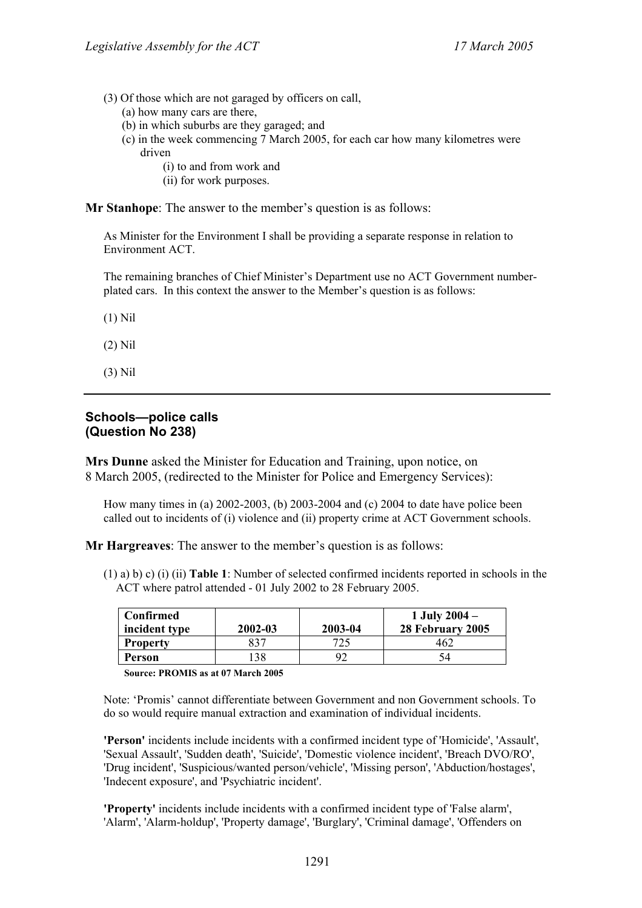(3) Of those which are not garaged by officers on call,
   (a) how many cars are there,
   (b) in which suburbs are they garaged; and
   (c) in the week commencing 7 March 2005, for each car how many kilometres were driven
      (i) to and from work and
      (ii) for work purposes.

**Mr Stanhope**: The answer to the member's question is as follows:

As Minister for the Environment I shall be providing a separate response in relation to Environment ACT.

The remaining branches of Chief Minister's Department use no ACT Government number-plated cars. In this context the answer to the Member's question is as follows:

(1) Nil

(2) Nil

(3) Nil

---

### Schools—police calls (Question No 238)

**Mrs Dunne** asked the Minister for Education and Training, upon notice, on 8 March 2005, (redirected to the Minister for Police and Emergency Services):

How many times in (a) 2002-2003, (b) 2003-2004 and (c) 2004 to date have police been called out to incidents of (i) violence and (ii) property crime at ACT Government schools.

**Mr Hargreaves**: The answer to the member's question is as follows:

(1) a) b) c) (i) (ii) **Table 1**: Number of selected confirmed incidents reported in schools in the ACT where patrol attended - 01 July 2002 to 28 February 2005.

| Confirmed incident type | 2002-03 | 2003-04 | 1 July 2004 – 28 February 2005 |
|---|---|---|---|
| **Property** | 837 | 725 | 462 |
| **Person** | 138 | 92 | 54 |

**Source: PROMIS as at 07 March 2005**

Note: 'Promis' cannot differentiate between Government and non Government schools. To do so would require manual extraction and examination of individual incidents.

**'Person'** incidents include incidents with a confirmed incident type of 'Homicide', 'Assault', 'Sexual Assault', 'Sudden death', 'Suicide', 'Domestic violence incident', 'Breach DVO/RO', 'Drug incident', 'Suspicious/wanted person/vehicle', 'Missing person', 'Abduction/hostages', 'Indecent exposure', and 'Psychiatric incident'.

**'Property'** incidents include incidents with a confirmed incident type of 'False alarm', 'Alarm', 'Alarm-holdup', 'Property damage', 'Burglary', 'Criminal damage', 'Offenders on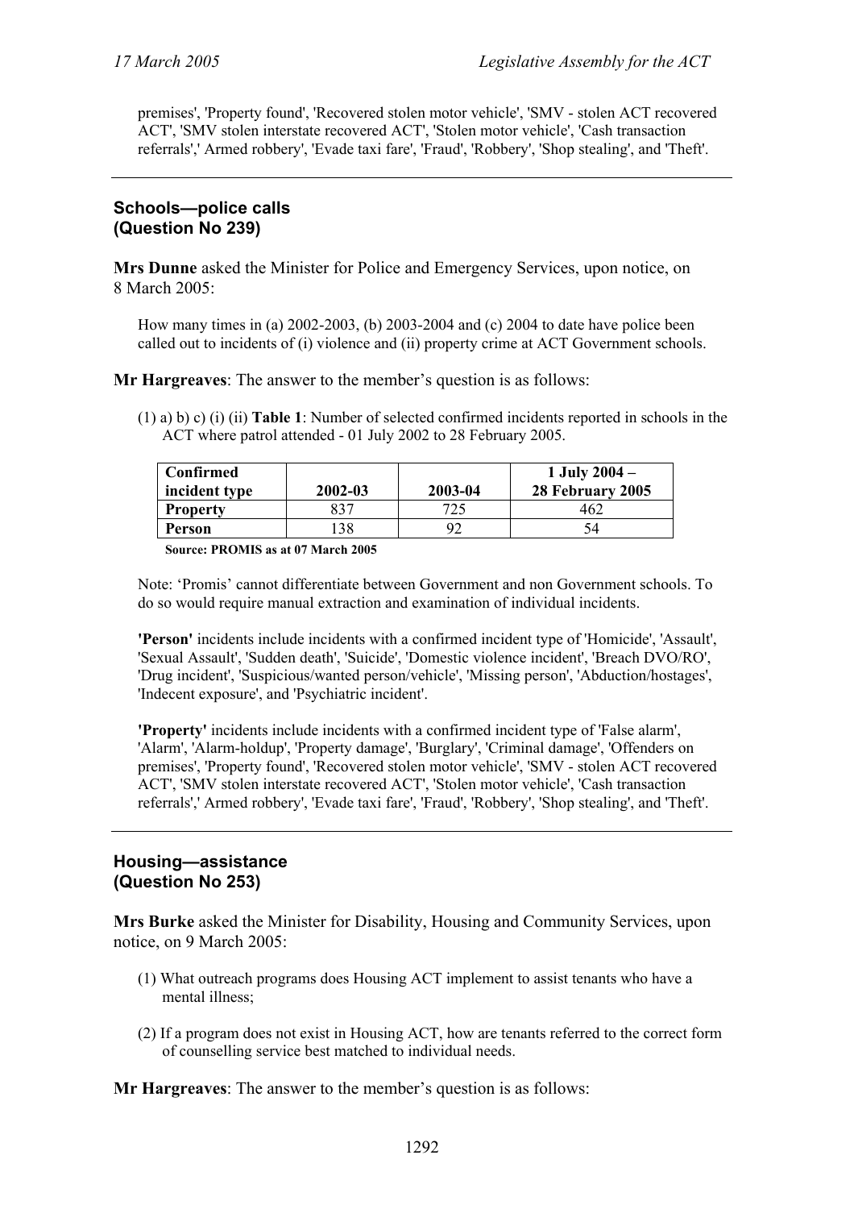premises', 'Property found', 'Recovered stolen motor vehicle', 'SMV - stolen ACT recovered ACT', 'SMV stolen interstate recovered ACT', 'Stolen motor vehicle', 'Cash transaction referrals',' Armed robbery', 'Evade taxi fare', 'Fraud', 'Robbery', 'Shop stealing', and 'Theft'.

---

## Schools—police calls (Question No 239)

**Mrs Dunne** asked the Minister for Police and Emergency Services, upon notice, on 8 March 2005:

How many times in (a) 2002-2003, (b) 2003-2004 and (c) 2004 to date have police been called out to incidents of (i) violence and (ii) property crime at ACT Government schools.

**Mr Hargreaves**: The answer to the member's question is as follows:

(1) a) b) c) (i) (ii) **Table 1**: Number of selected confirmed incidents reported in schools in the ACT where patrol attended - 01 July 2002 to 28 February 2005.

| Confirmed incident type | 2002-03 | 2003-04 | 1 July 2004 – 28 February 2005 |
|---|---|---|---|
| **Property** | 837 | 725 | 462 |
| **Person** | 138 | 92 | 54 |

**Source: PROMIS as at 07 March 2005**

Note: 'Promis' cannot differentiate between Government and non Government schools. To do so would require manual extraction and examination of individual incidents.

**'Person'** incidents include incidents with a confirmed incident type of 'Homicide', 'Assault', 'Sexual Assault', 'Sudden death', 'Suicide', 'Domestic violence incident', 'Breach DVO/RO', 'Drug incident', 'Suspicious/wanted person/vehicle', 'Missing person', 'Abduction/hostages', 'Indecent exposure', and 'Psychiatric incident'.

**'Property'** incidents include incidents with a confirmed incident type of 'False alarm', 'Alarm', 'Alarm-holdup', 'Property damage', 'Burglary', 'Criminal damage', 'Offenders on premises', 'Property found', 'Recovered stolen motor vehicle', 'SMV - stolen ACT recovered ACT', 'SMV stolen interstate recovered ACT', 'Stolen motor vehicle', 'Cash transaction referrals',' Armed robbery', 'Evade taxi fare', 'Fraud', 'Robbery', 'Shop stealing', and 'Theft'.

---

## Housing—assistance (Question No 253)

**Mrs Burke** asked the Minister for Disability, Housing and Community Services, upon notice, on 9 March 2005:

(1) What outreach programs does Housing ACT implement to assist tenants who have a mental illness;

(2) If a program does not exist in Housing ACT, how are tenants referred to the correct form of counselling service best matched to individual needs.

**Mr Hargreaves**: The answer to the member's question is as follows: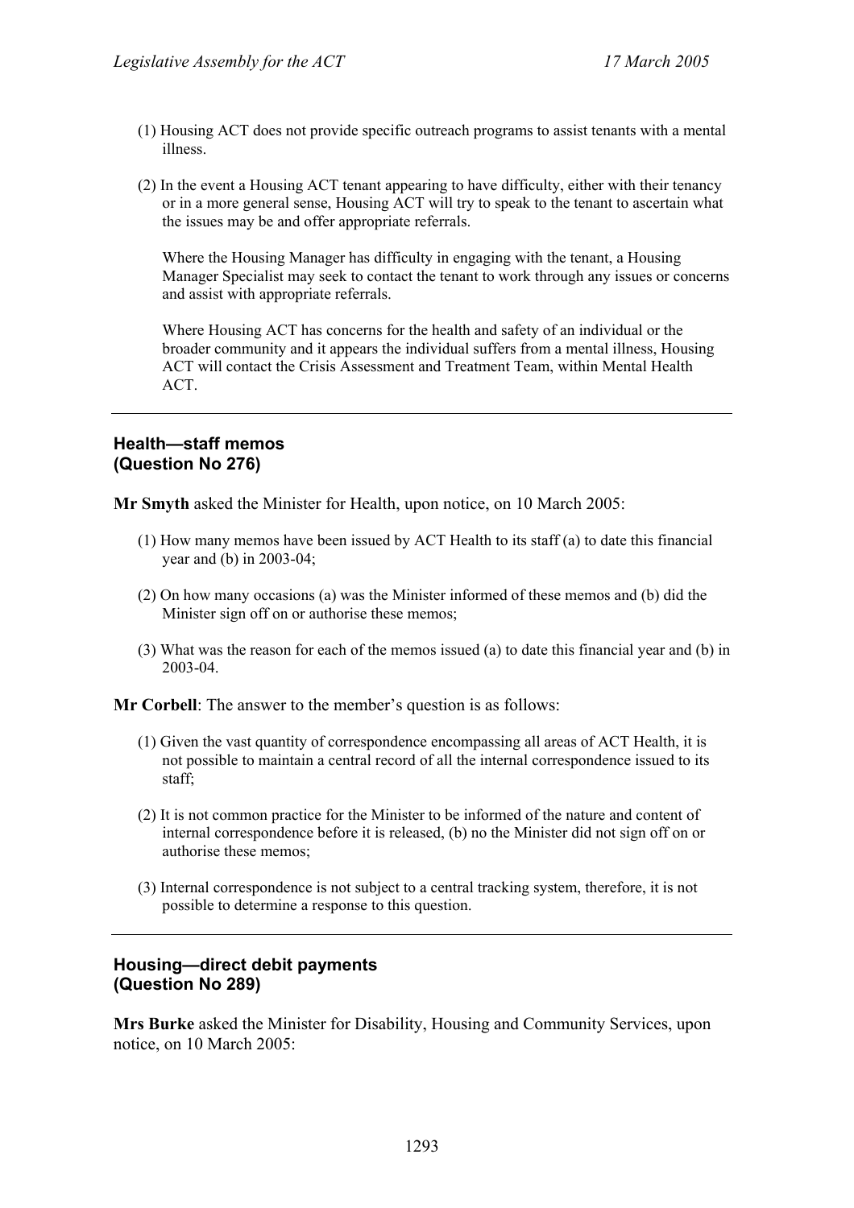(1) Housing ACT does not provide specific outreach programs to assist tenants with a mental illness.

(2) In the event a Housing ACT tenant appearing to have difficulty, either with their tenancy or in a more general sense, Housing ACT will try to speak to the tenant to ascertain what the issues may be and offer appropriate referrals.

Where the Housing Manager has difficulty in engaging with the tenant, a Housing Manager Specialist may seek to contact the tenant to work through any issues or concerns and assist with appropriate referrals.

Where Housing ACT has concerns for the health and safety of an individual or the broader community and it appears the individual suffers from a mental illness, Housing ACT will contact the Crisis Assessment and Treatment Team, within Mental Health ACT.

---

### Health—staff memos (Question No 276)

**Mr Smyth** asked the Minister for Health, upon notice, on 10 March 2005:

(1) How many memos have been issued by ACT Health to its staff (a) to date this financial year and (b) in 2003-04;

(2) On how many occasions (a) was the Minister informed of these memos and (b) did the Minister sign off on or authorise these memos;

(3) What was the reason for each of the memos issued (a) to date this financial year and (b) in 2003-04.

**Mr Corbell**: The answer to the member's question is as follows:

(1) Given the vast quantity of correspondence encompassing all areas of ACT Health, it is not possible to maintain a central record of all the internal correspondence issued to its staff;

(2) It is not common practice for the Minister to be informed of the nature and content of internal correspondence before it is released, (b) no the Minister did not sign off on or authorise these memos;

(3) Internal correspondence is not subject to a central tracking system, therefore, it is not possible to determine a response to this question.

---

### Housing—direct debit payments (Question No 289)

**Mrs Burke** asked the Minister for Disability, Housing and Community Services, upon notice, on 10 March 2005: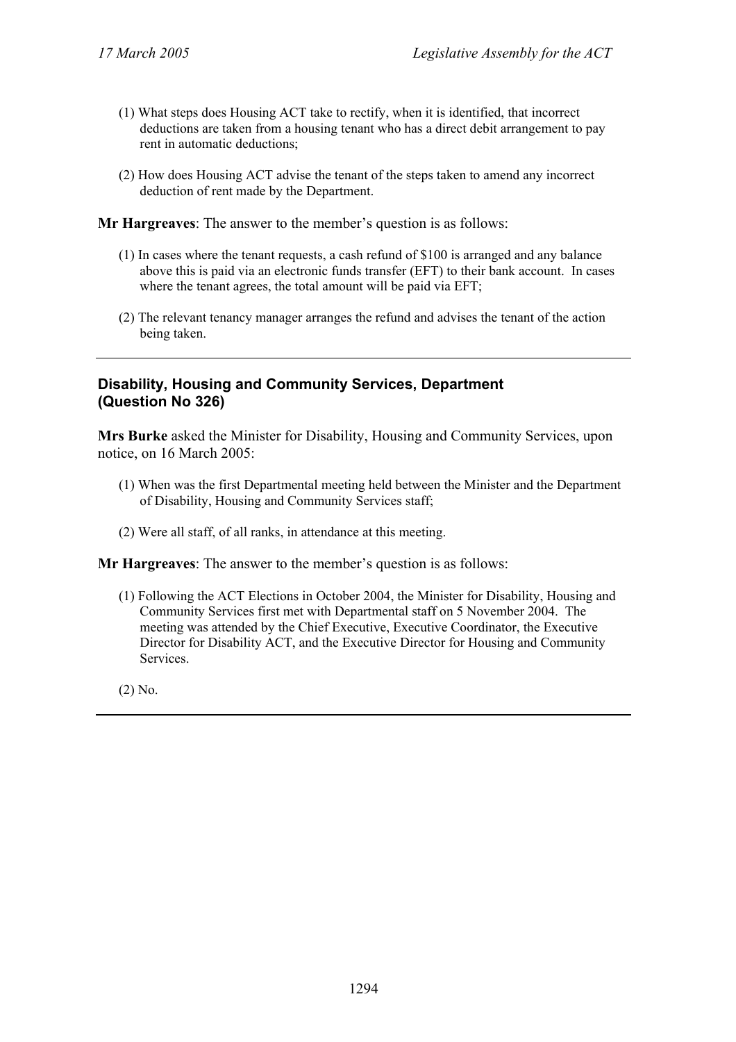(1) What steps does Housing ACT take to rectify, when it is identified, that incorrect deductions are taken from a housing tenant who has a direct debit arrangement to pay rent in automatic deductions;

(2) How does Housing ACT advise the tenant of the steps taken to amend any incorrect deduction of rent made by the Department.

**Mr Hargreaves**: The answer to the member's question is as follows:

(1) In cases where the tenant requests, a cash refund of $100 is arranged and any balance above this is paid via an electronic funds transfer (EFT) to their bank account. In cases where the tenant agrees, the total amount will be paid via EFT;

(2) The relevant tenancy manager arranges the refund and advises the tenant of the action being taken.

---

### Disability, Housing and Community Services, Department (Question No 326)

**Mrs Burke** asked the Minister for Disability, Housing and Community Services, upon notice, on 16 March 2005:

(1) When was the first Departmental meeting held between the Minister and the Department of Disability, Housing and Community Services staff;

(2) Were all staff, of all ranks, in attendance at this meeting.

**Mr Hargreaves**: The answer to the member's question is as follows:

(1) Following the ACT Elections in October 2004, the Minister for Disability, Housing and Community Services first met with Departmental staff on 5 November 2004. The meeting was attended by the Chief Executive, Executive Coordinator, the Executive Director for Disability ACT, and the Executive Director for Housing and Community Services.

(2) No.

---